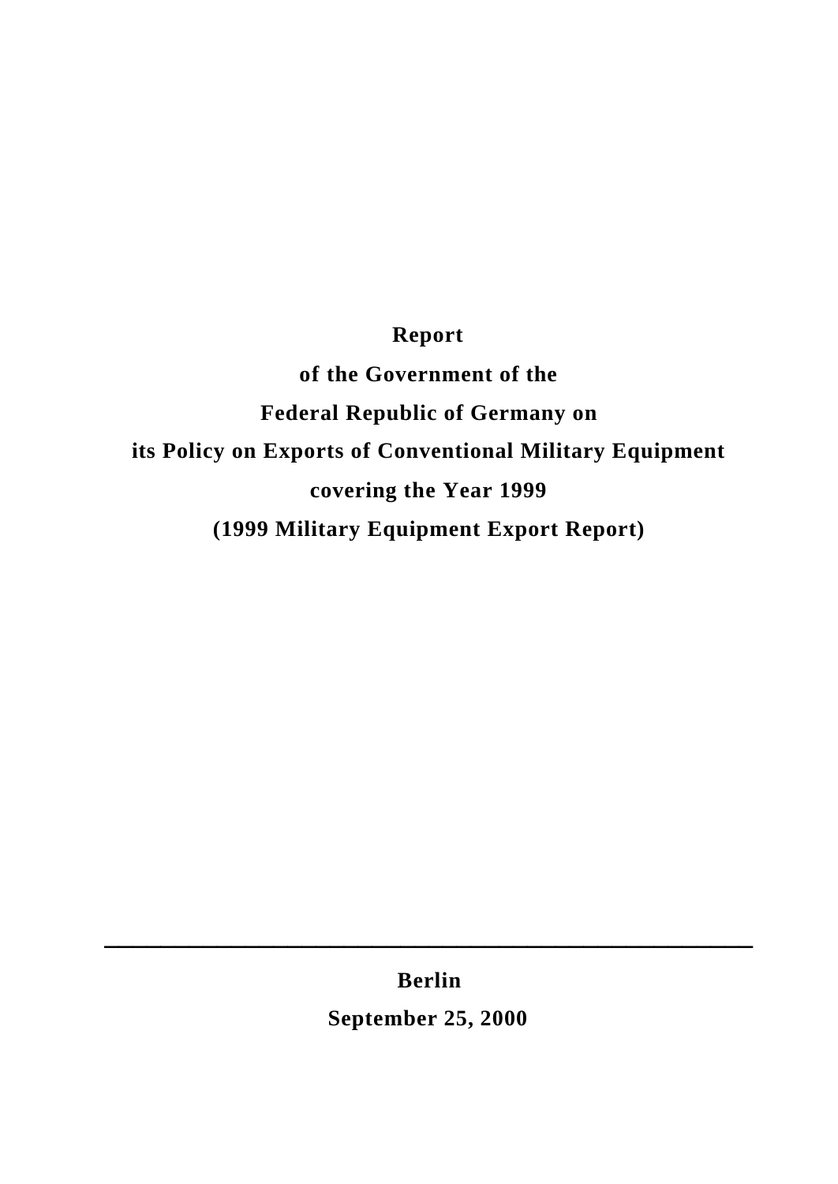# Report

## of the Government of the

## Federal Republic of Germany on

## its Policy on Exports of Conventional Military Equipment

## covering the Year 1999

## (1999 Military Equipment Export Report)

---

**Berlin**

**September 25, 2000**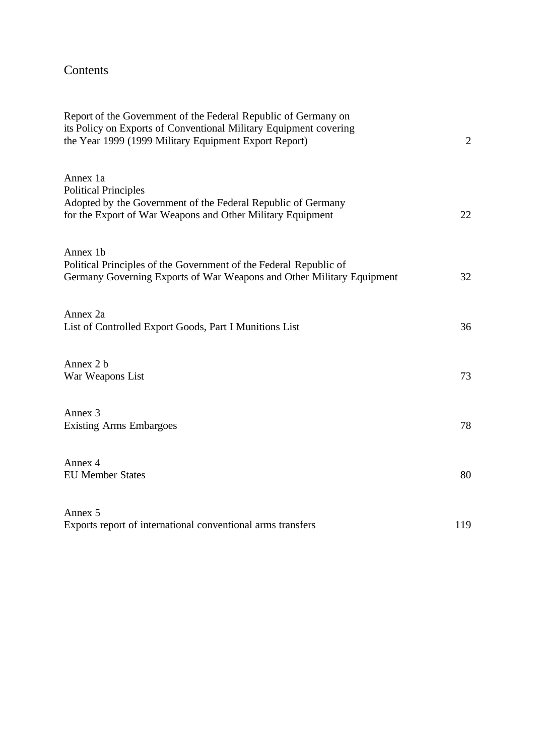# Contents

| | |
|---|---|
| Report of the Government of the Federal Republic of Germany on its Policy on Exports of Conventional Military Equipment covering the Year 1999 (1999 Military Equipment Export Report) | 2 |
| Annex 1a<br>Political Principles<br>Adopted by the Government of the Federal Republic of Germany for the Export of War Weapons and Other Military Equipment | 22 |
| Annex 1b<br>Political Principles of the Government of the Federal Republic of Germany Governing Exports of War Weapons and Other Military Equipment | 32 |
| Annex 2a<br>List of Controlled Export Goods, Part I Munitions List | 36 |
| Annex 2 b<br>War Weapons List | 73 |
| Annex 3<br>Existing Arms Embargoes | 78 |
| Annex 4<br>EU Member States | 80 |
| Annex 5<br>Exports report of international conventional arms transfers | 119 |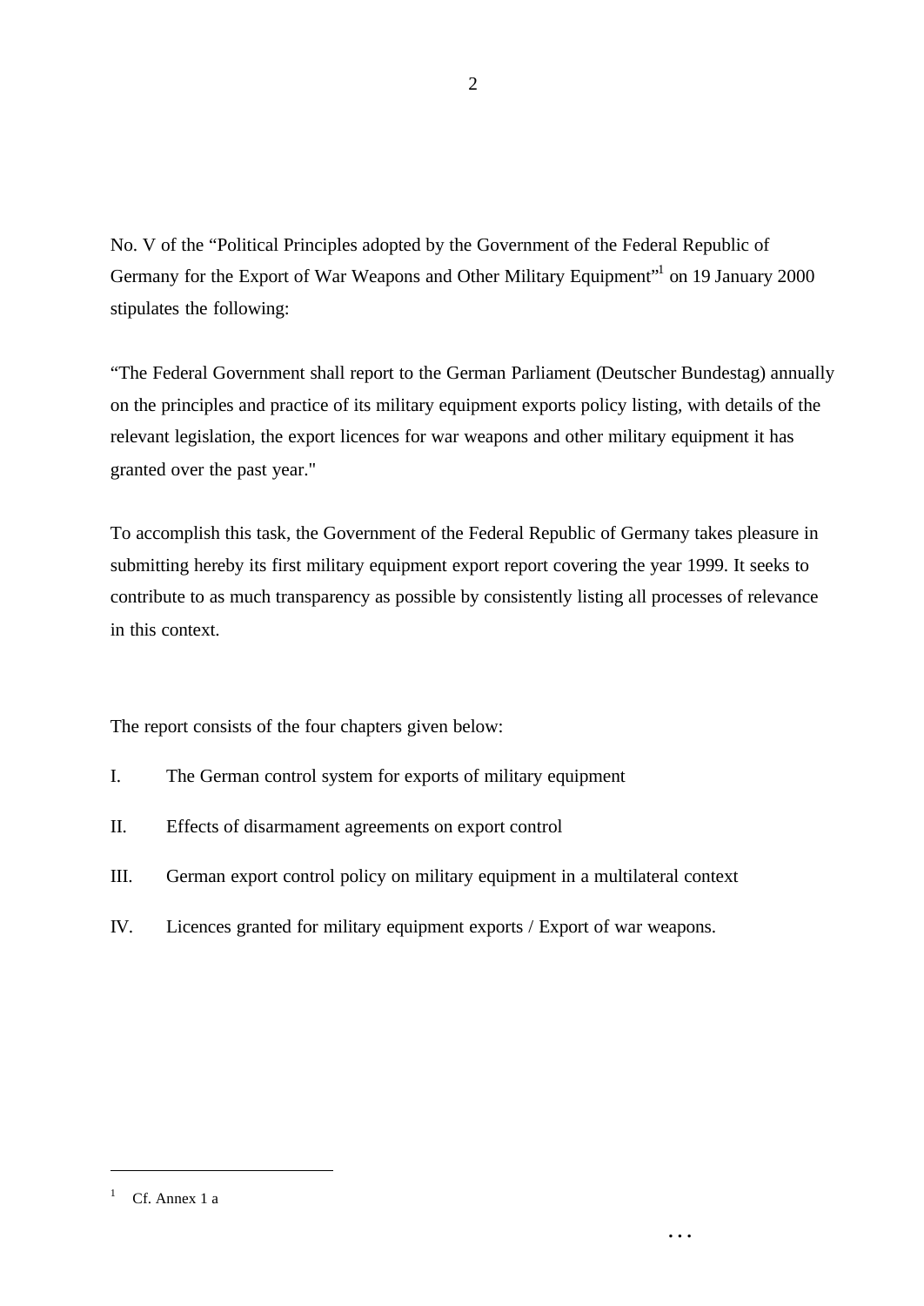No. V of the “Political Principles adopted by the Government of the Federal Republic of Germany for the Export of War Weapons and Other Military Equipment”[1] on 19 January 2000 stipulates the following:

“The Federal Government shall report to the German Parliament (Deutscher Bundestag) annually on the principles and practice of its military equipment exports policy listing, with details of the relevant legislation, the export licences for war weapons and other military equipment it has granted over the past year."

To accomplish this task, the Government of the Federal Republic of Germany takes pleasure in submitting hereby its first military equipment export report covering the year 1999. It seeks to contribute to as much transparency as possible by consistently listing all processes of relevance in this context.

The report consists of the four chapters given below:

I. The German control system for exports of military equipment

II. Effects of disarmament agreements on export control

III. German export control policy on military equipment in a multilateral context

IV. Licences granted for military equipment exports / Export of war weapons.

---

[1] Cf. Annex 1 a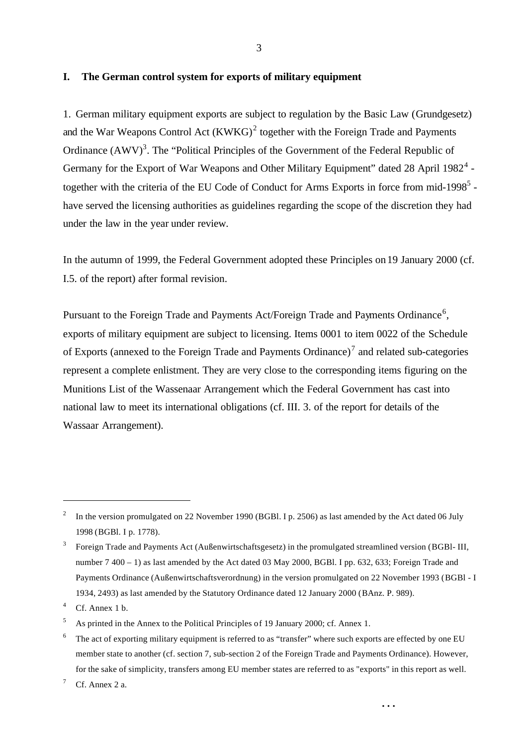## I. The German control system for exports of military equipment

1. German military equipment exports are subject to regulation by the Basic Law (Grundgesetz) and the War Weapons Control Act (KWKG)[2] together with the Foreign Trade and Payments Ordinance (AWV)[3]. The "Political Principles of the Government of the Federal Republic of Germany for the Export of War Weapons and Other Military Equipment" dated 28 April 1982[4] - together with the criteria of the EU Code of Conduct for Arms Exports in force from mid-1998[5] - have served the licensing authorities as guidelines regarding the scope of the discretion they had under the law in the year under review.

In the autumn of 1999, the Federal Government adopted these Principles on 19 January 2000 (cf. I.5. of the report) after formal revision.

Pursuant to the Foreign Trade and Payments Act/Foreign Trade and Payments Ordinance[6], exports of military equipment are subject to licensing. Items 0001 to item 0022 of the Schedule of Exports (annexed to the Foreign Trade and Payments Ordinance)[7] and related sub-categories represent a complete enlistment. They are very close to the corresponding items figuring on the Munitions List of the Wassenaar Arrangement which the Federal Government has cast into national law to meet its international obligations (cf. III. 3. of the report for details of the Wassaar Arrangement).

---

[2] In the version promulgated on 22 November 1990 (BGBl. I p. 2506) as last amended by the Act dated 06 July 1998 (BGBl. I p. 1778).

[3] Foreign Trade and Payments Act (Außenwirtschaftsgesetz) in the promulgated streamlined version (BGBl- III, number 7 400 – 1) as last amended by the Act dated 03 May 2000, BGBl. I pp. 632, 633; Foreign Trade and Payments Ordinance (Außenwirtschaftsverordnung) in the version promulgated on 22 November 1993 (BGBl - I 1934, 2493) as last amended by the Statutory Ordinance dated 12 January 2000 (BAnz. P. 989).

[4] Cf. Annex 1 b.

[5] As printed in the Annex to the Political Principles of 19 January 2000; cf. Annex 1.

[6] The act of exporting military equipment is referred to as "transfer" where such exports are effected by one EU member state to another (cf. section 7, sub-section 2 of the Foreign Trade and Payments Ordinance). However, for the sake of simplicity, transfers among EU member states are referred to as "exports" in this report as well.

[7] Cf. Annex 2 a.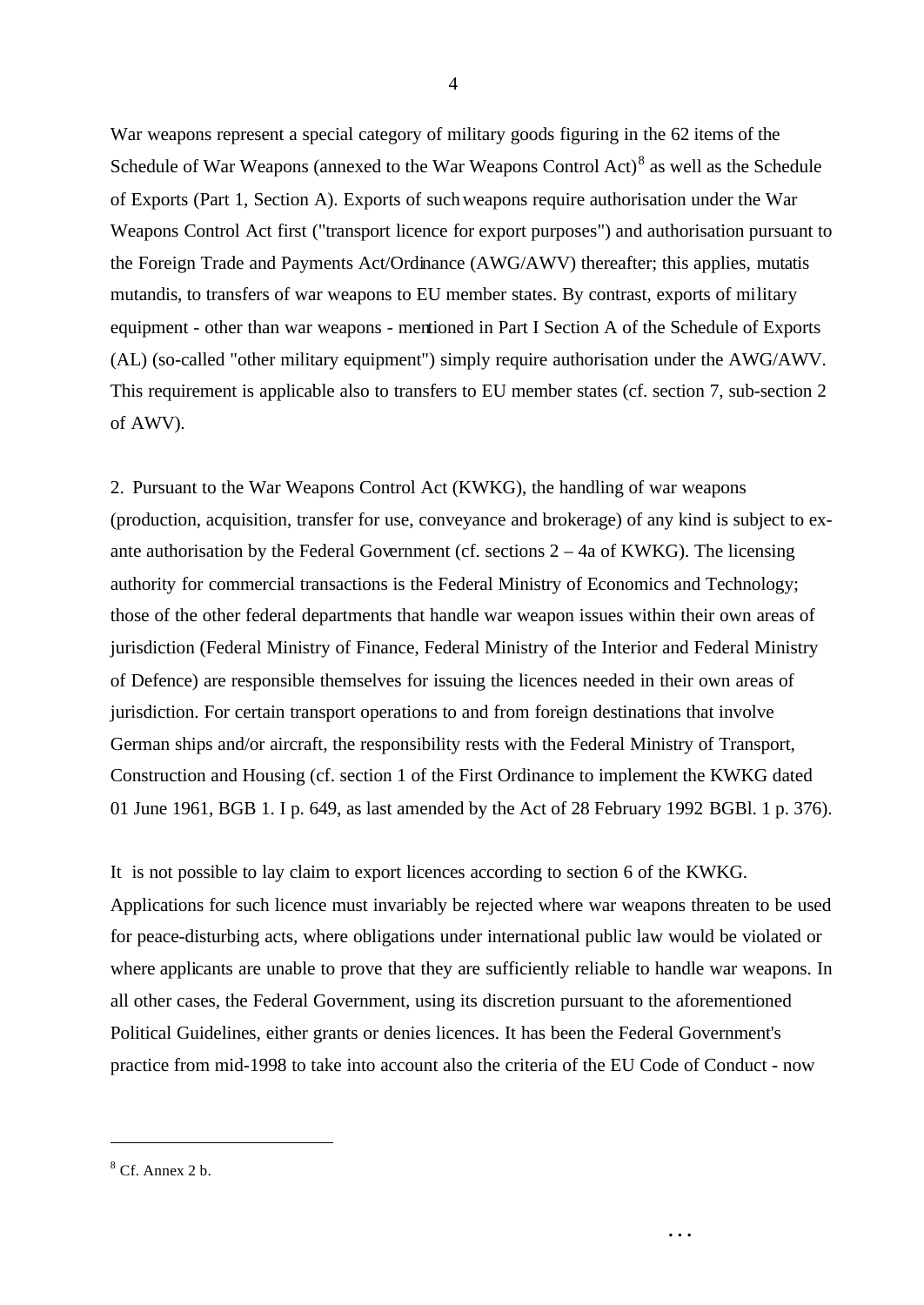War weapons represent a special category of military goods figuring in the 62 items of the Schedule of War Weapons (annexed to the War Weapons Control Act)[8] as well as the Schedule of Exports (Part 1, Section A). Exports of such weapons require authorisation under the War Weapons Control Act first ("transport licence for export purposes") and authorisation pursuant to the Foreign Trade and Payments Act/Ordinance (AWG/AWV) thereafter; this applies, mutatis mutandis, to transfers of war weapons to EU member states. By contrast, exports of military equipment - other than war weapons - mentioned in Part I Section A of the Schedule of Exports (AL) (so-called "other military equipment") simply require authorisation under the AWG/AWV. This requirement is applicable also to transfers to EU member states (cf. section 7, sub-section 2 of AWV).

2. Pursuant to the War Weapons Control Act (KWKG), the handling of war weapons (production, acquisition, transfer for use, conveyance and brokerage) of any kind is subject to ex-ante authorisation by the Federal Government (cf. sections 2 – 4a of KWKG). The licensing authority for commercial transactions is the Federal Ministry of Economics and Technology; those of the other federal departments that handle war weapon issues within their own areas of jurisdiction (Federal Ministry of Finance, Federal Ministry of the Interior and Federal Ministry of Defence) are responsible themselves for issuing the licences needed in their own areas of jurisdiction. For certain transport operations to and from foreign destinations that involve German ships and/or aircraft, the responsibility rests with the Federal Ministry of Transport, Construction and Housing (cf. section 1 of the First Ordinance to implement the KWKG dated 01 June 1961, BGB 1. I p. 649, as last amended by the Act of 28 February 1992 BGBl. 1 p. 376).

It is not possible to lay claim to export licences according to section 6 of the KWKG. Applications for such licence must invariably be rejected where war weapons threaten to be used for peace-disturbing acts, where obligations under international public law would be violated or where applicants are unable to prove that they are sufficiently reliable to handle war weapons. In all other cases, the Federal Government, using its discretion pursuant to the aforementioned Political Guidelines, either grants or denies licences. It has been the Federal Government's practice from mid-1998 to take into account also the criteria of the EU Code of Conduct - now

[8] Cf. Annex 2 b.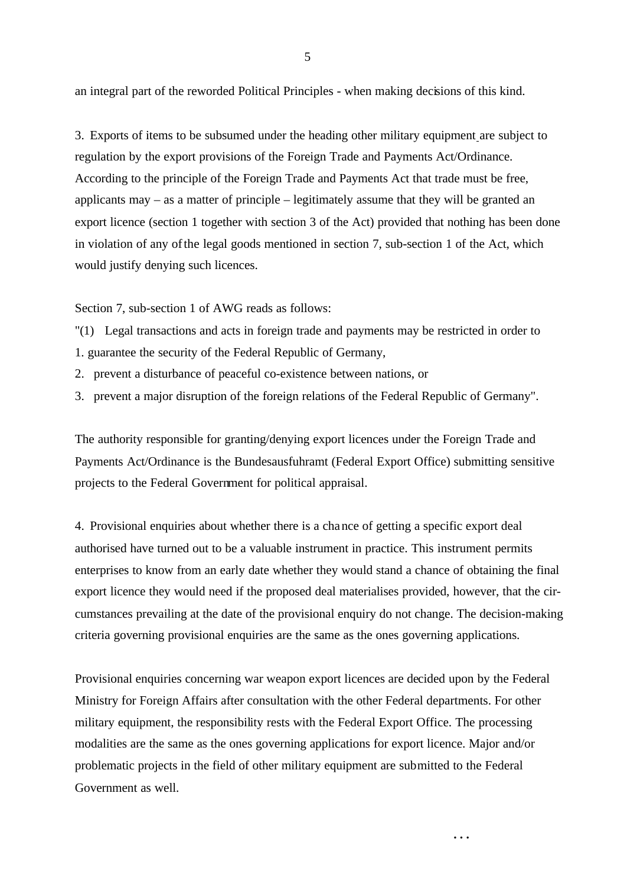an integral part of the reworded Political Principles - when making decisions of this kind.

3. Exports of items to be subsumed under the heading other military equipment are subject to regulation by the export provisions of the Foreign Trade and Payments Act/Ordinance. According to the principle of the Foreign Trade and Payments Act that trade must be free, applicants may – as a matter of principle – legitimately assume that they will be granted an export licence (section 1 together with section 3 of the Act) provided that nothing has been done in violation of any of the legal goods mentioned in section 7, sub-section 1 of the Act, which would justify denying such licences.

Section 7, sub-section 1 of AWG reads as follows:

"(1) Legal transactions and acts in foreign trade and payments may be restricted in order to

1. guarantee the security of the Federal Republic of Germany,
2. prevent a disturbance of peaceful co-existence between nations, or
3. prevent a major disruption of the foreign relations of the Federal Republic of Germany".

The authority responsible for granting/denying export licences under the Foreign Trade and Payments Act/Ordinance is the Bundesausfuhramt (Federal Export Office) submitting sensitive projects to the Federal Government for political appraisal.

4. Provisional enquiries about whether there is a chance of getting a specific export deal authorised have turned out to be a valuable instrument in practice. This instrument permits enterprises to know from an early date whether they would stand a chance of obtaining the final export licence they would need if the proposed deal materialises provided, however, that the circumstances prevailing at the date of the provisional enquiry do not change. The decision-making criteria governing provisional enquiries are the same as the ones governing applications.

Provisional enquiries concerning war weapon export licences are decided upon by the Federal Ministry for Foreign Affairs after consultation with the other Federal departments. For other military equipment, the responsibility rests with the Federal Export Office. The processing modalities are the same as the ones governing applications for export licence. Major and/or problematic projects in the field of other military equipment are submitted to the Federal Government as well.

...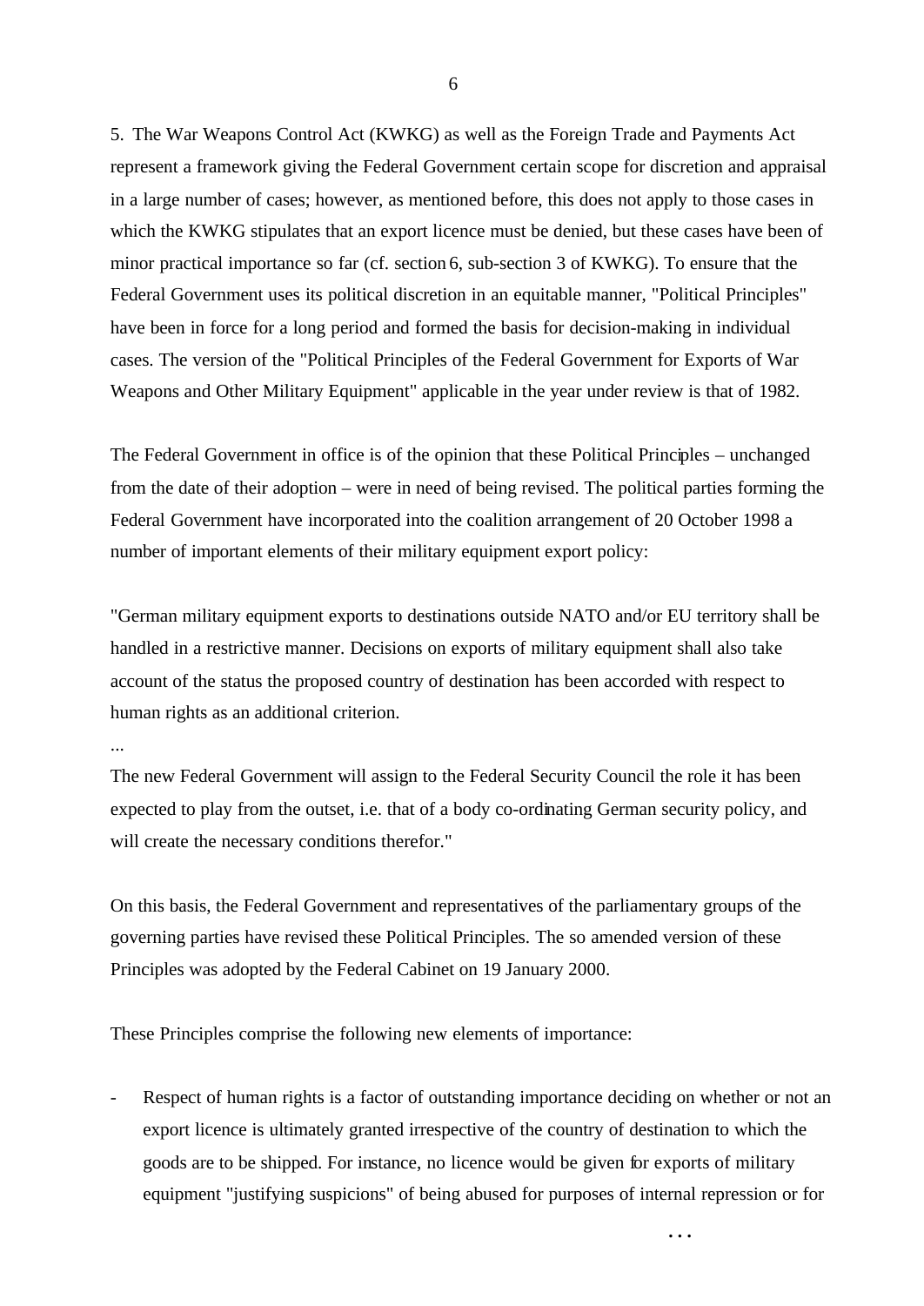5. The War Weapons Control Act (KWKG) as well as the Foreign Trade and Payments Act represent a framework giving the Federal Government certain scope for discretion and appraisal in a large number of cases; however, as mentioned before, this does not apply to those cases in which the KWKG stipulates that an export licence must be denied, but these cases have been of minor practical importance so far (cf. section 6, sub-section 3 of KWKG). To ensure that the Federal Government uses its political discretion in an equitable manner, "Political Principles" have been in force for a long period and formed the basis for decision-making in individual cases. The version of the "Political Principles of the Federal Government for Exports of War Weapons and Other Military Equipment" applicable in the year under review is that of 1982.

The Federal Government in office is of the opinion that these Political Principles – unchanged from the date of their adoption – were in need of being revised. The political parties forming the Federal Government have incorporated into the coalition arrangement of 20 October 1998 a number of important elements of their military equipment export policy:

"German military equipment exports to destinations outside NATO and/or EU territory shall be handled in a restrictive manner. Decisions on exports of military equipment shall also take account of the status the proposed country of destination has been accorded with respect to human rights as an additional criterion.

...

The new Federal Government will assign to the Federal Security Council the role it has been expected to play from the outset, i.e. that of a body co-ordinating German security policy, and will create the necessary conditions therefor."

On this basis, the Federal Government and representatives of the parliamentary groups of the governing parties have revised these Political Principles. The so amended version of these Principles was adopted by the Federal Cabinet on 19 January 2000.

These Principles comprise the following new elements of importance:

- Respect of human rights is a factor of outstanding importance deciding on whether or not an export licence is ultimately granted irrespective of the country of destination to which the goods are to be shipped. For instance, no licence would be given for exports of military equipment "justifying suspicions" of being abused for purposes of internal repression or for

...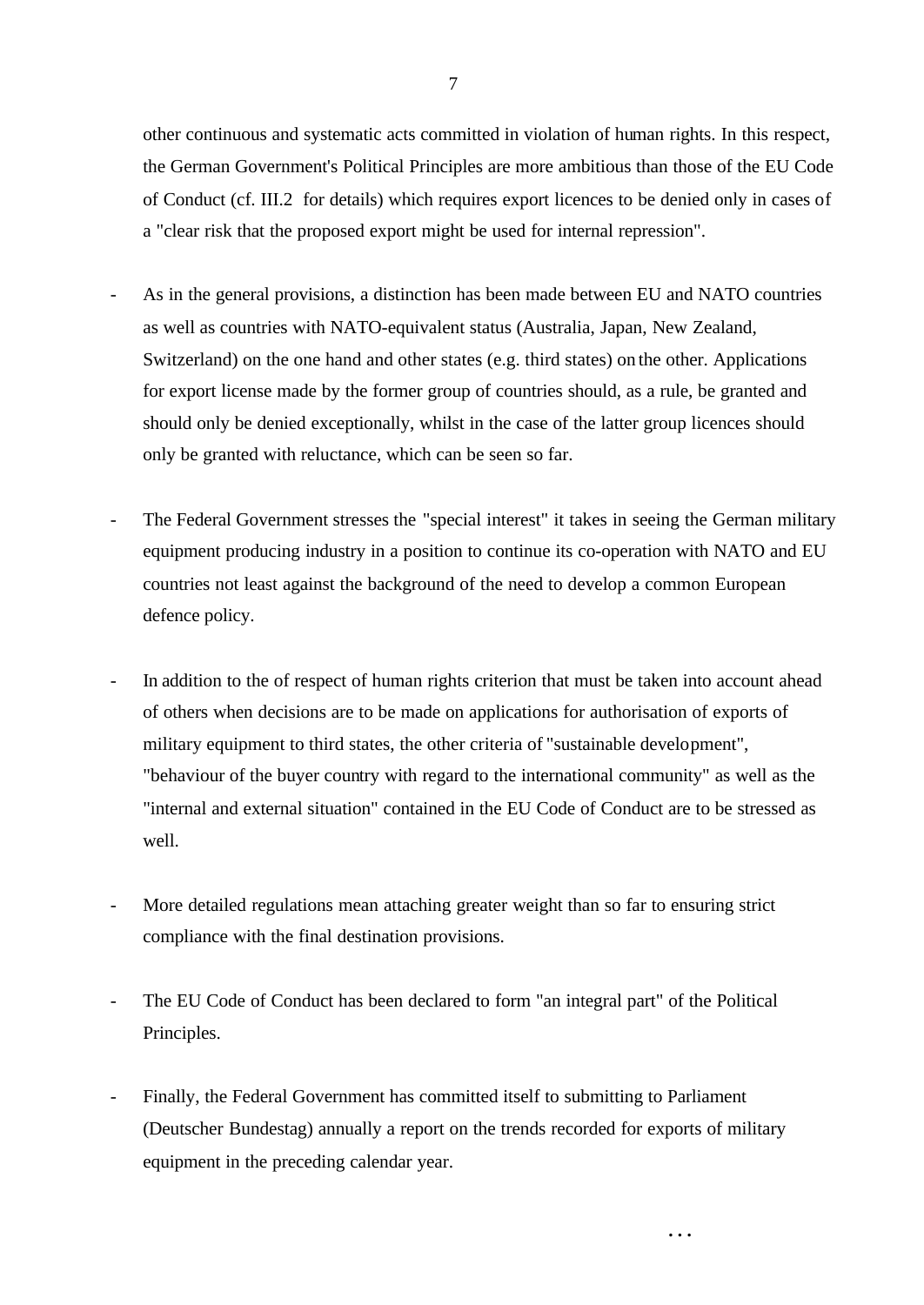other continuous and systematic acts committed in violation of human rights. In this respect, the German Government's Political Principles are more ambitious than those of the EU Code of Conduct (cf. III.2 for details) which requires export licences to be denied only in cases of a "clear risk that the proposed export might be used for internal repression".

- As in the general provisions, a distinction has been made between EU and NATO countries as well as countries with NATO-equivalent status (Australia, Japan, New Zealand, Switzerland) on the one hand and other states (e.g. third states) on the other. Applications for export license made by the former group of countries should, as a rule, be granted and should only be denied exceptionally, whilst in the case of the latter group licences should only be granted with reluctance, which can be seen so far.

- The Federal Government stresses the "special interest" it takes in seeing the German military equipment producing industry in a position to continue its co-operation with NATO and EU countries not least against the background of the need to develop a common European defence policy.

- In addition to the of respect of human rights criterion that must be taken into account ahead of others when decisions are to be made on applications for authorisation of exports of military equipment to third states, the other criteria of "sustainable development", "behaviour of the buyer country with regard to the international community" as well as the "internal and external situation" contained in the EU Code of Conduct are to be stressed as well.

- More detailed regulations mean attaching greater weight than so far to ensuring strict compliance with the final destination provisions.

- The EU Code of Conduct has been declared to form "an integral part" of the Political Principles.

- Finally, the Federal Government has committed itself to submitting to Parliament (Deutscher Bundestag) annually a report on the trends recorded for exports of military equipment in the preceding calendar year.

...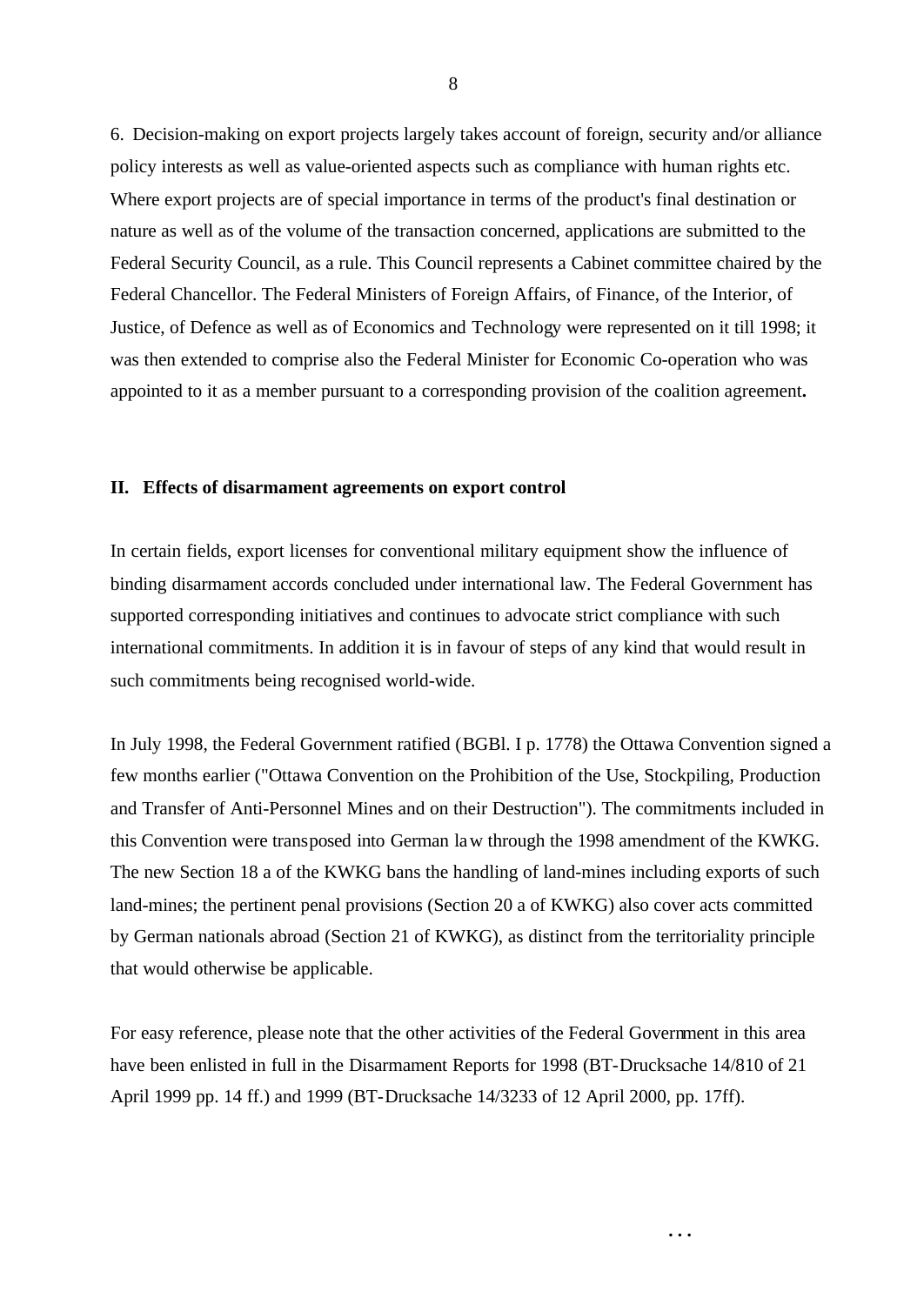6. Decision-making on export projects largely takes account of foreign, security and/or alliance policy interests as well as value-oriented aspects such as compliance with human rights etc. Where export projects are of special importance in terms of the product's final destination or nature as well as of the volume of the transaction concerned, applications are submitted to the Federal Security Council, as a rule. This Council represents a Cabinet committee chaired by the Federal Chancellor. The Federal Ministers of Foreign Affairs, of Finance, of the Interior, of Justice, of Defence as well as of Economics and Technology were represented on it till 1998; it was then extended to comprise also the Federal Minister for Economic Co-operation who was appointed to it as a member pursuant to a corresponding provision of the coalition agreement**.**

## II. Effects of disarmament agreements on export control

In certain fields, export licenses for conventional military equipment show the influence of binding disarmament accords concluded under international law. The Federal Government has supported corresponding initiatives and continues to advocate strict compliance with such international commitments. In addition it is in favour of steps of any kind that would result in such commitments being recognised world-wide.

In July 1998, the Federal Government ratified (BGBl. I p. 1778) the Ottawa Convention signed a few months earlier ("Ottawa Convention on the Prohibition of the Use, Stockpiling, Production and Transfer of Anti-Personnel Mines and on their Destruction"). The commitments included in this Convention were transposed into German law through the 1998 amendment of the KWKG. The new Section 18 a of the KWKG bans the handling of land-mines including exports of such land-mines; the pertinent penal provisions (Section 20 a of KWKG) also cover acts committed by German nationals abroad (Section 21 of KWKG), as distinct from the territoriality principle that would otherwise be applicable.

For easy reference, please note that the other activities of the Federal Government in this area have been enlisted in full in the Disarmament Reports for 1998 (BT-Drucksache 14/810 of 21 April 1999 pp. 14 ff.) and 1999 (BT-Drucksache 14/3233 of 12 April 2000, pp. 17ff).

...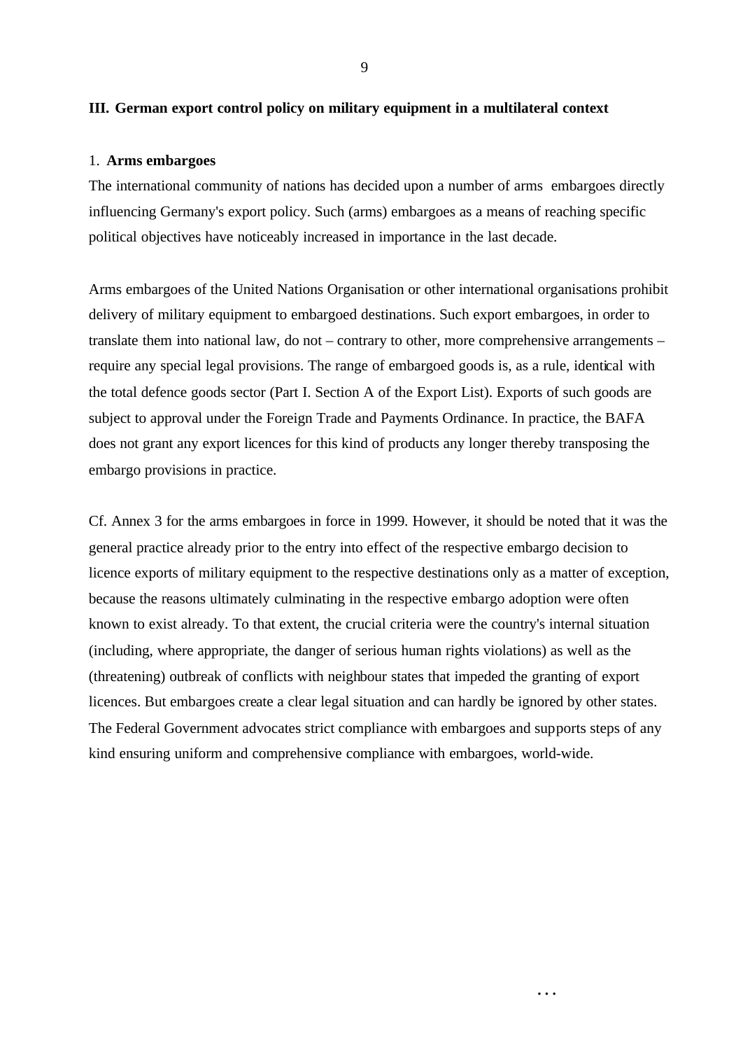## III. German export control policy on military equipment in a multilateral context

### 1. Arms embargoes

The international community of nations has decided upon a number of arms embargoes directly influencing Germany's export policy. Such (arms) embargoes as a means of reaching specific political objectives have noticeably increased in importance in the last decade.

Arms embargoes of the United Nations Organisation or other international organisations prohibit delivery of military equipment to embargoed destinations. Such export embargoes, in order to translate them into national law, do not – contrary to other, more comprehensive arrangements – require any special legal provisions. The range of embargoed goods is, as a rule, identical with the total defence goods sector (Part I. Section A of the Export List). Exports of such goods are subject to approval under the Foreign Trade and Payments Ordinance. In practice, the BAFA does not grant any export licences for this kind of products any longer thereby transposing the embargo provisions in practice.

Cf. Annex 3 for the arms embargoes in force in 1999. However, it should be noted that it was the general practice already prior to the entry into effect of the respective embargo decision to licence exports of military equipment to the respective destinations only as a matter of exception, because the reasons ultimately culminating in the respective embargo adoption were often known to exist already. To that extent, the crucial criteria were the country's internal situation (including, where appropriate, the danger of serious human rights violations) as well as the (threatening) outbreak of conflicts with neighbour states that impeded the granting of export licences. But embargoes create a clear legal situation and can hardly be ignored by other states. The Federal Government advocates strict compliance with embargoes and supports steps of any kind ensuring uniform and comprehensive compliance with embargoes, world-wide.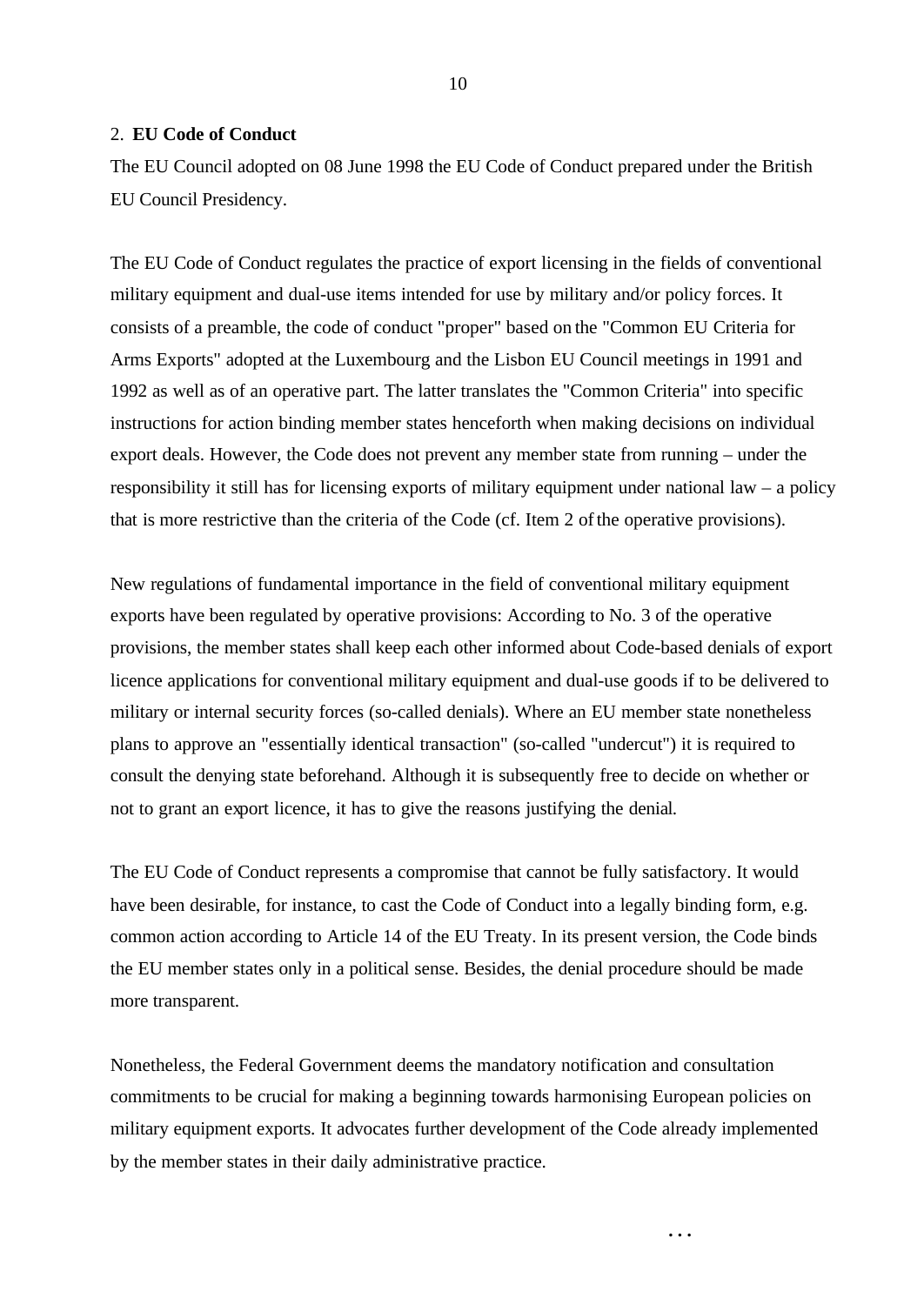## 2. **EU Code of Conduct**

The EU Council adopted on 08 June 1998 the EU Code of Conduct prepared under the British EU Council Presidency.

The EU Code of Conduct regulates the practice of export licensing in the fields of conventional military equipment and dual-use items intended for use by military and/or policy forces. It consists of a preamble, the code of conduct "proper" based on the "Common EU Criteria for Arms Exports" adopted at the Luxembourg and the Lisbon EU Council meetings in 1991 and 1992 as well as of an operative part. The latter translates the "Common Criteria" into specific instructions for action binding member states henceforth when making decisions on individual export deals. However, the Code does not prevent any member state from running – under the responsibility it still has for licensing exports of military equipment under national law – a policy that is more restrictive than the criteria of the Code (cf. Item 2 of the operative provisions).

New regulations of fundamental importance in the field of conventional military equipment exports have been regulated by operative provisions: According to No. 3 of the operative provisions, the member states shall keep each other informed about Code-based denials of export licence applications for conventional military equipment and dual-use goods if to be delivered to military or internal security forces (so-called denials). Where an EU member state nonetheless plans to approve an "essentially identical transaction" (so-called "undercut") it is required to consult the denying state beforehand. Although it is subsequently free to decide on whether or not to grant an export licence, it has to give the reasons justifying the denial.

The EU Code of Conduct represents a compromise that cannot be fully satisfactory. It would have been desirable, for instance, to cast the Code of Conduct into a legally binding form, e.g. common action according to Article 14 of the EU Treaty. In its present version, the Code binds the EU member states only in a political sense. Besides, the denial procedure should be made more transparent.

Nonetheless, the Federal Government deems the mandatory notification and consultation commitments to be crucial for making a beginning towards harmonising European policies on military equipment exports. It advocates further development of the Code already implemented by the member states in their daily administrative practice.

...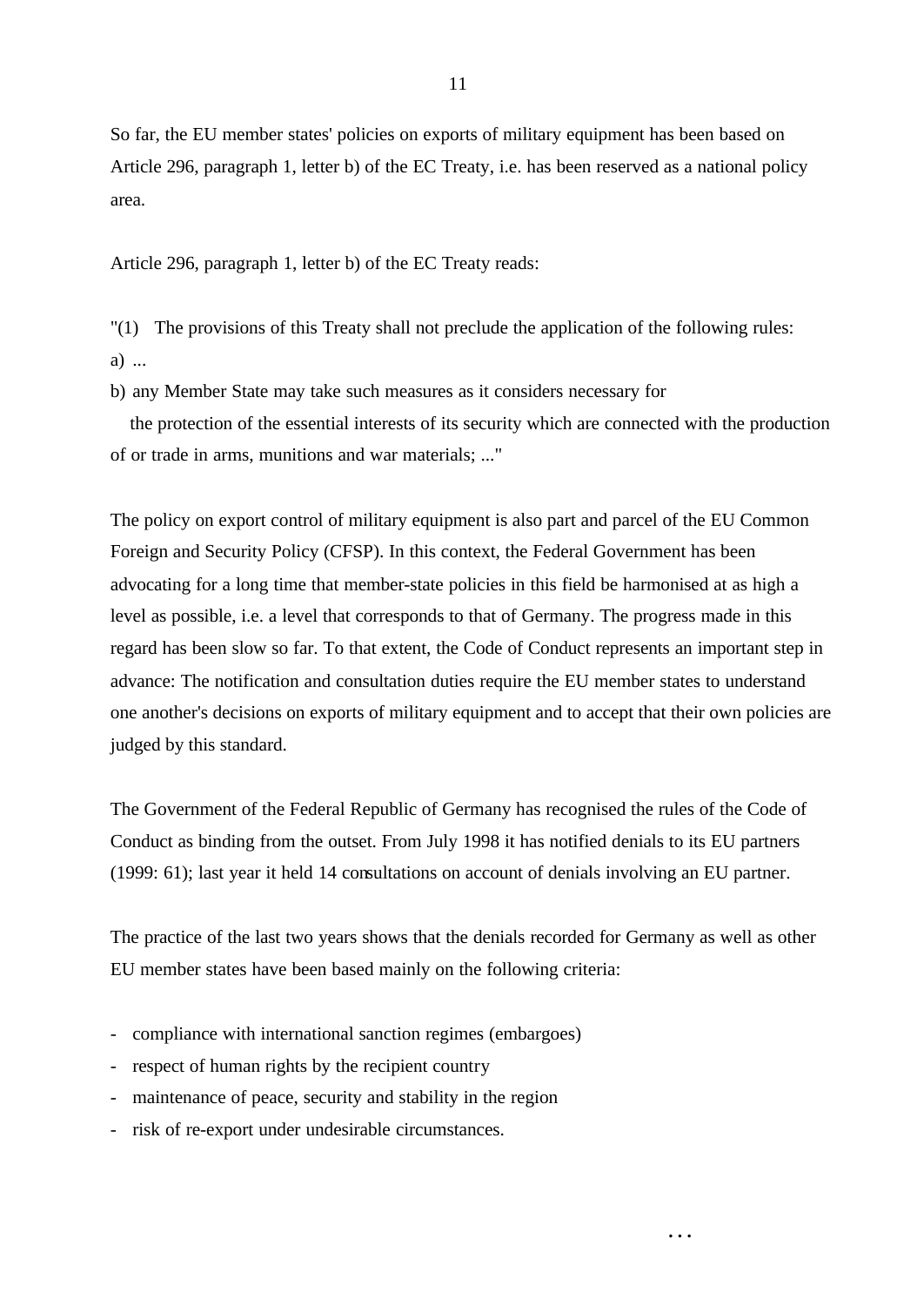So far, the EU member states' policies on exports of military equipment has been based on Article 296, paragraph 1, letter b) of the EC Treaty, i.e. has been reserved as a national policy area.

Article 296, paragraph 1, letter b) of the EC Treaty reads:

"(1) The provisions of this Treaty shall not preclude the application of the following rules:
a) ...
b) any Member State may take such measures as it considers necessary for the protection of the essential interests of its security which are connected with the production of or trade in arms, munitions and war materials; ..."

The policy on export control of military equipment is also part and parcel of the EU Common Foreign and Security Policy (CFSP). In this context, the Federal Government has been advocating for a long time that member-state policies in this field be harmonised at as high a level as possible, i.e. a level that corresponds to that of Germany. The progress made in this regard has been slow so far. To that extent, the Code of Conduct represents an important step in advance: The notification and consultation duties require the EU member states to understand one another's decisions on exports of military equipment and to accept that their own policies are judged by this standard.

The Government of the Federal Republic of Germany has recognised the rules of the Code of Conduct as binding from the outset. From July 1998 it has notified denials to its EU partners (1999: 61); last year it held 14 consultations on account of denials involving an EU partner.

The practice of the last two years shows that the denials recorded for Germany as well as other EU member states have been based mainly on the following criteria:

- compliance with international sanction regimes (embargoes)
- respect of human rights by the recipient country
- maintenance of peace, security and stability in the region
- risk of re-export under undesirable circumstances.

...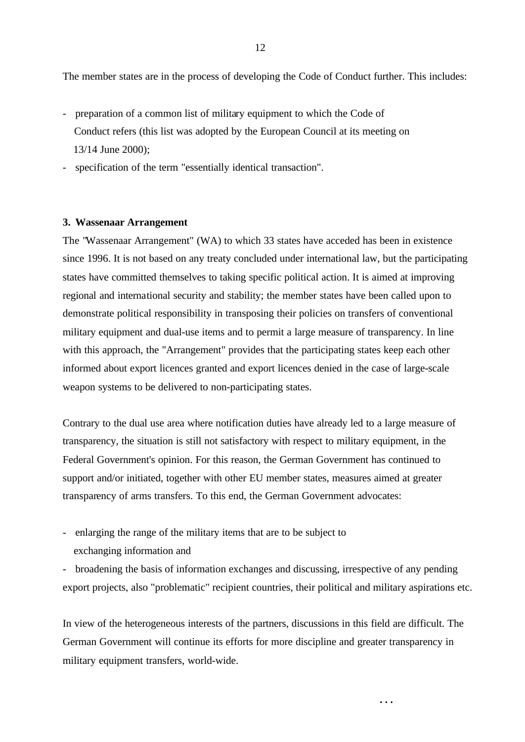The member states are in the process of developing the Code of Conduct further. This includes:

- preparation of a common list of military equipment to which the Code of Conduct refers (this list was adopted by the European Council at its meeting on 13/14 June 2000);
- specification of the term "essentially identical transaction".

**3. Wassenaar Arrangement**

The "Wassenaar Arrangement" (WA) to which 33 states have acceded has been in existence since 1996. It is not based on any treaty concluded under international law, but the participating states have committed themselves to taking specific political action. It is aimed at improving regional and international security and stability; the member states have been called upon to demonstrate political responsibility in transposing their policies on transfers of conventional military equipment and dual-use items and to permit a large measure of transparency. In line with this approach, the "Arrangement" provides that the participating states keep each other informed about export licences granted and export licences denied in the case of large-scale weapon systems to be delivered to non-participating states.

Contrary to the dual use area where notification duties have already led to a large measure of transparency, the situation is still not satisfactory with respect to military equipment, in the Federal Government's opinion. For this reason, the German Government has continued to support and/or initiated, together with other EU member states, measures aimed at greater transparency of arms transfers. To this end, the German Government advocates:

- enlarging the range of the military items that are to be subject to exchanging information and
- broadening the basis of information exchanges and discussing, irrespective of any pending export projects, also "problematic" recipient countries, their political and military aspirations etc.

In view of the heterogeneous interests of the partners, discussions in this field are difficult. The German Government will continue its efforts for more discipline and greater transparency in military equipment transfers, world-wide.

...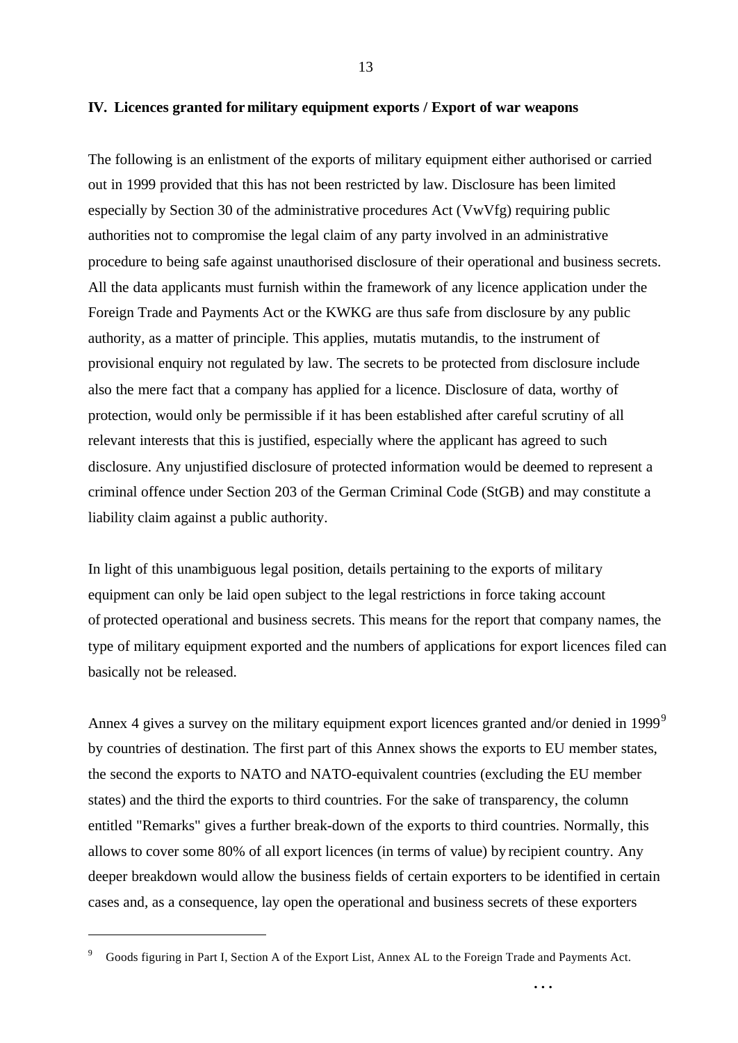## IV. Licences granted for military equipment exports / Export of war weapons

The following is an enlistment of the exports of military equipment either authorised or carried out in 1999 provided that this has not been restricted by law. Disclosure has been limited especially by Section 30 of the administrative procedures Act (VwVfg) requiring public authorities not to compromise the legal claim of any party involved in an administrative procedure to being safe against unauthorised disclosure of their operational and business secrets. All the data applicants must furnish within the framework of any licence application under the Foreign Trade and Payments Act or the KWKG are thus safe from disclosure by any public authority, as a matter of principle. This applies, mutatis mutandis, to the instrument of provisional enquiry not regulated by law. The secrets to be protected from disclosure include also the mere fact that a company has applied for a licence. Disclosure of data, worthy of protection, would only be permissible if it has been established after careful scrutiny of all relevant interests that this is justified, especially where the applicant has agreed to such disclosure. Any unjustified disclosure of protected information would be deemed to represent a criminal offence under Section 203 of the German Criminal Code (StGB) and may constitute a liability claim against a public authority.

In light of this unambiguous legal position, details pertaining to the exports of military equipment can only be laid open subject to the legal restrictions in force taking account of protected operational and business secrets. This means for the report that company names, the type of military equipment exported and the numbers of applications for export licences filed can basically not be released.

Annex 4 gives a survey on the military equipment export licences granted and/or denied in 1999[9] by countries of destination. The first part of this Annex shows the exports to EU member states, the second the exports to NATO and NATO-equivalent countries (excluding the EU member states) and the third the exports to third countries. For the sake of transparency, the column entitled "Remarks" gives a further break-down of the exports to third countries. Normally, this allows to cover some 80% of all export licences (in terms of value) by recipient country. Any deeper breakdown would allow the business fields of certain exporters to be identified in certain cases and, as a consequence, lay open the operational and business secrets of these exporters

---

[9] Goods figuring in Part I, Section A of the Export List, Annex AL to the Foreign Trade and Payments Act.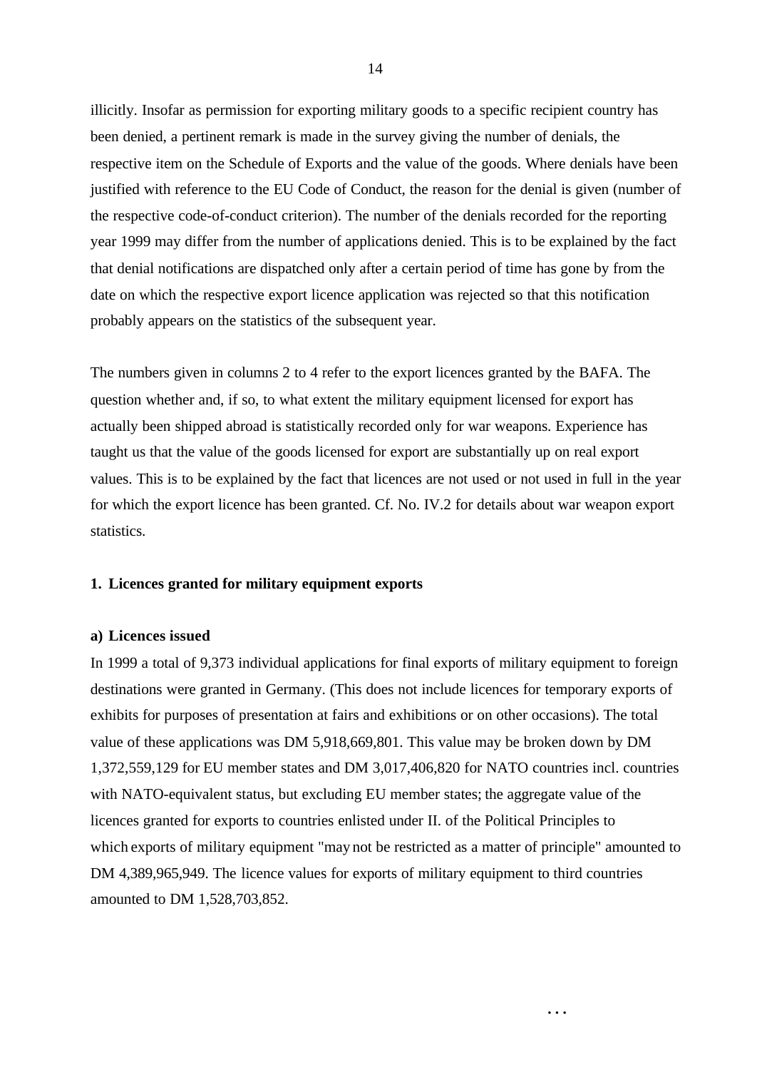illicitly. Insofar as permission for exporting military goods to a specific recipient country has been denied, a pertinent remark is made in the survey giving the number of denials, the respective item on the Schedule of Exports and the value of the goods. Where denials have been justified with reference to the EU Code of Conduct, the reason for the denial is given (number of the respective code-of-conduct criterion). The number of the denials recorded for the reporting year 1999 may differ from the number of applications denied. This is to be explained by the fact that denial notifications are dispatched only after a certain period of time has gone by from the date on which the respective export licence application was rejected so that this notification probably appears on the statistics of the subsequent year.

The numbers given in columns 2 to 4 refer to the export licences granted by the BAFA. The question whether and, if so, to what extent the military equipment licensed for export has actually been shipped abroad is statistically recorded only for war weapons. Experience has taught us that the value of the goods licensed for export are substantially up on real export values. This is to be explained by the fact that licences are not used or not used in full in the year for which the export licence has been granted. Cf. No. IV.2 for details about war weapon export statistics.

### 1. Licences granted for military equipment exports

#### a) Licences issued

In 1999 a total of 9,373 individual applications for final exports of military equipment to foreign destinations were granted in Germany. (This does not include licences for temporary exports of exhibits for purposes of presentation at fairs and exhibitions or on other occasions). The total value of these applications was DM 5,918,669,801. This value may be broken down by DM 1,372,559,129 for EU member states and DM 3,017,406,820 for NATO countries incl. countries with NATO-equivalent status, but excluding EU member states; the aggregate value of the licences granted for exports to countries enlisted under II. of the Political Principles to which exports of military equipment "may not be restricted as a matter of principle" amounted to DM 4,389,965,949. The licence values for exports of military equipment to third countries amounted to DM 1,528,703,852.

...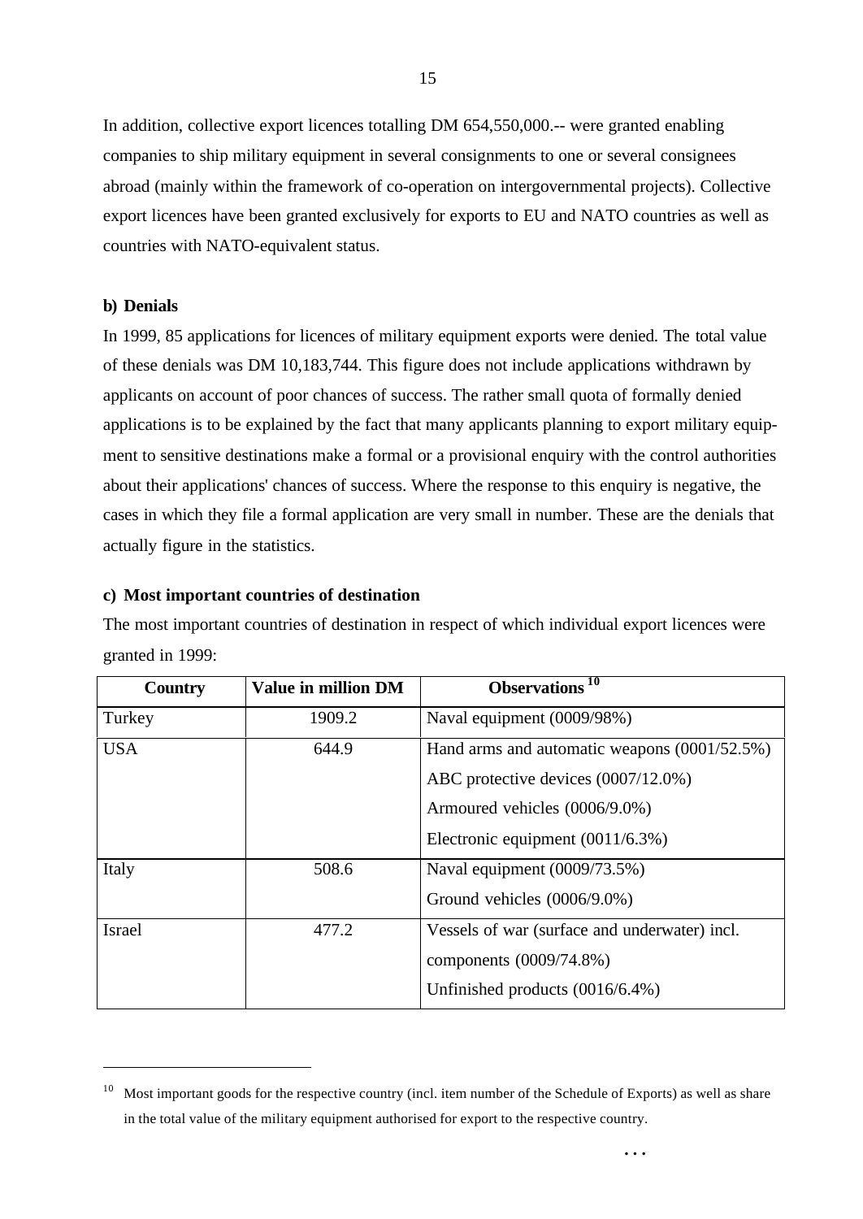In addition, collective export licences totalling DM 654,550,000.-- were granted enabling companies to ship military equipment in several consignments to one or several consignees abroad (mainly within the framework of co-operation on intergovernmental projects). Collective export licences have been granted exclusively for exports to EU and NATO countries as well as countries with NATO-equivalent status.

**b) Denials**

In 1999, 85 applications for licences of military equipment exports were denied. The total value of these denials was DM 10,183,744. This figure does not include applications withdrawn by applicants on account of poor chances of success. The rather small quota of formally denied applications is to be explained by the fact that many applicants planning to export military equipment to sensitive destinations make a formal or a provisional enquiry with the control authorities about their applications' chances of success. Where the response to this enquiry is negative, the cases in which they file a formal application are very small in number. These are the denials that actually figure in the statistics.

**c) Most important countries of destination**

The most important countries of destination in respect of which individual export licences were granted in 1999:

| Country | Value in million DM | Observations [10] |
|---|---|---|
| Turkey | 1909.2 | Naval equipment (0009/98%) |
| USA | 644.9 | Hand arms and automatic weapons (0001/52.5%)<br>ABC protective devices (0007/12.0%)<br>Armoured vehicles (0006/9.0%)<br>Electronic equipment (0011/6.3%) |
| Italy | 508.6 | Naval equipment (0009/73.5%)<br>Ground vehicles (0006/9.0%) |
| Israel | 477.2 | Vessels of war (surface and underwater) incl. components (0009/74.8%)<br>Unfinished products (0016/6.4%) |

[10] Most important goods for the respective country (incl. item number of the Schedule of Exports) as well as share in the total value of the military equipment authorised for export to the respective country.

...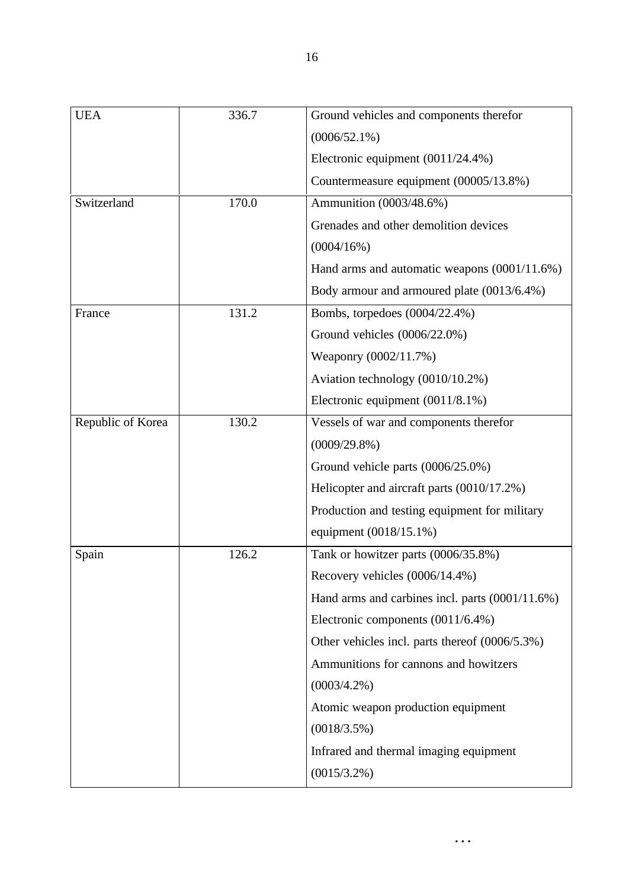| UEA | 336.7 | Ground vehicles and components therefor (0006/52.1%)<br>Electronic equipment (0011/24.4%)<br>Countermeasure equipment (00005/13.8%) |
|---|---|---|
| Switzerland | 170.0 | Ammunition (0003/48.6%)<br>Grenades and other demolition devices (0004/16%)<br>Hand arms and automatic weapons (0001/11.6%)<br>Body armour and armoured plate (0013/6.4%) |
| France | 131.2 | Bombs, torpedoes (0004/22.4%)<br>Ground vehicles (0006/22.0%)<br>Weaponry (0002/11.7%)<br>Aviation technology (0010/10.2%)<br>Electronic equipment (0011/8.1%) |
| Republic of Korea | 130.2 | Vessels of war and components therefor (0009/29.8%)<br>Ground vehicle parts (0006/25.0%)<br>Helicopter and aircraft parts (0010/17.2%)<br>Production and testing equipment for military equipment (0018/15.1%) |
| Spain | 126.2 | Tank or howitzer parts (0006/35.8%)<br>Recovery vehicles (0006/14.4%)<br>Hand arms and carbines incl. parts (0001/11.6%)<br>Electronic components (0011/6.4%)<br>Other vehicles incl. parts thereof (0006/5.3%)<br>Ammunitions for cannons and howitzers (0003/4.2%)<br>Atomic weapon production equipment (0018/3.5%)<br>Infrared and thermal imaging equipment (0015/3.2%) |

…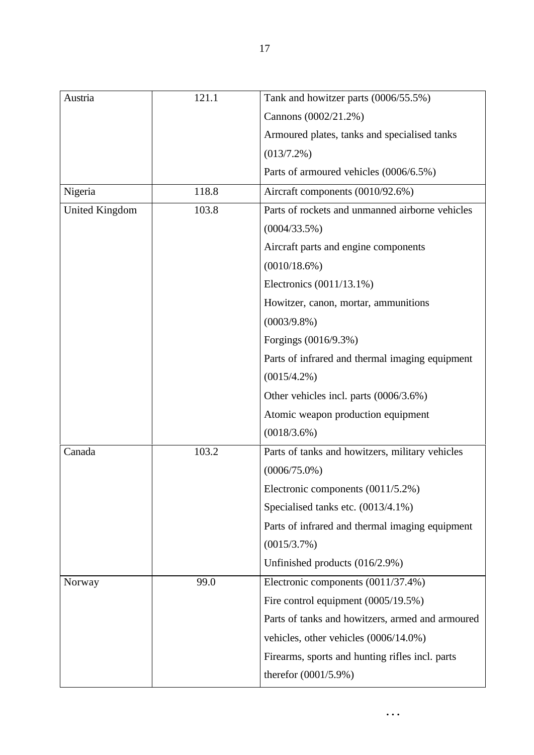| Austria | 121.1 | Tank and howitzer parts (0006/55.5%)<br>Cannons (0002/21.2%)<br>Armoured plates, tanks and specialised tanks (013/7.2%)<br>Parts of armoured vehicles (0006/6.5%) |
|---|---|---|
| Nigeria | 118.8 | Aircraft components (0010/92.6%) |
| United Kingdom | 103.8 | Parts of rockets and unmanned airborne vehicles (0004/33.5%)<br>Aircraft parts and engine components (0010/18.6%)<br>Electronics (0011/13.1%)<br>Howitzer, canon, mortar, ammunitions (0003/9.8%)<br>Forgings (0016/9.3%)<br>Parts of infrared and thermal imaging equipment (0015/4.2%)<br>Other vehicles incl. parts (0006/3.6%)<br>Atomic weapon production equipment (0018/3.6%) |
| Canada | 103.2 | Parts of tanks and howitzers, military vehicles (0006/75.0%)<br>Electronic components (0011/5.2%)<br>Specialised tanks etc. (0013/4.1%)<br>Parts of infrared and thermal imaging equipment (0015/3.7%)<br>Unfinished products (016/2.9%) |
| Norway | 99.0 | Electronic components (0011/37.4%)<br>Fire control equipment (0005/19.5%)<br>Parts of tanks and howitzers, armed and armoured vehicles, other vehicles (0006/14.0%)<br>Firearms, sports and hunting rifles incl. parts therefor (0001/5.9%) |

...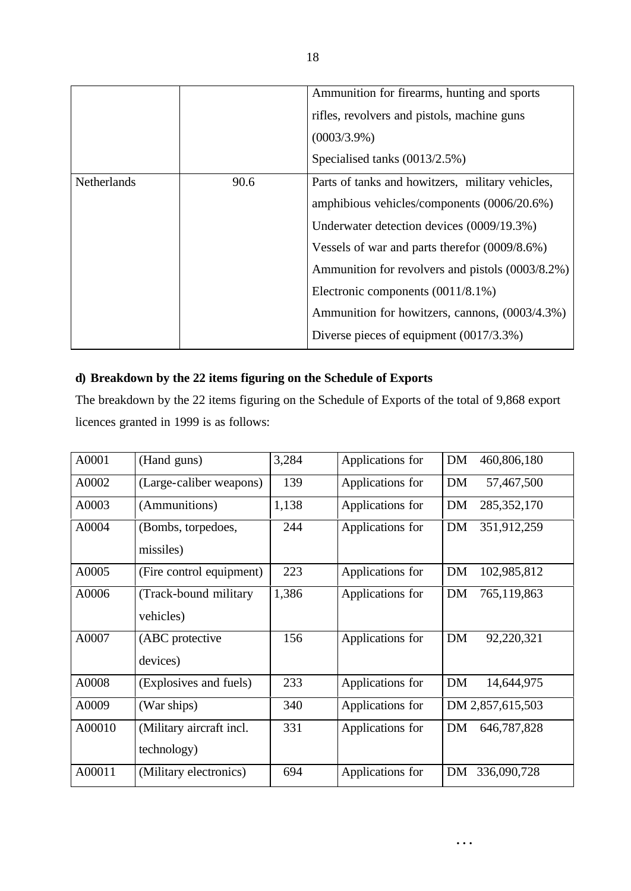| | | |
|---|---|---|
| | | Ammunition for firearms, hunting and sports rifles, revolvers and pistols, machine guns (0003/3.9%)<br>Specialised tanks (0013/2.5%) |
| Netherlands | 90.6 | Parts of tanks and howitzers, military vehicles, amphibious vehicles/components (0006/20.6%)<br>Underwater detection devices (0009/19.3%)<br>Vessels of war and parts therefor (0009/8.6%)<br>Ammunition for revolvers and pistols (0003/8.2%)<br>Electronic components (0011/8.1%)<br>Ammunition for howitzers, cannons, (0003/4.3%)<br>Diverse pieces of equipment (0017/3.3%) |

**d) Breakdown by the 22 items figuring on the Schedule of Exports**

The breakdown by the 22 items figuring on the Schedule of Exports of the total of 9,868 export licences granted in 1999 is as follows:

| | | | | |
|---|---|---|---|---|
| A0001 | (Hand guns) | 3,284 | Applications for | DM 460,806,180 |
| A0002 | (Large-caliber weapons) | 139 | Applications for | DM 57,467,500 |
| A0003 | (Ammunitions) | 1,138 | Applications for | DM 285,352,170 |
| A0004 | (Bombs, torpedoes, missiles) | 244 | Applications for | DM 351,912,259 |
| A0005 | (Fire control equipment) | 223 | Applications for | DM 102,985,812 |
| A0006 | (Track-bound military vehicles) | 1,386 | Applications for | DM 765,119,863 |
| A0007 | (ABC protective devices) | 156 | Applications for | DM 92,220,321 |
| A0008 | (Explosives and fuels) | 233 | Applications for | DM 14,644,975 |
| A0009 | (War ships) | 340 | Applications for | DM 2,857,615,503 |
| A00010 | (Military aircraft incl. technology) | 331 | Applications for | DM 646,787,828 |
| A00011 | (Military electronics) | 694 | Applications for | DM 336,090,728 |

…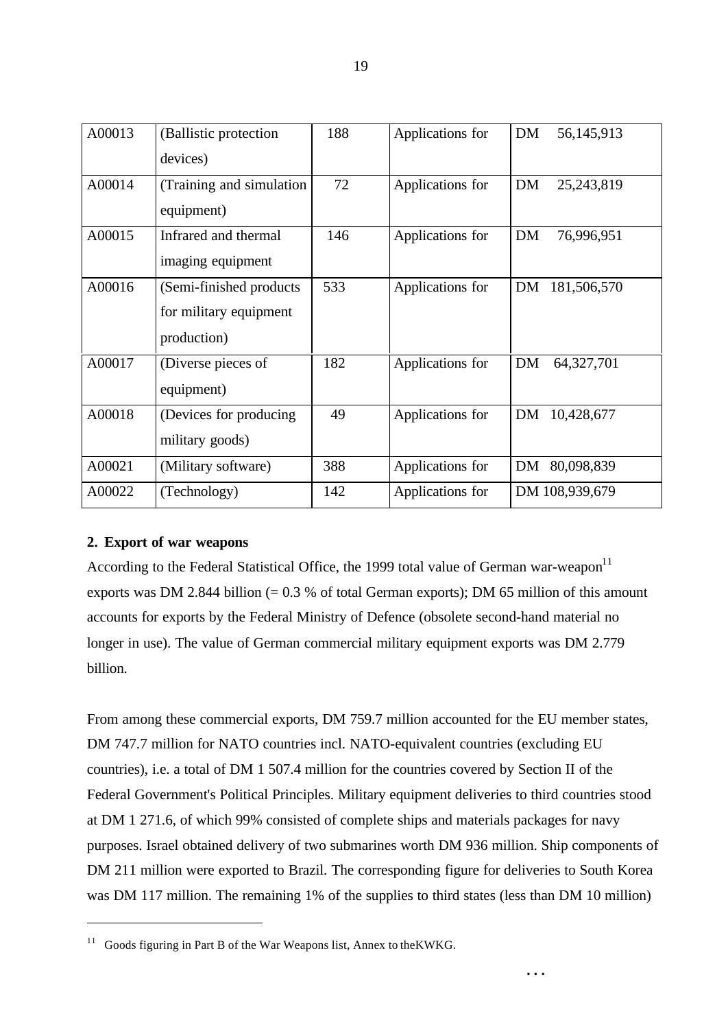| A00013 | (Ballistic protection devices) | 188 | Applications for | DM 56,145,913 |
|---|---|---|---|---|
| A00014 | (Training and simulation equipment) | 72 | Applications for | DM 25,243,819 |
| A00015 | Infrared and thermal imaging equipment | 146 | Applications for | DM 76,996,951 |
| A00016 | (Semi-finished products for military equipment production) | 533 | Applications for | DM 181,506,570 |
| A00017 | (Diverse pieces of equipment) | 182 | Applications for | DM 64,327,701 |
| A00018 | (Devices for producing military goods) | 49 | Applications for | DM 10,428,677 |
| A00021 | (Military software) | 388 | Applications for | DM 80,098,839 |
| A00022 | (Technology) | 142 | Applications for | DM 108,939,679 |

**2. Export of war weapons**

According to the Federal Statistical Office, the 1999 total value of German war-weapon[11] exports was DM 2.844 billion (= 0.3 % of total German exports); DM 65 million of this amount accounts for exports by the Federal Ministry of Defence (obsolete second-hand material no longer in use). The value of German commercial military equipment exports was DM 2.779 billion.

From among these commercial exports, DM 759.7 million accounted for the EU member states, DM 747.7 million for NATO countries incl. NATO-equivalent countries (excluding EU countries), i.e. a total of DM 1 507.4 million for the countries covered by Section II of the Federal Government's Political Principles. Military equipment deliveries to third countries stood at DM 1 271.6, of which 99% consisted of complete ships and materials packages for navy purposes. Israel obtained delivery of two submarines worth DM 936 million. Ship components of DM 211 million were exported to Brazil. The corresponding figure for deliveries to South Korea was DM 117 million. The remaining 1% of the supplies to third states (less than DM 10 million)

[11] Goods figuring in Part B of the War Weapons list, Annex to theKWKG.

...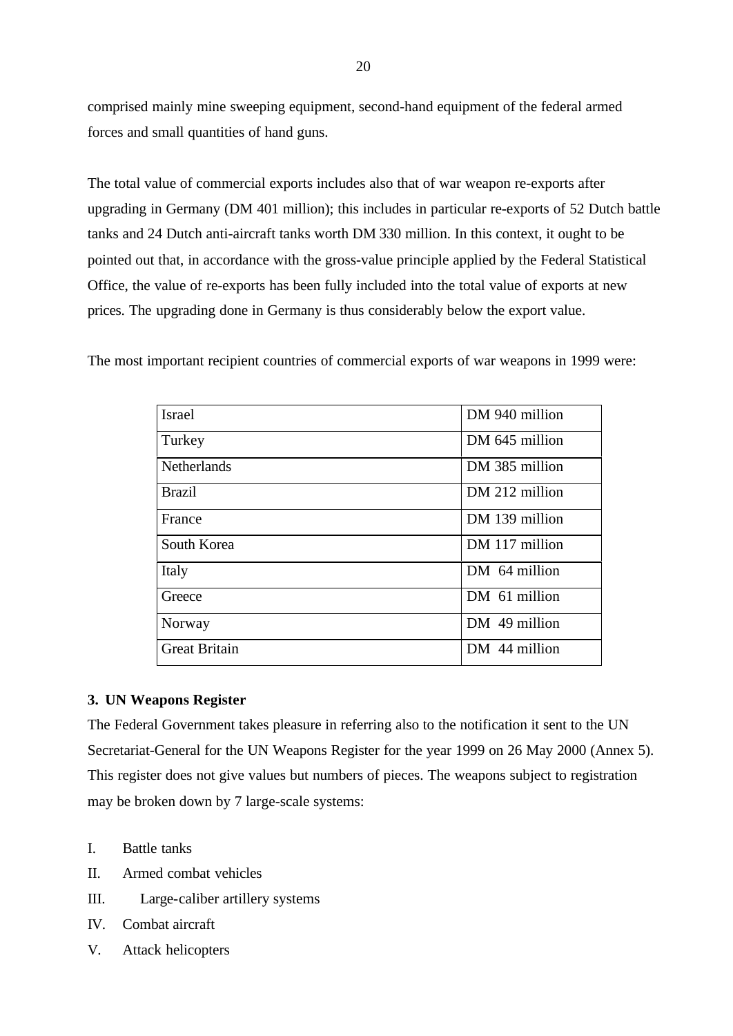comprised mainly mine sweeping equipment, second-hand equipment of the federal armed forces and small quantities of hand guns.

The total value of commercial exports includes also that of war weapon re-exports after upgrading in Germany (DM 401 million); this includes in particular re-exports of 52 Dutch battle tanks and 24 Dutch anti-aircraft tanks worth DM 330 million. In this context, it ought to be pointed out that, in accordance with the gross-value principle applied by the Federal Statistical Office, the value of re-exports has been fully included into the total value of exports at new prices. The upgrading done in Germany is thus considerably below the export value.

The most important recipient countries of commercial exports of war weapons in 1999 were:

| | |
|---|---|
| Israel | DM 940 million |
| Turkey | DM 645 million |
| Netherlands | DM 385 million |
| Brazil | DM 212 million |
| France | DM 139 million |
| South Korea | DM 117 million |
| Italy | DM 64 million |
| Greece | DM 61 million |
| Norway | DM 49 million |
| Great Britain | DM 44 million |

**3. UN Weapons Register**

The Federal Government takes pleasure in referring also to the notification it sent to the UN Secretariat-General for the UN Weapons Register for the year 1999 on 26 May 2000 (Annex 5). This register does not give values but numbers of pieces. The weapons subject to registration may be broken down by 7 large-scale systems:

I. Battle tanks

II. Armed combat vehicles

III. Large-caliber artillery systems

IV. Combat aircraft

V. Attack helicopters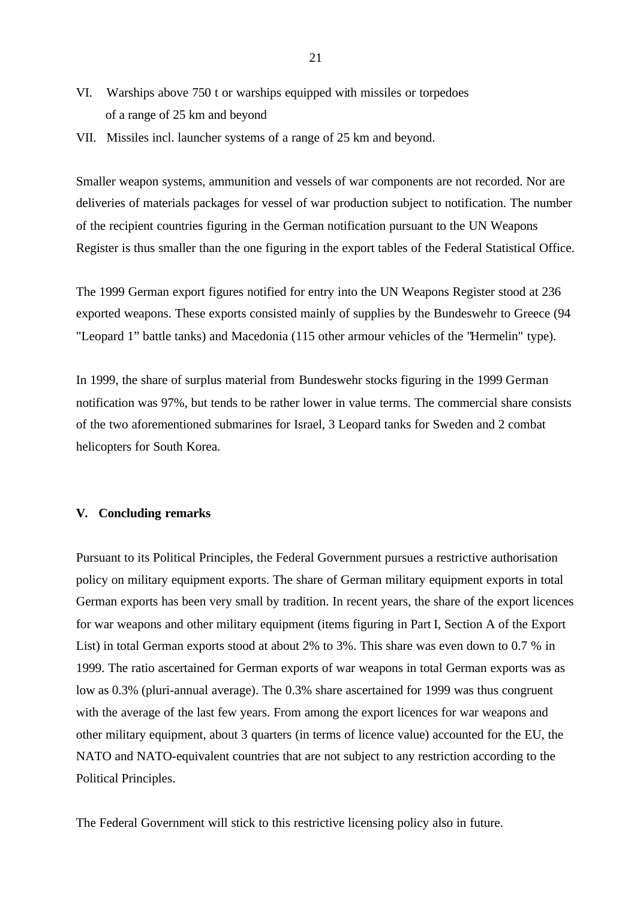VI. Warships above 750 t or warships equipped with missiles or torpedoes of a range of 25 km and beyond

VII. Missiles incl. launcher systems of a range of 25 km and beyond.

Smaller weapon systems, ammunition and vessels of war components are not recorded. Nor are deliveries of materials packages for vessel of war production subject to notification. The number of the recipient countries figuring in the German notification pursuant to the UN Weapons Register is thus smaller than the one figuring in the export tables of the Federal Statistical Office.

The 1999 German export figures notified for entry into the UN Weapons Register stood at 236 exported weapons. These exports consisted mainly of supplies by the Bundeswehr to Greece (94 "Leopard 1" battle tanks) and Macedonia (115 other armour vehicles of the "Hermelin" type).

In 1999, the share of surplus material from Bundeswehr stocks figuring in the 1999 German notification was 97%, but tends to be rather lower in value terms. The commercial share consists of the two aforementioned submarines for Israel, 3 Leopard tanks for Sweden and 2 combat helicopters for South Korea.

## V. Concluding remarks

Pursuant to its Political Principles, the Federal Government pursues a restrictive authorisation policy on military equipment exports. The share of German military equipment exports in total German exports has been very small by tradition. In recent years, the share of the export licences for war weapons and other military equipment (items figuring in Part I, Section A of the Export List) in total German exports stood at about 2% to 3%. This share was even down to 0.7 % in 1999. The ratio ascertained for German exports of war weapons in total German exports was as low as 0.3% (pluri-annual average). The 0.3% share ascertained for 1999 was thus congruent with the average of the last few years. From among the export licences for war weapons and other military equipment, about 3 quarters (in terms of licence value) accounted for the EU, the NATO and NATO-equivalent countries that are not subject to any restriction according to the Political Principles.

The Federal Government will stick to this restrictive licensing policy also in future.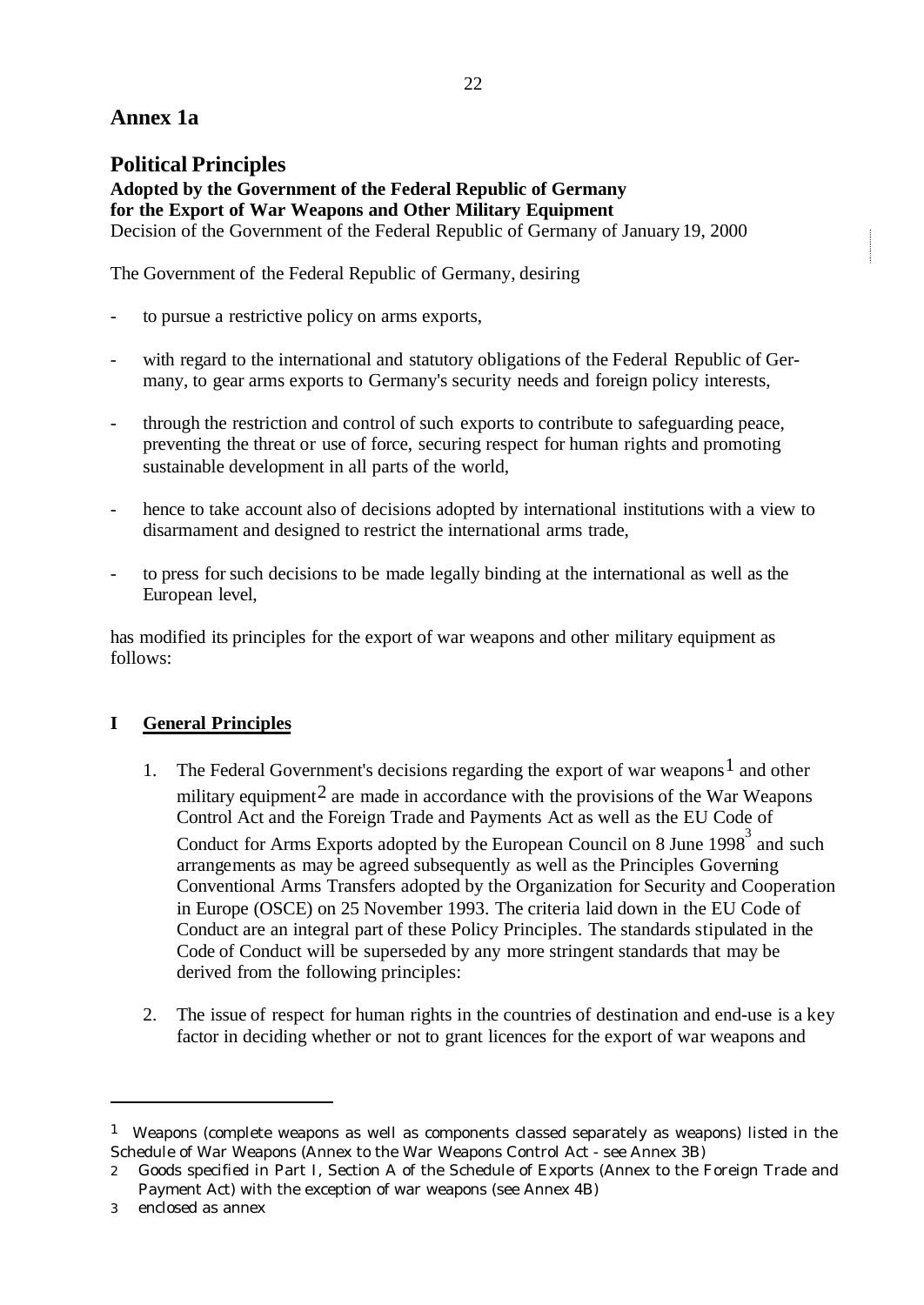# Annex 1a

## Political Principles

**Adopted by the Government of the Federal Republic of Germany for the Export of War Weapons and Other Military Equipment**

Decision of the Government of the Federal Republic of Germany of January 19, 2000

The Government of the Federal Republic of Germany, desiring

- to pursue a restrictive policy on arms exports,
- with regard to the international and statutory obligations of the Federal Republic of Germany, to gear arms exports to Germany's security needs and foreign policy interests,
- through the restriction and control of such exports to contribute to safeguarding peace, preventing the threat or use of force, securing respect for human rights and promoting sustainable development in all parts of the world,
- hence to take account also of decisions adopted by international institutions with a view to disarmament and designed to restrict the international arms trade,
- to press for such decisions to be made legally binding at the international as well as the European level,

has modified its principles for the export of war weapons and other military equipment as follows:

### I **General Principles**

1. The Federal Government's decisions regarding the export of war weapons[1] and other military equipment[2] are made in accordance with the provisions of the War Weapons Control Act and the Foreign Trade and Payments Act as well as the EU Code of Conduct for Arms Exports adopted by the European Council on 8 June 1998[3] and such arrangements as may be agreed subsequently as well as the Principles Governing Conventional Arms Transfers adopted by the Organization for Security and Cooperation in Europe (OSCE) on 25 November 1993. The criteria laid down in the EU Code of Conduct are an integral part of these Policy Principles. The standards stipulated in the Code of Conduct will be superseded by any more stringent standards that may be derived from the following principles:

2. The issue of respect for human rights in the countries of destination and end-use is a key factor in deciding whether or not to grant licences for the export of war weapons and

---

[1] Weapons (complete weapons as well as components classed separately as weapons) listed in the Schedule of War Weapons (Annex to the War Weapons Control Act - see Annex 3B)

[2] Goods specified in Part I, Section A of the Schedule of Exports (Annex to the Foreign Trade and Payment Act) with the exception of war weapons (see Annex 4B)

[3] enclosed as annex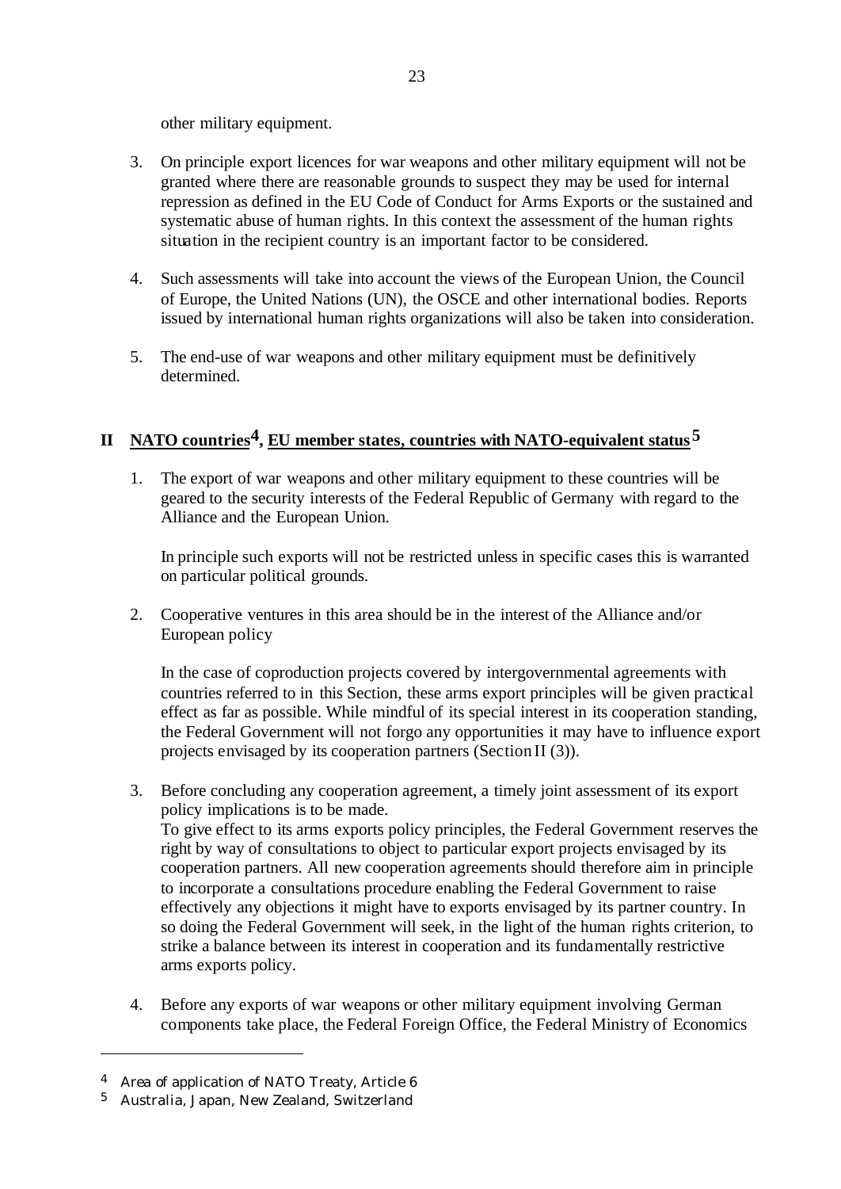other military equipment.

3. On principle export licences for war weapons and other military equipment will not be granted where there are reasonable grounds to suspect they may be used for internal repression as defined in the EU Code of Conduct for Arms Exports or the sustained and systematic abuse of human rights. In this context the assessment of the human rights situation in the recipient country is an important factor to be considered.

4. Such assessments will take into account the views of the European Union, the Council of Europe, the United Nations (UN), the OSCE and other international bodies. Reports issued by international human rights organizations will also be taken into consideration.

5. The end-use of war weapons and other military equipment must be definitively determined.

## II NATO countries[4], EU member states, countries with NATO-equivalent status[5]

1. The export of war weapons and other military equipment to these countries will be geared to the security interests of the Federal Republic of Germany with regard to the Alliance and the European Union.

   In principle such exports will not be restricted unless in specific cases this is warranted on particular political grounds.

2. Cooperative ventures in this area should be in the interest of the Alliance and/or European policy

   In the case of coproduction projects covered by intergovernmental agreements with countries referred to in this Section, these arms export principles will be given practical effect as far as possible. While mindful of its special interest in its cooperation standing, the Federal Government will not forgo any opportunities it may have to influence export projects envisaged by its cooperation partners (Section II (3)).

3. Before concluding any cooperation agreement, a timely joint assessment of its export policy implications is to be made.
   To give effect to its arms exports policy principles, the Federal Government reserves the right by way of consultations to object to particular export projects envisaged by its cooperation partners. All new cooperation agreements should therefore aim in principle to incorporate a consultations procedure enabling the Federal Government to raise effectively any objections it might have to exports envisaged by its partner country. In so doing the Federal Government will seek, in the light of the human rights criterion, to strike a balance between its interest in cooperation and its fundamentally restrictive arms exports policy.

4. Before any exports of war weapons or other military equipment involving German components take place, the Federal Foreign Office, the Federal Ministry of Economics

---

[4] Area of application of NATO Treaty, Article 6

[5] Australia, Japan, New Zealand, Switzerland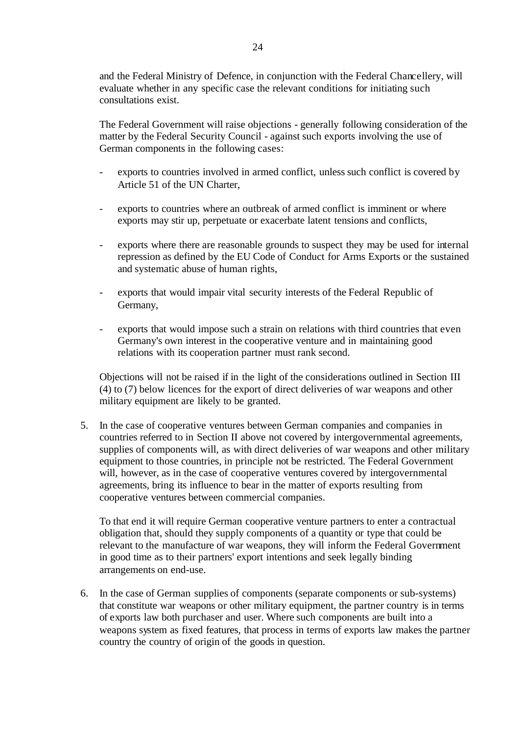and the Federal Ministry of Defence, in conjunction with the Federal Chancellery, will evaluate whether in any specific case the relevant conditions for initiating such consultations exist.

The Federal Government will raise objections - generally following consideration of the matter by the Federal Security Council - against such exports involving the use of German components in the following cases:

- exports to countries involved in armed conflict, unless such conflict is covered by Article 51 of the UN Charter,
- exports to countries where an outbreak of armed conflict is imminent or where exports may stir up, perpetuate or exacerbate latent tensions and conflicts,
- exports where there are reasonable grounds to suspect they may be used for internal repression as defined by the EU Code of Conduct for Arms Exports or the sustained and systematic abuse of human rights,
- exports that would impair vital security interests of the Federal Republic of Germany,
- exports that would impose such a strain on relations with third countries that even Germany's own interest in the cooperative venture and in maintaining good relations with its cooperation partner must rank second.

Objections will not be raised if in the light of the considerations outlined in Section III (4) to (7) below licences for the export of direct deliveries of war weapons and other military equipment are likely to be granted.

5. In the case of cooperative ventures between German companies and companies in countries referred to in Section II above not covered by intergovernmental agreements, supplies of components will, as with direct deliveries of war weapons and other military equipment to those countries, in principle not be restricted. The Federal Government will, however, as in the case of cooperative ventures covered by intergovernmental agreements, bring its influence to bear in the matter of exports resulting from cooperative ventures between commercial companies.

   To that end it will require German cooperative venture partners to enter a contractual obligation that, should they supply components of a quantity or type that could be relevant to the manufacture of war weapons, they will inform the Federal Government in good time as to their partners' export intentions and seek legally binding arrangements on end-use.

6. In the case of German supplies of components (separate components or sub-systems) that constitute war weapons or other military equipment, the partner country is in terms of exports law both purchaser and user. Where such components are built into a weapons system as fixed features, that process in terms of exports law makes the partner country the country of origin of the goods in question.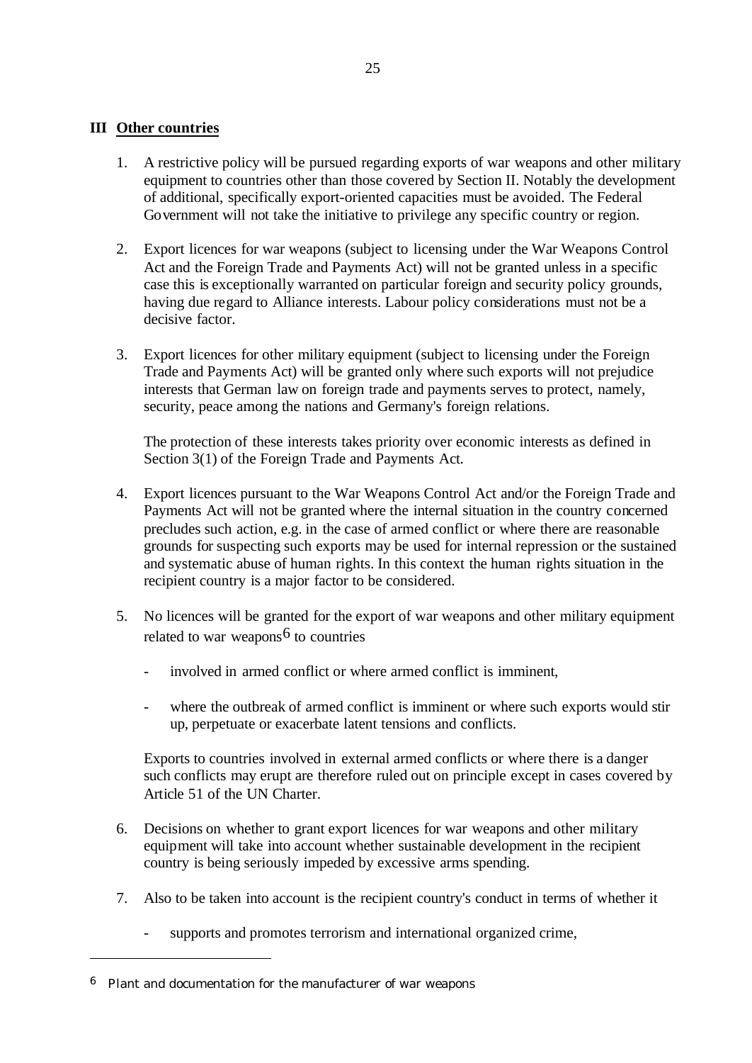## III Other countries

1. A restrictive policy will be pursued regarding exports of war weapons and other military equipment to countries other than those covered by Section II. Notably the development of additional, specifically export-oriented capacities must be avoided. The Federal Government will not take the initiative to privilege any specific country or region.

2. Export licences for war weapons (subject to licensing under the War Weapons Control Act and the Foreign Trade and Payments Act) will not be granted unless in a specific case this is exceptionally warranted on particular foreign and security policy grounds, having due regard to Alliance interests. Labour policy considerations must not be a decisive factor.

3. Export licences for other military equipment (subject to licensing under the Foreign Trade and Payments Act) will be granted only where such exports will not prejudice interests that German law on foreign trade and payments serves to protect, namely, security, peace among the nations and Germany's foreign relations.

   The protection of these interests takes priority over economic interests as defined in Section 3(1) of the Foreign Trade and Payments Act.

4. Export licences pursuant to the War Weapons Control Act and/or the Foreign Trade and Payments Act will not be granted where the internal situation in the country concerned precludes such action, e.g. in the case of armed conflict or where there are reasonable grounds for suspecting such exports may be used for internal repression or the sustained and systematic abuse of human rights. In this context the human rights situation in the recipient country is a major factor to be considered.

5. No licences will be granted for the export of war weapons and other military equipment related to war weapons[6] to countries

   - involved in armed conflict or where armed conflict is imminent,
   - where the outbreak of armed conflict is imminent or where such exports would stir up, perpetuate or exacerbate latent tensions and conflicts.

   Exports to countries involved in external armed conflicts or where there is a danger such conflicts may erupt are therefore ruled out on principle except in cases covered by Article 51 of the UN Charter.

6. Decisions on whether to grant export licences for war weapons and other military equipment will take into account whether sustainable development in the recipient country is being seriously impeded by excessive arms spending.

7. Also to be taken into account is the recipient country's conduct in terms of whether it

   - supports and promotes terrorism and international organized crime,

---

[6] Plant and documentation for the manufacturer of war weapons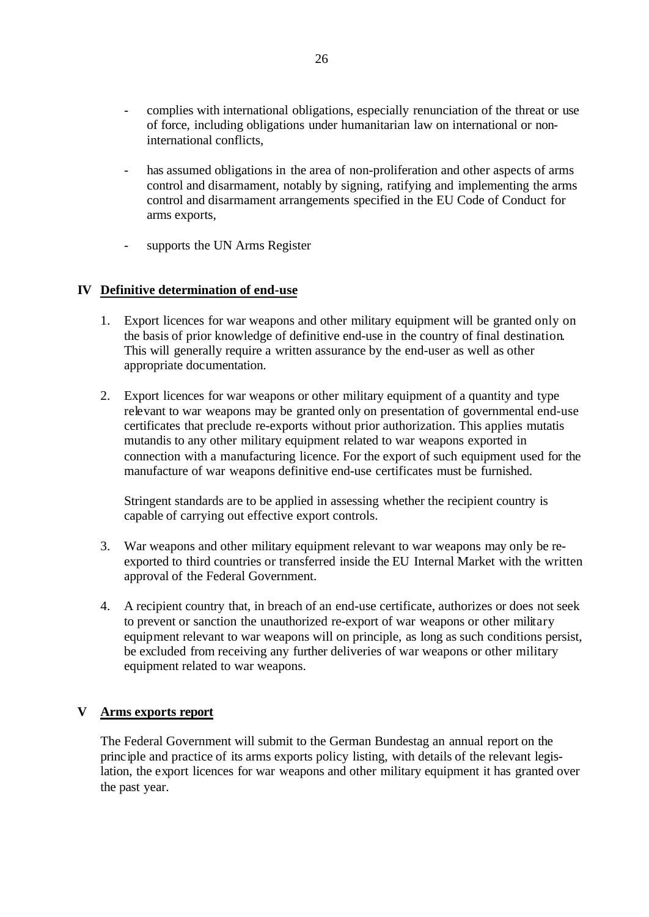- complies with international obligations, especially renunciation of the threat or use of force, including obligations under humanitarian law on international or non-international conflicts,

- has assumed obligations in the area of non-proliferation and other aspects of arms control and disarmament, notably by signing, ratifying and implementing the arms control and disarmament arrangements specified in the EU Code of Conduct for arms exports,

- supports the UN Arms Register

## IV Definitive determination of end-use

1. Export licences for war weapons and other military equipment will be granted only on the basis of prior knowledge of definitive end-use in the country of final destination. This will generally require a written assurance by the end-user as well as other appropriate documentation.

2. Export licences for war weapons or other military equipment of a quantity and type relevant to war weapons may be granted only on presentation of governmental end-use certificates that preclude re-exports without prior authorization. This applies mutatis mutandis to any other military equipment related to war weapons exported in connection with a manufacturing licence. For the export of such equipment used for the manufacture of war weapons definitive end-use certificates must be furnished.

   Stringent standards are to be applied in assessing whether the recipient country is capable of carrying out effective export controls.

3. War weapons and other military equipment relevant to war weapons may only be re-exported to third countries or transferred inside the EU Internal Market with the written approval of the Federal Government.

4. A recipient country that, in breach of an end-use certificate, authorizes or does not seek to prevent or sanction the unauthorized re-export of war weapons or other military equipment relevant to war weapons will on principle, as long as such conditions persist, be excluded from receiving any further deliveries of war weapons or other military equipment related to war weapons.

## V Arms exports report

The Federal Government will submit to the German Bundestag an annual report on the principle and practice of its arms exports policy listing, with details of the relevant legislation, the export licences for war weapons and other military equipment it has granted over the past year.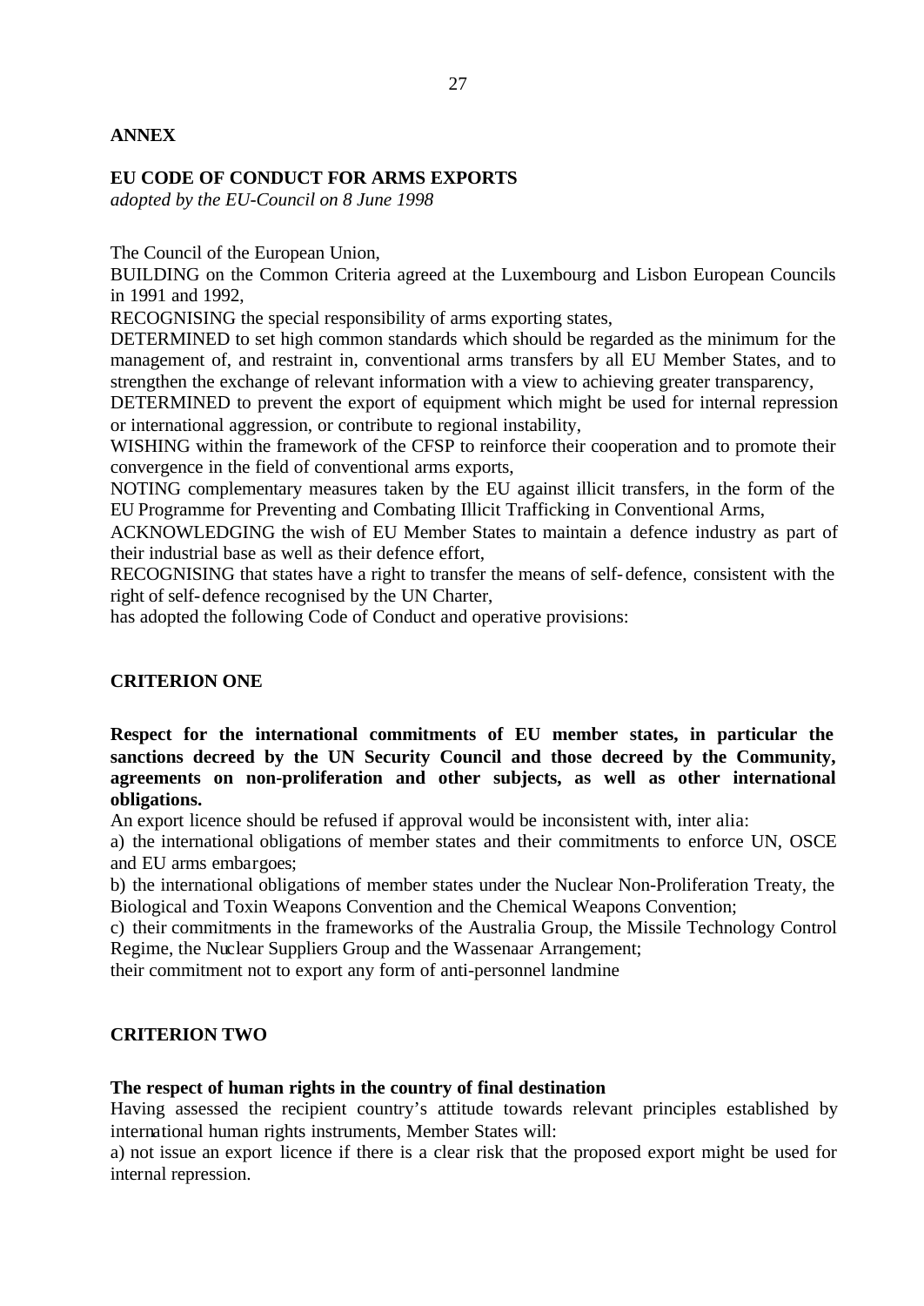**ANNEX**

**EU CODE OF CONDUCT FOR ARMS EXPORTS**

*adopted by the EU-Council on 8 June 1998*

The Council of the European Union,

BUILDING on the Common Criteria agreed at the Luxembourg and Lisbon European Councils in 1991 and 1992,

RECOGNISING the special responsibility of arms exporting states,

DETERMINED to set high common standards which should be regarded as the minimum for the management of, and restraint in, conventional arms transfers by all EU Member States, and to strengthen the exchange of relevant information with a view to achieving greater transparency,

DETERMINED to prevent the export of equipment which might be used for internal repression or international aggression, or contribute to regional instability,

WISHING within the framework of the CFSP to reinforce their cooperation and to promote their convergence in the field of conventional arms exports,

NOTING complementary measures taken by the EU against illicit transfers, in the form of the EU Programme for Preventing and Combating Illicit Trafficking in Conventional Arms,

ACKNOWLEDGING the wish of EU Member States to maintain a defence industry as part of their industrial base as well as their defence effort,

RECOGNISING that states have a right to transfer the means of self-defence, consistent with the right of self-defence recognised by the UN Charter,

has adopted the following Code of Conduct and operative provisions:

**CRITERION ONE**

**Respect for the international commitments of EU member states, in particular the sanctions decreed by the UN Security Council and those decreed by the Community, agreements on non-proliferation and other subjects, as well as other international obligations.**

An export licence should be refused if approval would be inconsistent with, inter alia:

a) the international obligations of member states and their commitments to enforce UN, OSCE and EU arms embargoes;

b) the international obligations of member states under the Nuclear Non-Proliferation Treaty, the Biological and Toxin Weapons Convention and the Chemical Weapons Convention;

c) their commitments in the frameworks of the Australia Group, the Missile Technology Control Regime, the Nuclear Suppliers Group and the Wassenaar Arrangement;

their commitment not to export any form of anti-personnel landmine

**CRITERION TWO**

**The respect of human rights in the country of final destination**

Having assessed the recipient country's attitude towards relevant principles established by international human rights instruments, Member States will:

a) not issue an export licence if there is a clear risk that the proposed export might be used for internal repression.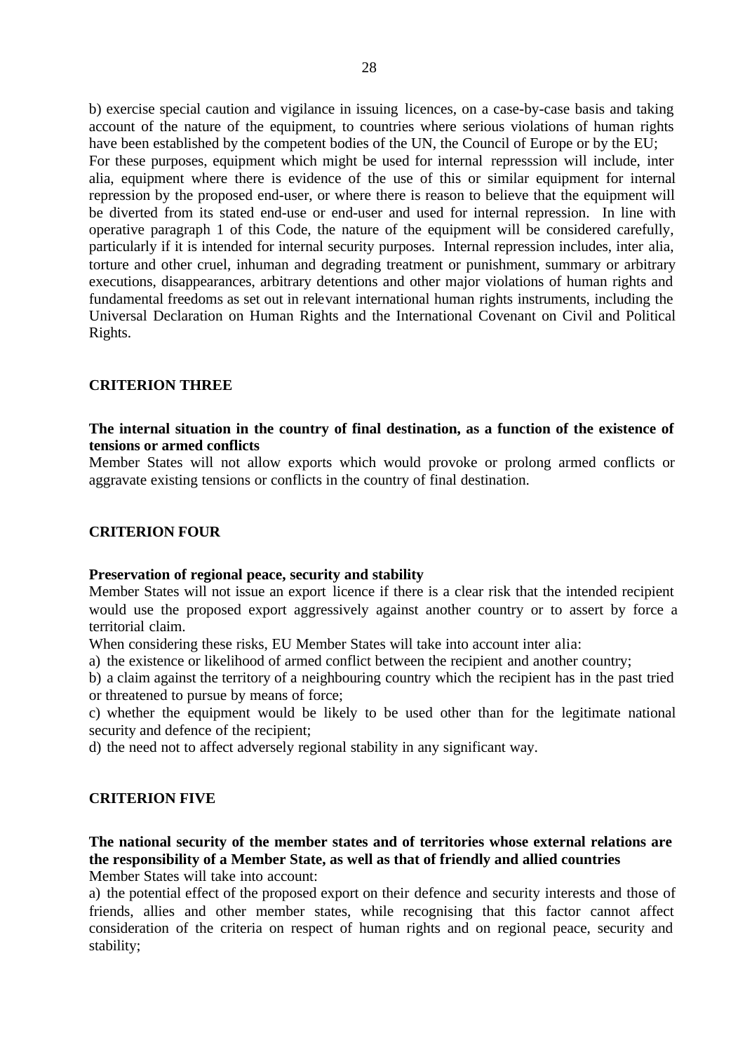b) exercise special caution and vigilance in issuing licences, on a case-by-case basis and taking account of the nature of the equipment, to countries where serious violations of human rights have been established by the competent bodies of the UN, the Council of Europe or by the EU;

For these purposes, equipment which might be used for internal represssion will include, inter alia, equipment where there is evidence of the use of this or similar equipment for internal repression by the proposed end-user, or where there is reason to believe that the equipment will be diverted from its stated end-use or end-user and used for internal repression. In line with operative paragraph 1 of this Code, the nature of the equipment will be considered carefully, particularly if it is intended for internal security purposes. Internal repression includes, inter alia, torture and other cruel, inhuman and degrading treatment or punishment, summary or arbitrary executions, disappearances, arbitrary detentions and other major violations of human rights and fundamental freedoms as set out in relevant international human rights instruments, including the Universal Declaration on Human Rights and the International Covenant on Civil and Political Rights.

**CRITERION THREE**

**The internal situation in the country of final destination, as a function of the existence of tensions or armed conflicts**

Member States will not allow exports which would provoke or prolong armed conflicts or aggravate existing tensions or conflicts in the country of final destination.

**CRITERION FOUR**

**Preservation of regional peace, security and stability**

Member States will not issue an export licence if there is a clear risk that the intended recipient would use the proposed export aggressively against another country or to assert by force a territorial claim.

When considering these risks, EU Member States will take into account inter alia:

a) the existence or likelihood of armed conflict between the recipient and another country;

b) a claim against the territory of a neighbouring country which the recipient has in the past tried or threatened to pursue by means of force;

c) whether the equipment would be likely to be used other than for the legitimate national security and defence of the recipient;

d) the need not to affect adversely regional stability in any significant way.

**CRITERION FIVE**

**The national security of the member states and of territories whose external relations are the responsibility of a Member State, as well as that of friendly and allied countries**

Member States will take into account:

a) the potential effect of the proposed export on their defence and security interests and those of friends, allies and other member states, while recognising that this factor cannot affect consideration of the criteria on respect of human rights and on regional peace, security and stability;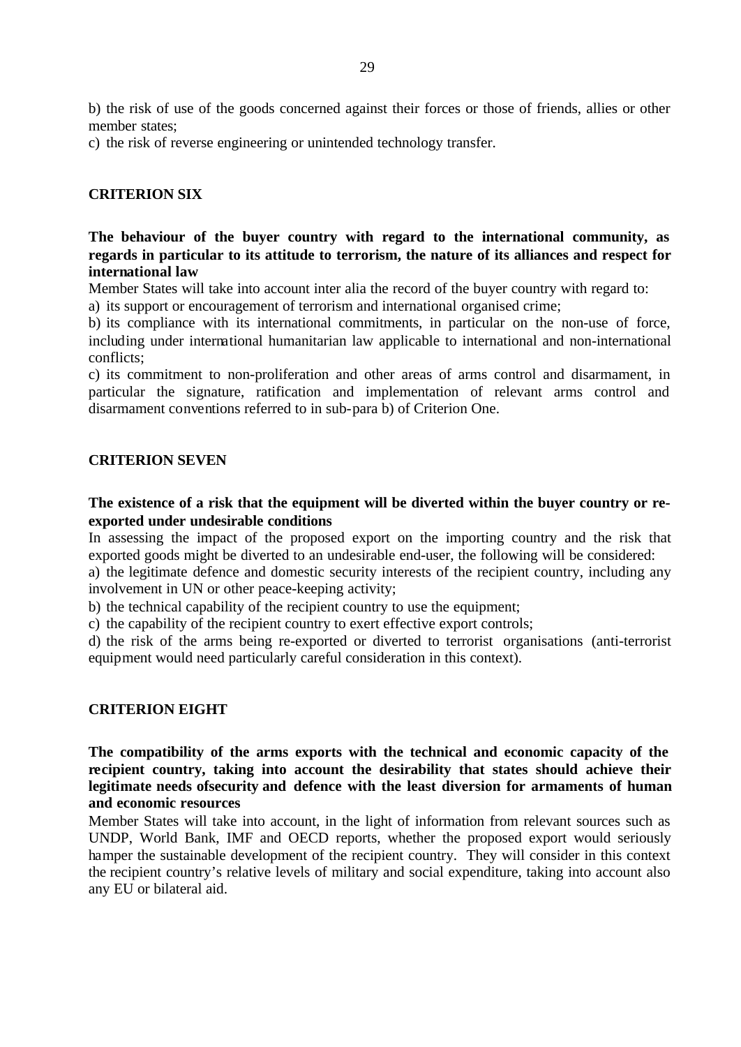b) the risk of use of the goods concerned against their forces or those of friends, allies or other member states;

c) the risk of reverse engineering or unintended technology transfer.

## CRITERION SIX

**The behaviour of the buyer country with regard to the international community, as regards in particular to its attitude to terrorism, the nature of its alliances and respect for international law**

Member States will take into account inter alia the record of the buyer country with regard to:

a) its support or encouragement of terrorism and international organised crime;

b) its compliance with its international commitments, in particular on the non-use of force, including under international humanitarian law applicable to international and non-international conflicts;

c) its commitment to non-proliferation and other areas of arms control and disarmament, in particular the signature, ratification and implementation of relevant arms control and disarmament conventions referred to in sub-para b) of Criterion One.

## CRITERION SEVEN

**The existence of a risk that the equipment will be diverted within the buyer country or re-exported under undesirable conditions**

In assessing the impact of the proposed export on the importing country and the risk that exported goods might be diverted to an undesirable end-user, the following will be considered:

a) the legitimate defence and domestic security interests of the recipient country, including any involvement in UN or other peace-keeping activity;

b) the technical capability of the recipient country to use the equipment;

c) the capability of the recipient country to exert effective export controls;

d) the risk of the arms being re-exported or diverted to terrorist organisations (anti-terrorist equipment would need particularly careful consideration in this context).

## CRITERION EIGHT

**The compatibility of the arms exports with the technical and economic capacity of the recipient country, taking into account the desirability that states should achieve their legitimate needs ofsecurity and defence with the least diversion for armaments of human and economic resources**

Member States will take into account, in the light of information from relevant sources such as UNDP, World Bank, IMF and OECD reports, whether the proposed export would seriously hamper the sustainable development of the recipient country. They will consider in this context the recipient country's relative levels of military and social expenditure, taking into account also any EU or bilateral aid.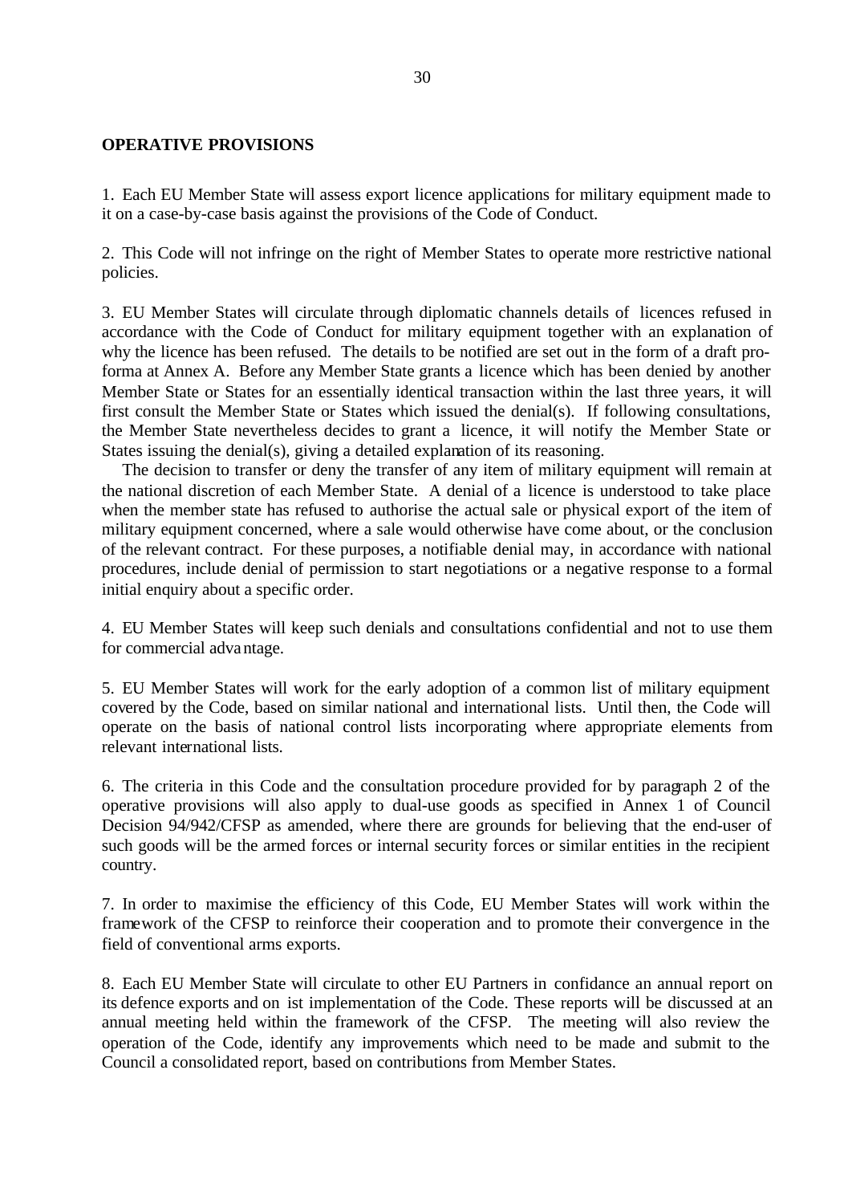**OPERATIVE PROVISIONS**

1. Each EU Member State will assess export licence applications for military equipment made to it on a case-by-case basis against the provisions of the Code of Conduct.

2. This Code will not infringe on the right of Member States to operate more restrictive national policies.

3. EU Member States will circulate through diplomatic channels details of licences refused in accordance with the Code of Conduct for military equipment together with an explanation of why the licence has been refused. The details to be notified are set out in the form of a draft pro-forma at Annex A. Before any Member State grants a licence which has been denied by another Member State or States for an essentially identical transaction within the last three years, it will first consult the Member State or States which issued the denial(s). If following consultations, the Member State nevertheless decides to grant a licence, it will notify the Member State or States issuing the denial(s), giving a detailed explanation of its reasoning.

The decision to transfer or deny the transfer of any item of military equipment will remain at the national discretion of each Member State. A denial of a licence is understood to take place when the member state has refused to authorise the actual sale or physical export of the item of military equipment concerned, where a sale would otherwise have come about, or the conclusion of the relevant contract. For these purposes, a notifiable denial may, in accordance with national procedures, include denial of permission to start negotiations or a negative response to a formal initial enquiry about a specific order.

4. EU Member States will keep such denials and consultations confidential and not to use them for commercial advantage.

5. EU Member States will work for the early adoption of a common list of military equipment covered by the Code, based on similar national and international lists. Until then, the Code will operate on the basis of national control lists incorporating where appropriate elements from relevant international lists.

6. The criteria in this Code and the consultation procedure provided for by paragraph 2 of the operative provisions will also apply to dual-use goods as specified in Annex 1 of Council Decision 94/942/CFSP as amended, where there are grounds for believing that the end-user of such goods will be the armed forces or internal security forces or similar entities in the recipient country.

7. In order to maximise the efficiency of this Code, EU Member States will work within the framework of the CFSP to reinforce their cooperation and to promote their convergence in the field of conventional arms exports.

8. Each EU Member State will circulate to other EU Partners in confidance an annual report on its defence exports and on ist implementation of the Code. These reports will be discussed at an annual meeting held within the framework of the CFSP. The meeting will also review the operation of the Code, identify any improvements which need to be made and submit to the Council a consolidated report, based on contributions from Member States.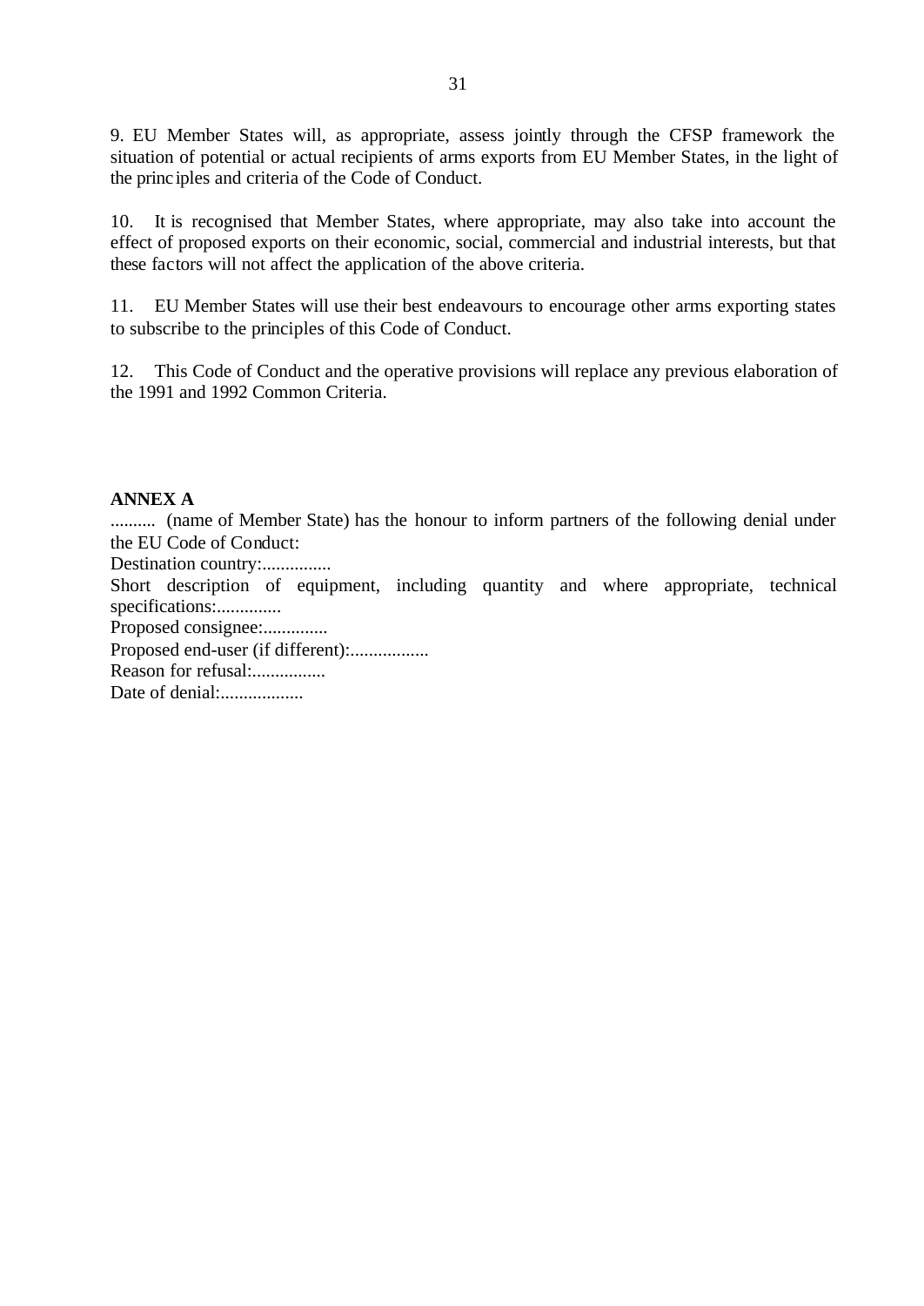9. EU Member States will, as appropriate, assess jointly through the CFSP framework the situation of potential or actual recipients of arms exports from EU Member States, in the light of the principles and criteria of the Code of Conduct.

10. It is recognised that Member States, where appropriate, may also take into account the effect of proposed exports on their economic, social, commercial and industrial interests, but that these factors will not affect the application of the above criteria.

11. EU Member States will use their best endeavours to encourage other arms exporting states to subscribe to the principles of this Code of Conduct.

12. This Code of Conduct and the operative provisions will replace any previous elaboration of the 1991 and 1992 Common Criteria.

**ANNEX A**

.......... (name of Member State) has the honour to inform partners of the following denial under the EU Code of Conduct:

Destination country:...............

Short description of equipment, including quantity and where appropriate, technical specifications:..............

Proposed consignee:..............

Proposed end-user (if different):.................

Reason for refusal:................

Date of denial:..................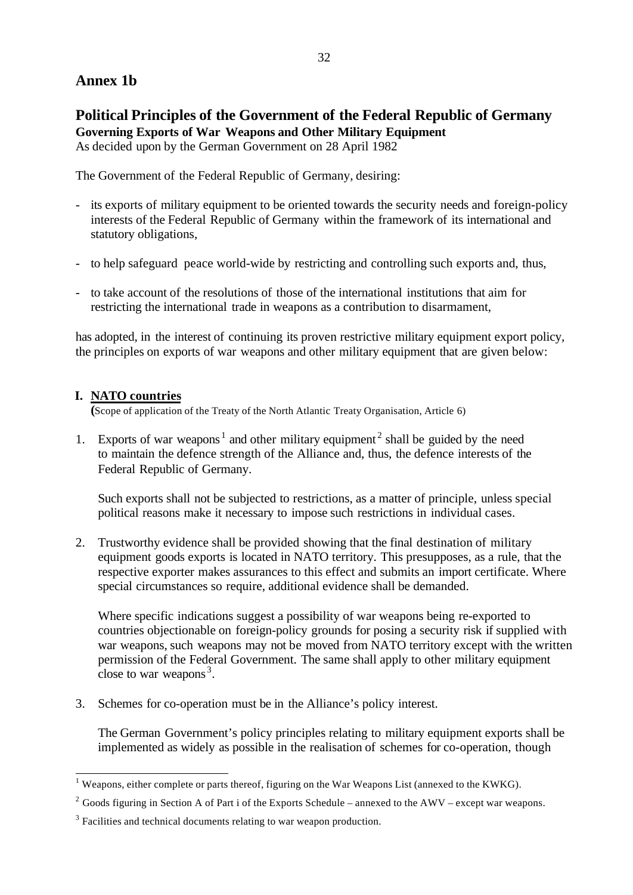## Annex 1b

## Political Principles of the Government of the Federal Republic of Germany

**Governing Exports of War Weapons and Other Military Equipment**

As decided upon by the German Government on 28 April 1982

The Government of the Federal Republic of Germany, desiring:

- its exports of military equipment to be oriented towards the security needs and foreign-policy interests of the Federal Republic of Germany within the framework of its international and statutory obligations,
- to help safeguard peace world-wide by restricting and controlling such exports and, thus,
- to take account of the resolutions of those of the international institutions that aim for restricting the international trade in weapons as a contribution to disarmament,

has adopted, in the interest of continuing its proven restrictive military equipment export policy, the principles on exports of war weapons and other military equipment that are given below:

### I. NATO countries

(Scope of application of the Treaty of the North Atlantic Treaty Organisation, Article 6)

1. Exports of war weapons[1] and other military equipment[2] shall be guided by the need to maintain the defence strength of the Alliance and, thus, the defence interests of the Federal Republic of Germany.

   Such exports shall not be subjected to restrictions, as a matter of principle, unless special political reasons make it necessary to impose such restrictions in individual cases.

2. Trustworthy evidence shall be provided showing that the final destination of military equipment goods exports is located in NATO territory. This presupposes, as a rule, that the respective exporter makes assurances to this effect and submits an import certificate. Where special circumstances so require, additional evidence shall be demanded.

   Where specific indications suggest a possibility of war weapons being re-exported to countries objectionable on foreign-policy grounds for posing a security risk if supplied with war weapons, such weapons may not be moved from NATO territory except with the written permission of the Federal Government. The same shall apply to other military equipment close to war weapons[3].

3. Schemes for co-operation must be in the Alliance's policy interest.

   The German Government's policy principles relating to military equipment exports shall be implemented as widely as possible in the realisation of schemes for co-operation, though

---

[1] Weapons, either complete or parts thereof, figuring on the War Weapons List (annexed to the KWKG).

[2] Goods figuring in Section A of Part i of the Exports Schedule – annexed to the AWV – except war weapons.

[3] Facilities and technical documents relating to war weapon production.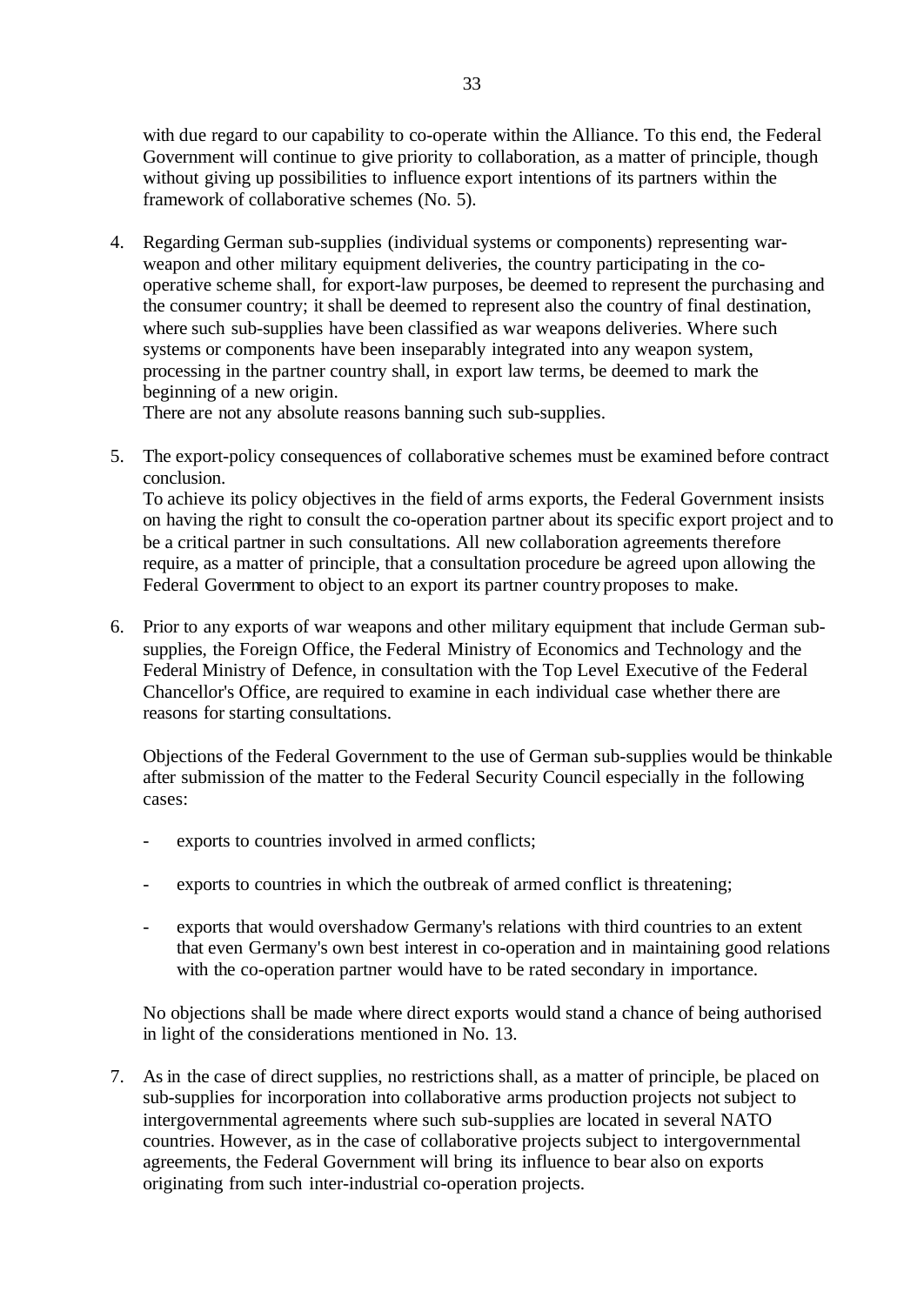with due regard to our capability to co-operate within the Alliance. To this end, the Federal Government will continue to give priority to collaboration, as a matter of principle, though without giving up possibilities to influence export intentions of its partners within the framework of collaborative schemes (No. 5).

4. Regarding German sub-supplies (individual systems or components) representing war-weapon and other military equipment deliveries, the country participating in the co-operative scheme shall, for export-law purposes, be deemed to represent the purchasing and the consumer country; it shall be deemed to represent also the country of final destination, where such sub-supplies have been classified as war weapons deliveries. Where such systems or components have been inseparably integrated into any weapon system, processing in the partner country shall, in export law terms, be deemed to mark the beginning of a new origin.
   There are not any absolute reasons banning such sub-supplies.

5. The export-policy consequences of collaborative schemes must be examined before contract conclusion.
   To achieve its policy objectives in the field of arms exports, the Federal Government insists on having the right to consult the co-operation partner about its specific export project and to be a critical partner in such consultations. All new collaboration agreements therefore require, as a matter of principle, that a consultation procedure be agreed upon allowing the Federal Government to object to an export its partner country proposes to make.

6. Prior to any exports of war weapons and other military equipment that include German sub-supplies, the Foreign Office, the Federal Ministry of Economics and Technology and the Federal Ministry of Defence, in consultation with the Top Level Executive of the Federal Chancellor's Office, are required to examine in each individual case whether there are reasons for starting consultations.

   Objections of the Federal Government to the use of German sub-supplies would be thinkable after submission of the matter to the Federal Security Council especially in the following cases:

   - exports to countries involved in armed conflicts;
   - exports to countries in which the outbreak of armed conflict is threatening;
   - exports that would overshadow Germany's relations with third countries to an extent that even Germany's own best interest in co-operation and in maintaining good relations with the co-operation partner would have to be rated secondary in importance.

   No objections shall be made where direct exports would stand a chance of being authorised in light of the considerations mentioned in No. 13.

7. As in the case of direct supplies, no restrictions shall, as a matter of principle, be placed on sub-supplies for incorporation into collaborative arms production projects not subject to intergovernmental agreements where such sub-supplies are located in several NATO countries. However, as in the case of collaborative projects subject to intergovernmental agreements, the Federal Government will bring its influence to bear also on exports originating from such inter-industrial co-operation projects.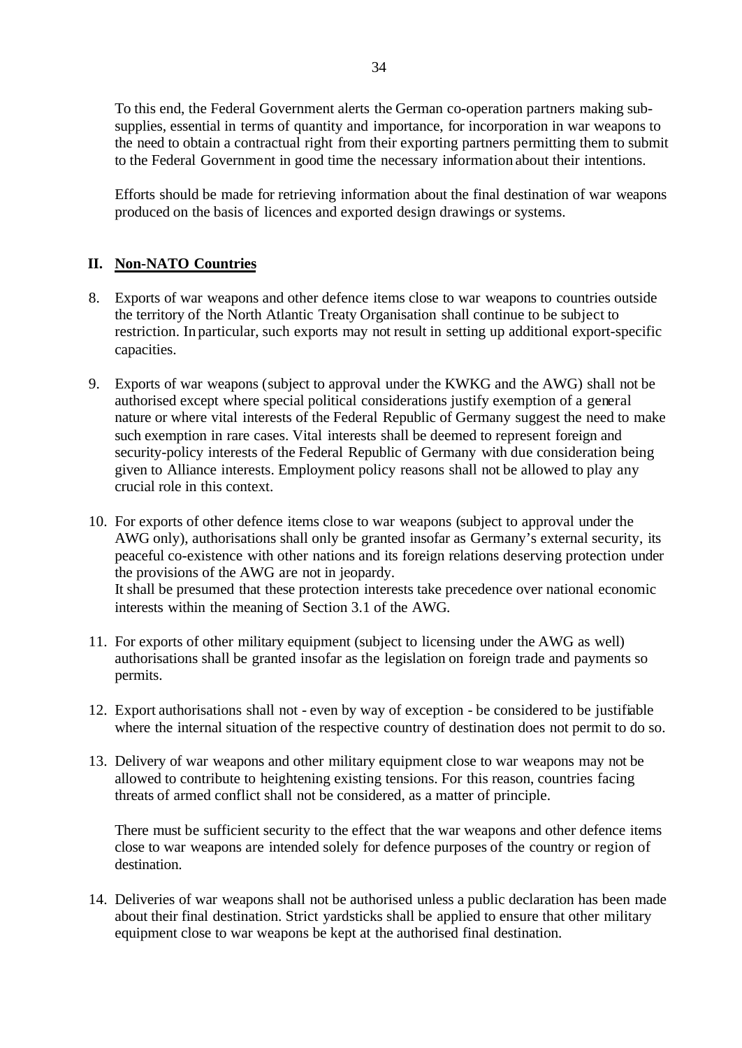To this end, the Federal Government alerts the German co-operation partners making sub-supplies, essential in terms of quantity and importance, for incorporation in war weapons to the need to obtain a contractual right from their exporting partners permitting them to submit to the Federal Government in good time the necessary information about their intentions.

Efforts should be made for retrieving information about the final destination of war weapons produced on the basis of licences and exported design drawings or systems.

## II. Non-NATO Countries

8. Exports of war weapons and other defence items close to war weapons to countries outside the territory of the North Atlantic Treaty Organisation shall continue to be subject to restriction. In particular, such exports may not result in setting up additional export-specific capacities.

9. Exports of war weapons (subject to approval under the KWKG and the AWG) shall not be authorised except where special political considerations justify exemption of a general nature or where vital interests of the Federal Republic of Germany suggest the need to make such exemption in rare cases. Vital interests shall be deemed to represent foreign and security-policy interests of the Federal Republic of Germany with due consideration being given to Alliance interests. Employment policy reasons shall not be allowed to play any crucial role in this context.

10. For exports of other defence items close to war weapons (subject to approval under the AWG only), authorisations shall only be granted insofar as Germany's external security, its peaceful co-existence with other nations and its foreign relations deserving protection under the provisions of the AWG are not in jeopardy.
    It shall be presumed that these protection interests take precedence over national economic interests within the meaning of Section 3.1 of the AWG.

11. For exports of other military equipment (subject to licensing under the AWG as well) authorisations shall be granted insofar as the legislation on foreign trade and payments so permits.

12. Export authorisations shall not - even by way of exception - be considered to be justifiable where the internal situation of the respective country of destination does not permit to do so.

13. Delivery of war weapons and other military equipment close to war weapons may not be allowed to contribute to heightening existing tensions. For this reason, countries facing threats of armed conflict shall not be considered, as a matter of principle.

    There must be sufficient security to the effect that the war weapons and other defence items close to war weapons are intended solely for defence purposes of the country or region of destination.

14. Deliveries of war weapons shall not be authorised unless a public declaration has been made about their final destination. Strict yardsticks shall be applied to ensure that other military equipment close to war weapons be kept at the authorised final destination.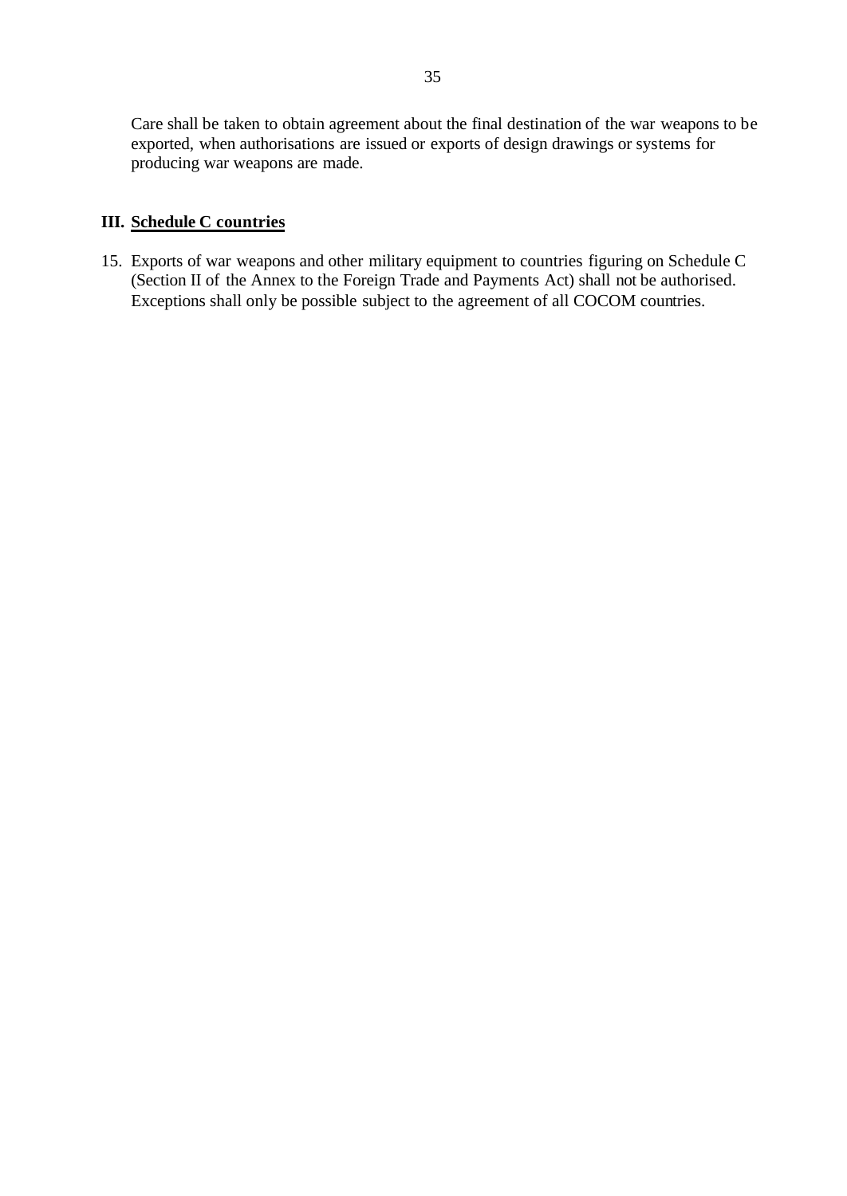Care shall be taken to obtain agreement about the final destination of the war weapons to be exported, when authorisations are issued or exports of design drawings or systems for producing war weapons are made.

### III. Schedule C countries

15. Exports of war weapons and other military equipment to countries figuring on Schedule C (Section II of the Annex to the Foreign Trade and Payments Act) shall not be authorised. Exceptions shall only be possible subject to the agreement of all COCOM countries.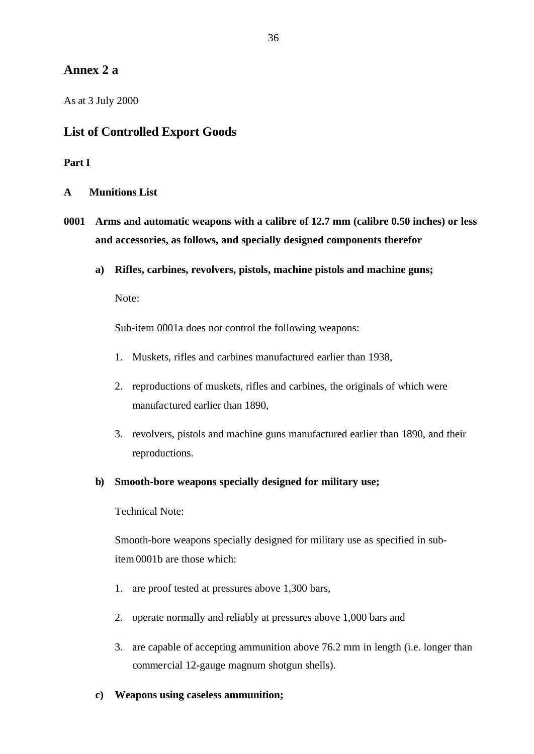## Annex 2 a

As at 3 July 2000

## List of Controlled Export Goods

**Part I**

**A Munitions List**

**0001 Arms and automatic weapons with a calibre of 12.7 mm (calibre 0.50 inches) or less and accessories, as follows, and specially designed components therefor**

**a) Rifles, carbines, revolvers, pistols, machine pistols and machine guns;**

Note:

Sub-item 0001a does not control the following weapons:

1. Muskets, rifles and carbines manufactured earlier than 1938,
2. reproductions of muskets, rifles and carbines, the originals of which were manufactured earlier than 1890,
3. revolvers, pistols and machine guns manufactured earlier than 1890, and their reproductions.

**b) Smooth-bore weapons specially designed for military use;**

Technical Note:

Smooth-bore weapons specially designed for military use as specified in sub-item 0001b are those which:

1. are proof tested at pressures above 1,300 bars,
2. operate normally and reliably at pressures above 1,000 bars and
3. are capable of accepting ammunition above 76.2 mm in length (i.e. longer than commercial 12-gauge magnum shotgun shells).

**c) Weapons using caseless ammunition;**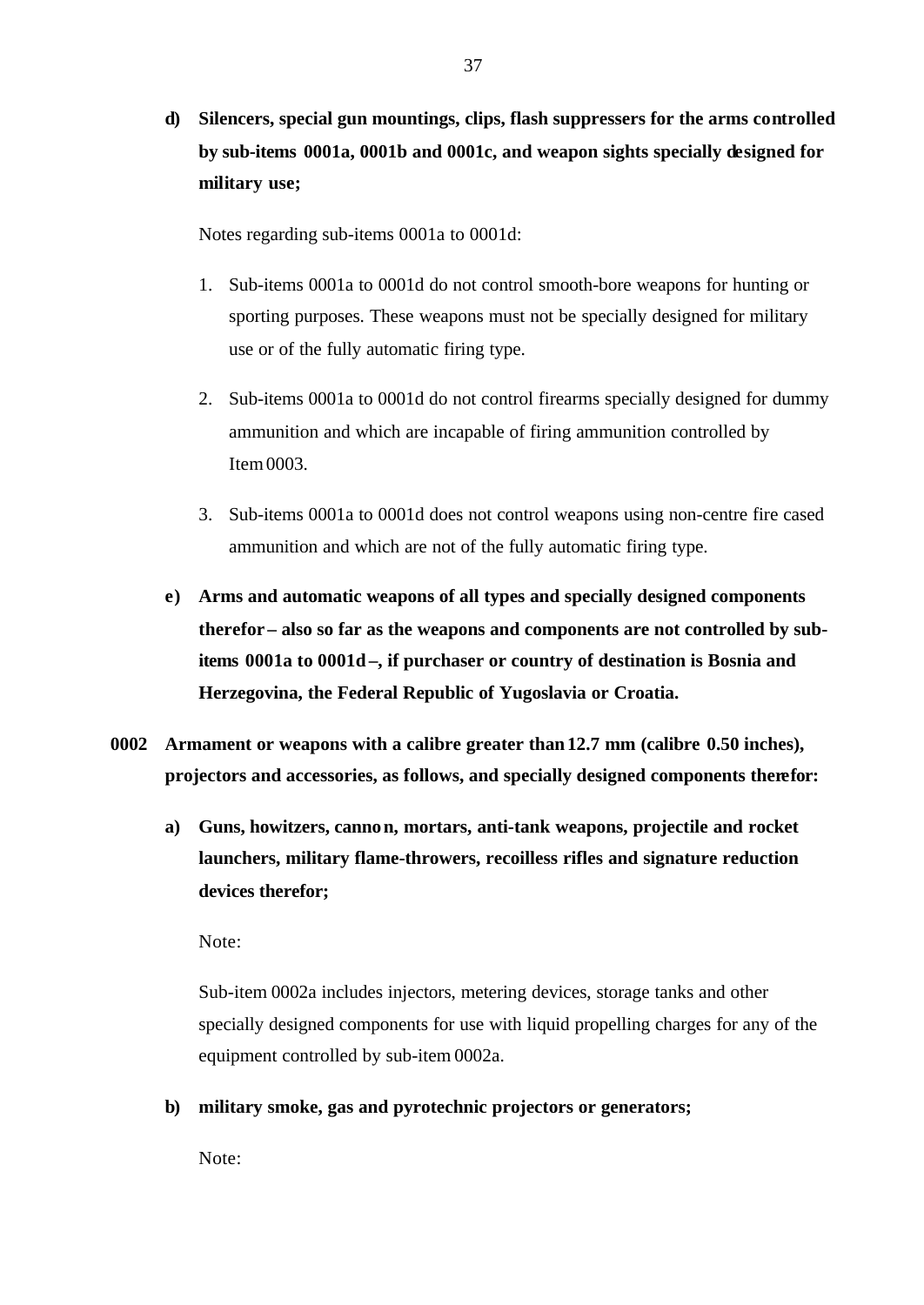**d) Silencers, special gun mountings, clips, flash suppressers for the arms controlled by sub-items 0001a, 0001b and 0001c, and weapon sights specially designed for military use;**

Notes regarding sub-items 0001a to 0001d:

1. Sub-items 0001a to 0001d do not control smooth-bore weapons for hunting or sporting purposes. These weapons must not be specially designed for military use or of the fully automatic firing type.

2. Sub-items 0001a to 0001d do not control firearms specially designed for dummy ammunition and which are incapable of firing ammunition controlled by Item 0003.

3. Sub-items 0001a to 0001d does not control weapons using non-centre fire cased ammunition and which are not of the fully automatic firing type.

**e) Arms and automatic weapons of all types and specially designed components therefor – also so far as the weapons and components are not controlled by sub-items 0001a to 0001d –, if purchaser or country of destination is Bosnia and Herzegovina, the Federal Republic of Yugoslavia or Croatia.**

**0002 Armament or weapons with a calibre greater than 12.7 mm (calibre 0.50 inches), projectors and accessories, as follows, and specially designed components therefor:**

**a) Guns, howitzers, cannon, mortars, anti-tank weapons, projectile and rocket launchers, military flame-throwers, recoilless rifles and signature reduction devices therefor;**

Note:

Sub-item 0002a includes injectors, metering devices, storage tanks and other specially designed components for use with liquid propelling charges for any of the equipment controlled by sub-item 0002a.

**b) military smoke, gas and pyrotechnic projectors or generators;**

Note: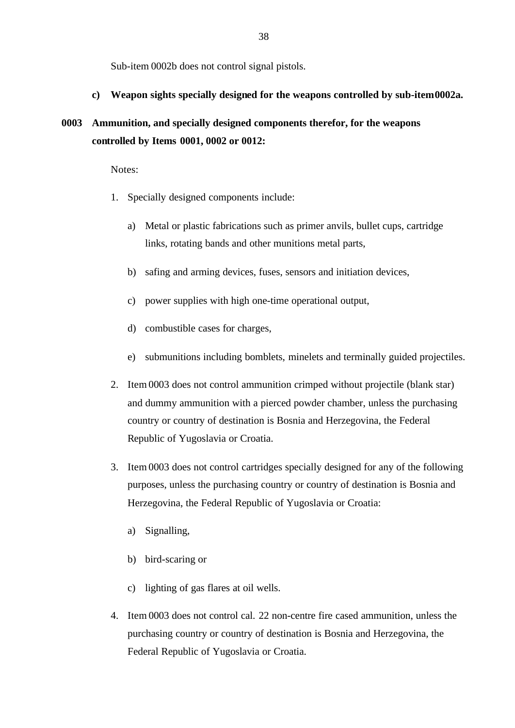Sub-item 0002b does not control signal pistols.

**c) Weapon sights specially designed for the weapons controlled by sub-item 0002a.**

**0003 Ammunition, and specially designed components therefor, for the weapons controlled by Items 0001, 0002 or 0012:**

Notes:

1. Specially designed components include:

   a) Metal or plastic fabrications such as primer anvils, bullet cups, cartridge links, rotating bands and other munitions metal parts,

   b) safing and arming devices, fuses, sensors and initiation devices,

   c) power supplies with high one-time operational output,

   d) combustible cases for charges,

   e) submunitions including bomblets, minelets and terminally guided projectiles.

2. Item 0003 does not control ammunition crimped without projectile (blank star) and dummy ammunition with a pierced powder chamber, unless the purchasing country or country of destination is Bosnia and Herzegovina, the Federal Republic of Yugoslavia or Croatia.

3. Item 0003 does not control cartridges specially designed for any of the following purposes, unless the purchasing country or country of destination is Bosnia and Herzegovina, the Federal Republic of Yugoslavia or Croatia:

   a) Signalling,

   b) bird-scaring or

   c) lighting of gas flares at oil wells.

4. Item 0003 does not control cal. 22 non-centre fire cased ammunition, unless the purchasing country or country of destination is Bosnia and Herzegovina, the Federal Republic of Yugoslavia or Croatia.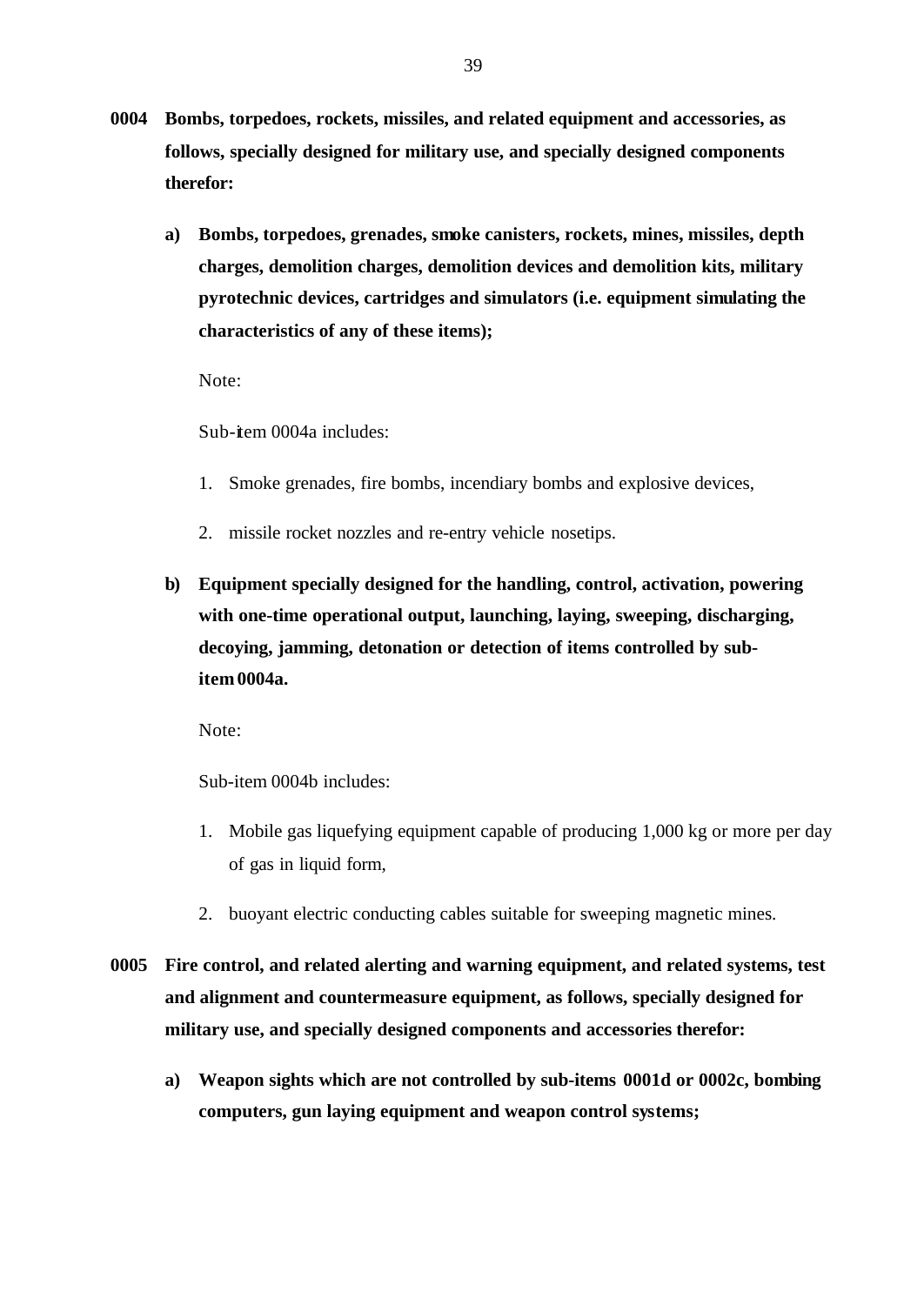**0004 Bombs, torpedoes, rockets, missiles, and related equipment and accessories, as follows, specially designed for military use, and specially designed components therefor:**

**a) Bombs, torpedoes, grenades, smoke canisters, rockets, mines, missiles, depth charges, demolition charges, demolition devices and demolition kits, military pyrotechnic devices, cartridges and simulators (i.e. equipment simulating the characteristics of any of these items);**

Note:

Sub-item 0004a includes:

1. Smoke grenades, fire bombs, incendiary bombs and explosive devices,
2. missile rocket nozzles and re-entry vehicle nosetips.

**b) Equipment specially designed for the handling, control, activation, powering with one-time operational output, launching, laying, sweeping, discharging, decoying, jamming, detonation or detection of items controlled by sub-item 0004a.**

Note:

Sub-item 0004b includes:

1. Mobile gas liquefying equipment capable of producing 1,000 kg or more per day of gas in liquid form,
2. buoyant electric conducting cables suitable for sweeping magnetic mines.

**0005 Fire control, and related alerting and warning equipment, and related systems, test and alignment and countermeasure equipment, as follows, specially designed for military use, and specially designed components and accessories therefor:**

**a) Weapon sights which are not controlled by sub-items 0001d or 0002c, bombing computers, gun laying equipment and weapon control systems;**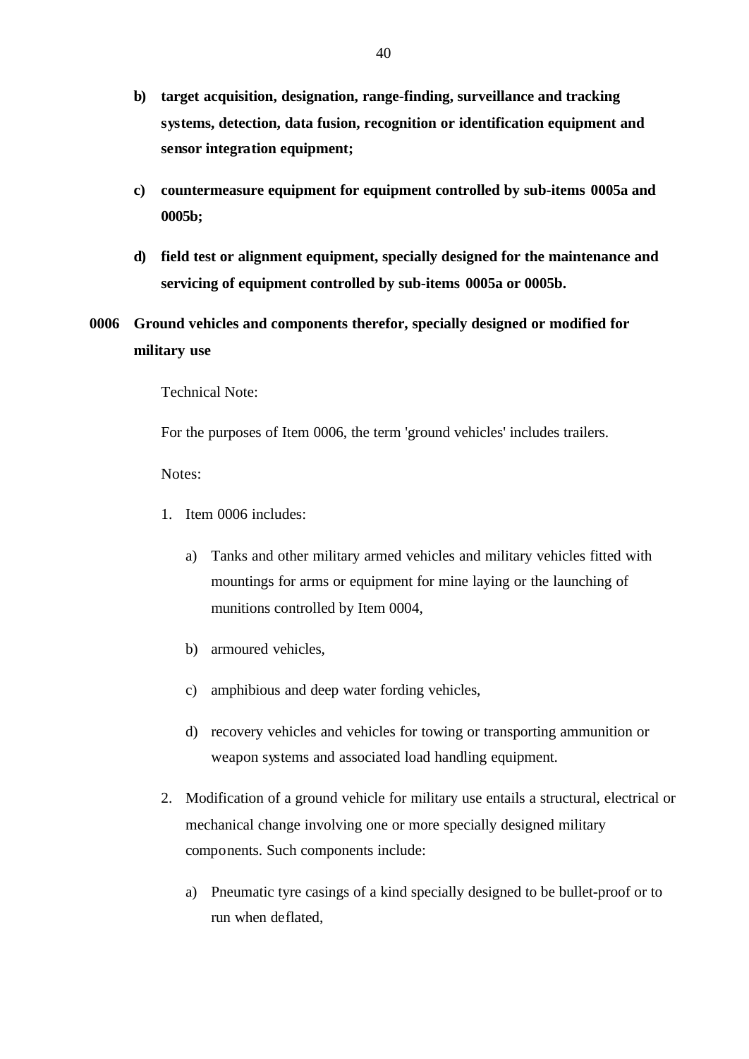**b) target acquisition, designation, range-finding, surveillance and tracking systems, detection, data fusion, recognition or identification equipment and sensor integration equipment;**

**c) countermeasure equipment for equipment controlled by sub-items 0005a and 0005b;**

**d) field test or alignment equipment, specially designed for the maintenance and servicing of equipment controlled by sub-items 0005a or 0005b.**

**0006 Ground vehicles and components therefor, specially designed or modified for military use**

Technical Note:

For the purposes of Item 0006, the term 'ground vehicles' includes trailers.

Notes:

1. Item 0006 includes:

   a) Tanks and other military armed vehicles and military vehicles fitted with mountings for arms or equipment for mine laying or the launching of munitions controlled by Item 0004,

   b) armoured vehicles,

   c) amphibious and deep water fording vehicles,

   d) recovery vehicles and vehicles for towing or transporting ammunition or weapon systems and associated load handling equipment.

2. Modification of a ground vehicle for military use entails a structural, electrical or mechanical change involving one or more specially designed military components. Such components include:

   a) Pneumatic tyre casings of a kind specially designed to be bullet-proof or to run when deflated,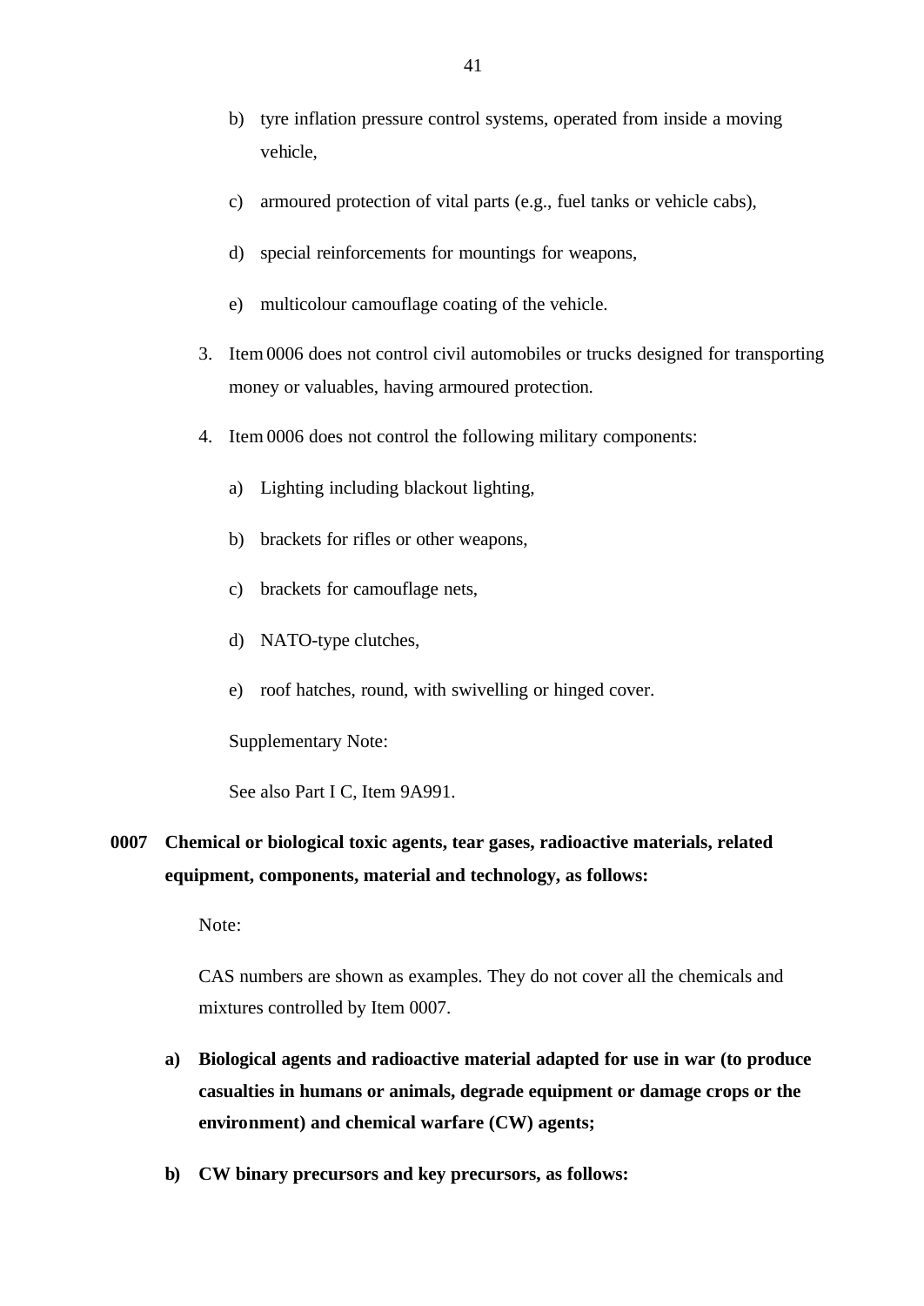b) tyre inflation pressure control systems, operated from inside a moving vehicle,

c) armoured protection of vital parts (e.g., fuel tanks or vehicle cabs),

d) special reinforcements for mountings for weapons,

e) multicolour camouflage coating of the vehicle.

3. Item 0006 does not control civil automobiles or trucks designed for transporting money or valuables, having armoured protection.

4. Item 0006 does not control the following military components:

   a) Lighting including blackout lighting,

   b) brackets for rifles or other weapons,

   c) brackets for camouflage nets,

   d) NATO-type clutches,

   e) roof hatches, round, with swivelling or hinged cover.

   Supplementary Note:

   See also Part I C, Item 9A991.

**0007 Chemical or biological toxic agents, tear gases, radioactive materials, related equipment, components, material and technology, as follows:**

Note:

CAS numbers are shown as examples. They do not cover all the chemicals and mixtures controlled by Item 0007.

**a) Biological agents and radioactive material adapted for use in war (to produce casualties in humans or animals, degrade equipment or damage crops or the environment) and chemical warfare (CW) agents;**

**b) CW binary precursors and key precursors, as follows:**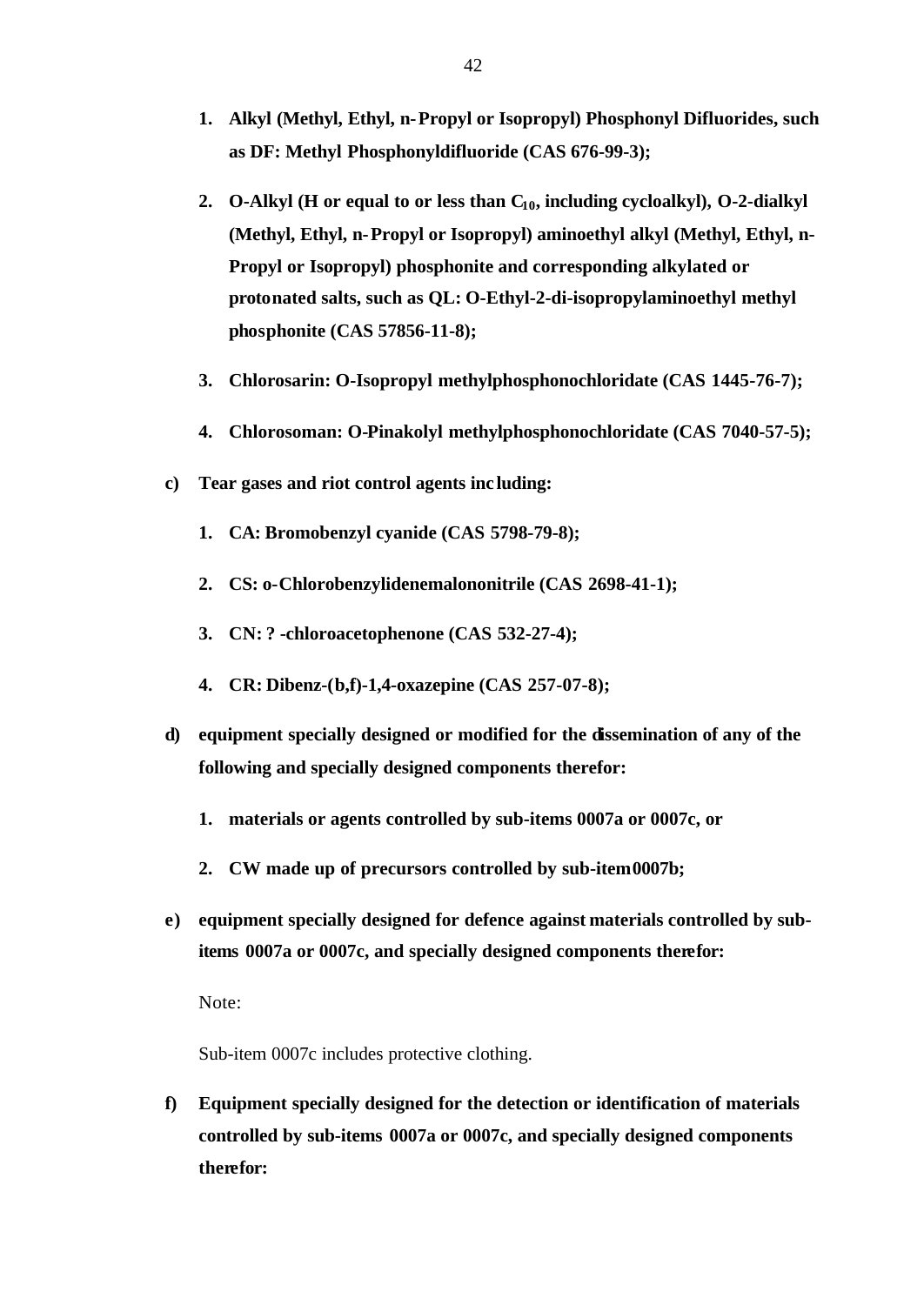1. **Alkyl (Methyl, Ethyl, n-Propyl or Isopropyl) Phosphonyl Difluorides, such as DF: Methyl Phosphonyldifluoride (CAS 676-99-3);**

2. **O-Alkyl (H or equal to or less than $C_{10}$, including cycloalkyl), O-2-dialkyl (Methyl, Ethyl, n-Propyl or Isopropyl) aminoethyl alkyl (Methyl, Ethyl, n-Propyl or Isopropyl) phosphonite and corresponding alkylated or protonated salts, such as QL: O-Ethyl-2-di-isopropylaminoethyl methyl phosphonite (CAS 57856-11-8);**

3. **Chlorosarin: O-Isopropyl methylphosphonochloridate (CAS 1445-76-7);**

4. **Chlorosoman: O-Pinakolyl methylphosphonochloridate (CAS 7040-57-5);**

**c) Tear gases and riot control agents including:**

1. **CA: Bromobenzyl cyanide (CAS 5798-79-8);**

2. **CS: o-Chlorobenzylidenemalononitrile (CAS 2698-41-1);**

3. **CN: ? -chloroacetophenone (CAS 532-27-4);**

4. **CR: Dibenz-(b,f)-1,4-oxazepine (CAS 257-07-8);**

**d) equipment specially designed or modified for the dissemination of any of the following and specially designed components therefor:**

1. **materials or agents controlled by sub-items 0007a or 0007c, or**

2. **CW made up of precursors controlled by sub-item 0007b;**

**e) equipment specially designed for defence against materials controlled by sub-items 0007a or 0007c, and specially designed components therefor:**

Note:

Sub-item 0007c includes protective clothing.

**f) Equipment specially designed for the detection or identification of materials controlled by sub-items 0007a or 0007c, and specially designed components therefor:**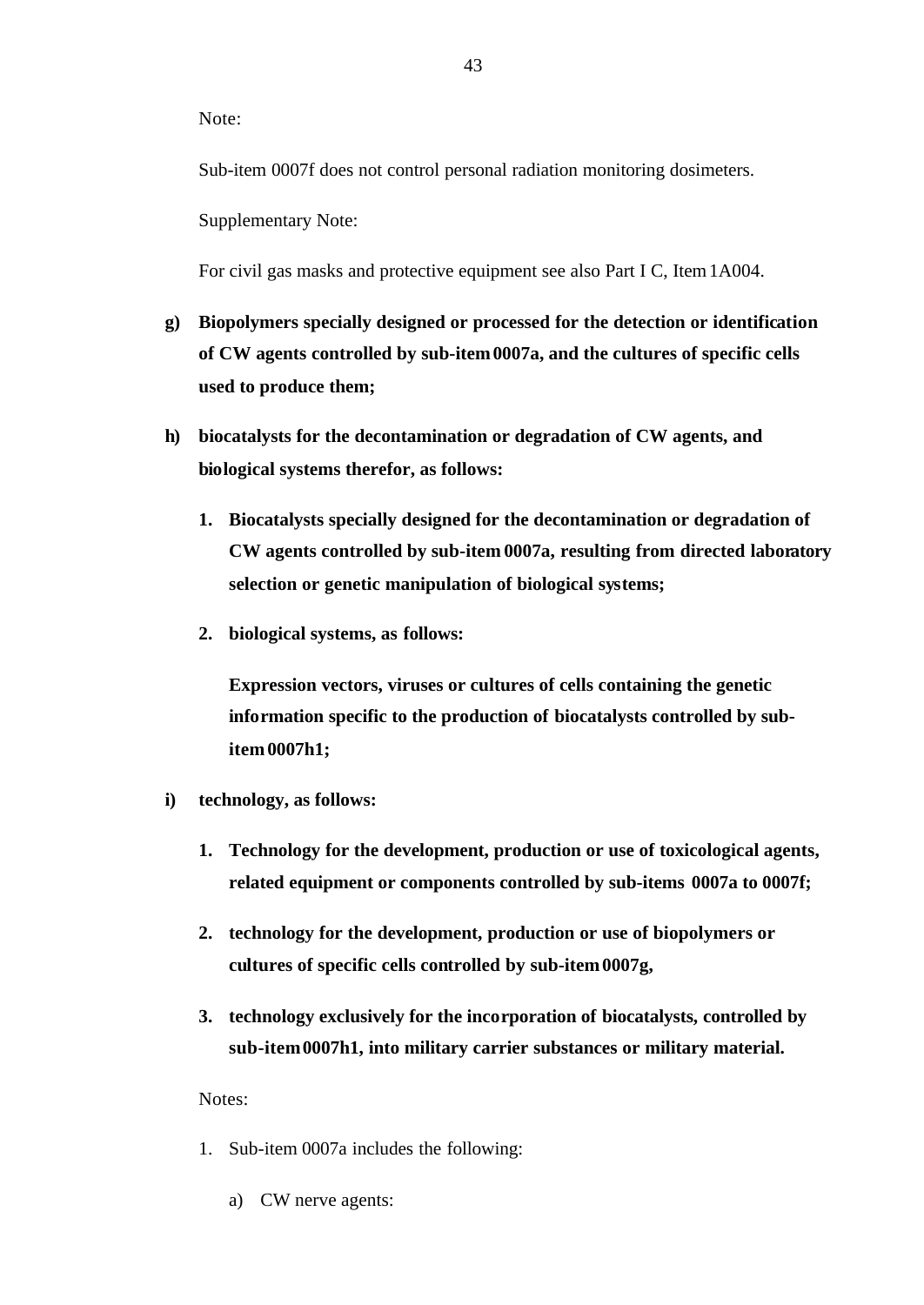Note:

Sub-item 0007f does not control personal radiation monitoring dosimeters.

Supplementary Note:

For civil gas masks and protective equipment see also Part I C, Item 1A004.

**g) Biopolymers specially designed or processed for the detection or identification of CW agents controlled by sub-item 0007a, and the cultures of specific cells used to produce them;**

**h) biocatalysts for the decontamination or degradation of CW agents, and biological systems therefor, as follows:**

**1. Biocatalysts specially designed for the decontamination or degradation of CW agents controlled by sub-item 0007a, resulting from directed laboratory selection or genetic manipulation of biological systems;**

**2. biological systems, as follows:**

**Expression vectors, viruses or cultures of cells containing the genetic information specific to the production of biocatalysts controlled by sub-item 0007h1;**

**i) technology, as follows:**

**1. Technology for the development, production or use of toxicological agents, related equipment or components controlled by sub-items 0007a to 0007f;**

**2. technology for the development, production or use of biopolymers or cultures of specific cells controlled by sub-item 0007g,**

**3. technology exclusively for the incorporation of biocatalysts, controlled by sub-item 0007h1, into military carrier substances or military material.**

Notes:

1. Sub-item 0007a includes the following:

   a) CW nerve agents: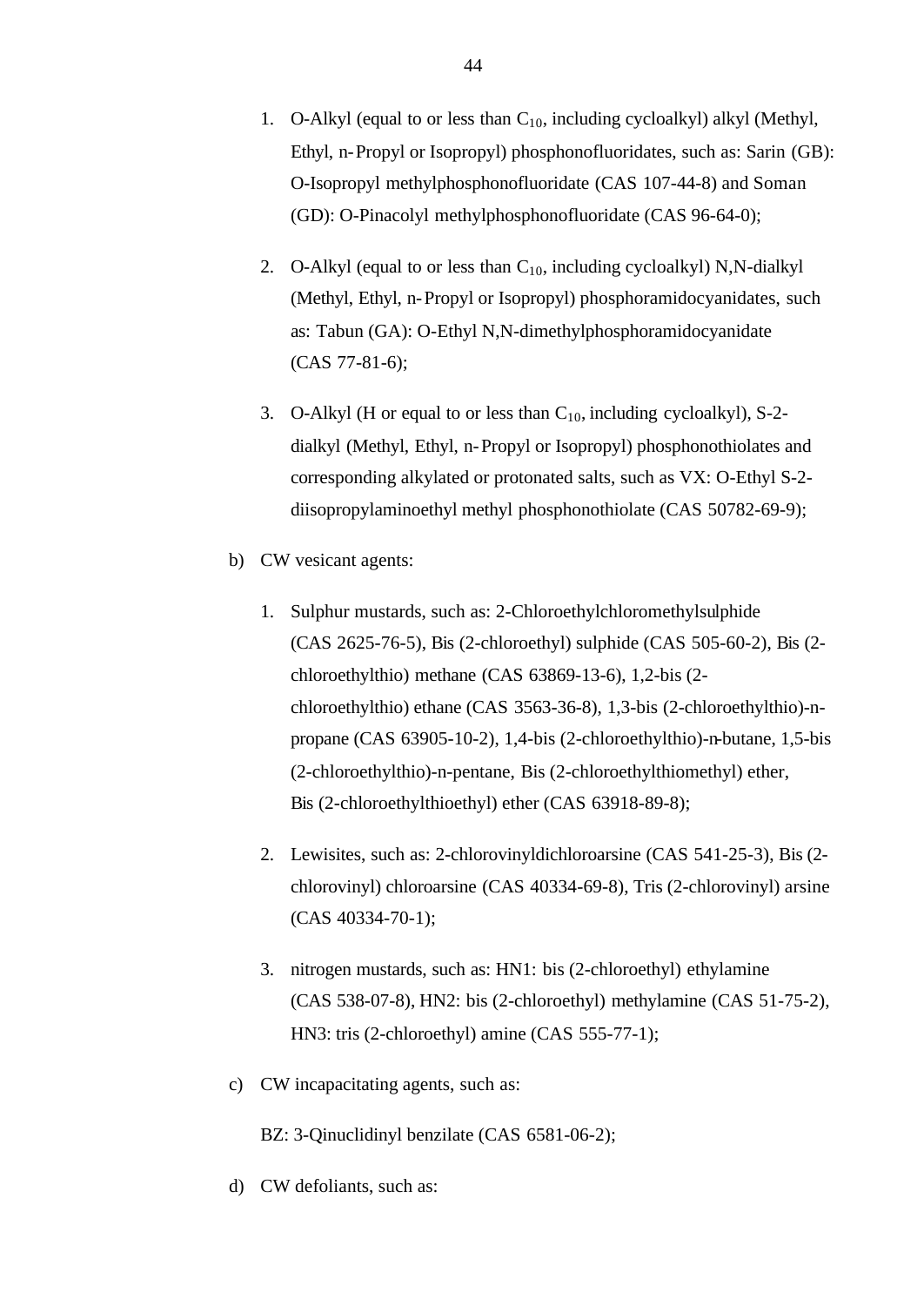1. O-Alkyl (equal to or less than $C_{10}$, including cycloalkyl) alkyl (Methyl, Ethyl, n-Propyl or Isopropyl) phosphonofluoridates, such as: Sarin (GB): O-Isopropyl methylphosphonofluoridate (CAS 107-44-8) and Soman (GD): O-Pinacolyl methylphosphonofluoridate (CAS 96-64-0);

2. O-Alkyl (equal to or less than $C_{10}$, including cycloalkyl) N,N-dialkyl (Methyl, Ethyl, n-Propyl or Isopropyl) phosphoramidocyanidates, such as: Tabun (GA): O-Ethyl N,N-dimethylphosphoramidocyanidate (CAS 77-81-6);

3. O-Alkyl (H or equal to or less than $C_{10}$, including cycloalkyl), S-2-dialkyl (Methyl, Ethyl, n-Propyl or Isopropyl) phosphonothiolates and corresponding alkylated or protonated salts, such as VX: O-Ethyl S-2-diisopropylaminoethyl methyl phosphonothiolate (CAS 50782-69-9);

b) CW vesicant agents:

1. Sulphur mustards, such as: 2-Chloroethylchloromethylsulphide (CAS 2625-76-5), Bis (2-chloroethyl) sulphide (CAS 505-60-2), Bis (2-chloroethylthio) methane (CAS 63869-13-6), 1,2-bis (2-chloroethylthio) ethane (CAS 3563-36-8), 1,3-bis (2-chloroethylthio)-n-propane (CAS 63905-10-2), 1,4-bis (2-chloroethylthio)-n-butane, 1,5-bis (2-chloroethylthio)-n-pentane, Bis (2-chloroethylthiomethyl) ether, Bis (2-chloroethylthioethyl) ether (CAS 63918-89-8);

2. Lewisites, such as: 2-chlorovinyldichloroarsine (CAS 541-25-3), Bis (2-chlorovinyl) chloroarsine (CAS 40334-69-8), Tris (2-chlorovinyl) arsine (CAS 40334-70-1);

3. nitrogen mustards, such as: HN1: bis (2-chloroethyl) ethylamine (CAS 538-07-8), HN2: bis (2-chloroethyl) methylamine (CAS 51-75-2), HN3: tris (2-chloroethyl) amine (CAS 555-77-1);

c) CW incapacitating agents, such as:

BZ: 3-Qinuclidinyl benzilate (CAS 6581-06-2);

d) CW defoliants, such as: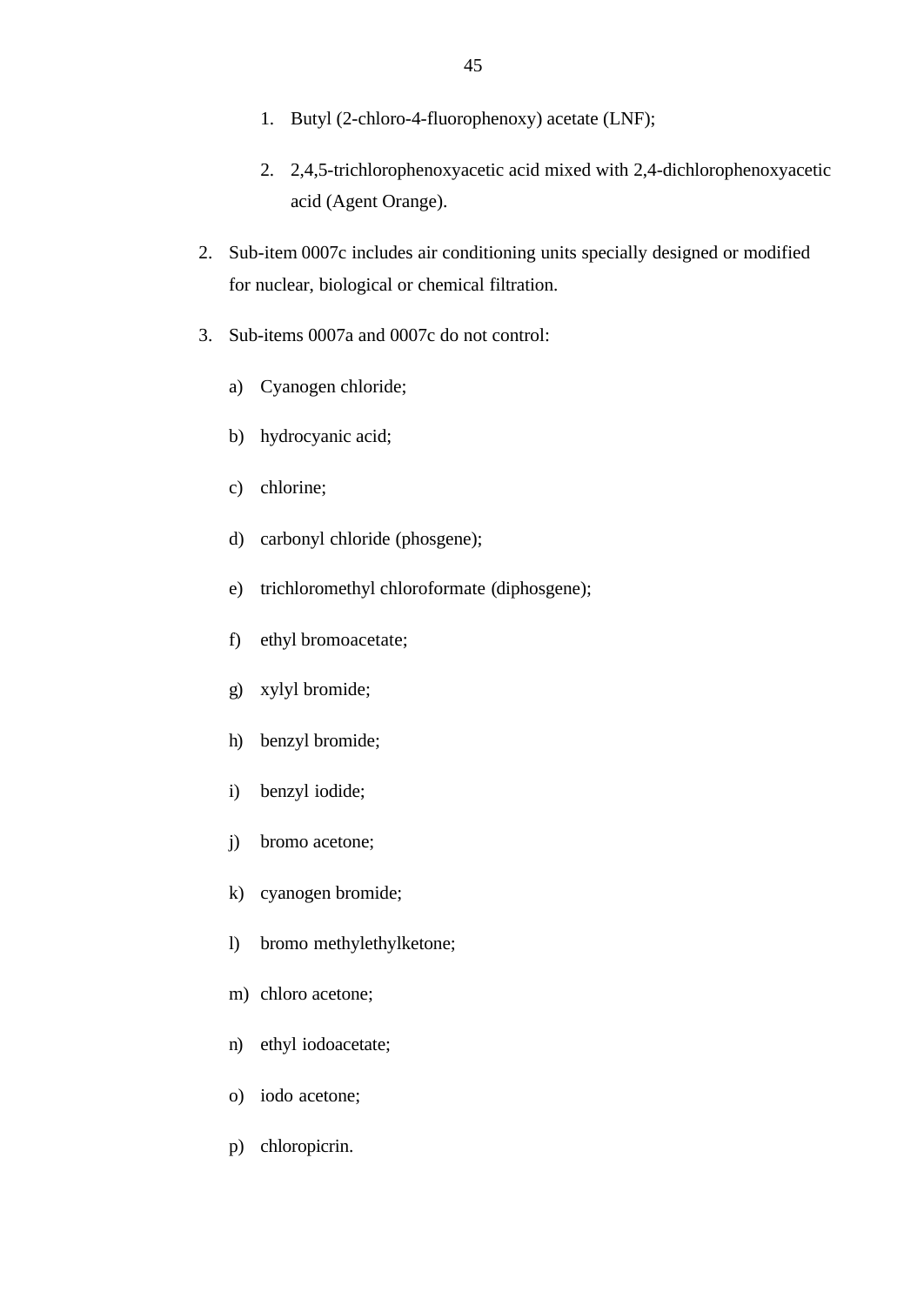1. Butyl (2-chloro-4-fluorophenoxy) acetate (LNF);

2. 2,4,5-trichlorophenoxyacetic acid mixed with 2,4-dichlorophenoxyacetic acid (Agent Orange).

2. Sub-item 0007c includes air conditioning units specially designed or modified for nuclear, biological or chemical filtration.

3. Sub-items 0007a and 0007c do not control:

   a) Cyanogen chloride;

   b) hydrocyanic acid;

   c) chlorine;

   d) carbonyl chloride (phosgene);

   e) trichloromethyl chloroformate (diphosgene);

   f) ethyl bromoacetate;

   g) xylyl bromide;

   h) benzyl bromide;

   i) benzyl iodide;

   j) bromo acetone;

   k) cyanogen bromide;

   l) bromo methylethylketone;

   m) chloro acetone;

   n) ethyl iodoacetate;

   o) iodo acetone;

   p) chloropicrin.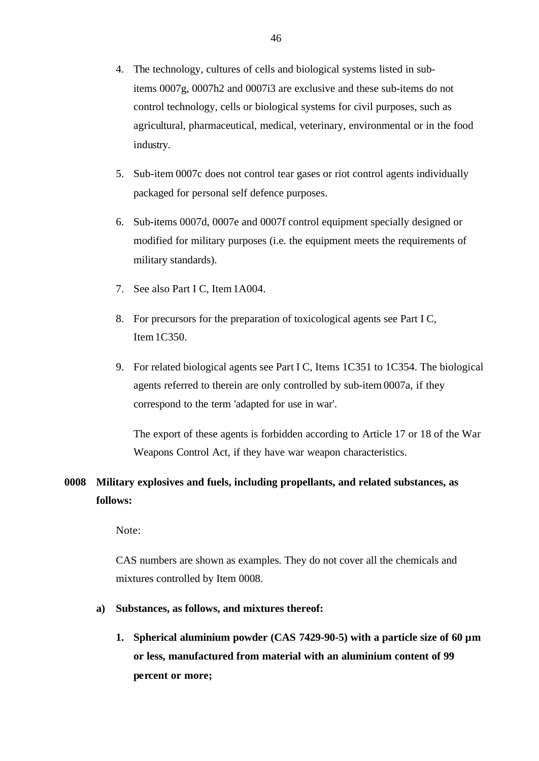4. The technology, cultures of cells and biological systems listed in sub-items 0007g, 0007h2 and 0007i3 are exclusive and these sub-items do not control technology, cells or biological systems for civil purposes, such as agricultural, pharmaceutical, medical, veterinary, environmental or in the food industry.

5. Sub-item 0007c does not control tear gases or riot control agents individually packaged for personal self defence purposes.

6. Sub-items 0007d, 0007e and 0007f control equipment specially designed or modified for military purposes (i.e. the equipment meets the requirements of military standards).

7. See also Part I C, Item 1A004.

8. For precursors for the preparation of toxicological agents see Part I C, Item 1C350.

9. For related biological agents see Part I C, Items 1C351 to 1C354. The biological agents referred to therein are only controlled by sub-item 0007a, if they correspond to the term 'adapted for use in war'.

   The export of these agents is forbidden according to Article 17 or 18 of the War Weapons Control Act, if they have war weapon characteristics.

**0008 Military explosives and fuels, including propellants, and related substances, as follows:**

Note:

CAS numbers are shown as examples. They do not cover all the chemicals and mixtures controlled by Item 0008.

**a) Substances, as follows, and mixtures thereof:**

**1. Spherical aluminium powder (CAS 7429-90-5) with a particle size of 60 µm or less, manufactured from material with an aluminium content of 99 percent or more;**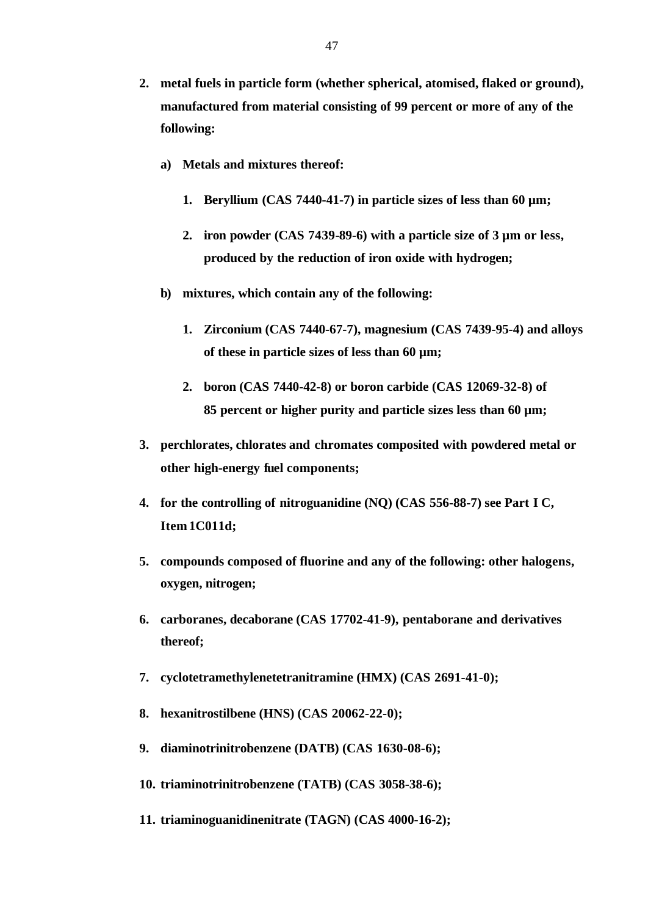2. **metal fuels in particle form (whether spherical, atomised, flaked or ground), manufactured from material consisting of 99 percent or more of any of the following:**

   a) **Metals and mixtures thereof:**

      1. **Beryllium (CAS 7440-41-7) in particle sizes of less than 60 µm;**

      2. **iron powder (CAS 7439-89-6) with a particle size of 3 µm or less, produced by the reduction of iron oxide with hydrogen;**

   b) **mixtures, which contain any of the following:**

      1. **Zirconium (CAS 7440-67-7), magnesium (CAS 7439-95-4) and alloys of these in particle sizes of less than 60 µm;**

      2. **boron (CAS 7440-42-8) or boron carbide (CAS 12069-32-8) of 85 percent or higher purity and particle sizes less than 60 µm;**

3. **perchlorates, chlorates and chromates composited with powdered metal or other high-energy fuel components;**

4. **for the controlling of nitroguanidine (NQ) (CAS 556-88-7) see Part I C, Item 1C011d;**

5. **compounds composed of fluorine and any of the following: other halogens, oxygen, nitrogen;**

6. **carboranes, decaborane (CAS 17702-41-9), pentaborane and derivatives thereof;**

7. **cyclotetramethylenetetranitramine (HMX) (CAS 2691-41-0);**

8. **hexanitrostilbene (HNS) (CAS 20062-22-0);**

9. **diaminotrinitrobenzene (DATB) (CAS 1630-08-6);**

10. **triaminotrinitrobenzene (TATB) (CAS 3058-38-6);**

11. **triaminoguanidinenitrate (TAGN) (CAS 4000-16-2);**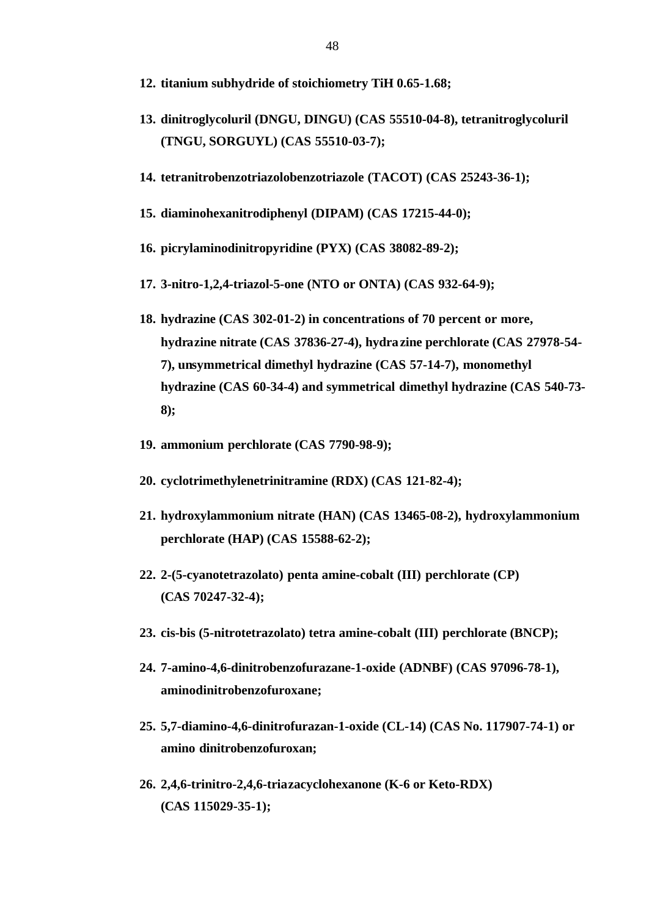12. **titanium subhydride of stoichiometry TiH 0.65-1.68;**

13. **dinitroglycoluril (DNGU, DINGU) (CAS 55510-04-8), tetranitroglycoluril (TNGU, SORGUYL) (CAS 55510-03-7);**

14. **tetranitrobenzotriazolobenzotriazole (TACOT) (CAS 25243-36-1);**

15. **diaminohexanitrodiphenyl (DIPAM) (CAS 17215-44-0);**

16. **picrylaminodinitropyridine (PYX) (CAS 38082-89-2);**

17. **3-nitro-1,2,4-triazol-5-one (NTO or ONTA) (CAS 932-64-9);**

18. **hydrazine (CAS 302-01-2) in concentrations of 70 percent or more, hydrazine nitrate (CAS 37836-27-4), hydrazine perchlorate (CAS 27978-54-7), unsymmetrical dimethyl hydrazine (CAS 57-14-7), monomethyl hydrazine (CAS 60-34-4) and symmetrical dimethyl hydrazine (CAS 540-73-8);**

19. **ammonium perchlorate (CAS 7790-98-9);**

20. **cyclotrimethylenetrinitramine (RDX) (CAS 121-82-4);**

21. **hydroxylammonium nitrate (HAN) (CAS 13465-08-2), hydroxylammonium perchlorate (HAP) (CAS 15588-62-2);**

22. **2-(5-cyanotetrazolato) penta amine-cobalt (III) perchlorate (CP) (CAS 70247-32-4);**

23. **cis-bis (5-nitrotetrazolato) tetra amine-cobalt (III) perchlorate (BNCP);**

24. **7-amino-4,6-dinitrobenzofurazane-1-oxide (ADNBF) (CAS 97096-78-1), aminodinitrobenzofuroxane;**

25. **5,7-diamino-4,6-dinitrofurazan-1-oxide (CL-14) (CAS No. 117907-74-1) or amino dinitrobenzofuroxan;**

26. **2,4,6-trinitro-2,4,6-triazacyclohexanone (K-6 or Keto-RDX) (CAS 115029-35-1);**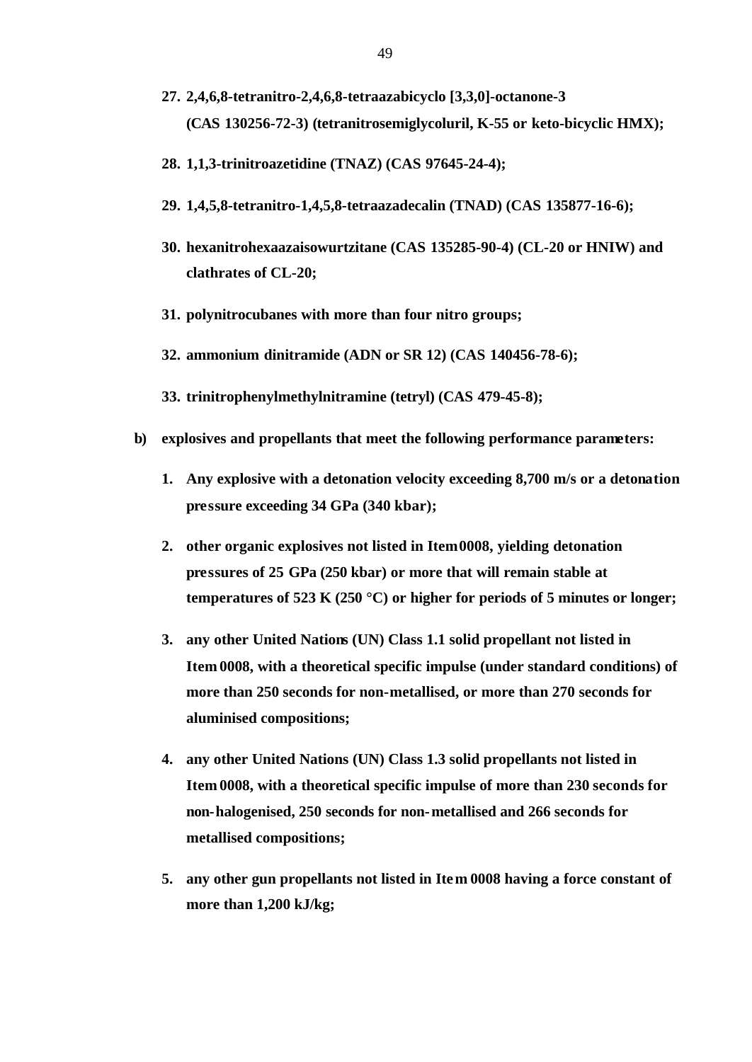27. **2,4,6,8-tetranitro-2,4,6,8-tetraazabicyclo [3,3,0]-octanone-3 (CAS 130256-72-3) (tetranitrosemiglycoluril, K-55 or keto-bicyclic HMX);**

28. **1,1,3-trinitroazetidine (TNAZ) (CAS 97645-24-4);**

29. **1,4,5,8-tetranitro-1,4,5,8-tetraazadecalin (TNAD) (CAS 135877-16-6);**

30. **hexanitrohexaazaisowurtzitane (CAS 135285-90-4) (CL-20 or HNIW) and clathrates of CL-20;**

31. **polynitrocubanes with more than four nitro groups;**

32. **ammonium dinitramide (ADN or SR 12) (CAS 140456-78-6);**

33. **trinitrophenylmethylnitramine (tetryl) (CAS 479-45-8);**

**b) explosives and propellants that meet the following performance parameters:**

1. **Any explosive with a detonation velocity exceeding 8,700 m/s or a detonation pressure exceeding 34 GPa (340 kbar);**

2. **other organic explosives not listed in Item 0008, yielding detonation pressures of 25 GPa (250 kbar) or more that will remain stable at temperatures of 523 K (250 °C) or higher for periods of 5 minutes or longer;**

3. **any other United Nations (UN) Class 1.1 solid propellant not listed in Item 0008, with a theoretical specific impulse (under standard conditions) of more than 250 seconds for non-metallised, or more than 270 seconds for aluminised compositions;**

4. **any other United Nations (UN) Class 1.3 solid propellants not listed in Item 0008, with a theoretical specific impulse of more than 230 seconds for non-halogenised, 250 seconds for non-metallised and 266 seconds for metallised compositions;**

5. **any other gun propellants not listed in Item 0008 having a force constant of more than 1,200 kJ/kg;**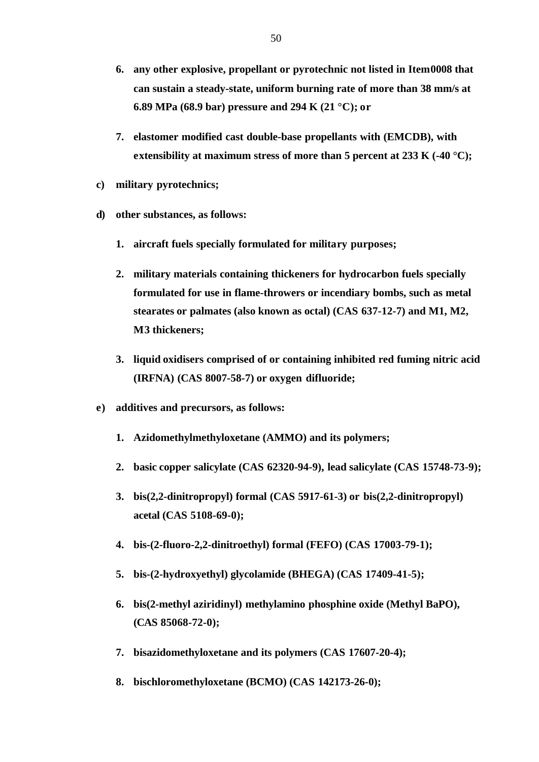6. **any other explosive, propellant or pyrotechnic not listed in Item0008 that can sustain a steady-state, uniform burning rate of more than 38 mm/s at 6.89 MPa (68.9 bar) pressure and 294 K (21 °C); or**

7. **elastomer modified cast double-base propellants with (EMCDB), with extensibility at maximum stress of more than 5 percent at 233 K (-40 °C);**

c) **military pyrotechnics;**

d) **other substances, as follows:**

1. **aircraft fuels specially formulated for military purposes;**

2. **military materials containing thickeners for hydrocarbon fuels specially formulated for use in flame-throwers or incendiary bombs, such as metal stearates or palmates (also known as octal) (CAS 637-12-7) and M1, M2, M3 thickeners;**

3. **liquid oxidisers comprised of or containing inhibited red fuming nitric acid (IRFNA) (CAS 8007-58-7) or oxygen difluoride;**

e) **additives and precursors, as follows:**

1. **Azidomethylmethyloxetane (AMMO) and its polymers;**

2. **basic copper salicylate (CAS 62320-94-9), lead salicylate (CAS 15748-73-9);**

3. **bis(2,2-dinitropropyl) formal (CAS 5917-61-3) or bis(2,2-dinitropropyl) acetal (CAS 5108-69-0);**

4. **bis-(2-fluoro-2,2-dinitroethyl) formal (FEFO) (CAS 17003-79-1);**

5. **bis-(2-hydroxyethyl) glycolamide (BHEGA) (CAS 17409-41-5);**

6. **bis(2-methyl aziridinyl) methylamino phosphine oxide (Methyl BaPO), (CAS 85068-72-0);**

7. **bisazidomethyloxetane and its polymers (CAS 17607-20-4);**

8. **bischloromethyloxetane (BCMO) (CAS 142173-26-0);**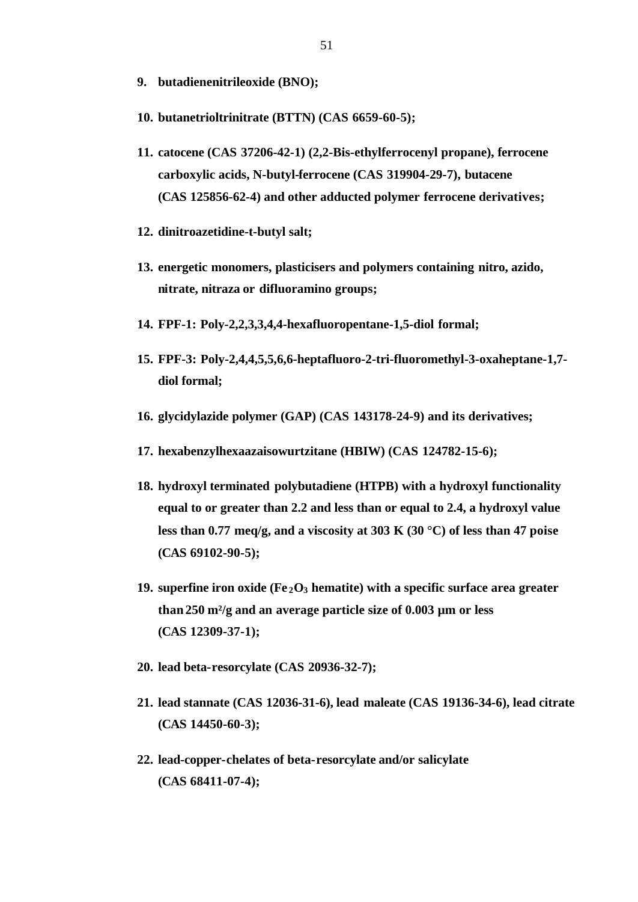9. **butadienenitrileoxide (BNO);**

10. **butanetrioltrinitrate (BTTN) (CAS 6659-60-5);**

11. **catocene (CAS 37206-42-1) (2,2-Bis-ethylferrocenyl propane), ferrocene carboxylic acids, N-butyl-ferrocene (CAS 319904-29-7), butacene (CAS 125856-62-4) and other adducted polymer ferrocene derivatives;**

12. **dinitroazetidine-t-butyl salt;**

13. **energetic monomers, plasticisers and polymers containing nitro, azido, nitrate, nitraza or difluoramino groups;**

14. **FPF-1: Poly-2,2,3,3,4,4-hexafluoropentane-1,5-diol formal;**

15. **FPF-3: Poly-2,4,4,5,5,6,6-heptafluoro-2-tri-fluoromethyl-3-oxaheptane-1,7-diol formal;**

16. **glycidylazide polymer (GAP) (CAS 143178-24-9) and its derivatives;**

17. **hexabenzylhexaazaisowurtzitane (HBIW) (CAS 124782-15-6);**

18. **hydroxyl terminated polybutadiene (HTPB) with a hydroxyl functionality equal to or greater than 2.2 and less than or equal to 2.4, a hydroxyl value less than 0.77 meq/g, and a viscosity at 303 K (30 °C) of less than 47 poise (CAS 69102-90-5);**

19. **superfine iron oxide ($Fe_2O_3$ hematite) with a specific surface area greater than 250 m²/g and an average particle size of 0.003 µm or less (CAS 12309-37-1);**

20. **lead beta-resorcylate (CAS 20936-32-7);**

21. **lead stannate (CAS 12036-31-6), lead maleate (CAS 19136-34-6), lead citrate (CAS 14450-60-3);**

22. **lead-copper-chelates of beta-resorcylate and/or salicylate (CAS 68411-07-4);**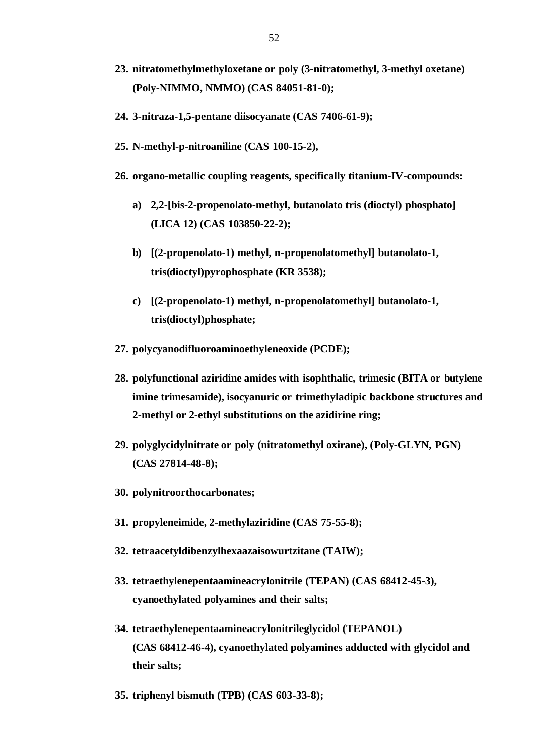23. **nitratomethylmethyloxetane or poly (3-nitratomethyl, 3-methyl oxetane) (Poly-NIMMO, NMMO) (CAS 84051-81-0);**

24. **3-nitraza-1,5-pentane diisocyanate (CAS 7406-61-9);**

25. **N-methyl-p-nitroaniline (CAS 100-15-2),**

26. **organo-metallic coupling reagents, specifically titanium-IV-compounds:**

    a) **2,2-[bis-2-propenolato-methyl, butanolato tris (dioctyl) phosphato] (LICA 12) (CAS 103850-22-2);**

    b) **[(2-propenolato-1) methyl, n-propenolatomethyl] butanolato-1, tris(dioctyl)pyrophosphate (KR 3538);**

    c) **[(2-propenolato-1) methyl, n-propenolatomethyl] butanolato-1, tris(dioctyl)phosphate;**

27. **polycyanodifluoroaminoethyleneoxide (PCDE);**

28. **polyfunctional aziridine amides with isophthalic, trimesic (BITA or butylene imine trimesamide), isocyanuric or trimethyladipic backbone structures and 2-methyl or 2-ethyl substitutions on the azidirine ring;**

29. **polyglycidylnitrate or poly (nitratomethyl oxirane), (Poly-GLYN, PGN) (CAS 27814-48-8);**

30. **polynitroorthocarbonates;**

31. **propyleneimide, 2-methylaziridine (CAS 75-55-8);**

32. **tetraacetyldibenzylhexaazaisowurtzitane (TAIW);**

33. **tetraethylenepentaamineacrylonitrile (TEPAN) (CAS 68412-45-3), cyanoethylated polyamines and their salts;**

34. **tetraethylenepentaamineacrylonitrileglycidol (TEPANOL) (CAS 68412-46-4), cyanoethylated polyamines adducted with glycidol and their salts;**

35. **triphenyl bismuth (TPB) (CAS 603-33-8);**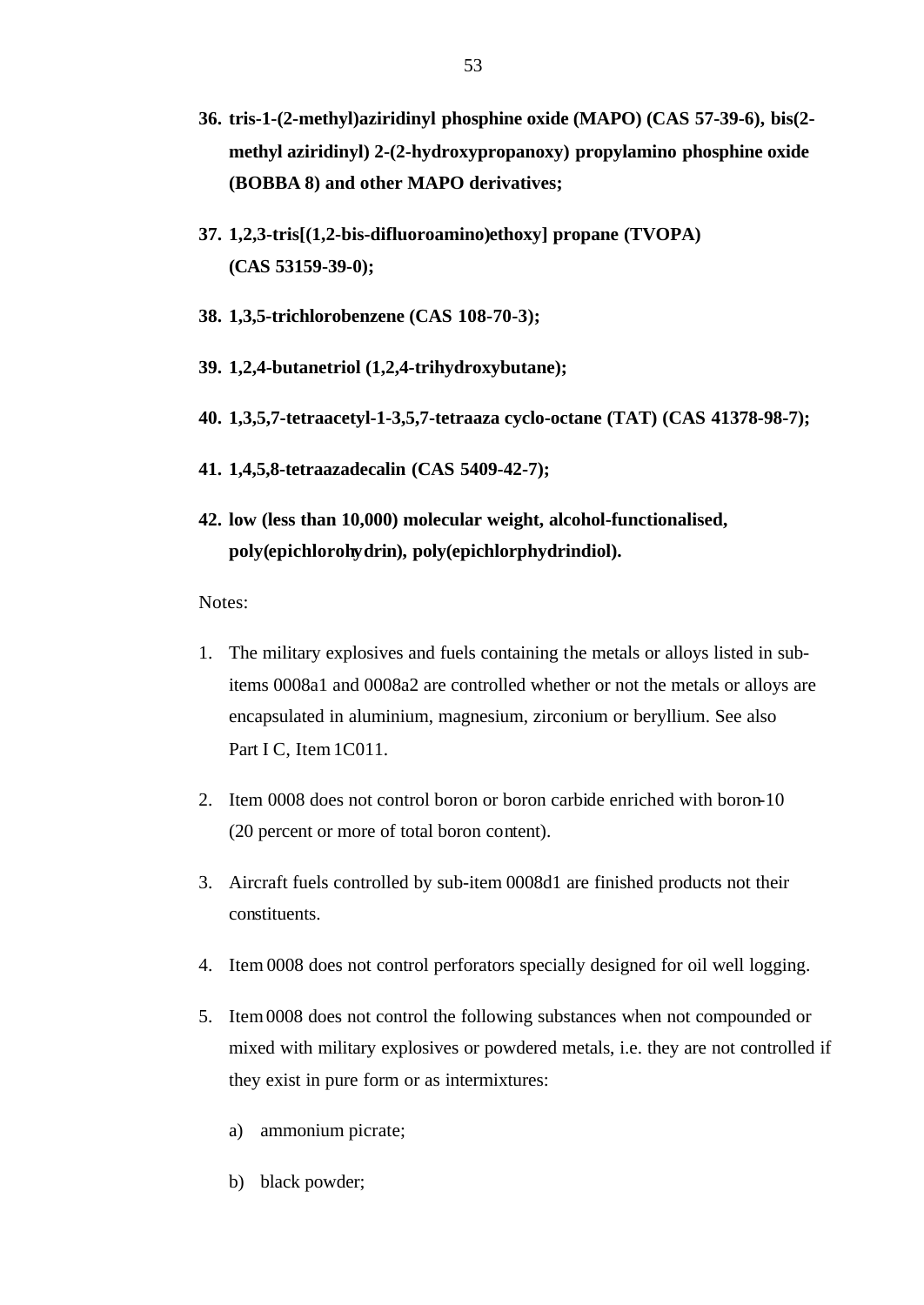36. **tris-1-(2-methyl)aziridinyl phosphine oxide (MAPO) (CAS 57-39-6), bis(2-methyl aziridinyl) 2-(2-hydroxypropanoxy) propylamino phosphine oxide (BOBBA 8) and other MAPO derivatives;**

37. **1,2,3-tris[(1,2-bis-difluoroamino)ethoxy] propane (TVOPA) (CAS 53159-39-0);**

38. **1,3,5-trichlorobenzene (CAS 108-70-3);**

39. **1,2,4-butanetriol (1,2,4-trihydroxybutane);**

40. **1,3,5,7-tetraacetyl-1-3,5,7-tetraaza cyclo-octane (TAT) (CAS 41378-98-7);**

41. **1,4,5,8-tetraazadecalin (CAS 5409-42-7);**

42. **low (less than 10,000) molecular weight, alcohol-functionalised, poly(epichlorohydrin), poly(epichlorphydrindiol).**

Notes:

1. The military explosives and fuels containing the metals or alloys listed in sub-items 0008a1 and 0008a2 are controlled whether or not the metals or alloys are encapsulated in aluminium, magnesium, zirconium or beryllium. See also Part I C, Item 1C011.

2. Item 0008 does not control boron or boron carbide enriched with boron-10 (20 percent or more of total boron content).

3. Aircraft fuels controlled by sub-item 0008d1 are finished products not their constituents.

4. Item 0008 does not control perforators specially designed for oil well logging.

5. Item 0008 does not control the following substances when not compounded or mixed with military explosives or powdered metals, i.e. they are not controlled if they exist in pure form or as intermixtures:

   a) ammonium picrate;

   b) black powder;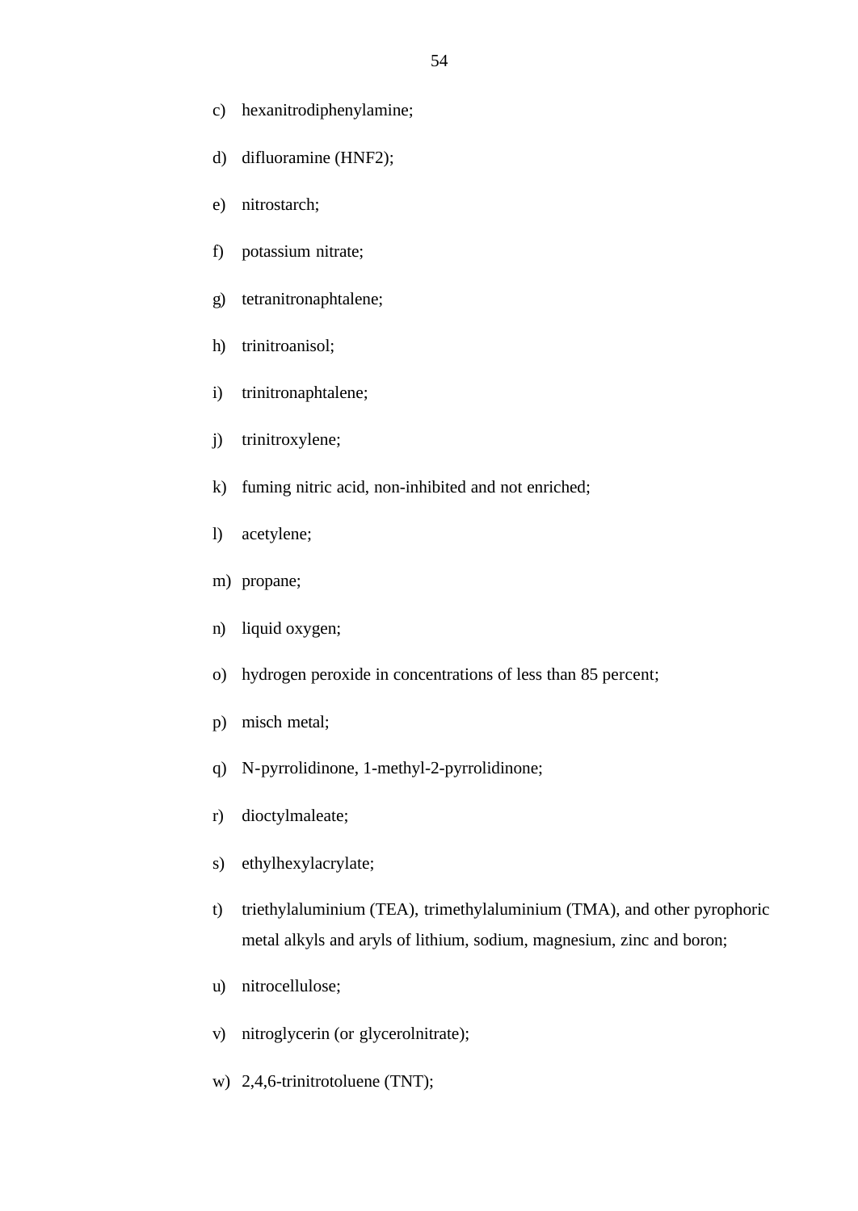c) hexanitrodiphenylamine;

d) difluoramine ($HNF_2$);

e) nitrostarch;

f) potassium nitrate;

g) tetranitronaphtalene;

h) trinitroanisol;

i) trinitronaphtalene;

j) trinitroxylene;

k) fuming nitric acid, non-inhibited and not enriched;

l) acetylene;

m) propane;

n) liquid oxygen;

o) hydrogen peroxide in concentrations of less than 85 percent;

p) misch metal;

q) N-pyrrolidinone, 1-methyl-2-pyrrolidinone;

r) dioctylmaleate;

s) ethylhexylacrylate;

t) triethylaluminium (TEA), trimethylaluminium (TMA), and other pyrophoric metal alkyls and aryls of lithium, sodium, magnesium, zinc and boron;

u) nitrocellulose;

v) nitroglycerin (or glycerolnitrate);

w) 2,4,6-trinitrotoluene (TNT);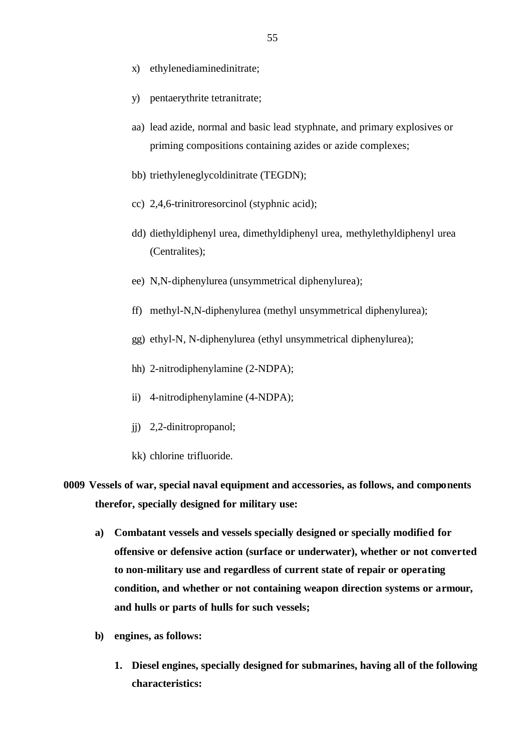x) ethylenediaminedinitrate;

y) pentaerythrite tetranitrate;

aa) lead azide, normal and basic lead styphnate, and primary explosives or priming compositions containing azides or azide complexes;

bb) triethyleneglycoldinitrate (TEGDN);

cc) 2,4,6-trinitroresorcinol (styphnic acid);

dd) diethyldiphenyl urea, dimethyldiphenyl urea, methylethyldiphenyl urea (Centralites);

ee) N,N-diphenylurea (unsymmetrical diphenylurea);

ff) methyl-N,N-diphenylurea (methyl unsymmetrical diphenylurea);

gg) ethyl-N, N-diphenylurea (ethyl unsymmetrical diphenylurea);

hh) 2-nitrodiphenylamine (2-NDPA);

ii) 4-nitrodiphenylamine (4-NDPA);

jj) 2,2-dinitropropanol;

kk) chlorine trifluoride.

**0009 Vessels of war, special naval equipment and accessories, as follows, and components therefor, specially designed for military use:**

**a) Combatant vessels and vessels specially designed or specially modified for offensive or defensive action (surface or underwater), whether or not converted to non-military use and regardless of current state of repair or operating condition, and whether or not containing weapon direction systems or armour, and hulls or parts of hulls for such vessels;**

**b) engines, as follows:**

**1. Diesel engines, specially designed for submarines, having all of the following characteristics:**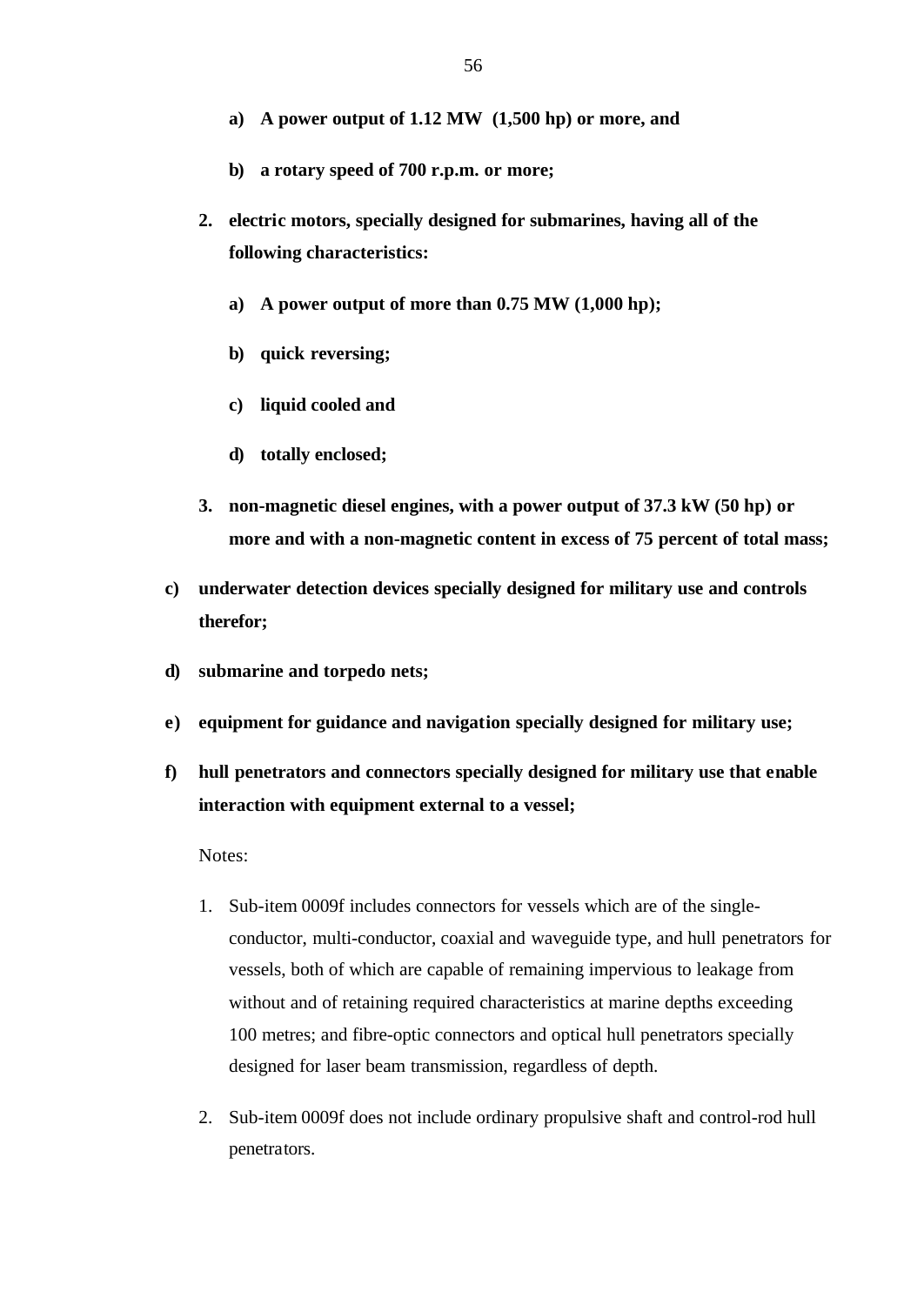- **a) A power output of 1.12 MW (1,500 hp) or more, and**
- **b) a rotary speed of 700 r.p.m. or more;**

**2. electric motors, specially designed for submarines, having all of the following characteristics:**

- **a) A power output of more than 0.75 MW (1,000 hp);**
- **b) quick reversing;**
- **c) liquid cooled and**
- **d) totally enclosed;**

**3. non-magnetic diesel engines, with a power output of 37.3 kW (50 hp) or more and with a non-magnetic content in excess of 75 percent of total mass;**

**c) underwater detection devices specially designed for military use and controls therefor;**

**d) submarine and torpedo nets;**

**e) equipment for guidance and navigation specially designed for military use;**

**f) hull penetrators and connectors specially designed for military use that enable interaction with equipment external to a vessel;**

Notes:

1. Sub-item 0009f includes connectors for vessels which are of the single-conductor, multi-conductor, coaxial and waveguide type, and hull penetrators for vessels, both of which are capable of remaining impervious to leakage from without and of retaining required characteristics at marine depths exceeding 100 metres; and fibre-optic connectors and optical hull penetrators specially designed for laser beam transmission, regardless of depth.

2. Sub-item 0009f does not include ordinary propulsive shaft and control-rod hull penetrators.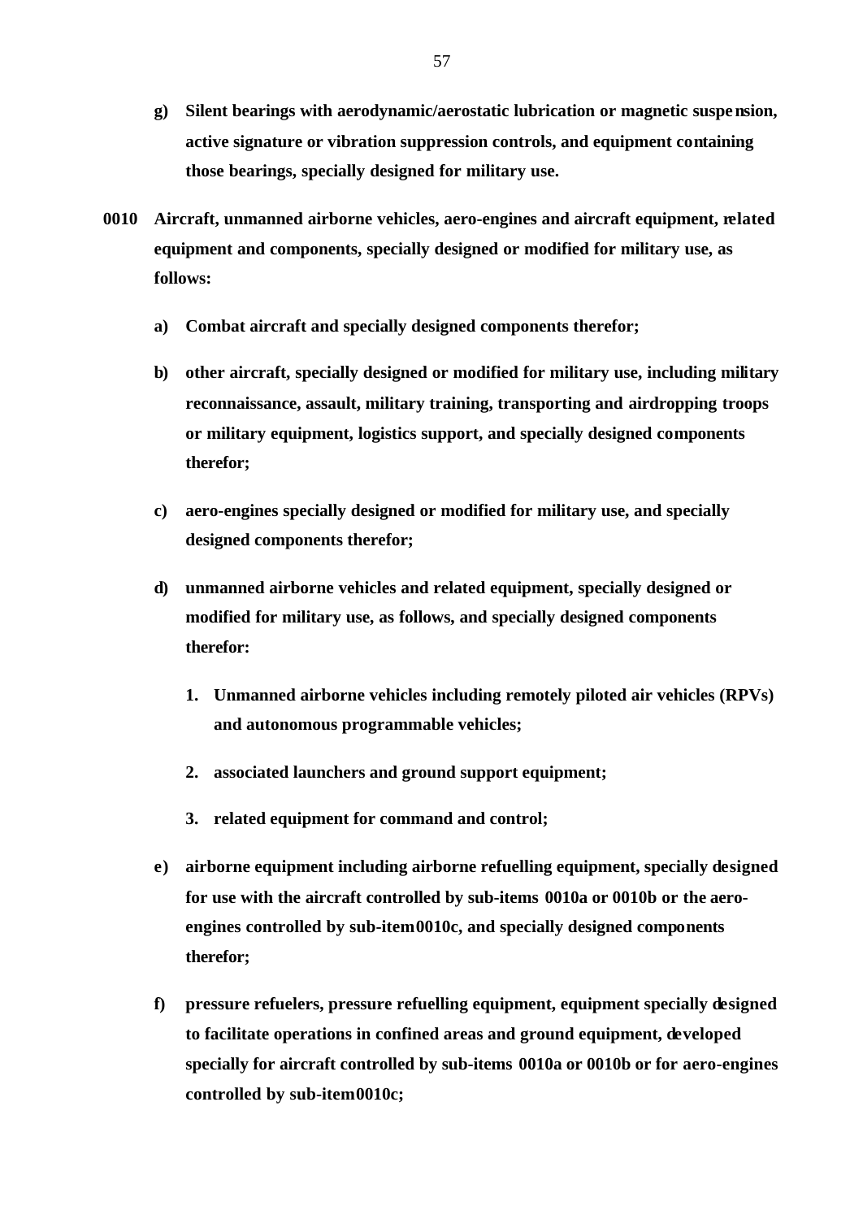**g) Silent bearings with aerodynamic/aerostatic lubrication or magnetic suspension, active signature or vibration suppression controls, and equipment containing those bearings, specially designed for military use.**

**0010 Aircraft, unmanned airborne vehicles, aero-engines and aircraft equipment, related equipment and components, specially designed or modified for military use, as follows:**

**a) Combat aircraft and specially designed components therefor;**

**b) other aircraft, specially designed or modified for military use, including military reconnaissance, assault, military training, transporting and airdropping troops or military equipment, logistics support, and specially designed components therefor;**

**c) aero-engines specially designed or modified for military use, and specially designed components therefor;**

**d) unmanned airborne vehicles and related equipment, specially designed or modified for military use, as follows, and specially designed components therefor:**

**1. Unmanned airborne vehicles including remotely piloted air vehicles (RPVs) and autonomous programmable vehicles;**

**2. associated launchers and ground support equipment;**

**3. related equipment for command and control;**

**e) airborne equipment including airborne refuelling equipment, specially designed for use with the aircraft controlled by sub-items 0010a or 0010b or the aero-engines controlled by sub-item 0010c, and specially designed components therefor;**

**f) pressure refuelers, pressure refuelling equipment, equipment specially designed to facilitate operations in confined areas and ground equipment, developed specially for aircraft controlled by sub-items 0010a or 0010b or for aero-engines controlled by sub-item 0010c;**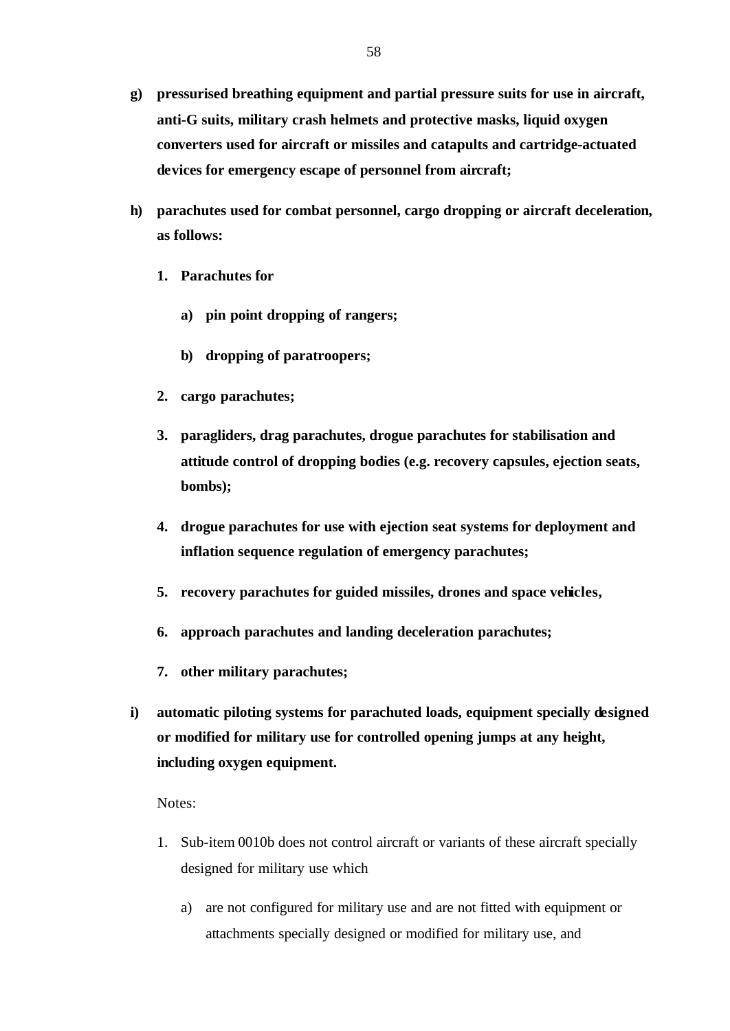**g) pressurised breathing equipment and partial pressure suits for use in aircraft, anti-G suits, military crash helmets and protective masks, liquid oxygen converters used for aircraft or missiles and catapults and cartridge-actuated devices for emergency escape of personnel from aircraft;**

**h) parachutes used for combat personnel, cargo dropping or aircraft deceleration, as follows:**

**1. Parachutes for**

**a) pin point dropping of rangers;**

**b) dropping of paratroopers;**

**2. cargo parachutes;**

**3. paragliders, drag parachutes, drogue parachutes for stabilisation and attitude control of dropping bodies (e.g. recovery capsules, ejection seats, bombs);**

**4. drogue parachutes for use with ejection seat systems for deployment and inflation sequence regulation of emergency parachutes;**

**5. recovery parachutes for guided missiles, drones and space vehicles,**

**6. approach parachutes and landing deceleration parachutes;**

**7. other military parachutes;**

**i) automatic piloting systems for parachuted loads, equipment specially designed or modified for military use for controlled opening jumps at any height, including oxygen equipment.**

Notes:

1. Sub-item 0010b does not control aircraft or variants of these aircraft specially designed for military use which

   a) are not configured for military use and are not fitted with equipment or attachments specially designed or modified for military use, and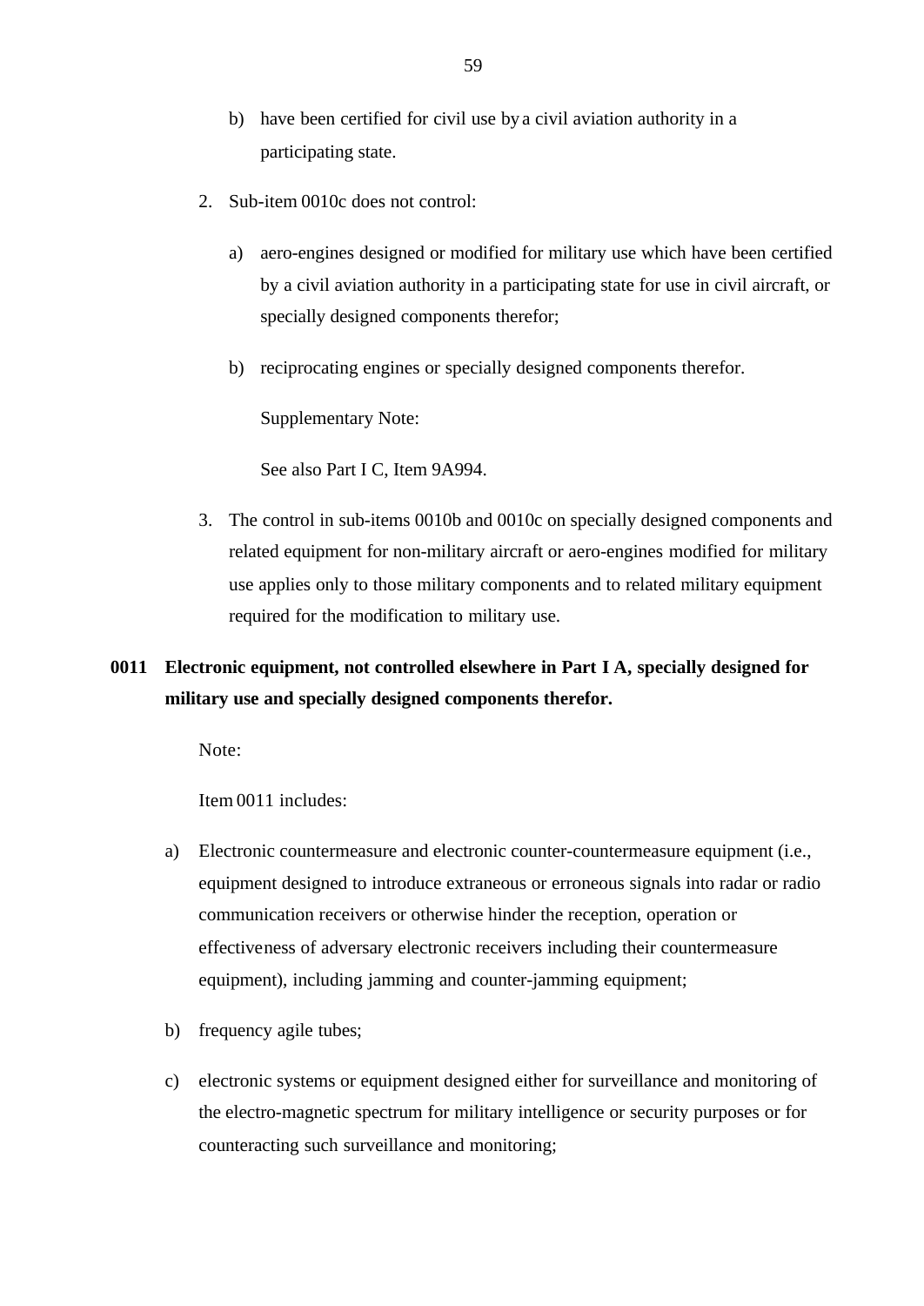b) have been certified for civil use by a civil aviation authority in a participating state.

2. Sub-item 0010c does not control:

   a) aero-engines designed or modified for military use which have been certified by a civil aviation authority in a participating state for use in civil aircraft, or specially designed components therefor;

   b) reciprocating engines or specially designed components therefor.

   Supplementary Note:

   See also Part I C, Item 9A994.

3. The control in sub-items 0010b and 0010c on specially designed components and related equipment for non-military aircraft or aero-engines modified for military use applies only to those military components and to related military equipment required for the modification to military use.

**0011 Electronic equipment, not controlled elsewhere in Part I A, specially designed for military use and specially designed components therefor.**

Note:

Item 0011 includes:

a) Electronic countermeasure and electronic counter-countermeasure equipment (i.e., equipment designed to introduce extraneous or erroneous signals into radar or radio communication receivers or otherwise hinder the reception, operation or effectiveness of adversary electronic receivers including their countermeasure equipment), including jamming and counter-jamming equipment;

b) frequency agile tubes;

c) electronic systems or equipment designed either for surveillance and monitoring of the electro-magnetic spectrum for military intelligence or security purposes or for counteracting such surveillance and monitoring;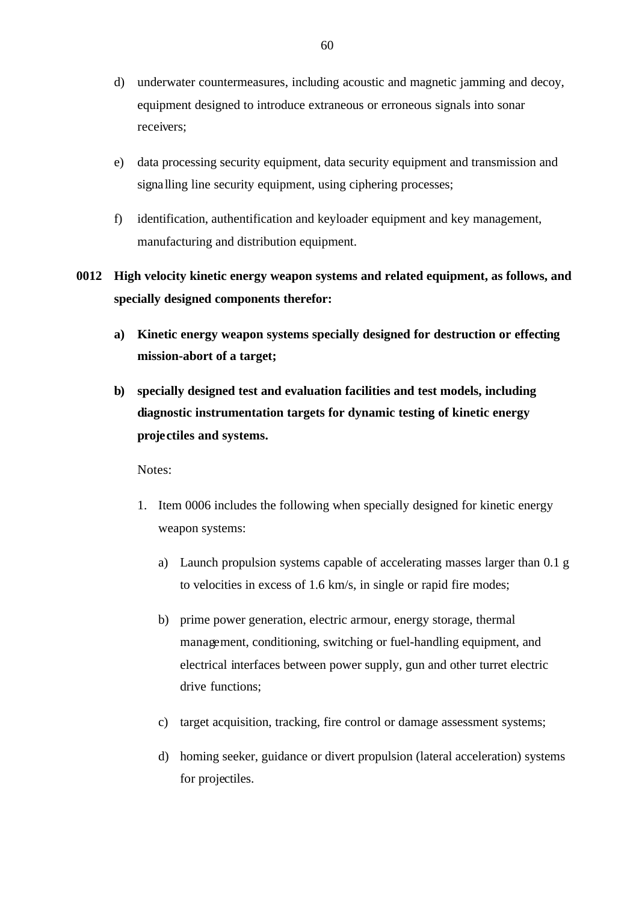d) underwater countermeasures, including acoustic and magnetic jamming and decoy, equipment designed to introduce extraneous or erroneous signals into sonar receivers;

e) data processing security equipment, data security equipment and transmission and signalling line security equipment, using ciphering processes;

f) identification, authentification and keyloader equipment and key management, manufacturing and distribution equipment.

**0012 High velocity kinetic energy weapon systems and related equipment, as follows, and specially designed components therefor:**

**a) Kinetic energy weapon systems specially designed for destruction or effecting mission-abort of a target;**

**b) specially designed test and evaluation facilities and test models, including diagnostic instrumentation targets for dynamic testing of kinetic energy projectiles and systems.**

Notes:

1. Item 0006 includes the following when specially designed for kinetic energy weapon systems:

   a) Launch propulsion systems capable of accelerating masses larger than 0.1 g to velocities in excess of 1.6 km/s, in single or rapid fire modes;

   b) prime power generation, electric armour, energy storage, thermal management, conditioning, switching or fuel-handling equipment, and electrical interfaces between power supply, gun and other turret electric drive functions;

   c) target acquisition, tracking, fire control or damage assessment systems;

   d) homing seeker, guidance or divert propulsion (lateral acceleration) systems for projectiles.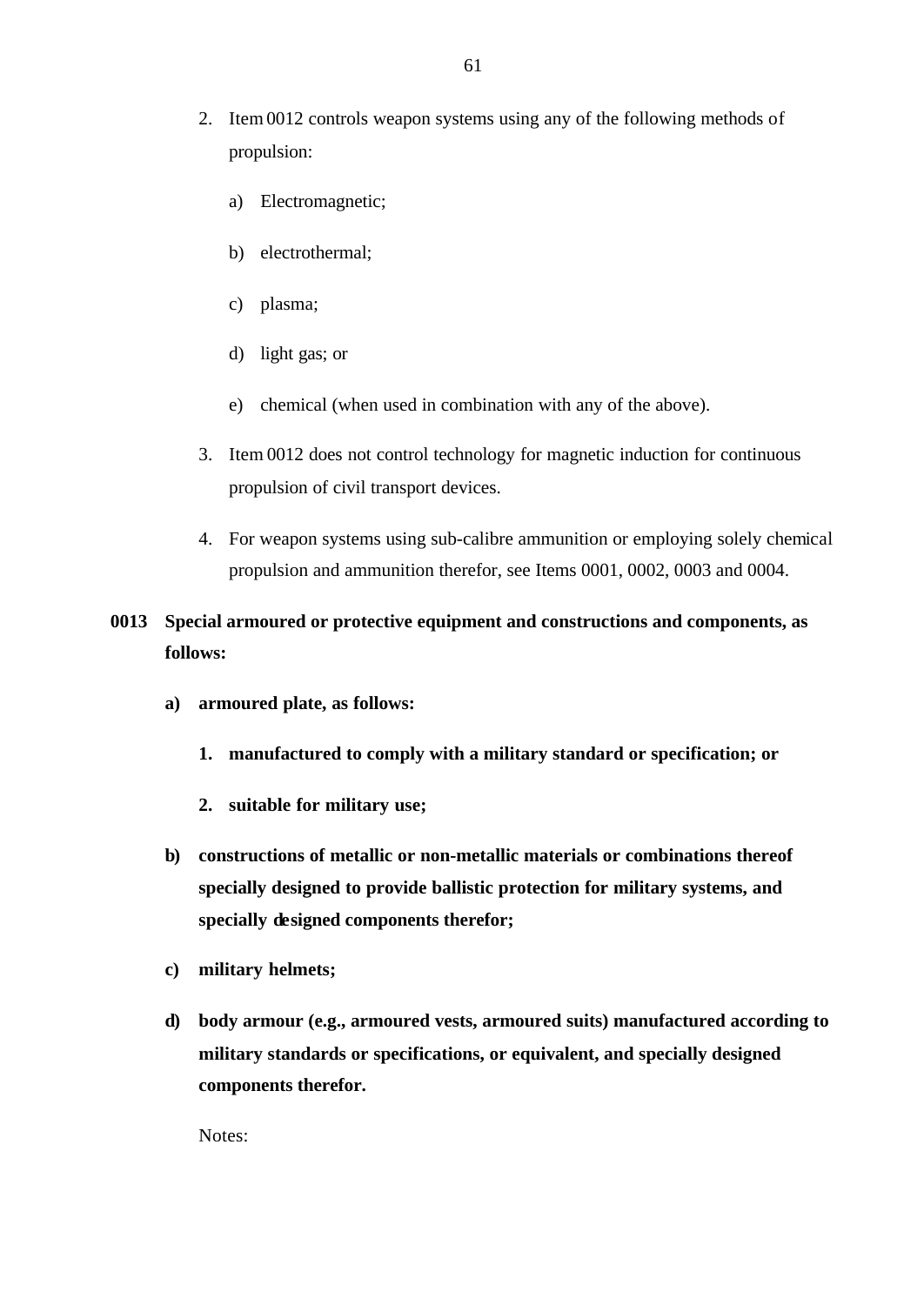2. Item 0012 controls weapon systems using any of the following methods of propulsion:

   a) Electromagnetic;

   b) electrothermal;

   c) plasma;

   d) light gas; or

   e) chemical (when used in combination with any of the above).

3. Item 0012 does not control technology for magnetic induction for continuous propulsion of civil transport devices.

4. For weapon systems using sub-calibre ammunition or employing solely chemical propulsion and ammunition therefor, see Items 0001, 0002, 0003 and 0004.

**0013 Special armoured or protective equipment and constructions and components, as follows:**

**a) armoured plate, as follows:**

**1. manufactured to comply with a military standard or specification; or**

**2. suitable for military use;**

**b) constructions of metallic or non-metallic materials or combinations thereof specially designed to provide ballistic protection for military systems, and specially designed components therefor;**

**c) military helmets;**

**d) body armour (e.g., armoured vests, armoured suits) manufactured according to military standards or specifications, or equivalent, and specially designed components therefor.**

Notes: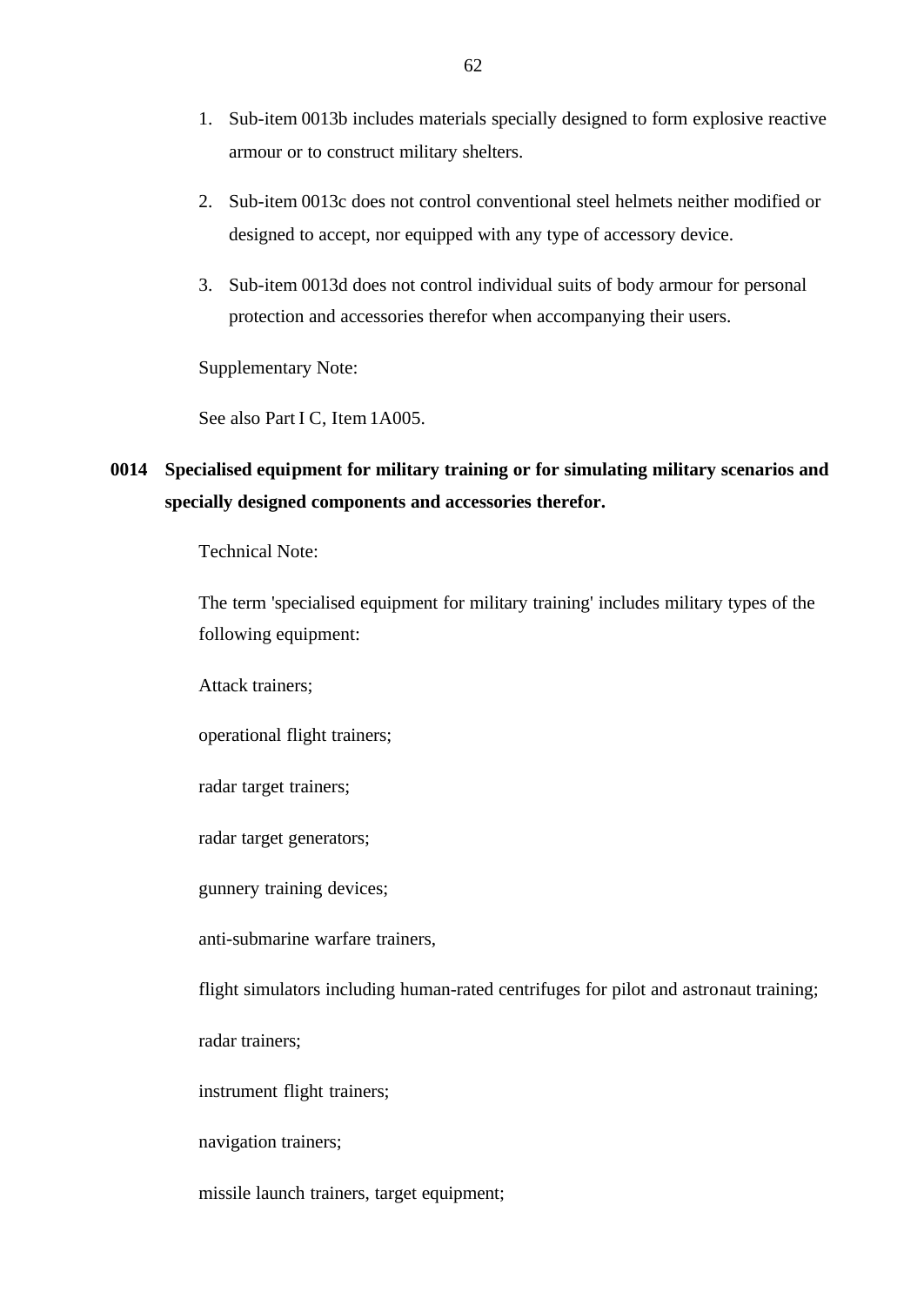1. Sub-item 0013b includes materials specially designed to form explosive reactive armour or to construct military shelters.

2. Sub-item 0013c does not control conventional steel helmets neither modified or designed to accept, nor equipped with any type of accessory device.

3. Sub-item 0013d does not control individual suits of body armour for personal protection and accessories therefor when accompanying their users.

Supplementary Note:

See also Part I C, Item 1A005.

**0014 Specialised equipment for military training or for simulating military scenarios and specially designed components and accessories therefor.**

Technical Note:

The term 'specialised equipment for military training' includes military types of the following equipment:

Attack trainers;

operational flight trainers;

radar target trainers;

radar target generators;

gunnery training devices;

anti-submarine warfare trainers,

flight simulators including human-rated centrifuges for pilot and astronaut training;

radar trainers;

instrument flight trainers;

navigation trainers;

missile launch trainers, target equipment;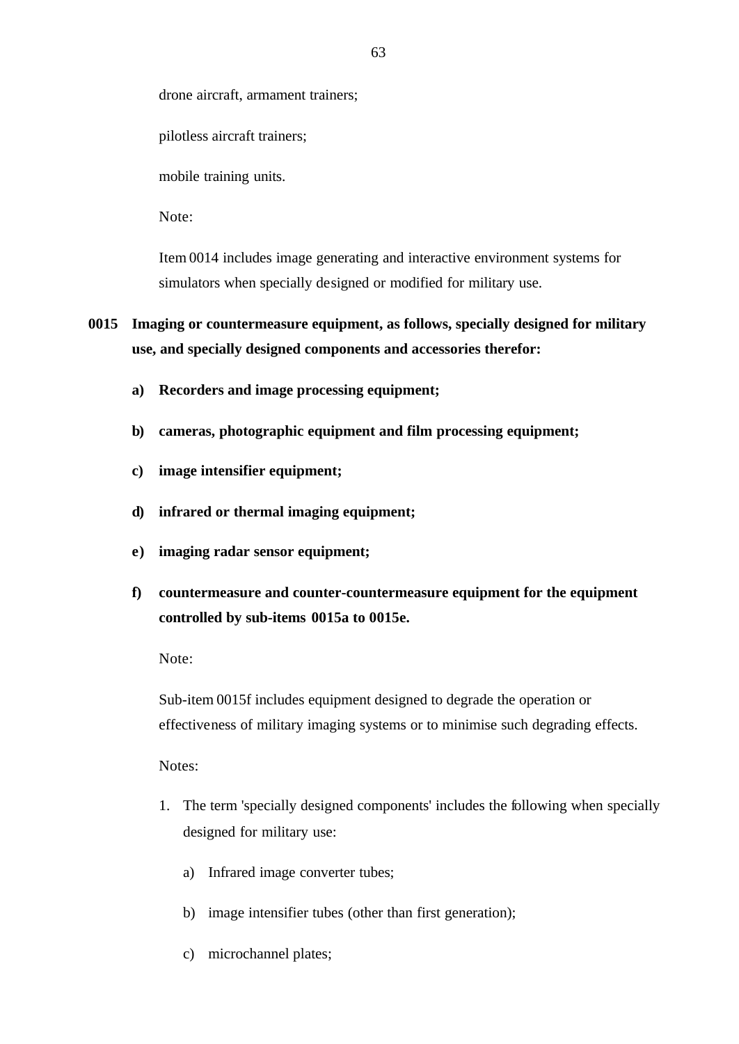drone aircraft, armament trainers;

pilotless aircraft trainers;

mobile training units.

Note:

Item 0014 includes image generating and interactive environment systems for simulators when specially designed or modified for military use.

**0015 Imaging or countermeasure equipment, as follows, specially designed for military use, and specially designed components and accessories therefor:**

**a) Recorders and image processing equipment;**

**b) cameras, photographic equipment and film processing equipment;**

**c) image intensifier equipment;**

**d) infrared or thermal imaging equipment;**

**e) imaging radar sensor equipment;**

**f) countermeasure and counter-countermeasure equipment for the equipment controlled by sub-items 0015a to 0015e.**

Note:

Sub-item 0015f includes equipment designed to degrade the operation or effectiveness of military imaging systems or to minimise such degrading effects.

Notes:

1. The term 'specially designed components' includes the following when specially designed for military use:

   a) Infrared image converter tubes;

   b) image intensifier tubes (other than first generation);

   c) microchannel plates;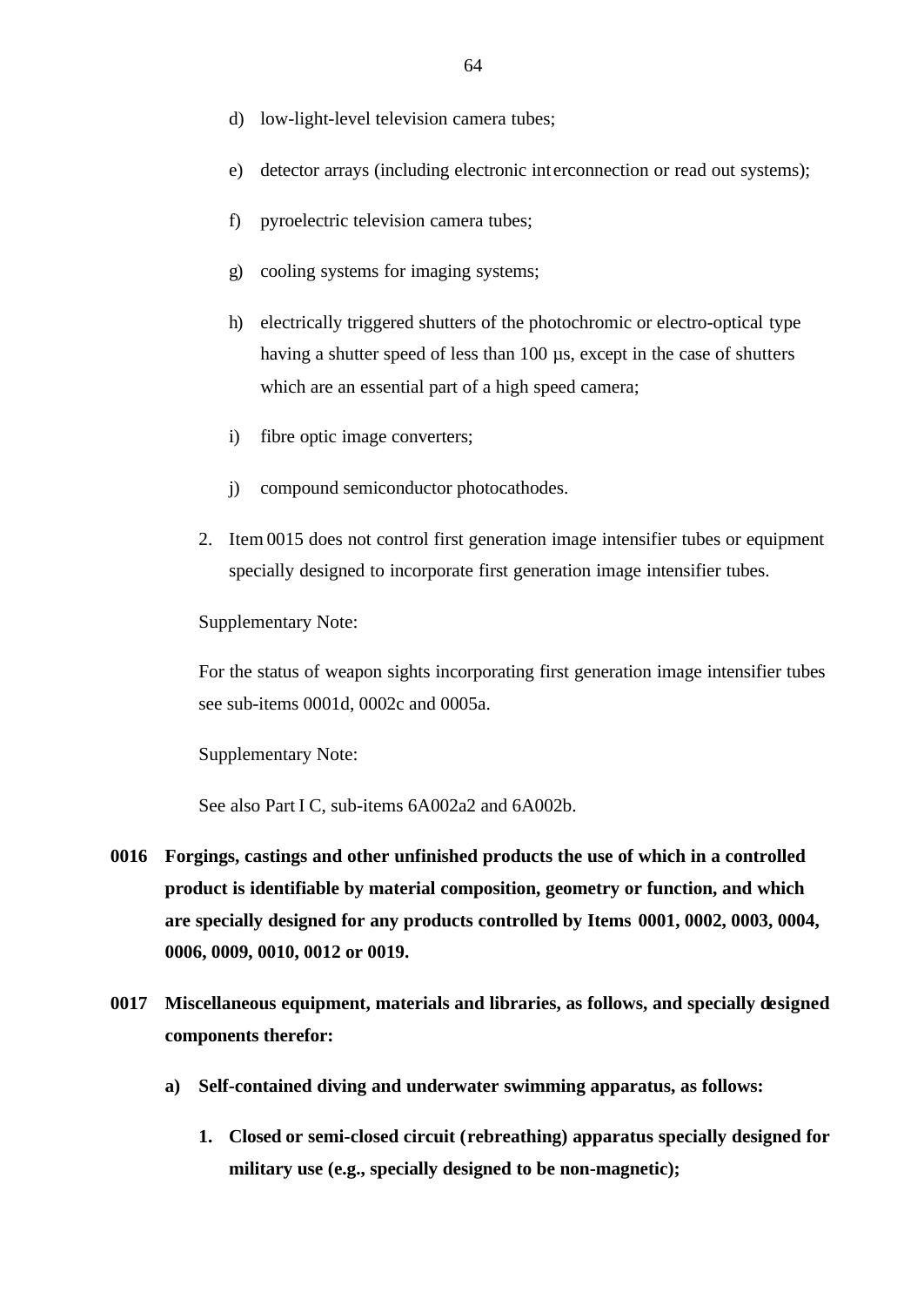d) low-light-level television camera tubes;

e) detector arrays (including electronic interconnection or read out systems);

f) pyroelectric television camera tubes;

g) cooling systems for imaging systems;

h) electrically triggered shutters of the photochromic or electro-optical type having a shutter speed of less than 100 µs, except in the case of shutters which are an essential part of a high speed camera;

i) fibre optic image converters;

j) compound semiconductor photocathodes.

2. Item 0015 does not control first generation image intensifier tubes or equipment specially designed to incorporate first generation image intensifier tubes.

Supplementary Note:

For the status of weapon sights incorporating first generation image intensifier tubes see sub-items 0001d, 0002c and 0005a.

Supplementary Note:

See also Part I C, sub-items 6A002a2 and 6A002b.

**0016 Forgings, castings and other unfinished products the use of which in a controlled product is identifiable by material composition, geometry or function, and which are specially designed for any products controlled by Items 0001, 0002, 0003, 0004, 0006, 0009, 0010, 0012 or 0019.**

**0017 Miscellaneous equipment, materials and libraries, as follows, and specially designed components therefor:**

**a) Self-contained diving and underwater swimming apparatus, as follows:**

**1. Closed or semi-closed circuit (rebreathing) apparatus specially designed for military use (e.g., specially designed to be non-magnetic);**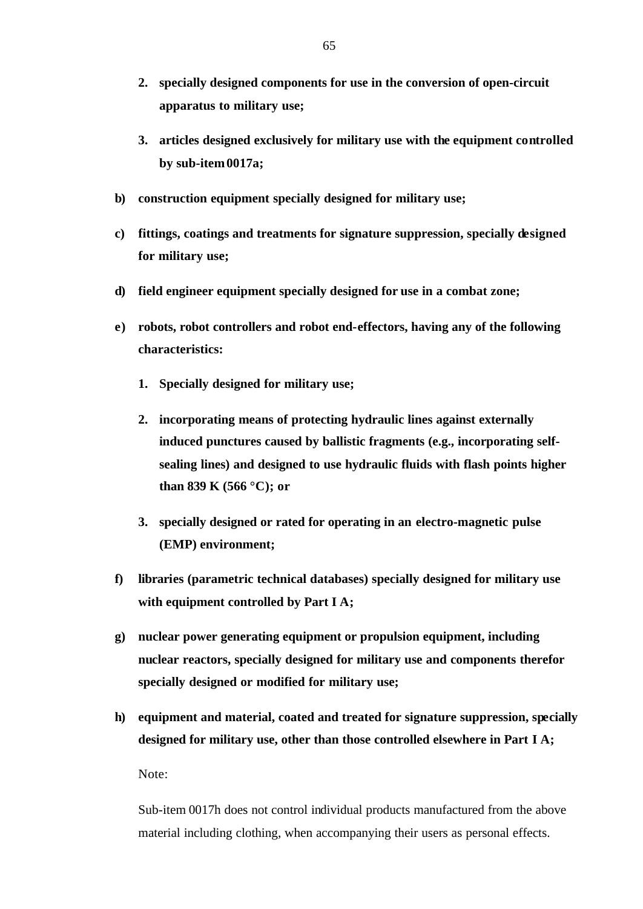2. **specially designed components for use in the conversion of open-circuit apparatus to military use;**

3. **articles designed exclusively for military use with the equipment controlled by sub-item 0017a;**

b) **construction equipment specially designed for military use;**

c) **fittings, coatings and treatments for signature suppression, specially designed for military use;**

d) **field engineer equipment specially designed for use in a combat zone;**

e) **robots, robot controllers and robot end-effectors, having any of the following characteristics:**

   1. **Specially designed for military use;**

   2. **incorporating means of protecting hydraulic lines against externally induced punctures caused by ballistic fragments (e.g., incorporating self-sealing lines) and designed to use hydraulic fluids with flash points higher than 839 K (566 °C); or**

   3. **specially designed or rated for operating in an electro-magnetic pulse (EMP) environment;**

f) **libraries (parametric technical databases) specially designed for military use with equipment controlled by Part I A;**

g) **nuclear power generating equipment or propulsion equipment, including nuclear reactors, specially designed for military use and components therefor specially designed or modified for military use;**

h) **equipment and material, coated and treated for signature suppression, specially designed for military use, other than those controlled elsewhere in Part I A;**

Note:

Sub-item 0017h does not control individual products manufactured from the above material including clothing, when accompanying their users as personal effects.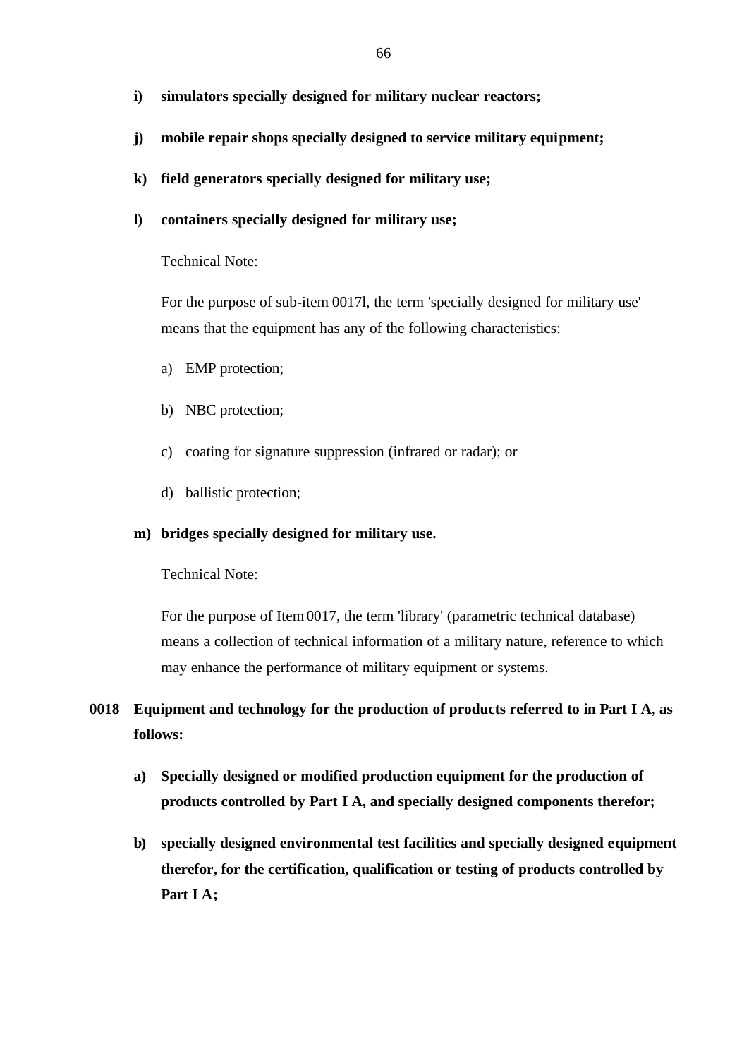**i) simulators specially designed for military nuclear reactors;**

**j) mobile repair shops specially designed to service military equipment;**

**k) field generators specially designed for military use;**

**l) containers specially designed for military use;**

Technical Note:

For the purpose of sub-item 0017l, the term 'specially designed for military use' means that the equipment has any of the following characteristics:

a) EMP protection;

b) NBC protection;

c) coating for signature suppression (infrared or radar); or

d) ballistic protection;

**m) bridges specially designed for military use.**

Technical Note:

For the purpose of Item 0017, the term 'library' (parametric technical database) means a collection of technical information of a military nature, reference to which may enhance the performance of military equipment or systems.

**0018 Equipment and technology for the production of products referred to in Part I A, as follows:**

**a) Specially designed or modified production equipment for the production of products controlled by Part I A, and specially designed components therefor;**

**b) specially designed environmental test facilities and specially designed equipment therefor, for the certification, qualification or testing of products controlled by Part I A;**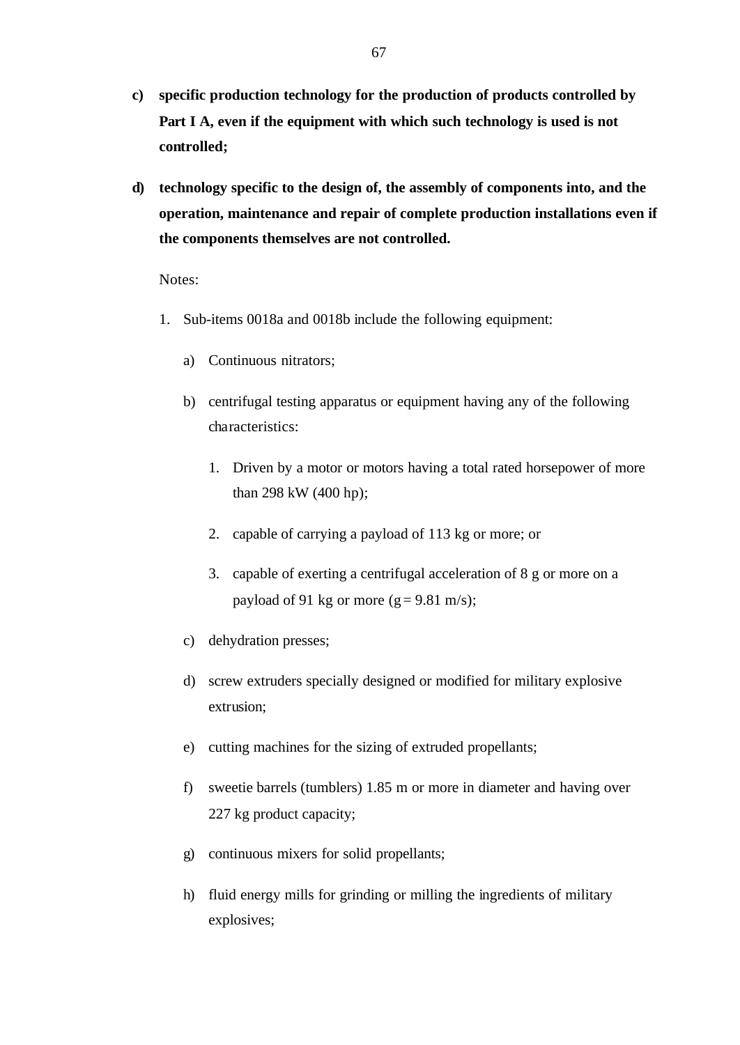**c) specific production technology for the production of products controlled by Part I A, even if the equipment with which such technology is used is not controlled;**

**d) technology specific to the design of, the assembly of components into, and the operation, maintenance and repair of complete production installations even if the components themselves are not controlled.**

Notes:

1. Sub-items 0018a and 0018b include the following equipment:

   a) Continuous nitrators;

   b) centrifugal testing apparatus or equipment having any of the following characteristics:

      1. Driven by a motor or motors having a total rated horsepower of more than 298 kW (400 hp);

      2. capable of carrying a payload of 113 kg or more; or

      3. capable of exerting a centrifugal acceleration of 8 g or more on a payload of 91 kg or more (g = 9.81 m/s);

   c) dehydration presses;

   d) screw extruders specially designed or modified for military explosive extrusion;

   e) cutting machines for the sizing of extruded propellants;

   f) sweetie barrels (tumblers) 1.85 m or more in diameter and having over 227 kg product capacity;

   g) continuous mixers for solid propellants;

   h) fluid energy mills for grinding or milling the ingredients of military explosives;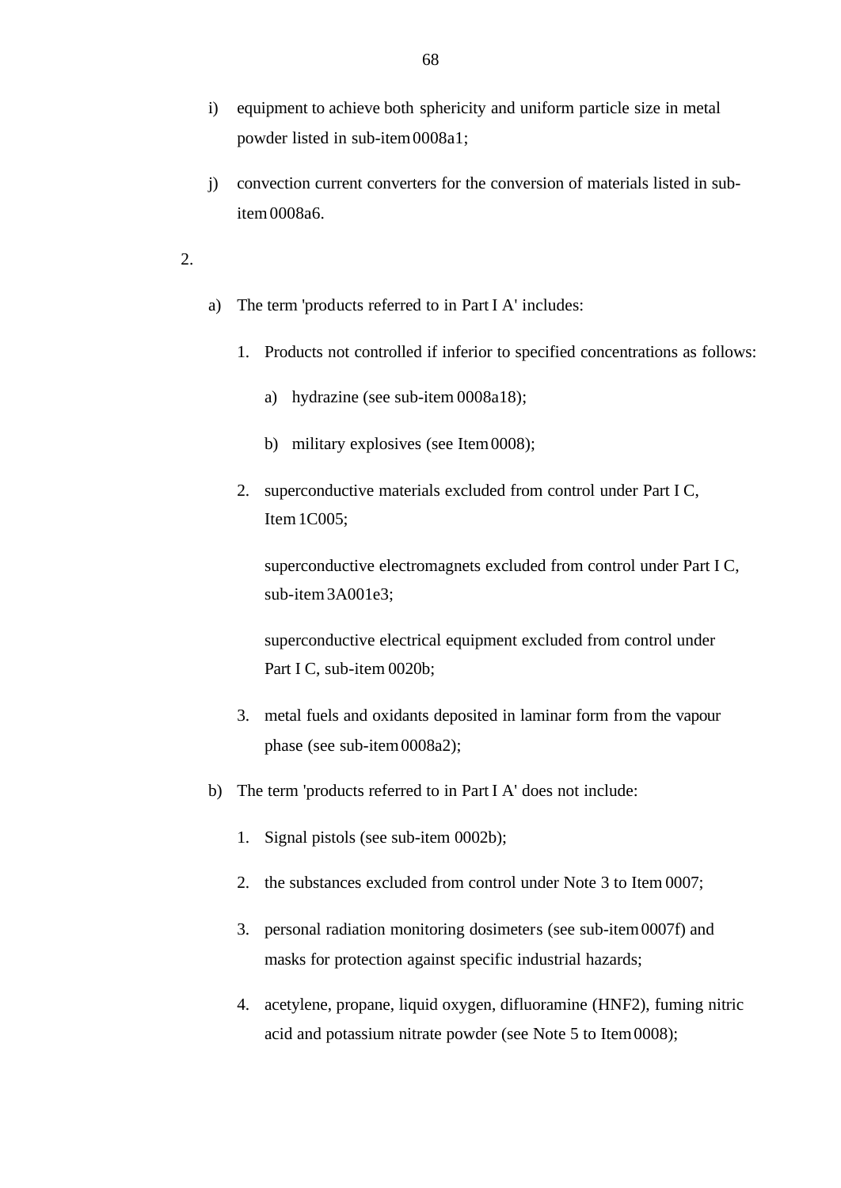i) equipment to achieve both sphericity and uniform particle size in metal powder listed in sub-item 0008a1;

j) convection current converters for the conversion of materials listed in sub-item 0008a6.

2.

a) The term 'products referred to in Part I A' includes:

1. Products not controlled if inferior to specified concentrations as follows:

   a) hydrazine (see sub-item 0008a18);

   b) military explosives (see Item 0008);

2. superconductive materials excluded from control under Part I C, Item 1C005;

   superconductive electromagnets excluded from control under Part I C, sub-item 3A001e3;

   superconductive electrical equipment excluded from control under Part I C, sub-item 0020b;

3. metal fuels and oxidants deposited in laminar form from the vapour phase (see sub-item 0008a2);

b) The term 'products referred to in Part I A' does not include:

1. Signal pistols (see sub-item 0002b);

2. the substances excluded from control under Note 3 to Item 0007;

3. personal radiation monitoring dosimeters (see sub-item 0007f) and masks for protection against specific industrial hazards;

4. acetylene, propane, liquid oxygen, difluoramine ($HNF_2$), fuming nitric acid and potassium nitrate powder (see Note 5 to Item 0008);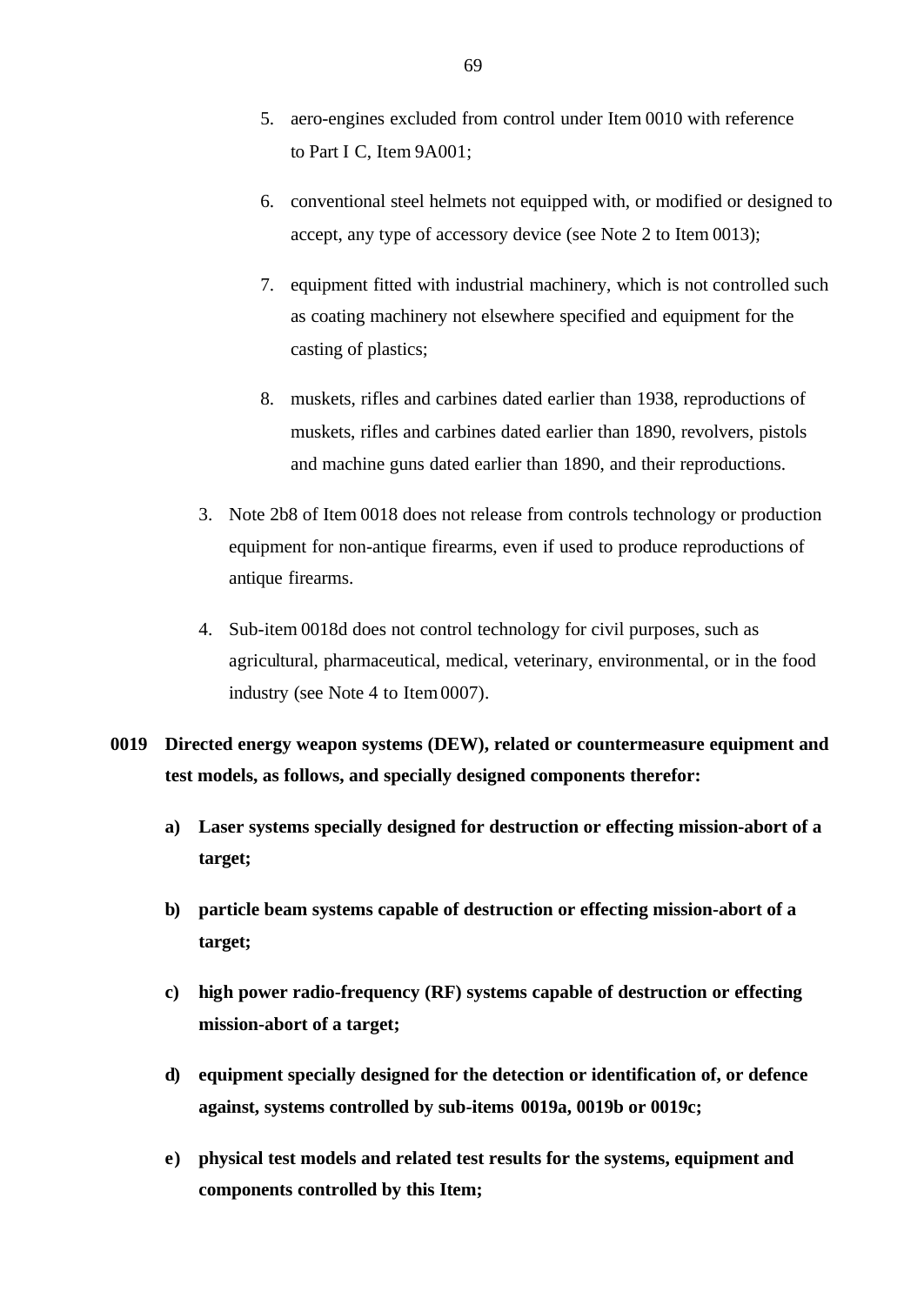5. aero-engines excluded from control under Item 0010 with reference to Part I C, Item 9A001;

6. conventional steel helmets not equipped with, or modified or designed to accept, any type of accessory device (see Note 2 to Item 0013);

7. equipment fitted with industrial machinery, which is not controlled such as coating machinery not elsewhere specified and equipment for the casting of plastics;

8. muskets, rifles and carbines dated earlier than 1938, reproductions of muskets, rifles and carbines dated earlier than 1890, revolvers, pistols and machine guns dated earlier than 1890, and their reproductions.

3. Note 2b8 of Item 0018 does not release from controls technology or production equipment for non-antique firearms, even if used to produce reproductions of antique firearms.

4. Sub-item 0018d does not control technology for civil purposes, such as agricultural, pharmaceutical, medical, veterinary, environmental, or in the food industry (see Note 4 to Item 0007).

**0019 Directed energy weapon systems (DEW), related or countermeasure equipment and test models, as follows, and specially designed components therefor:**

**a) Laser systems specially designed for destruction or effecting mission-abort of a target;**

**b) particle beam systems capable of destruction or effecting mission-abort of a target;**

**c) high power radio-frequency (RF) systems capable of destruction or effecting mission-abort of a target;**

**d) equipment specially designed for the detection or identification of, or defence against, systems controlled by sub-items 0019a, 0019b or 0019c;**

**e) physical test models and related test results for the systems, equipment and components controlled by this Item;**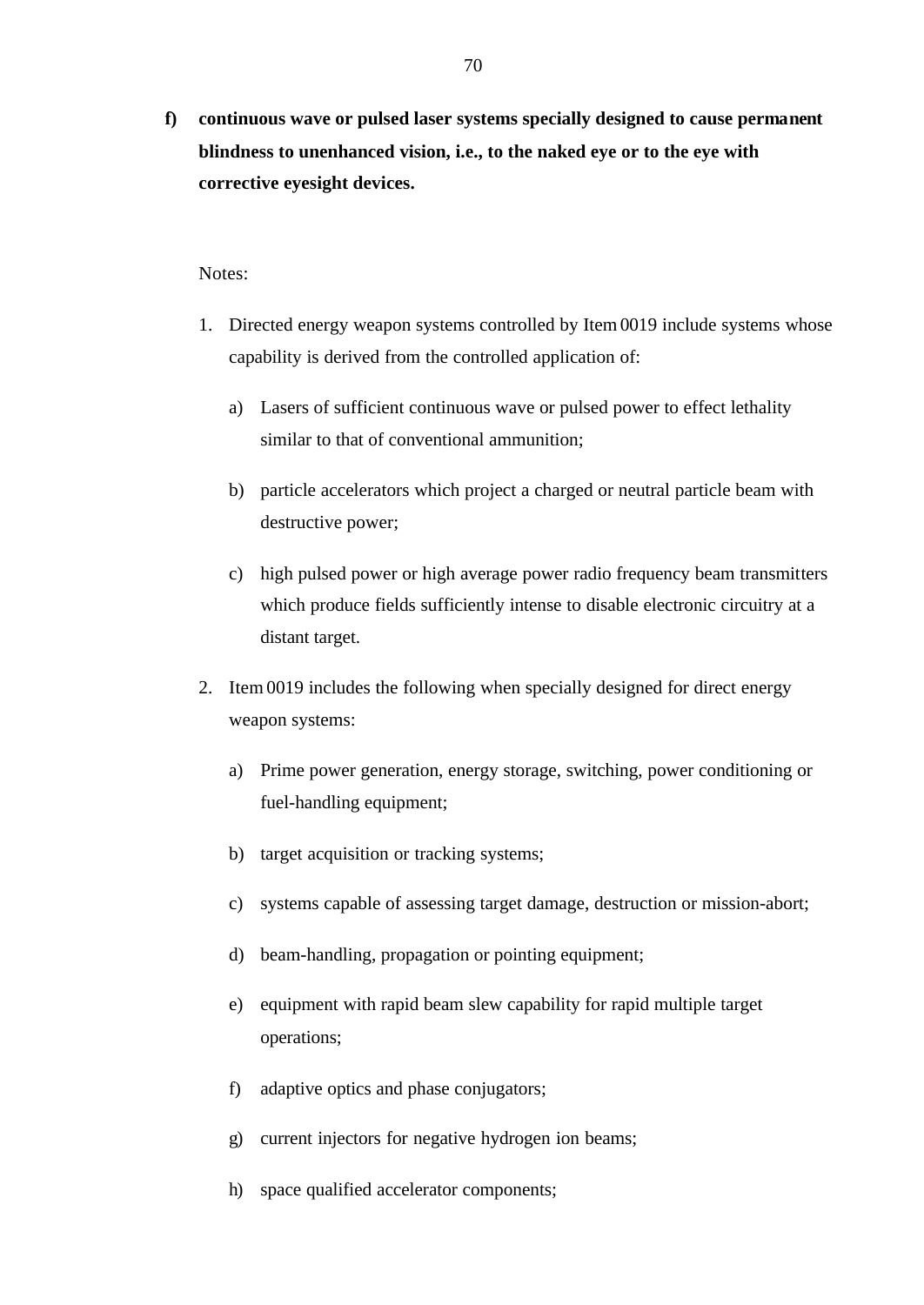**f) continuous wave or pulsed laser systems specially designed to cause permanent blindness to unenhanced vision, i.e., to the naked eye or to the eye with corrective eyesight devices.**

Notes:

1. Directed energy weapon systems controlled by Item 0019 include systems whose capability is derived from the controlled application of:

   a) Lasers of sufficient continuous wave or pulsed power to effect lethality similar to that of conventional ammunition;

   b) particle accelerators which project a charged or neutral particle beam with destructive power;

   c) high pulsed power or high average power radio frequency beam transmitters which produce fields sufficiently intense to disable electronic circuitry at a distant target.

2. Item 0019 includes the following when specially designed for direct energy weapon systems:

   a) Prime power generation, energy storage, switching, power conditioning or fuel-handling equipment;

   b) target acquisition or tracking systems;

   c) systems capable of assessing target damage, destruction or mission-abort;

   d) beam-handling, propagation or pointing equipment;

   e) equipment with rapid beam slew capability for rapid multiple target operations;

   f) adaptive optics and phase conjugators;

   g) current injectors for negative hydrogen ion beams;

   h) space qualified accelerator components;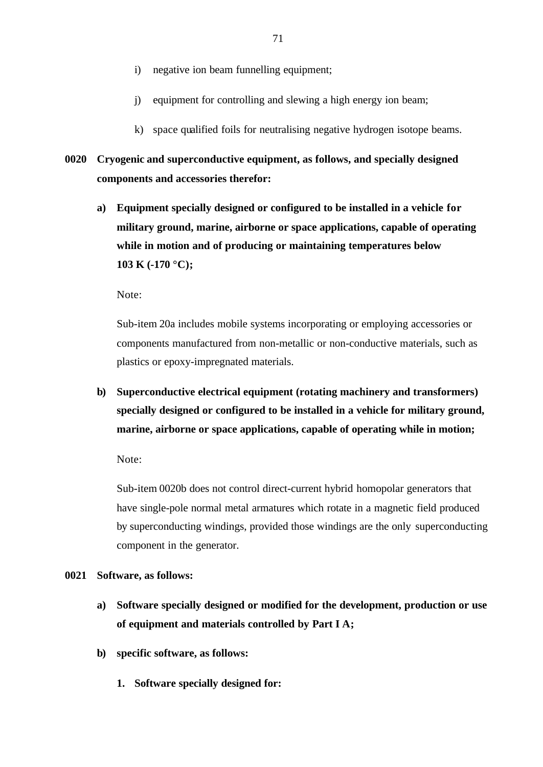i) negative ion beam funnelling equipment;

j) equipment for controlling and slewing a high energy ion beam;

k) space qualified foils for neutralising negative hydrogen isotope beams.

**0020 Cryogenic and superconductive equipment, as follows, and specially designed components and accessories therefor:**

**a) Equipment specially designed or configured to be installed in a vehicle for military ground, marine, airborne or space applications, capable of operating while in motion and of producing or maintaining temperatures below 103 K (-170 °C);**

Note:

Sub-item 20a includes mobile systems incorporating or employing accessories or components manufactured from non-metallic or non-conductive materials, such as plastics or epoxy-impregnated materials.

**b) Superconductive electrical equipment (rotating machinery and transformers) specially designed or configured to be installed in a vehicle for military ground, marine, airborne or space applications, capable of operating while in motion;**

Note:

Sub-item 0020b does not control direct-current hybrid homopolar generators that have single-pole normal metal armatures which rotate in a magnetic field produced by superconducting windings, provided those windings are the only superconducting component in the generator.

**0021 Software, as follows:**

**a) Software specially designed or modified for the development, production or use of equipment and materials controlled by Part I A;**

**b) specific software, as follows:**

**1. Software specially designed for:**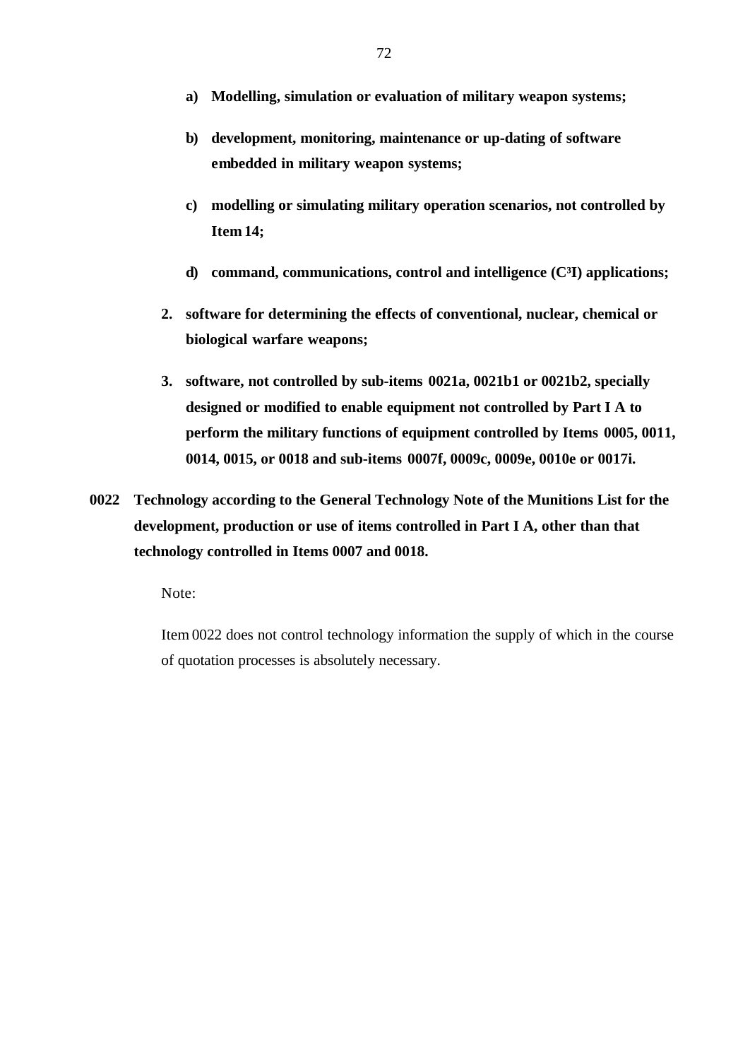a) **Modelling, simulation or evaluation of military weapon systems;**

b) **development, monitoring, maintenance or up-dating of software embedded in military weapon systems;**

c) **modelling or simulating military operation scenarios, not controlled by Item 14;**

d) **command, communications, control and intelligence ($C^3I$) applications;**

2. **software for determining the effects of conventional, nuclear, chemical or biological warfare weapons;**

3. **software, not controlled by sub-items 0021a, 0021b1 or 0021b2, specially designed or modified to enable equipment not controlled by Part I A to perform the military functions of equipment controlled by Items 0005, 0011, 0014, 0015, or 0018 and sub-items 0007f, 0009c, 0009e, 0010e or 0017i.**

**0022 Technology according to the General Technology Note of the Munitions List for the development, production or use of items controlled in Part I A, other than that technology controlled in Items 0007 and 0018.**

Note:

Item 0022 does not control technology information the supply of which in the course of quotation processes is absolutely necessary.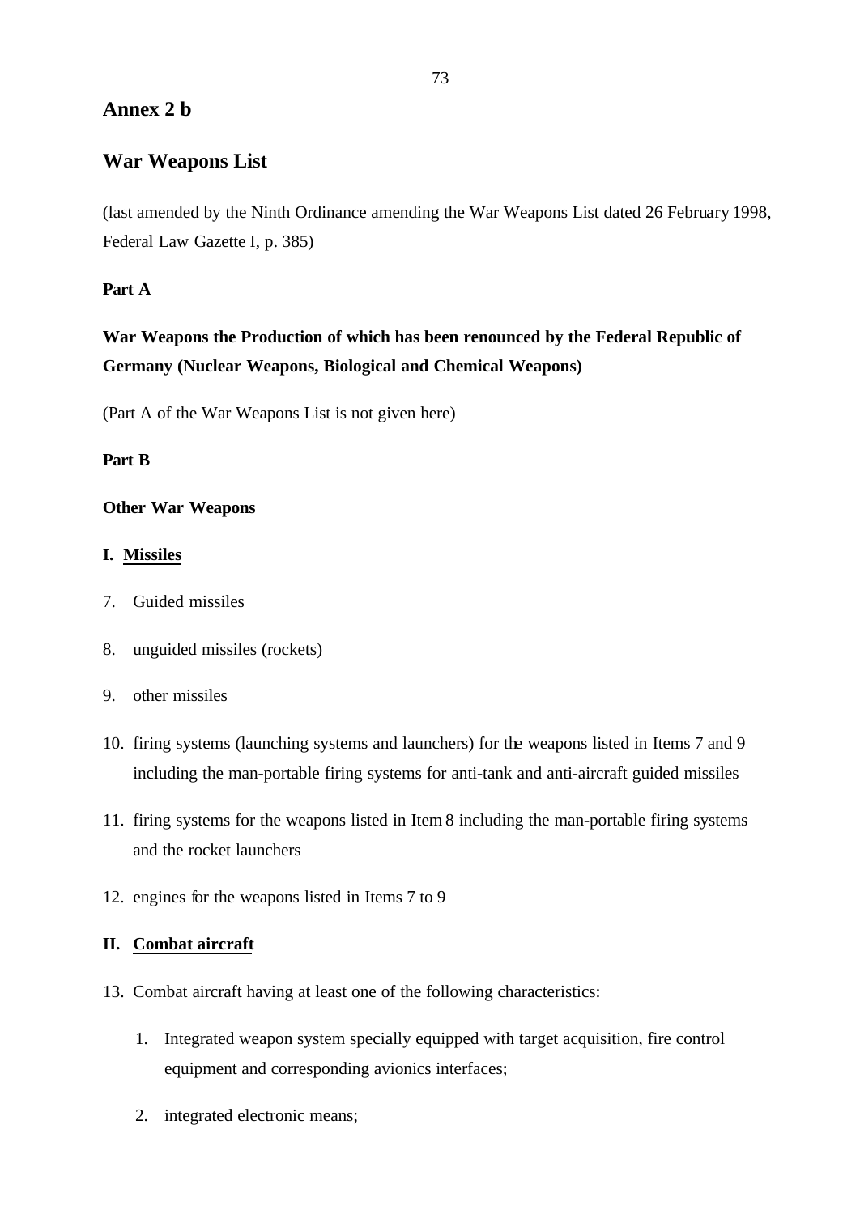## Annex 2 b

## War Weapons List

(last amended by the Ninth Ordinance amending the War Weapons List dated 26 February 1998, Federal Law Gazette I, p. 385)

**Part A**

**War Weapons the Production of which has been renounced by the Federal Republic of Germany (Nuclear Weapons, Biological and Chemical Weapons)**

(Part A of the War Weapons List is not given here)

**Part B**

**Other War Weapons**

**I. <u>Missiles</u>**

7. Guided missiles
8. unguided missiles (rockets)
9. other missiles
10. firing systems (launching systems and launchers) for the weapons listed in Items 7 and 9 including the man-portable firing systems for anti-tank and anti-aircraft guided missiles
11. firing systems for the weapons listed in Item 8 including the man-portable firing systems and the rocket launchers
12. engines for the weapons listed in Items 7 to 9

**II. <u>Combat aircraft</u>**

13. Combat aircraft having at least one of the following characteristics:
    1. Integrated weapon system specially equipped with target acquisition, fire control equipment and corresponding avionics interfaces;
    2. integrated electronic means;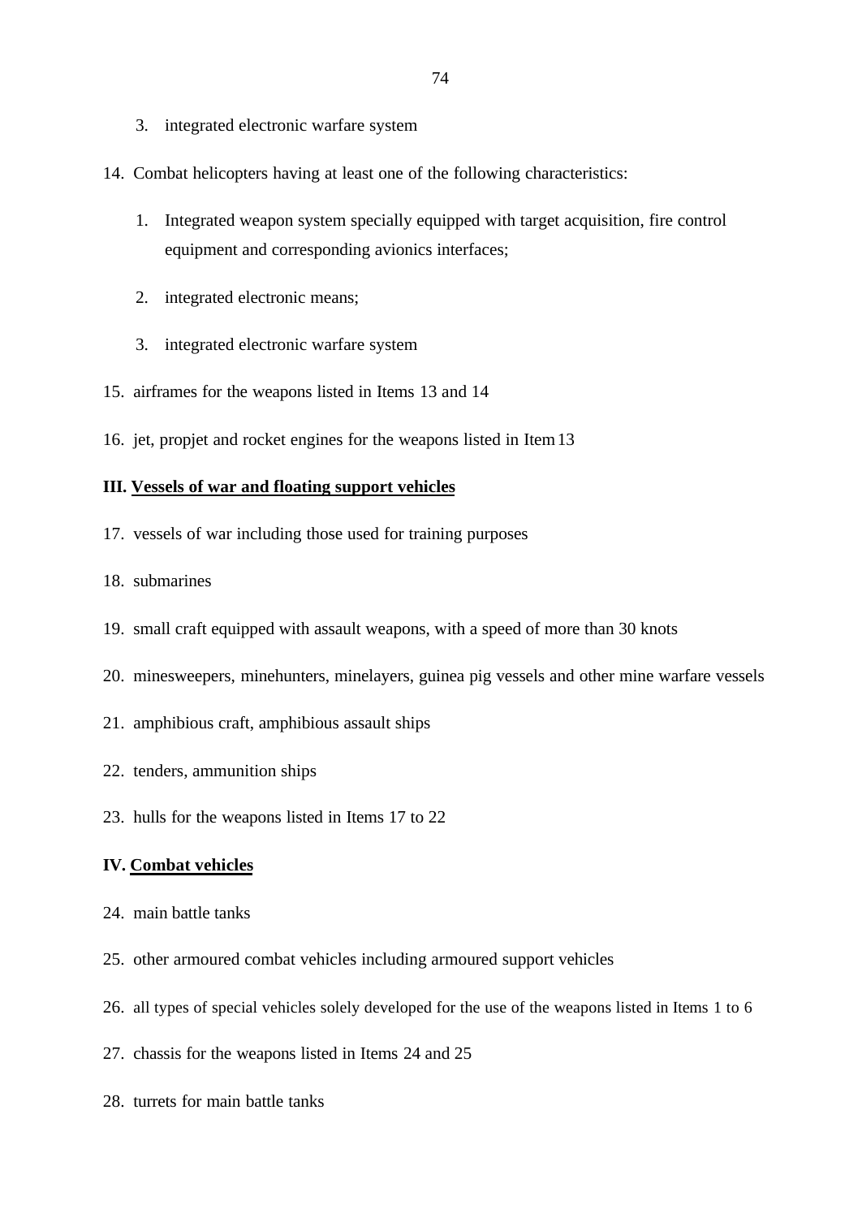3. integrated electronic warfare system

14. Combat helicopters having at least one of the following characteristics:

    1. Integrated weapon system specially equipped with target acquisition, fire control equipment and corresponding avionics interfaces;

    2. integrated electronic means;

    3. integrated electronic warfare system

15. airframes for the weapons listed in Items 13 and 14

16. jet, propjet and rocket engines for the weapons listed in Item 13

**III. <u>Vessels of war and floating support vehicles</u>**

17. vessels of war including those used for training purposes

18. submarines

19. small craft equipped with assault weapons, with a speed of more than 30 knots

20. minesweepers, minehunters, minelayers, guinea pig vessels and other mine warfare vessels

21. amphibious craft, amphibious assault ships

22. tenders, ammunition ships

23. hulls for the weapons listed in Items 17 to 22

**IV. <u>Combat vehicles</u>**

24. main battle tanks

25. other armoured combat vehicles including armoured support vehicles

26. all types of special vehicles solely developed for the use of the weapons listed in Items 1 to 6

27. chassis for the weapons listed in Items 24 and 25

28. turrets for main battle tanks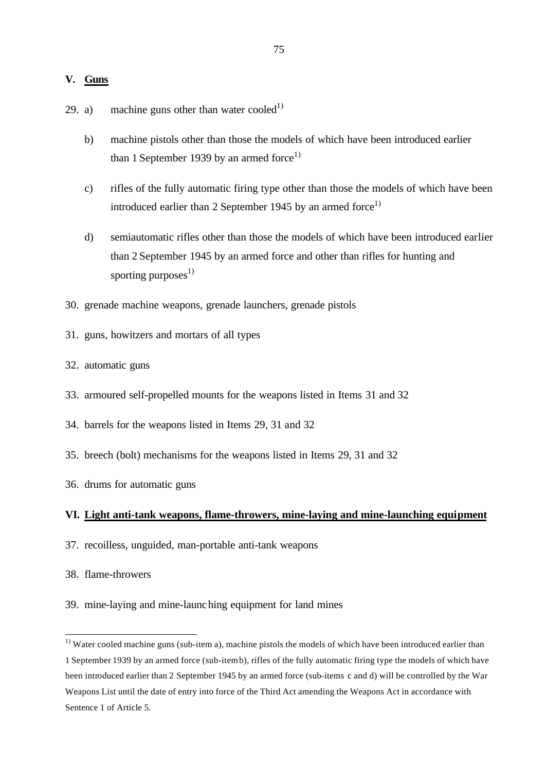## V. Guns

29. a) machine guns other than water cooled[1)]

    b) machine pistols other than those the models of which have been introduced earlier than 1 September 1939 by an armed force[1)]

    c) rifles of the fully automatic firing type other than those the models of which have been introduced earlier than 2 September 1945 by an armed force[1)]

    d) semiautomatic rifles other than those the models of which have been introduced earlier than 2 September 1945 by an armed force and other than rifles for hunting and sporting purposes[1)]

30. grenade machine weapons, grenade launchers, grenade pistols

31. guns, howitzers and mortars of all types

32. automatic guns

33. armoured self-propelled mounts for the weapons listed in Items 31 and 32

34. barrels for the weapons listed in Items 29, 31 and 32

35. breech (bolt) mechanisms for the weapons listed in Items 29, 31 and 32

36. drums for automatic guns

## VI. Light anti-tank weapons, flame-throwers, mine-laying and mine-launching equipment

37. recoilless, unguided, man-portable anti-tank weapons

38. flame-throwers

39. mine-laying and mine-launching equipment for land mines

---

[1)] Water cooled machine guns (sub-item a), machine pistols the models of which have been introduced earlier than 1 September 1939 by an armed force (sub-item b), rifles of the fully automatic firing type the models of which have been introduced earlier than 2 September 1945 by an armed force (sub-items c and d) will be controlled by the War Weapons List until the date of entry into force of the Third Act amending the Weapons Act in accordance with Sentence 1 of Article 5.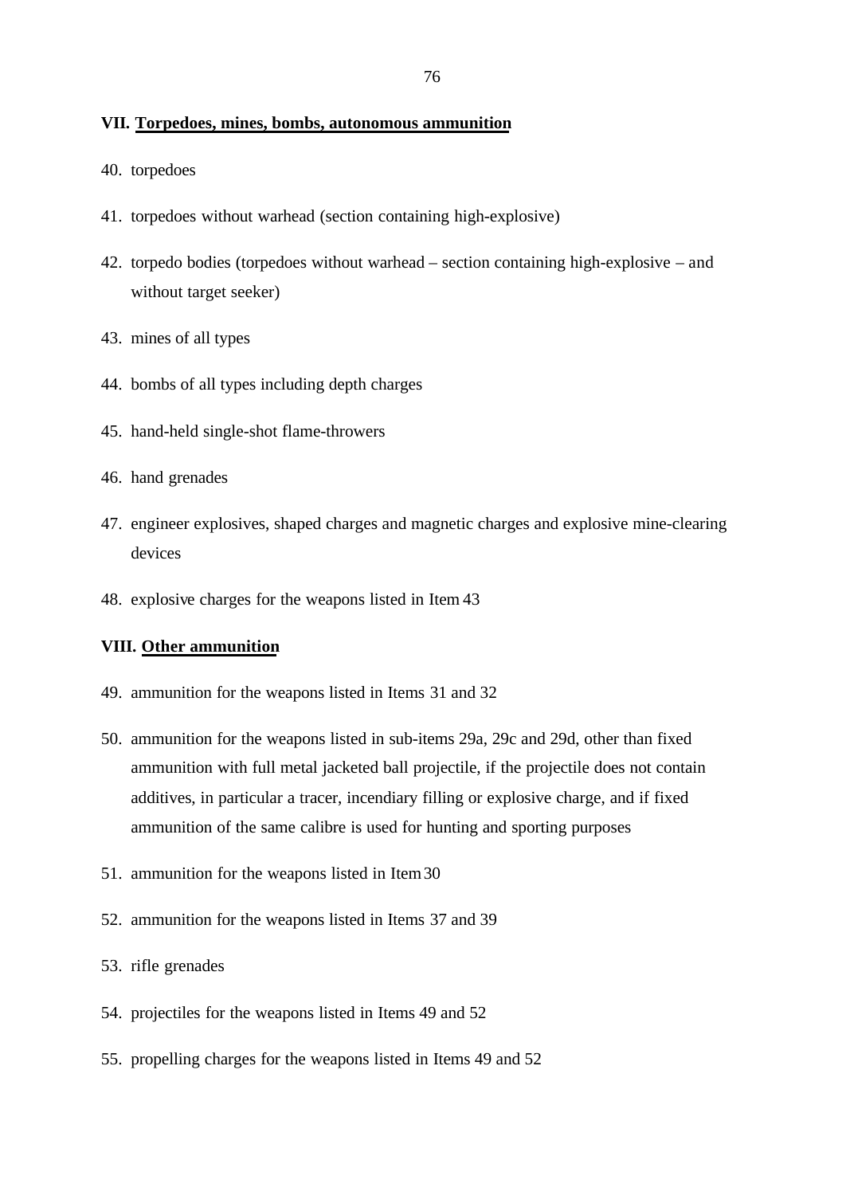## VII. Torpedoes, mines, bombs, autonomous ammunition

40. torpedoes

41. torpedoes without warhead (section containing high-explosive)

42. torpedo bodies (torpedoes without warhead – section containing high-explosive – and without target seeker)

43. mines of all types

44. bombs of all types including depth charges

45. hand-held single-shot flame-throwers

46. hand grenades

47. engineer explosives, shaped charges and magnetic charges and explosive mine-clearing devices

48. explosive charges for the weapons listed in Item 43

## VIII. Other ammunition

49. ammunition for the weapons listed in Items 31 and 32

50. ammunition for the weapons listed in sub-items 29a, 29c and 29d, other than fixed ammunition with full metal jacketed ball projectile, if the projectile does not contain additives, in particular a tracer, incendiary filling or explosive charge, and if fixed ammunition of the same calibre is used for hunting and sporting purposes

51. ammunition for the weapons listed in Item 30

52. ammunition for the weapons listed in Items 37 and 39

53. rifle grenades

54. projectiles for the weapons listed in Items 49 and 52

55. propelling charges for the weapons listed in Items 49 and 52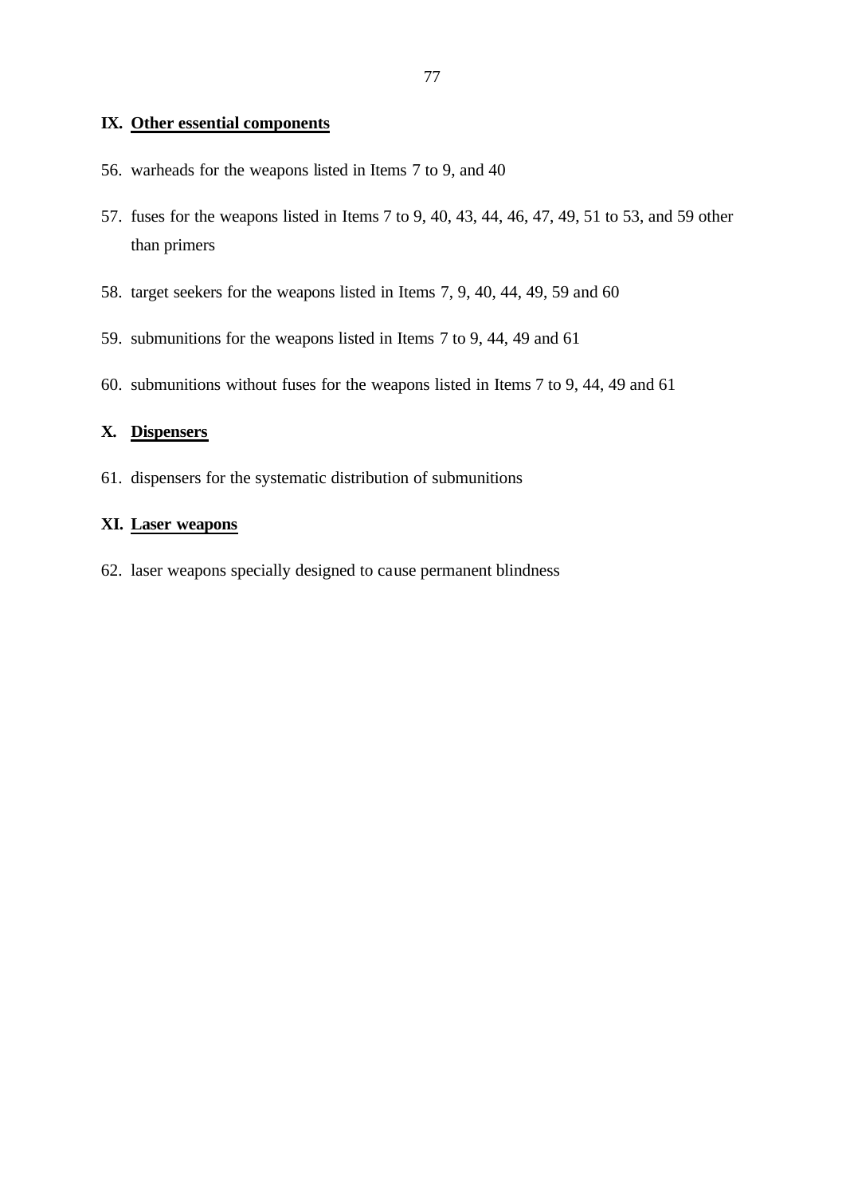## IX. Other essential components

56. warheads for the weapons listed in Items 7 to 9, and 40

57. fuses for the weapons listed in Items 7 to 9, 40, 43, 44, 46, 47, 49, 51 to 53, and 59 other than primers

58. target seekers for the weapons listed in Items 7, 9, 40, 44, 49, 59 and 60

59. submunitions for the weapons listed in Items 7 to 9, 44, 49 and 61

60. submunitions without fuses for the weapons listed in Items 7 to 9, 44, 49 and 61

## X. Dispensers

61. dispensers for the systematic distribution of submunitions

## XI. Laser weapons

62. laser weapons specially designed to cause permanent blindness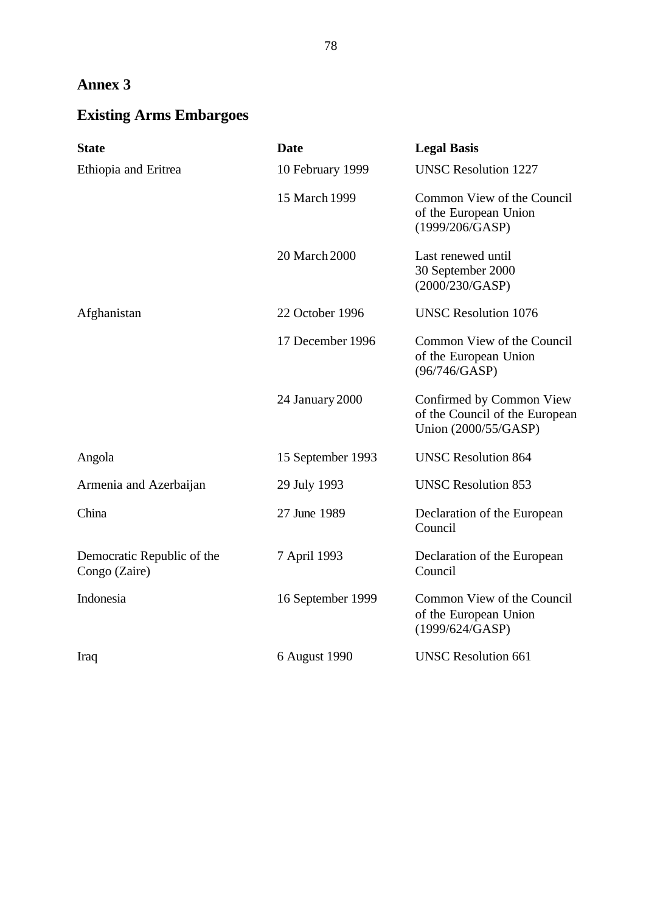## Annex 3

## Existing Arms Embargoes

| State | Date | Legal Basis |
| --- | --- | --- |
| Ethiopia and Eritrea | 10 February 1999 | UNSC Resolution 1227 |
| | 15 March 1999 | Common View of the Council of the European Union (1999/206/GASP) |
| | 20 March 2000 | Last renewed until 30 September 2000 (2000/230/GASP) |
| Afghanistan | 22 October 1996 | UNSC Resolution 1076 |
| | 17 December 1996 | Common View of the Council of the European Union (96/746/GASP) |
| | 24 January 2000 | Confirmed by Common View of the Council of the European Union (2000/55/GASP) |
| Angola | 15 September 1993 | UNSC Resolution 864 |
| Armenia and Azerbaijan | 29 July 1993 | UNSC Resolution 853 |
| China | 27 June 1989 | Declaration of the European Council |
| Democratic Republic of the Congo (Zaire) | 7 April 1993 | Declaration of the European Council |
| Indonesia | 16 September 1999 | Common View of the Council of the European Union (1999/624/GASP) |
| Iraq | 6 August 1990 | UNSC Resolution 661 |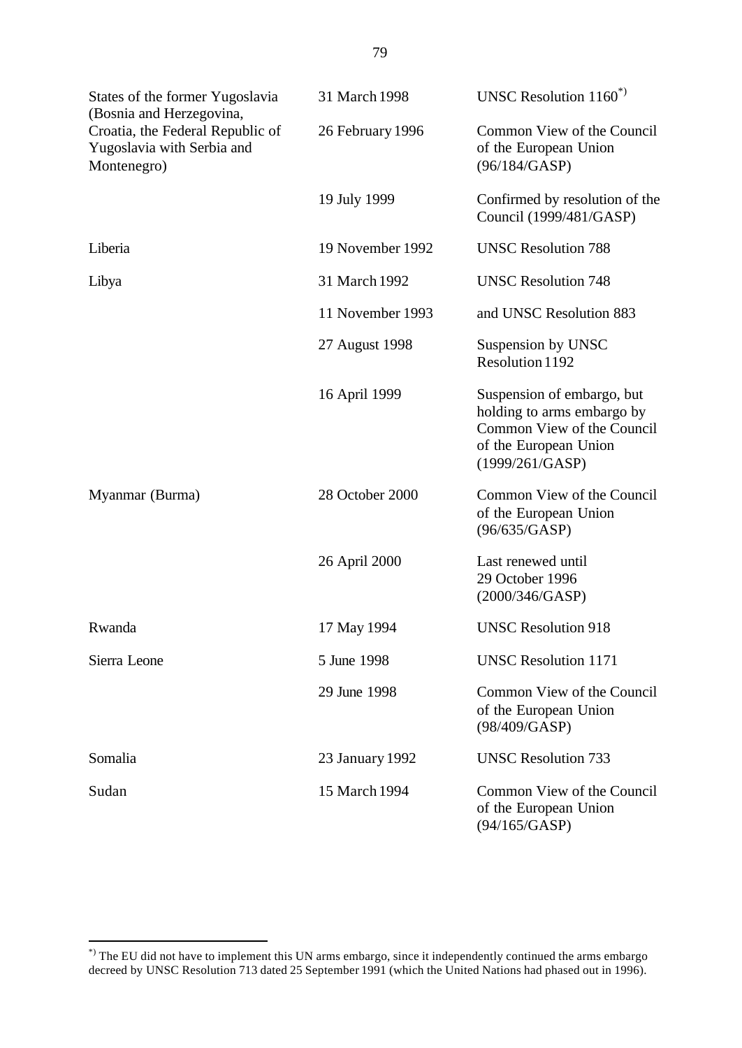| | | |
|---|---|---|
| States of the former Yugoslavia (Bosnia and Herzegovina, Croatia, the Federal Republic of Yugoslavia with Serbia and Montenegro) | 31 March 1998 | UNSC Resolution 1160[*)] |
| | 26 February 1996 | Common View of the Council of the European Union (96/184/GASP) |
| | 19 July 1999 | Confirmed by resolution of the Council (1999/481/GASP) |
| Liberia | 19 November 1992 | UNSC Resolution 788 |
| Libya | 31 March 1992 | UNSC Resolution 748 |
| | 11 November 1993 | and UNSC Resolution 883 |
| | 27 August 1998 | Suspension by UNSC Resolution 1192 |
| | 16 April 1999 | Suspension of embargo, but holding to arms embargo by Common View of the Council of the European Union (1999/261/GASP) |
| Myanmar (Burma) | 28 October 2000 | Common View of the Council of the European Union (96/635/GASP) |
| | 26 April 2000 | Last renewed until 29 October 1996 (2000/346/GASP) |
| Rwanda | 17 May 1994 | UNSC Resolution 918 |
| Sierra Leone | 5 June 1998 | UNSC Resolution 1171 |
| | 29 June 1998 | Common View of the Council of the European Union (98/409/GASP) |
| Somalia | 23 January 1992 | UNSC Resolution 733 |
| Sudan | 15 March 1994 | Common View of the Council of the European Union (94/165/GASP) |

[*)] The EU did not have to implement this UN arms embargo, since it independently continued the arms embargo decreed by UNSC Resolution 713 dated 25 September 1991 (which the United Nations had phased out in 1996).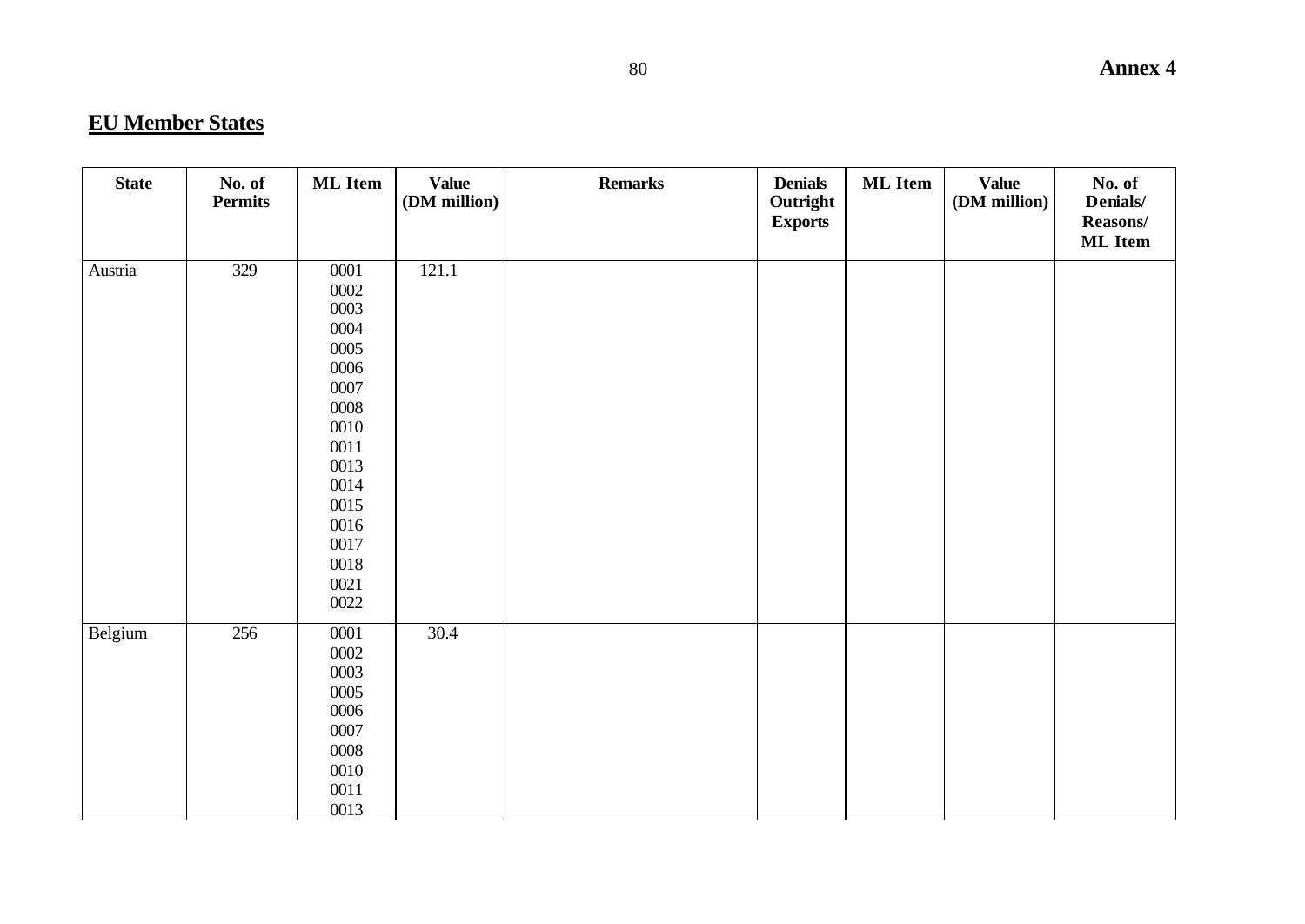**EU Member States**

| State | No. of Permits | ML Item | Value (DM million) | Remarks | Denials Outright Exports | ML Item | Value (DM million) | No. of Denials/ Reasons/ ML Item |
|---|---|---|---|---|---|---|---|---|
| Austria | 329 | 0001<br>0002<br>0003<br>0004<br>0005<br>0006<br>0007<br>0008<br>0010<br>0011<br>0013<br>0014<br>0015<br>0016<br>0017<br>0018<br>0021<br>0022 | 121.1 | | | | | |
| Belgium | 256 | 0001<br>0002<br>0003<br>0005<br>0006<br>0007<br>0008<br>0010<br>0011<br>0013 | 30.4 | | | | | |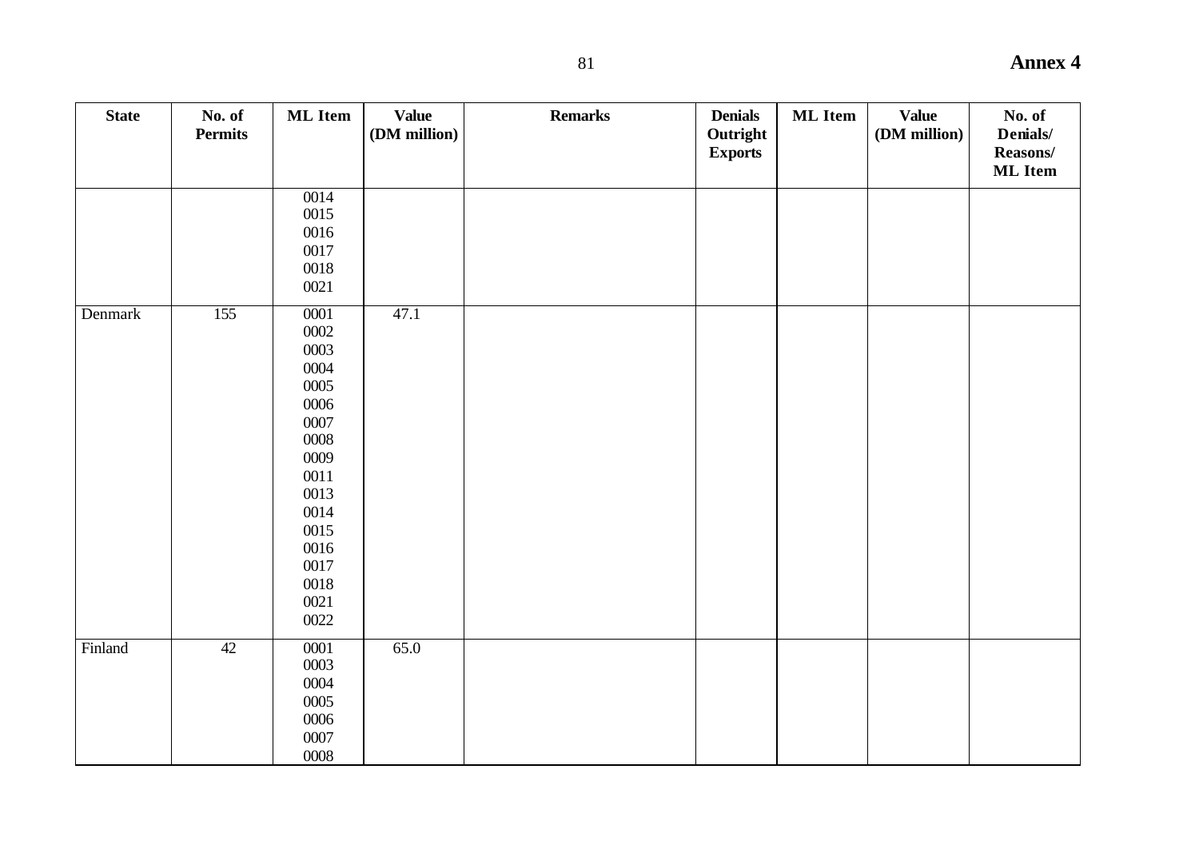| State | No. of Permits | ML Item | Value (DM million) | Remarks | Denials Outright Exports | ML Item | Value (DM million) | No. of Denials/ Reasons/ ML Item |
|---|---|---|---|---|---|---|---|---|
| | | 0014<br>0015<br>0016<br>0017<br>0018<br>0021 | | | | | | |
| Denmark | 155 | 0001<br>0002<br>0003<br>0004<br>0005<br>0006<br>0007<br>0008<br>0009<br>0011<br>0013<br>0014<br>0015<br>0016<br>0017<br>0018<br>0021<br>0022 | 47.1 | | | | | |
| Finland | 42 | 0001<br>0003<br>0004<br>0005<br>0006<br>0007<br>0008 | 65.0 | | | | | |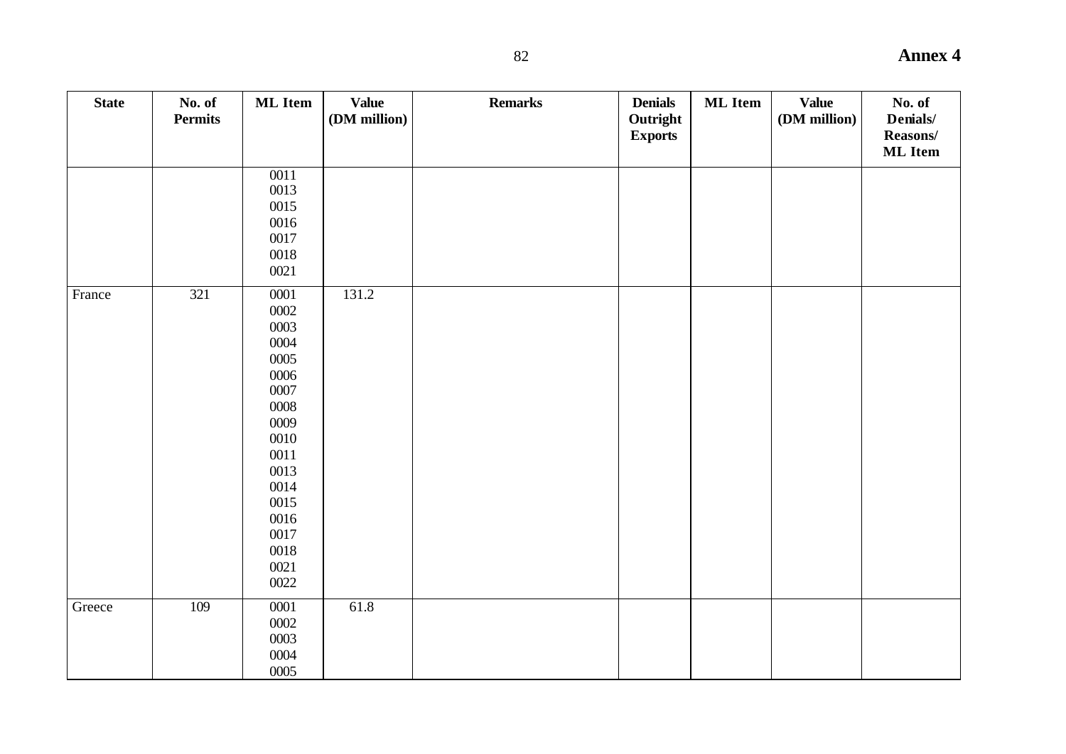**Annex 4**

| State | No. of Permits | ML Item | Value (DM million) | Remarks | Denials Outright Exports | ML Item | Value (DM million) | No. of Denials/ Reasons/ ML Item |
|---|---|---|---|---|---|---|---|---|
| | | 0011<br>0013<br>0015<br>0016<br>0017<br>0018<br>0021 | | | | | | |
| France | 321 | 0001<br>0002<br>0003<br>0004<br>0005<br>0006<br>0007<br>0008<br>0009<br>0010<br>0011<br>0013<br>0014<br>0015<br>0016<br>0017<br>0018<br>0021<br>0022 | 131.2 | | | | | |
| Greece | 109 | 0001<br>0002<br>0003<br>0004<br>0005 | 61.8 | | | | | |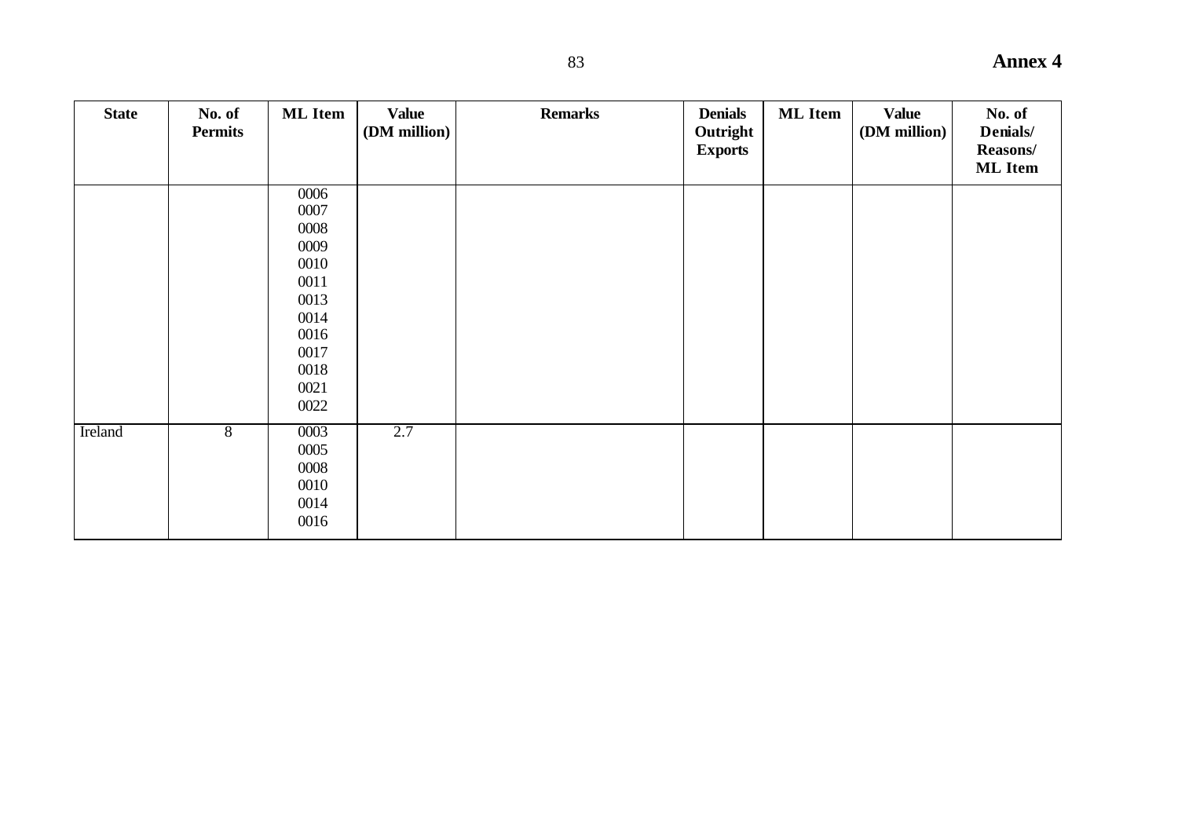| State | No. of Permits | ML Item | Value (DM million) | Remarks | Denials Outright Exports | ML Item | Value (DM million) | No. of Denials/ Reasons/ ML Item |
|---|---|---|---|---|---|---|---|---|
| | | 0006<br>0007<br>0008<br>0009<br>0010<br>0011<br>0013<br>0014<br>0016<br>0017<br>0018<br>0021<br>0022 | | | | | | |
| Ireland | 8 | 0003<br>0005<br>0008<br>0010<br>0014<br>0016 | 2.7 | | | | | |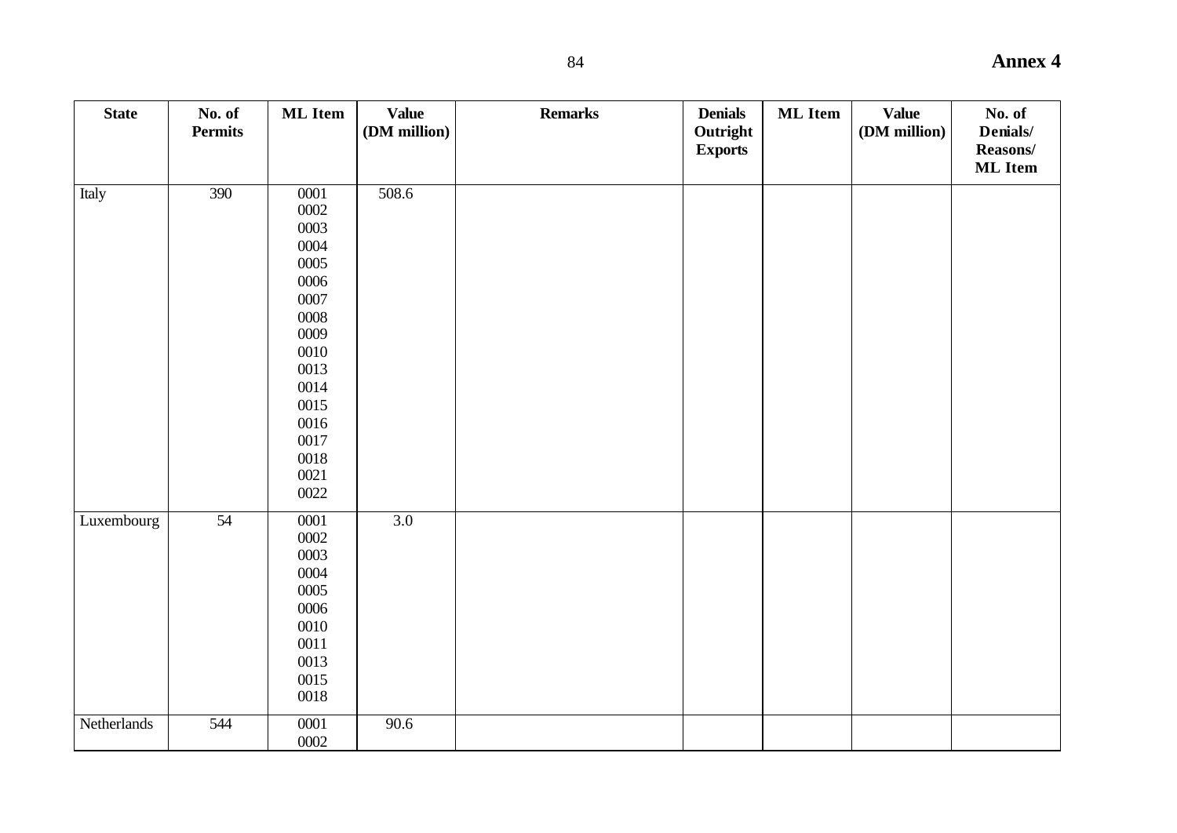| State | No. of Permits | ML Item | Value (DM million) | Remarks | Denials Outright Exports | ML Item | Value (DM million) | No. of Denials/ Reasons/ ML Item |
|---|---|---|---|---|---|---|---|---|
| Italy | 390 | 0001<br>0002<br>0003<br>0004<br>0005<br>0006<br>0007<br>0008<br>0009<br>0010<br>0013<br>0014<br>0015<br>0016<br>0017<br>0018<br>0021<br>0022 | 508.6 | | | | | |
| Luxembourg | 54 | 0001<br>0002<br>0003<br>0004<br>0005<br>0006<br>0010<br>0011<br>0013<br>0015<br>0018 | 3.0 | | | | | |
| Netherlands | 544 | 0001<br>0002 | 90.6 | | | | | |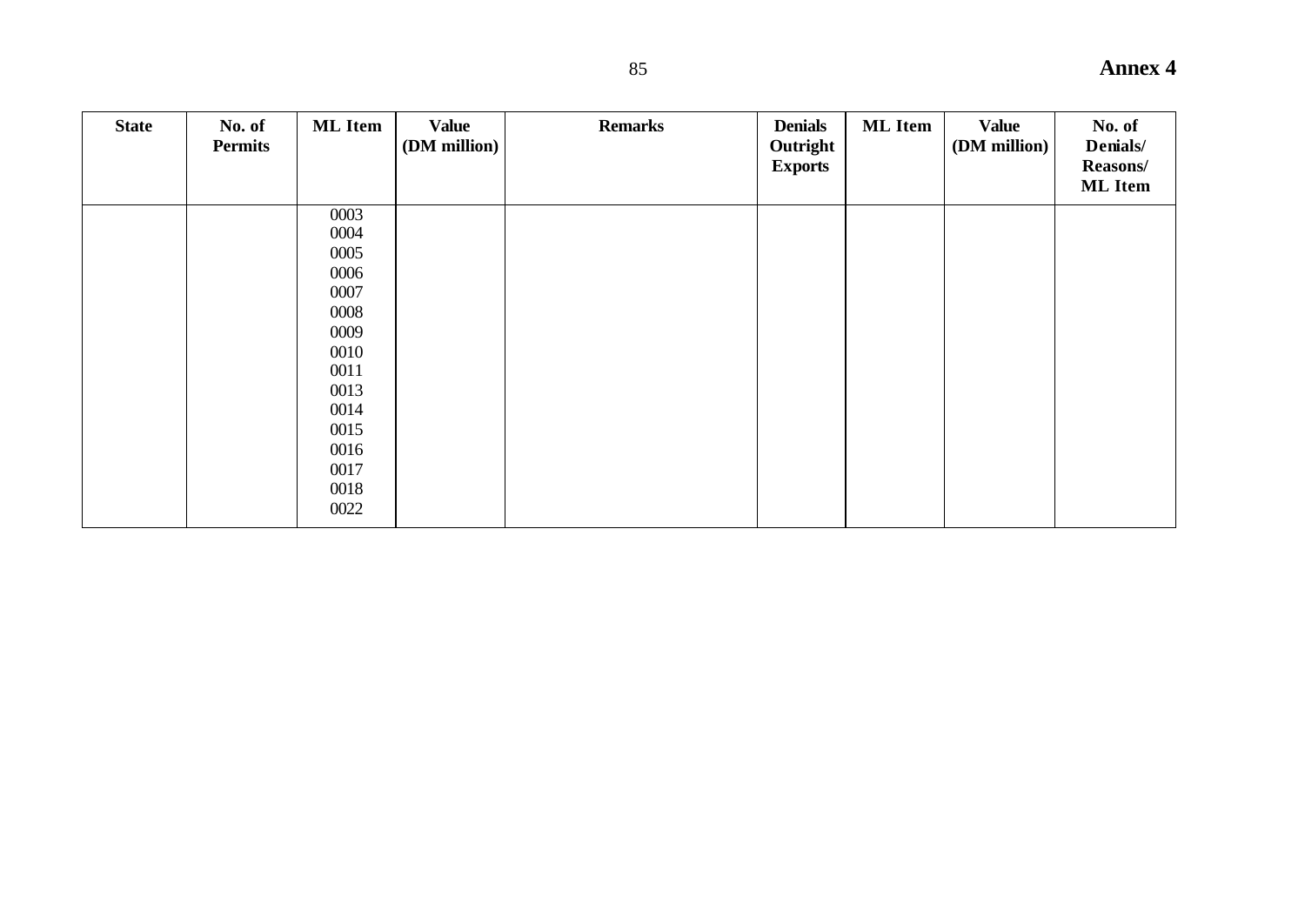## Annex 4

| State | No. of Permits | ML Item | Value (DM million) | Remarks | Denials Outright Exports | ML Item | Value (DM million) | No. of Denials/ Reasons/ ML Item |
|---|---|---|---|---|---|---|---|---|
| | | 0003<br>0004<br>0005<br>0006<br>0007<br>0008<br>0009<br>0010<br>0011<br>0013<br>0014<br>0015<br>0016<br>0017<br>0018<br>0022 | | | | | | |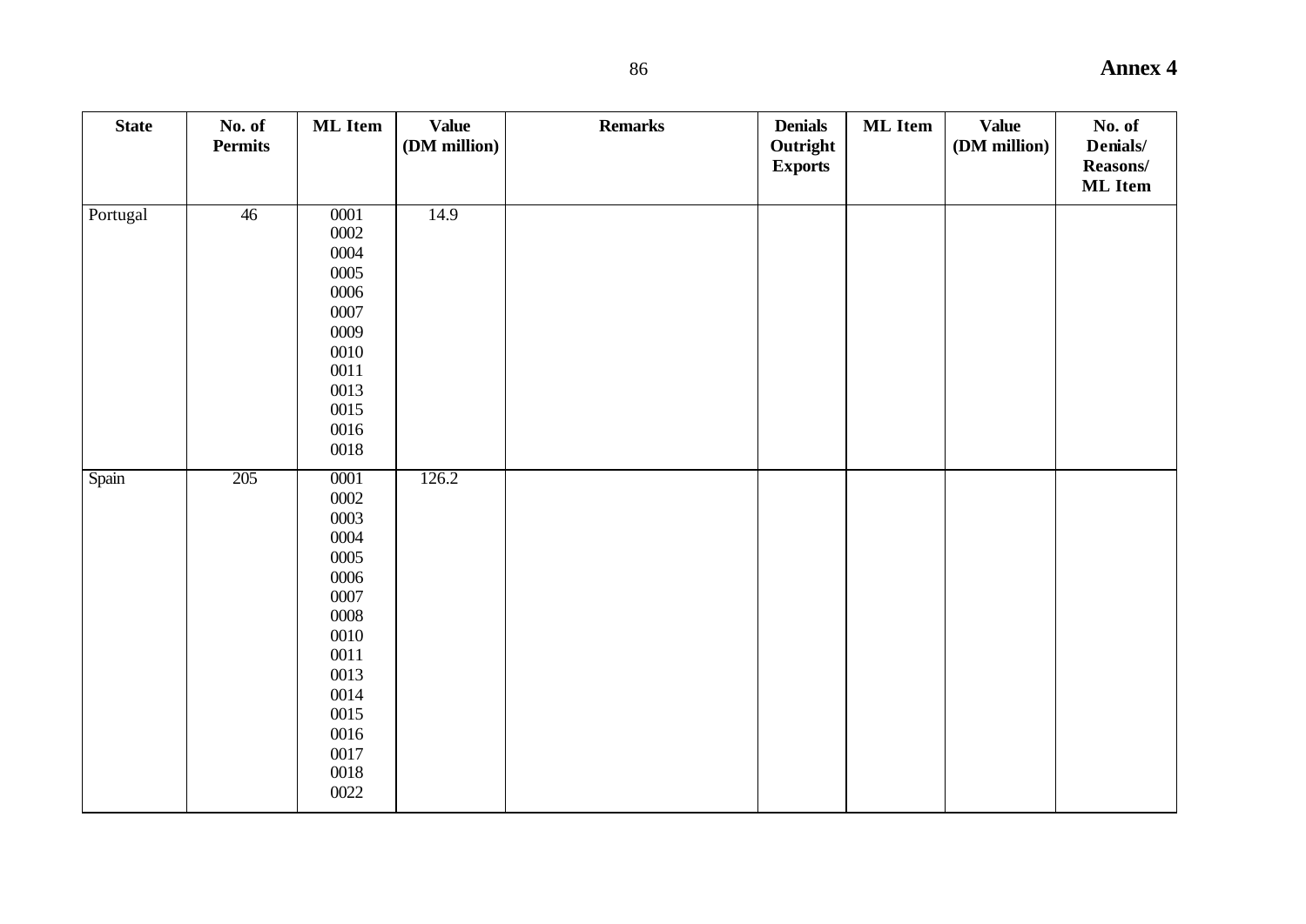## Annex 4

| State | No. of Permits | ML Item | Value (DM million) | Remarks | Denials Outright Exports | ML Item | Value (DM million) | No. of Denials/ Reasons/ ML Item |
|---|---|---|---|---|---|---|---|---|
| Portugal | 46 | 0001<br>0002<br>0004<br>0005<br>0006<br>0007<br>0009<br>0010<br>0011<br>0013<br>0015<br>0016<br>0018 | 14.9 | | | | | |
| Spain | 205 | 0001<br>0002<br>0003<br>0004<br>0005<br>0006<br>0007<br>0008<br>0010<br>0011<br>0013<br>0014<br>0015<br>0016<br>0017<br>0018<br>0022 | 126.2 | | | | | |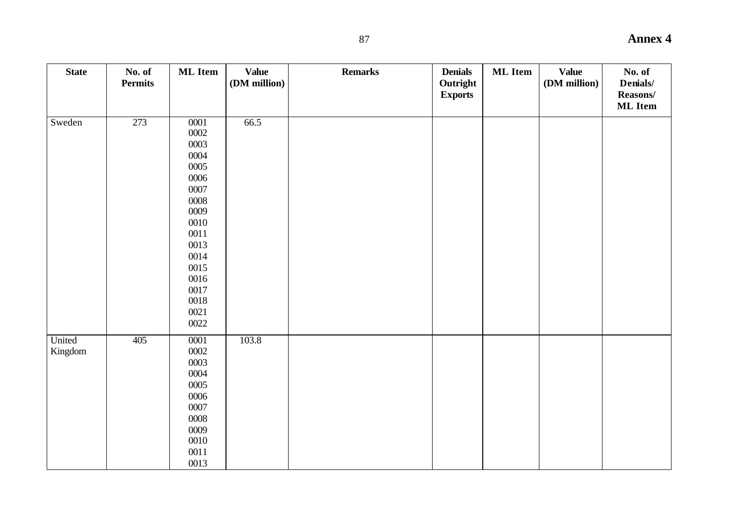**Annex 4**

| State | No. of Permits | ML Item | Value (DM million) | Remarks | Denials Outright Exports | ML Item | Value (DM million) | No. of Denials/ Reasons/ ML Item |
|---|---|---|---|---|---|---|---|---|
| Sweden | 273 | 0001<br>0002<br>0003<br>0004<br>0005<br>0006<br>0007<br>0008<br>0009<br>0010<br>0011<br>0013<br>0014<br>0015<br>0016<br>0017<br>0018<br>0021<br>0022 | 66.5 | | | | | |
| United Kingdom | 405 | 0001<br>0002<br>0003<br>0004<br>0005<br>0006<br>0007<br>0008<br>0009<br>0010<br>0011<br>0013 | 103.8 | | | | | |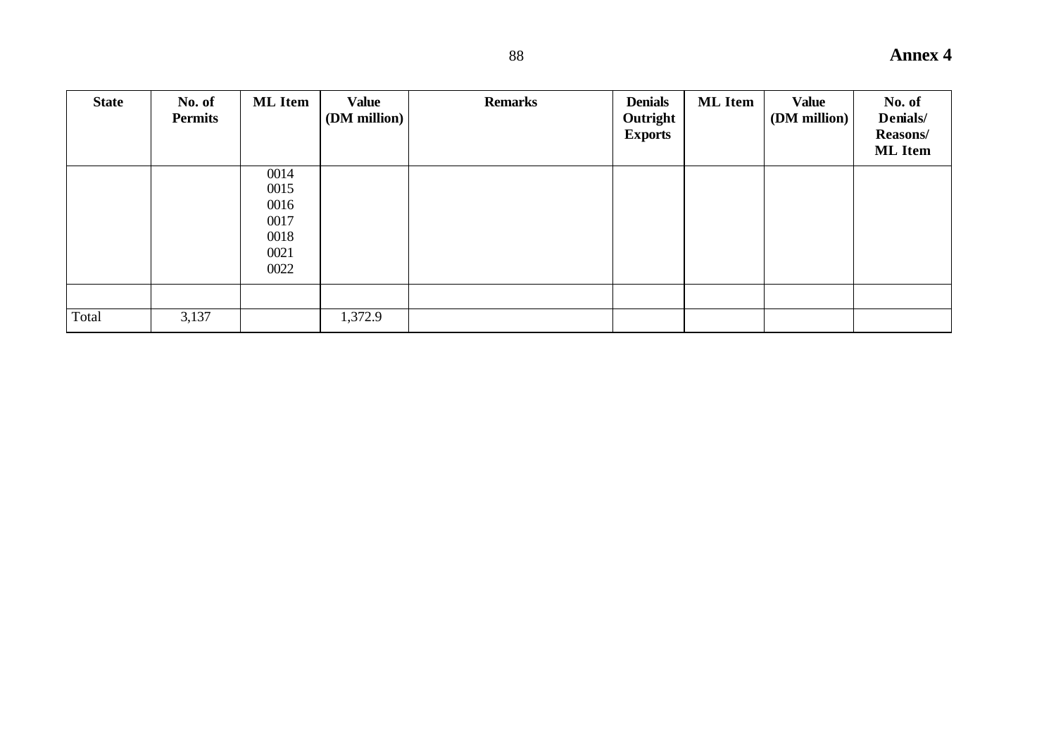**Annex 4**

| State | No. of Permits | ML Item | Value (DM million) | Remarks | Denials Outright Exports | ML Item | Value (DM million) | No. of Denials/ Reasons/ ML Item |
|---|---|---|---|---|---|---|---|---|
| | | 0014<br>0015<br>0016<br>0017<br>0018<br>0021<br>0022 | | | | | | |
| | | | | | | | | |
| Total | 3,137 | | 1,372.9 | | | | | |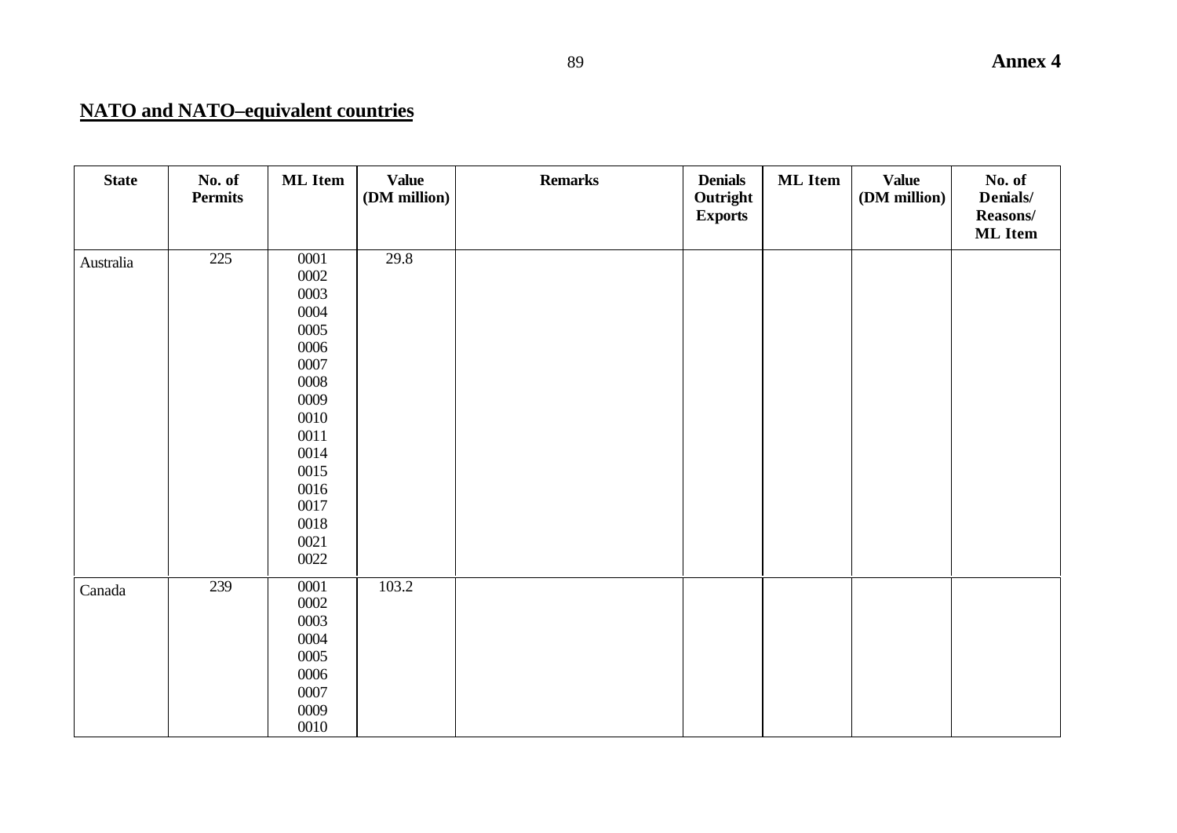Annex 4

## NATO and NATO–equivalent countries

| State | No. of Permits | ML Item | Value (DM million) | Remarks | Denials Outright Exports | ML Item | Value (DM million) | No. of Denials/ Reasons/ ML Item |
|---|---|---|---|---|---|---|---|---|
| Australia | 225 | 0001<br>0002<br>0003<br>0004<br>0005<br>0006<br>0007<br>0008<br>0009<br>0010<br>0011<br>0014<br>0015<br>0016<br>0017<br>0018<br>0021<br>0022 | 29.8 | | | | | |
| Canada | 239 | 0001<br>0002<br>0003<br>0004<br>0005<br>0006<br>0007<br>0009<br>0010 | 103.2 | | | | | |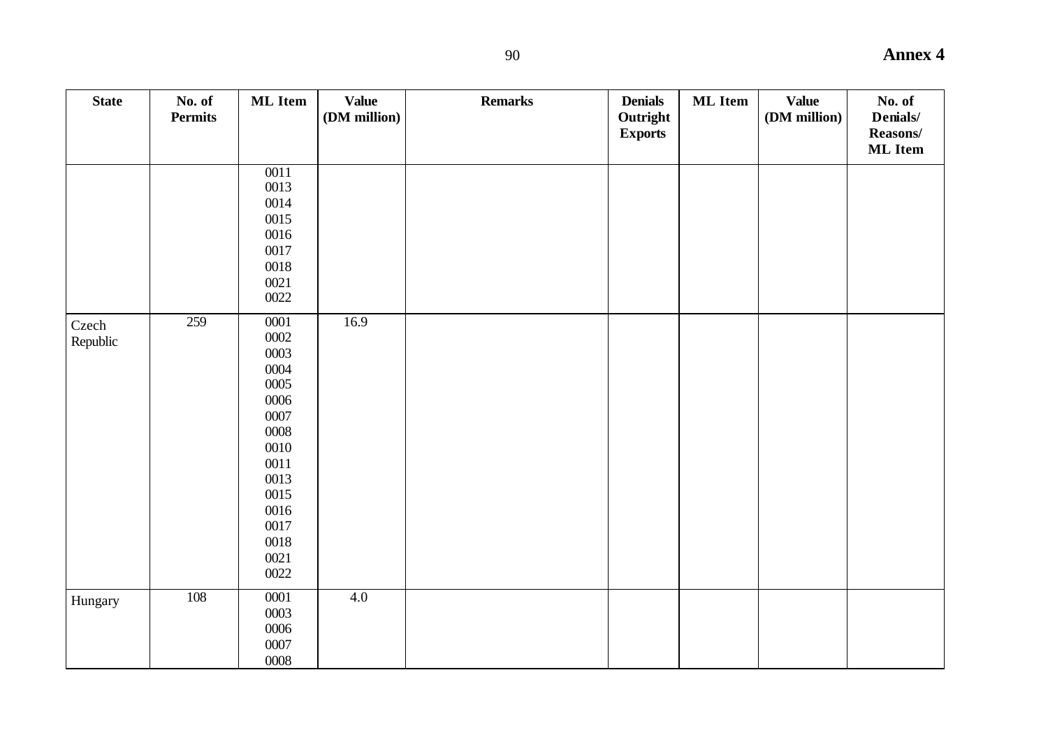**Annex 4**

| State | No. of Permits | ML Item | Value (DM million) | Remarks | Denials Outright Exports | ML Item | Value (DM million) | No. of Denials/ Reasons/ ML Item |
|---|---|---|---|---|---|---|---|---|
| | | 0011<br>0013<br>0014<br>0015<br>0016<br>0017<br>0018<br>0021<br>0022 | | | | | | |
| Czech Republic | 259 | 0001<br>0002<br>0003<br>0004<br>0005<br>0006<br>0007<br>0008<br>0010<br>0011<br>0013<br>0015<br>0016<br>0017<br>0018<br>0021<br>0022 | 16.9 | | | | | |
| Hungary | 108 | 0001<br>0003<br>0006<br>0007<br>0008 | 4.0 | | | | | |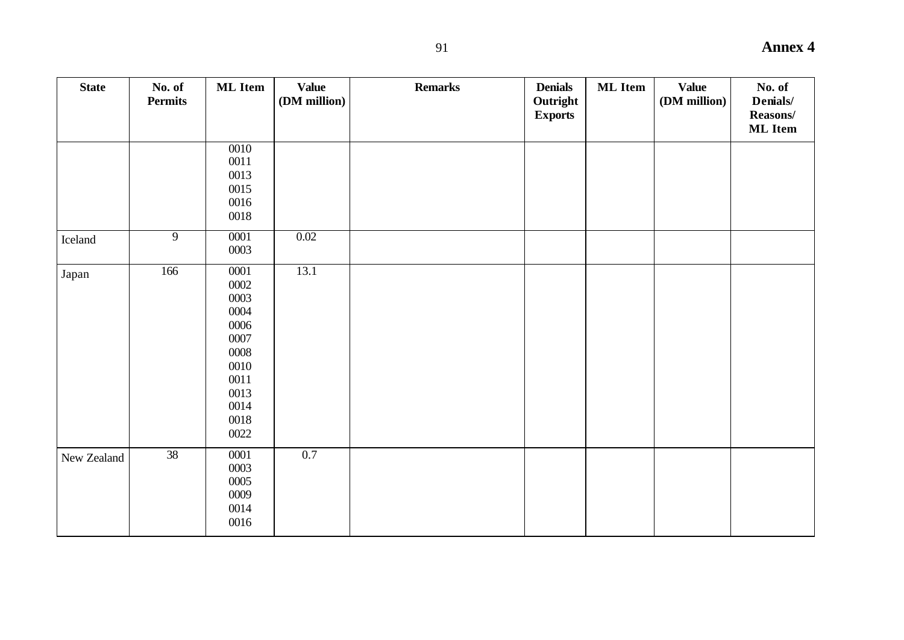**Annex 4**

| State | No. of Permits | ML Item | Value (DM million) | Remarks | Denials Outright Exports | ML Item | Value (DM million) | No. of Denials/ Reasons/ ML Item |
|---|---|---|---|---|---|---|---|---|
| | | 0010<br>0011<br>0013<br>0015<br>0016<br>0018 | | | | | | |
| Iceland | 9 | 0001<br>0003 | 0.02 | | | | | |
| Japan | 166 | 0001<br>0002<br>0003<br>0004<br>0006<br>0007<br>0008<br>0010<br>0011<br>0013<br>0014<br>0018<br>0022 | 13.1 | | | | | |
| New Zealand | 38 | 0001<br>0003<br>0005<br>0009<br>0014<br>0016 | 0.7 | | | | | |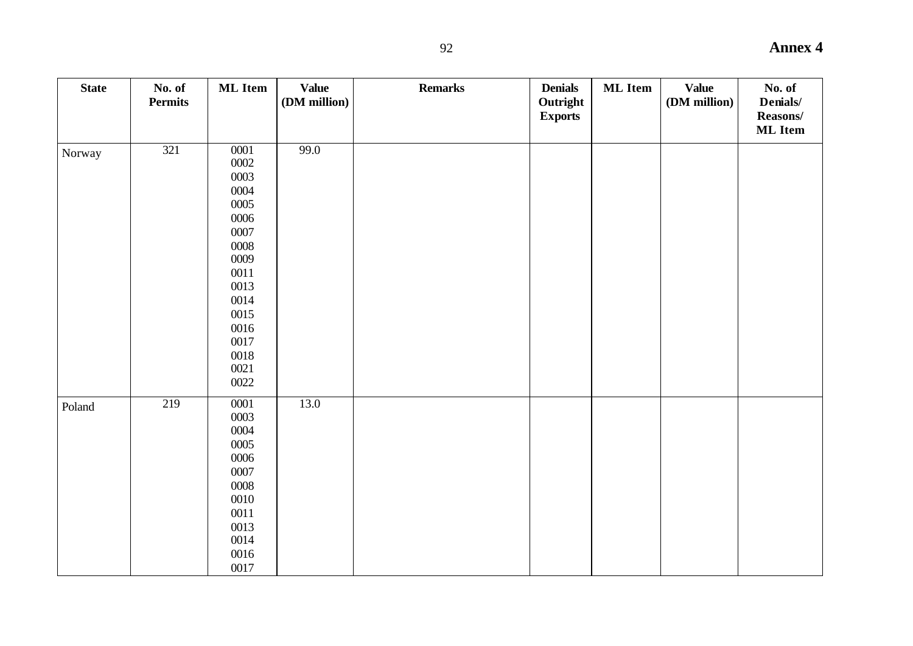**Annex 4**

| State | No. of Permits | ML Item | Value (DM million) | Remarks | Denials Outright Exports | ML Item | Value (DM million) | No. of Denials/ Reasons/ ML Item |
|---|---|---|---|---|---|---|---|---|
| Norway | 321 | 0001<br>0002<br>0003<br>0004<br>0005<br>0006<br>0007<br>0008<br>0009<br>0011<br>0013<br>0014<br>0015<br>0016<br>0017<br>0018<br>0021<br>0022 | 99.0 | | | | | |
| Poland | 219 | 0001<br>0003<br>0004<br>0005<br>0006<br>0007<br>0008<br>0010<br>0011<br>0013<br>0014<br>0016<br>0017 | 13.0 | | | | | |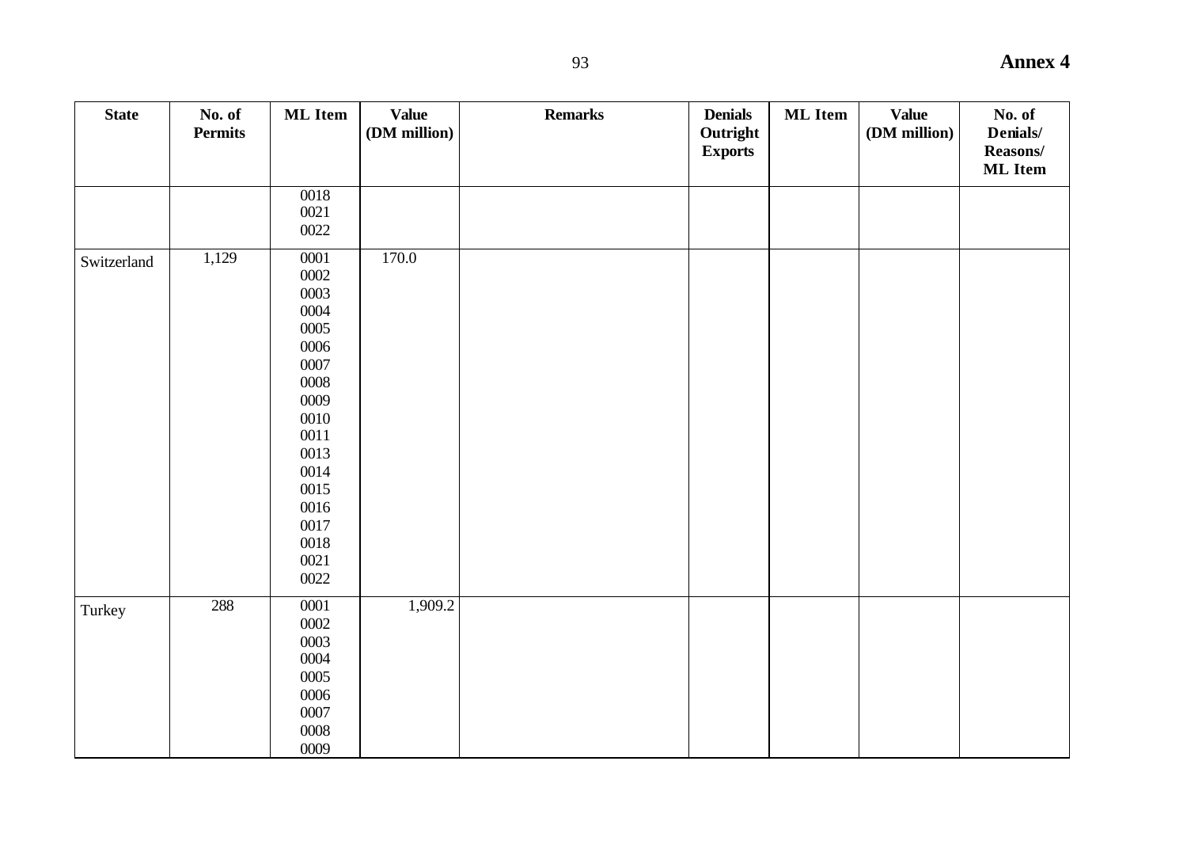**Annex 4**

| State | No. of Permits | ML Item | Value (DM million) | Remarks | Denials Outright Exports | ML Item | Value (DM million) | No. of Denials/ Reasons/ ML Item |
|---|---|---|---|---|---|---|---|---|
| | | 0018<br>0021<br>0022 | | | | | | |
| Switzerland | 1,129 | 0001<br>0002<br>0003<br>0004<br>0005<br>0006<br>0007<br>0008<br>0009<br>0010<br>0011<br>0013<br>0014<br>0015<br>0016<br>0017<br>0018<br>0021<br>0022 | 170.0 | | | | | |
| Turkey | 288 | 0001<br>0002<br>0003<br>0004<br>0005<br>0006<br>0007<br>0008<br>0009 | 1,909.2 | | | | | |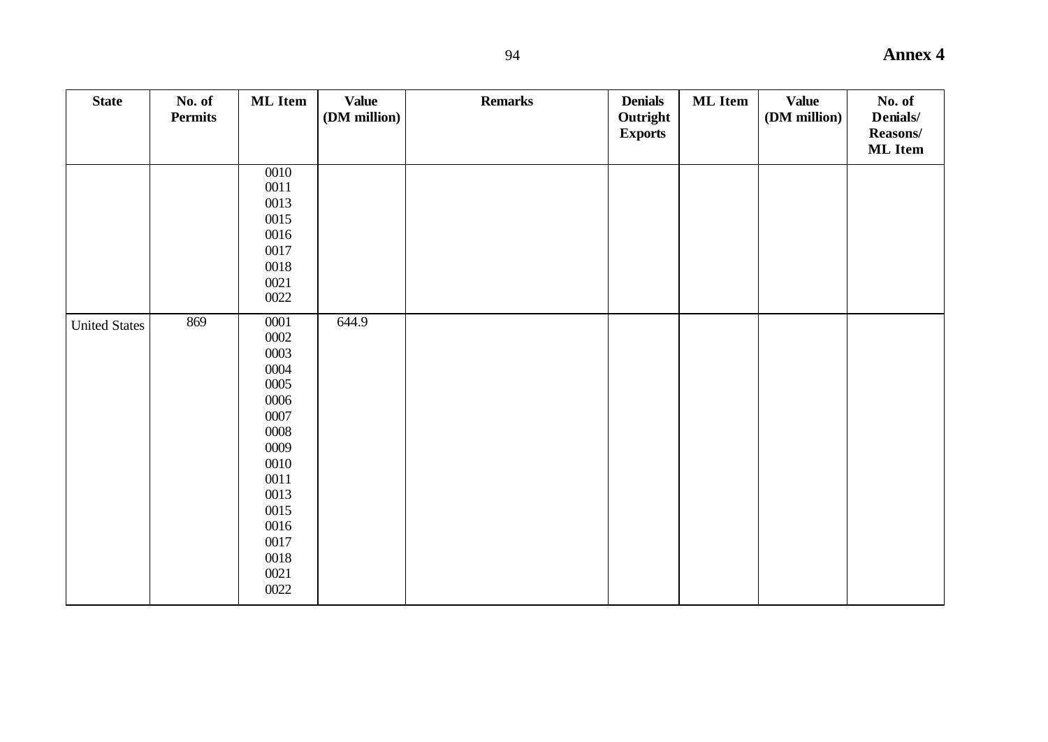**Annex 4**

| State | No. of Permits | ML Item | Value (DM million) | Remarks | Denials Outright Exports | ML Item | Value (DM million) | No. of Denials/ Reasons/ ML Item |
|---|---|---|---|---|---|---|---|---|
| | | 0010<br>0011<br>0013<br>0015<br>0016<br>0017<br>0018<br>0021<br>0022 | | | | | | |
| United States | 869 | 0001<br>0002<br>0003<br>0004<br>0005<br>0006<br>0007<br>0008<br>0009<br>0010<br>0011<br>0013<br>0015<br>0016<br>0017<br>0018<br>0021<br>0022 | 644.9 | | | | | |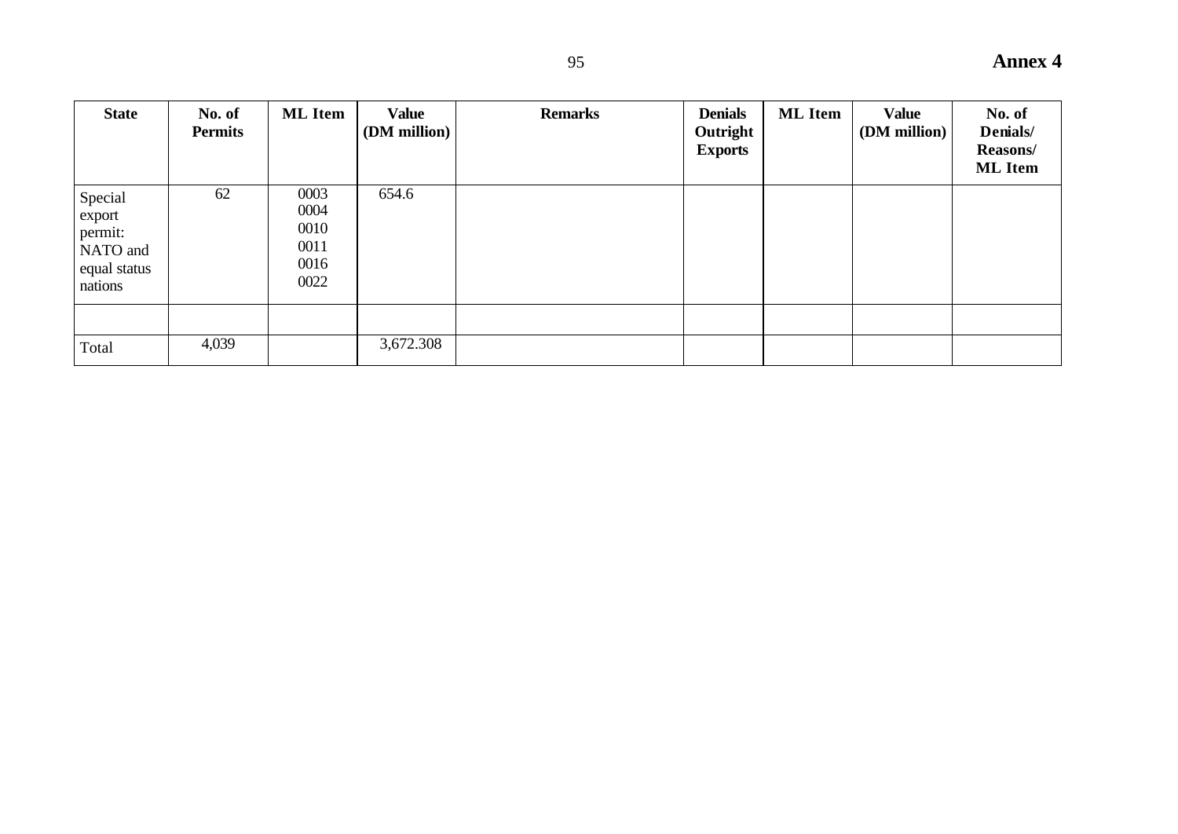**Annex 4**

| State | No. of Permits | ML Item | Value (DM million) | Remarks | Denials Outright Exports | ML Item | Value (DM million) | No. of Denials/ Reasons/ ML Item |
|---|---|---|---|---|---|---|---|---|
| Special export permit: NATO and equal status nations | 62 | 0003 0004 0010 0011 0016 0022 | 654.6 | | | | | |
| | | | | | | | | |
| Total | 4,039 | | 3,672.308 | | | | | |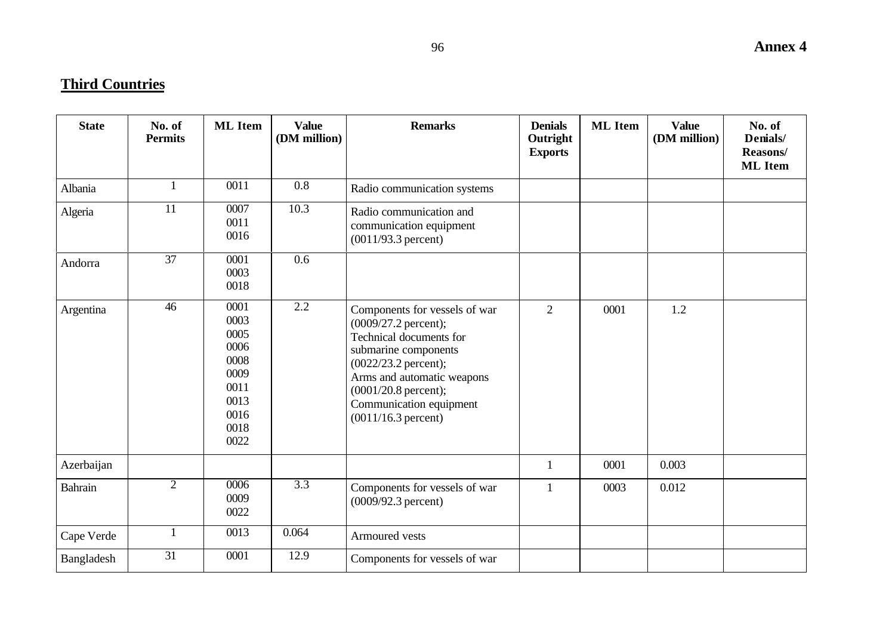## Third Countries

| State | No. of Permits | ML Item | Value (DM million) | Remarks | Denials Outright Exports | ML Item | Value (DM million) | No. of Denials/ Reasons/ ML Item |
|---|---|---|---|---|---|---|---|---|
| Albania | 1 | 0011 | 0.8 | Radio communication systems | | | | |
| Algeria | 11 | 0007<br>0011<br>0016 | 10.3 | Radio communication and communication equipment (0011/93.3 percent) | | | | |
| Andorra | 37 | 0001<br>0003<br>0018 | 0.6 | | | | | |
| Argentina | 46 | 0001<br>0003<br>0005<br>0006<br>0008<br>0009<br>0011<br>0013<br>0016<br>0018<br>0022 | 2.2 | Components for vessels of war (0009/27.2 percent);<br>Technical documents for submarine components (0022/23.2 percent);<br>Arms and automatic weapons (0001/20.8 percent);<br>Communication equipment (0011/16.3 percent) | 2 | 0001 | 1.2 | |
| Azerbaijan | | | | | 1 | 0001 | 0.003 | |
| Bahrain | 2 | 0006<br>0009<br>0022 | 3.3 | Components for vessels of war (0009/92.3 percent) | 1 | 0003 | 0.012 | |
| Cape Verde | 1 | 0013 | 0.064 | Armoured vests | | | | |
| Bangladesh | 31 | 0001 | 12.9 | Components for vessels of war | | | | |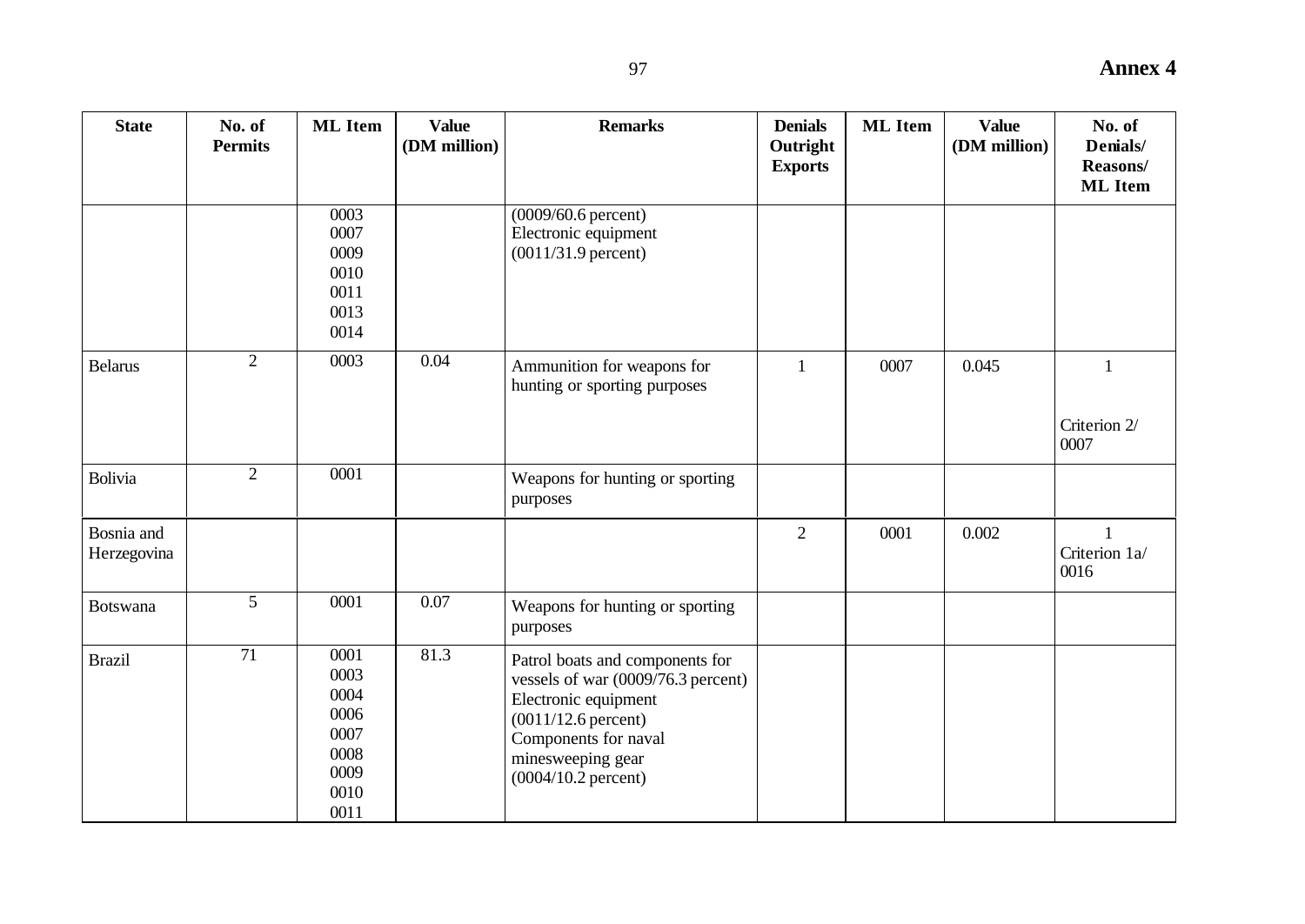# Annex 4

| State | No. of Permits | ML Item | Value (DM million) | Remarks | Denials Outright Exports | ML Item | Value (DM million) | No. of Denials/ Reasons/ ML Item |
|---|---|---|---|---|---|---|---|---|
| | | 0003<br>0007<br>0009<br>0010<br>0011<br>0013<br>0014 | | (0009/60.6 percent)<br>Electronic equipment<br>(0011/31.9 percent) | | | | |
| Belarus | 2 | 0003 | 0.04 | Ammunition for weapons for hunting or sporting purposes | 1 | 0007 | 0.045 | 1<br><br>Criterion 2/ 0007 |
| Bolivia | 2 | 0001 | | Weapons for hunting or sporting purposes | | | | |
| Bosnia and Herzegovina | | | | | 2 | 0001 | 0.002 | 1<br>Criterion 1a/ 0016 |
| Botswana | 5 | 0001 | 0.07 | Weapons for hunting or sporting purposes | | | | |
| Brazil | 71 | 0001<br>0003<br>0004<br>0006<br>0007<br>0008<br>0009<br>0010<br>0011 | 81.3 | Patrol boats and components for vessels of war (0009/76.3 percent)<br>Electronic equipment<br>(0011/12.6 percent)<br>Components for naval minesweeping gear<br>(0004/10.2 percent) | | | | |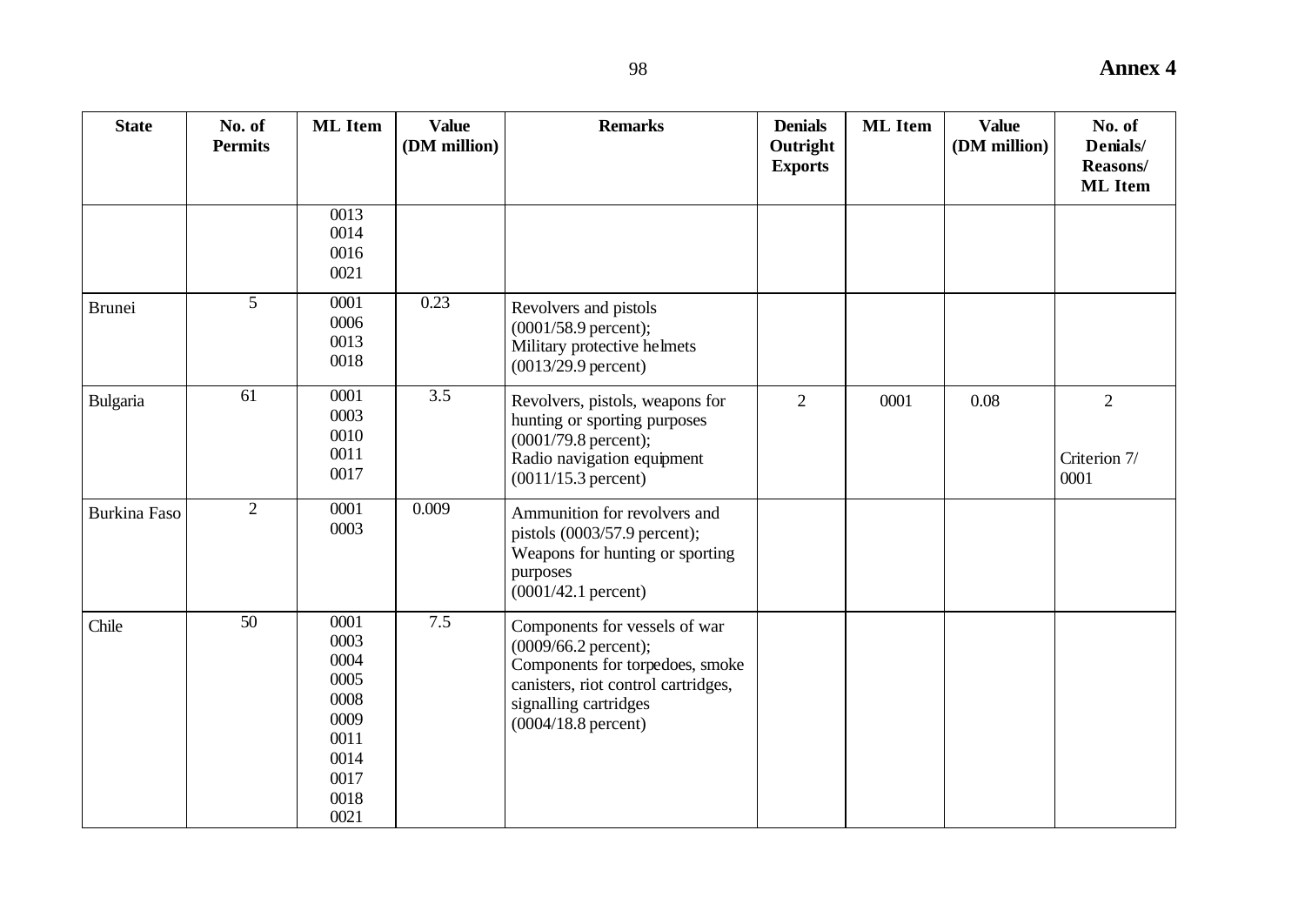| State | No. of Permits | ML Item | Value (DM million) | Remarks | Denials Outright Exports | ML Item | Value (DM million) | No. of Denials/ Reasons/ ML Item |
|---|---|---|---|---|---|---|---|---|
| | | 0013<br>0014<br>0016<br>0021 | | | | | | |
| Brunei | 5 | 0001<br>0006<br>0013<br>0018 | 0.23 | Revolvers and pistols (0001/58.9 percent);<br>Military protective helmets (0013/29.9 percent) | | | | |
| Bulgaria | 61 | 0001<br>0003<br>0010<br>0011<br>0017 | 3.5 | Revolvers, pistols, weapons for hunting or sporting purposes (0001/79.8 percent);<br>Radio navigation equipment (0011/15.3 percent) | 2 | 0001 | 0.08 | 2<br><br>Criterion 7/ 0001 |
| Burkina Faso | 2 | 0001<br>0003 | 0.009 | Ammunition for revolvers and pistols (0003/57.9 percent);<br>Weapons for hunting or sporting purposes (0001/42.1 percent) | | | | |
| Chile | 50 | 0001<br>0003<br>0004<br>0005<br>0008<br>0009<br>0011<br>0014<br>0017<br>0018<br>0021 | 7.5 | Components for vessels of war (0009/66.2 percent);<br>Components for torpedoes, smoke canisters, riot control cartridges, signalling cartridges (0004/18.8 percent) | | | | |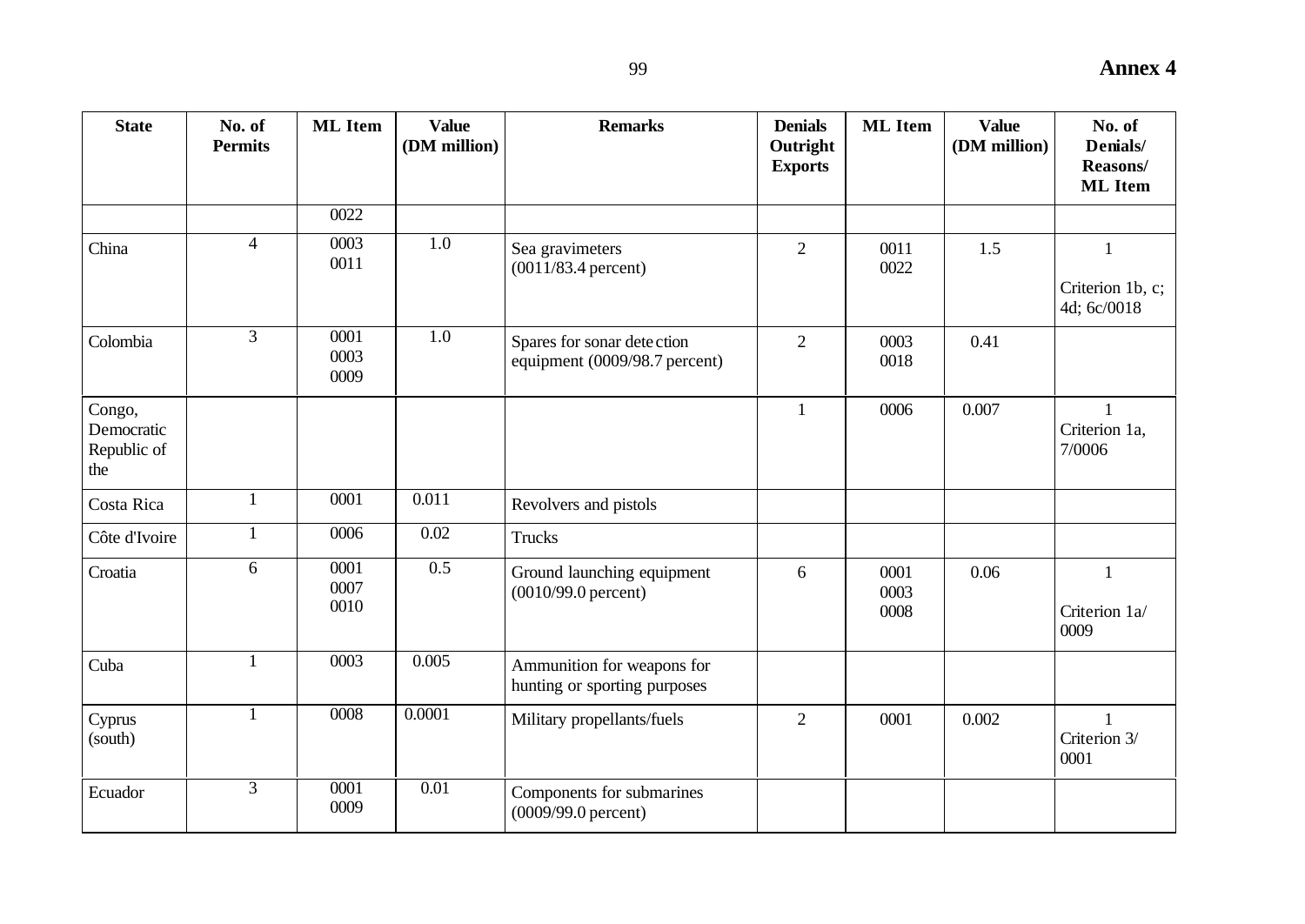| State | No. of Permits | ML Item | Value (DM million) | Remarks | Denials Outright Exports | ML Item | Value (DM million) | No. of Denials/ Reasons/ ML Item |
|---|---|---|---|---|---|---|---|---|
| | | 0022 | | | | | | |
| China | 4 | 0003<br>0011 | 1.0 | Sea gravimeters (0011/83.4 percent) | 2 | 0011<br>0022 | 1.5 | 1<br>Criterion 1b, c; 4d; 6c/0018 |
| Colombia | 3 | 0001<br>0003<br>0009 | 1.0 | Spares for sonar dete ction equipment (0009/98.7 percent) | 2 | 0003<br>0018 | 0.41 | |
| Congo, Democratic Republic of the | | | | | 1 | 0006 | 0.007 | 1<br>Criterion 1a, 7/0006 |
| Costa Rica | 1 | 0001 | 0.011 | Revolvers and pistols | | | | |
| Côte d'Ivoire | 1 | 0006 | 0.02 | Trucks | | | | |
| Croatia | 6 | 0001<br>0007<br>0010 | 0.5 | Ground launching equipment (0010/99.0 percent) | 6 | 0001<br>0003<br>0008 | 0.06 | 1<br>Criterion 1a/ 0009 |
| Cuba | 1 | 0003 | 0.005 | Ammunition for weapons for hunting or sporting purposes | | | | |
| Cyprus (south) | 1 | 0008 | 0.0001 | Military propellants/fuels | 2 | 0001 | 0.002 | 1<br>Criterion 3/ 0001 |
| Ecuador | 3 | 0001<br>0009 | 0.01 | Components for submarines (0009/99.0 percent) | | | | |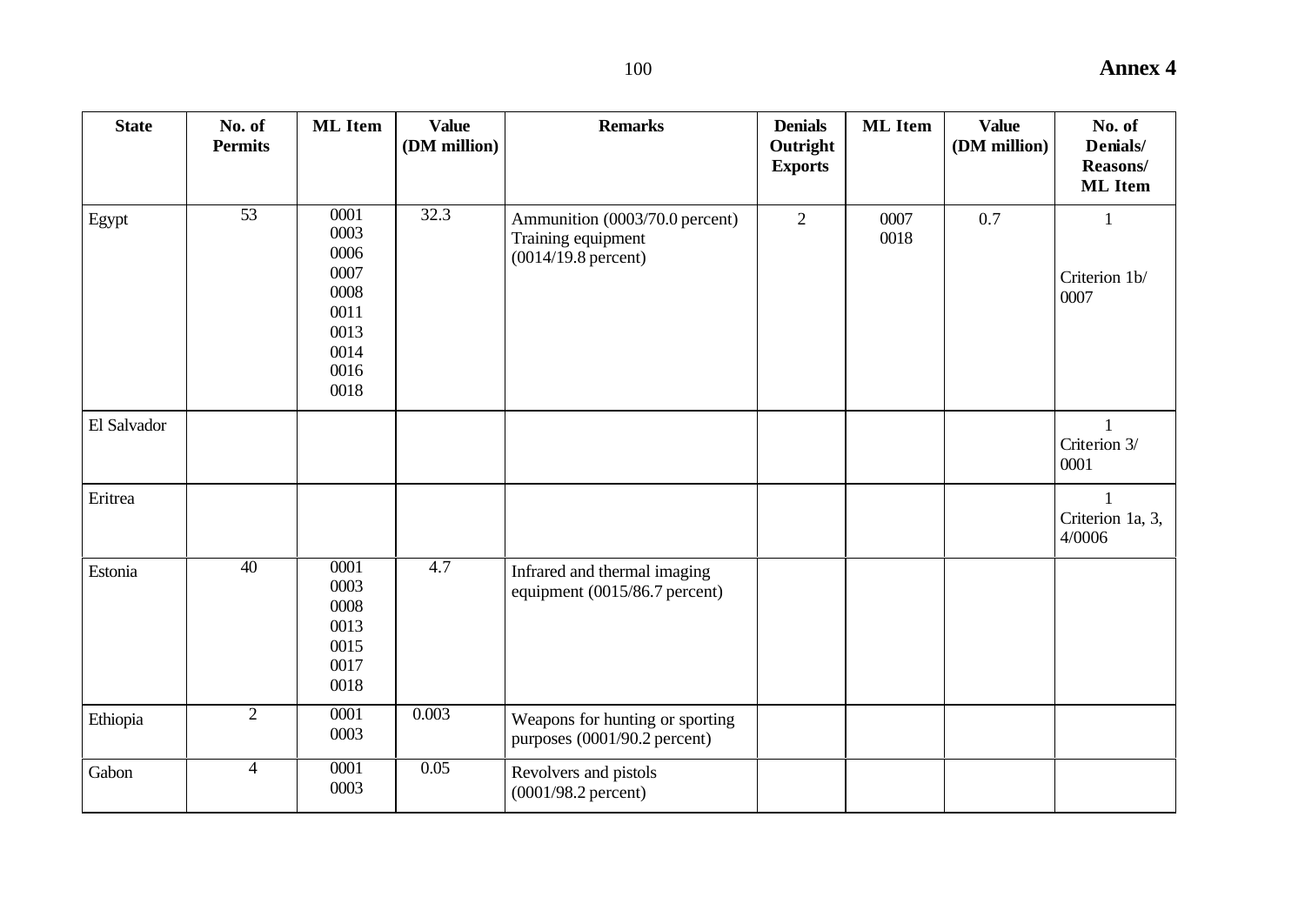| State | No. of Permits | ML Item | Value (DM million) | Remarks | Denials Outright Exports | ML Item | Value (DM million) | No. of Denials/ Reasons/ ML Item |
|---|---|---|---|---|---|---|---|---|
| Egypt | 53 | 0001<br>0003<br>0006<br>0007<br>0008<br>0011<br>0013<br>0014<br>0016<br>0018 | 32.3 | Ammunition (0003/70.0 percent)<br>Training equipment (0014/19.8 percent) | 2 | 0007<br>0018 | 0.7 | 1<br><br>Criterion 1b/ 0007 |
| El Salvador | | | | | | | | 1<br>Criterion 3/ 0001 |
| Eritrea | | | | | | | | 1<br>Criterion 1a, 3, 4/0006 |
| Estonia | 40 | 0001<br>0003<br>0008<br>0013<br>0015<br>0017<br>0018 | 4.7 | Infrared and thermal imaging equipment (0015/86.7 percent) | | | | |
| Ethiopia | 2 | 0001<br>0003 | 0.003 | Weapons for hunting or sporting purposes (0001/90.2 percent) | | | | |
| Gabon | 4 | 0001<br>0003 | 0.05 | Revolvers and pistols (0001/98.2 percent) | | | | |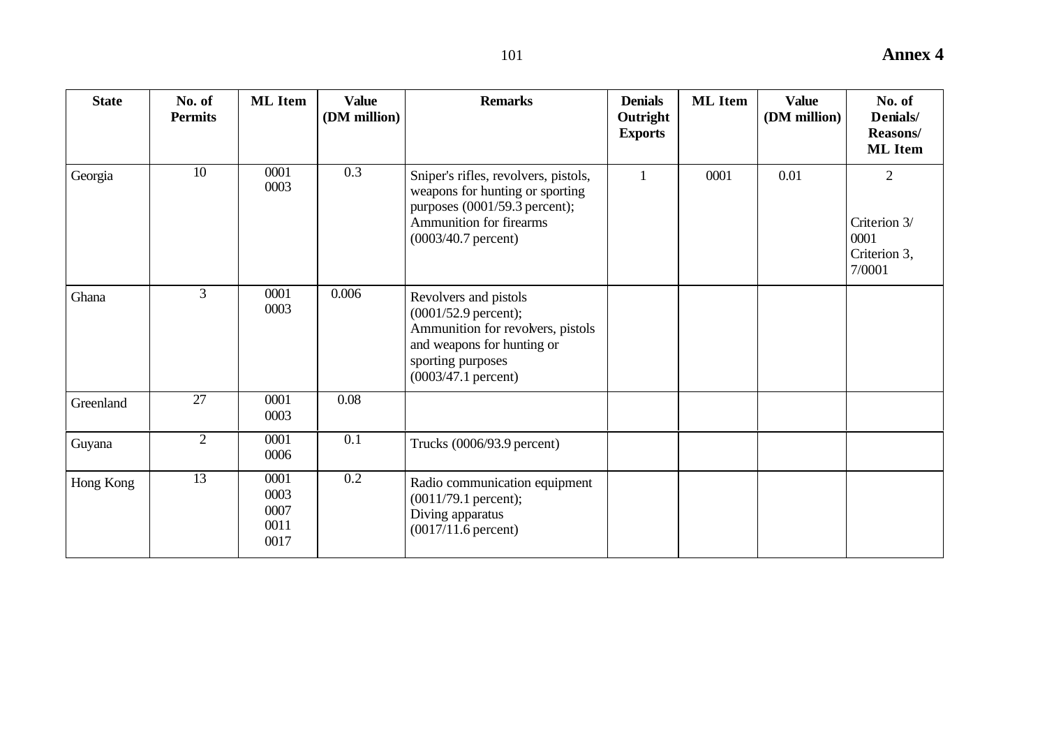**Annex 4**

| State | No. of Permits | ML Item | Value (DM million) | Remarks | Denials Outright Exports | ML Item | Value (DM million) | No. of Denials/ Reasons/ ML Item |
|---|---|---|---|---|---|---|---|---|
| Georgia | 10 | 0001<br>0003 | 0.3 | Sniper's rifles, revolvers, pistols, weapons for hunting or sporting purposes (0001/59.3 percent);<br>Ammunition for firearms (0003/40.7 percent) | 1 | 0001 | 0.01 | 2<br><br>Criterion 3/ 0001<br>Criterion 3, 7/0001 |
| Ghana | 3 | 0001<br>0003 | 0.006 | Revolvers and pistols (0001/52.9 percent);<br>Ammunition for revolvers, pistols and weapons for hunting or sporting purposes (0003/47.1 percent) | | | | |
| Greenland | 27 | 0001<br>0003 | 0.08 | | | | | |
| Guyana | 2 | 0001<br>0006 | 0.1 | Trucks (0006/93.9 percent) | | | | |
| Hong Kong | 13 | 0001<br>0003<br>0007<br>0011<br>0017 | 0.2 | Radio communication equipment (0011/79.1 percent);<br>Diving apparatus (0017/11.6 percent) | | | | |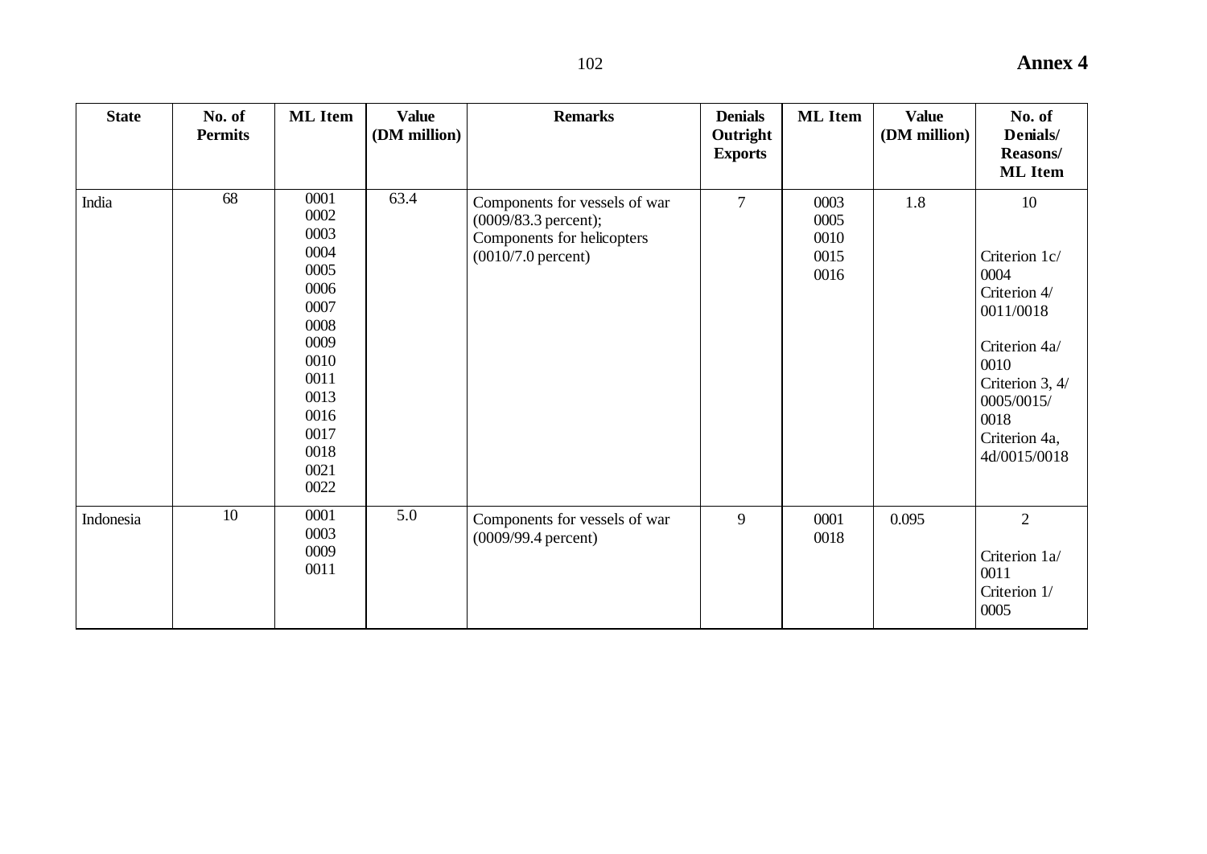**Annex 4**

| State | No. of Permits | ML Item | Value (DM million) | Remarks | Denials Outright Exports | ML Item | Value (DM million) | No. of Denials/ Reasons/ ML Item |
|---|---|---|---|---|---|---|---|---|
| India | 68 | 0001<br>0002<br>0003<br>0004<br>0005<br>0006<br>0007<br>0008<br>0009<br>0010<br>0011<br>0013<br>0016<br>0017<br>0018<br>0021<br>0022 | 63.4 | Components for vessels of war (0009/83.3 percent);<br>Components for helicopters (0010/7.0 percent) | 7 | 0003<br>0005<br>0010<br>0015<br>0016 | 1.8 | 10<br><br>Criterion 1c/ 0004<br>Criterion 4/ 0011/0018<br><br>Criterion 4a/ 0010<br>Criterion 3, 4/ 0005/0015/ 0018<br>Criterion 4a, 4d/0015/0018 |
| Indonesia | 10 | 0001<br>0003<br>0009<br>0011 | 5.0 | Components for vessels of war (0009/99.4 percent) | 9 | 0001<br>0018 | 0.095 | 2<br><br>Criterion 1a/ 0011<br>Criterion 1/ 0005 |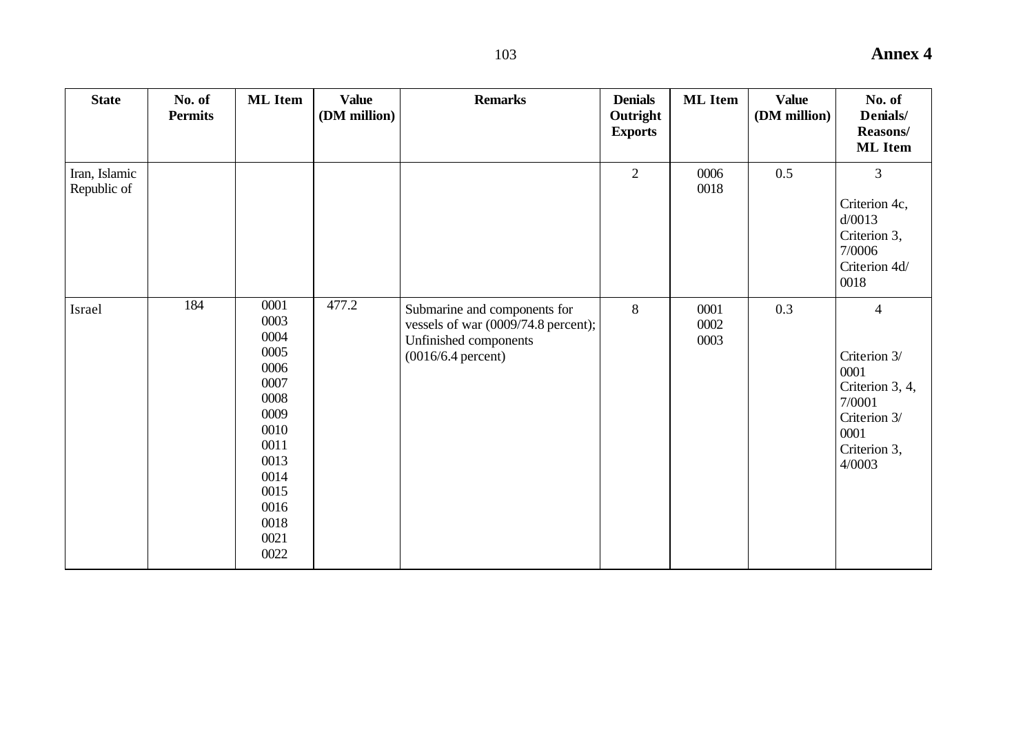| State | No. of Permits | ML Item | Value (DM million) | Remarks | Denials Outright Exports | ML Item | Value (DM million) | No. of Denials/ Reasons/ ML Item |
|---|---|---|---|---|---|---|---|---|
| Iran, Islamic Republic of | | | | | 2 | 0006<br>0018 | 0.5 | 3<br><br>Criterion 4c, d/0013<br>Criterion 3, 7/0006<br>Criterion 4d/ 0018 |
| Israel | 184 | 0001<br>0003<br>0004<br>0005<br>0006<br>0007<br>0008<br>0009<br>0010<br>0011<br>0013<br>0014<br>0015<br>0016<br>0018<br>0021<br>0022 | 477.2 | Submarine and components for vessels of war (0009/74.8 percent); Unfinished components (0016/6.4 percent) | 8 | 0001<br>0002<br>0003 | 0.3 | 4<br><br>Criterion 3/ 0001<br>Criterion 3, 4, 7/0001<br>Criterion 3/ 0001<br>Criterion 3, 4/0003 |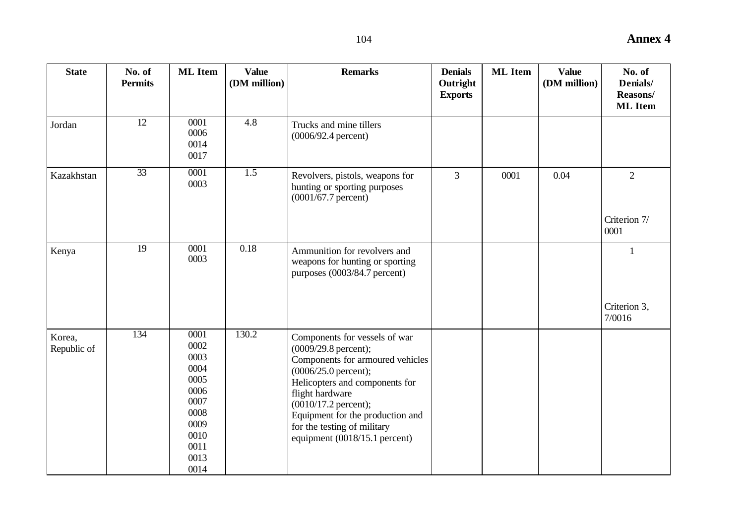| State | No. of Permits | ML Item | Value (DM million) | Remarks | Denials Outright Exports | ML Item | Value (DM million) | No. of Denials/ Reasons/ ML Item |
|---|---|---|---|---|---|---|---|---|
| Jordan | 12 | 0001<br>0006<br>0014<br>0017 | 4.8 | Trucks and mine tillers (0006/92.4 percent) | | | | |
| Kazakhstan | 33 | 0001<br>0003 | 1.5 | Revolvers, pistols, weapons for hunting or sporting purposes (0001/67.7 percent) | 3 | 0001 | 0.04 | 2<br><br>Criterion 7/ 0001 |
| Kenya | 19 | 0001<br>0003 | 0.18 | Ammunition for revolvers and weapons for hunting or sporting purposes (0003/84.7 percent) | | | | 1<br><br>Criterion 3, 7/0016 |
| Korea, Republic of | 134 | 0001<br>0002<br>0003<br>0004<br>0005<br>0006<br>0007<br>0008<br>0009<br>0010<br>0011<br>0013<br>0014 | 130.2 | Components for vessels of war (0009/29.8 percent);<br>Components for armoured vehicles (0006/25.0 percent);<br>Helicopters and components for flight hardware (0010/17.2 percent);<br>Equipment for the production and for the testing of military equipment (0018/15.1 percent) | | | | |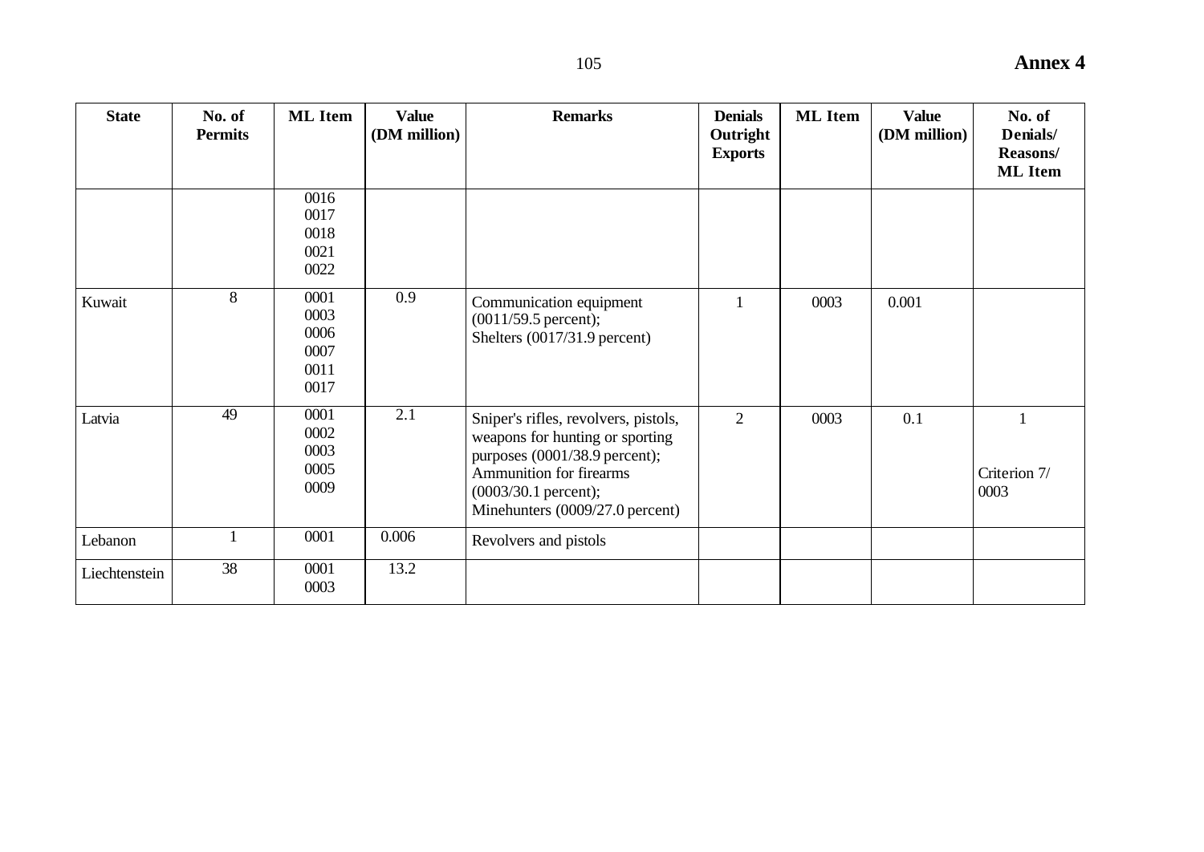| State | No. of Permits | ML Item | Value (DM million) | Remarks | Denials Outright Exports | ML Item | Value (DM million) | No. of Denials/ Reasons/ ML Item |
|---|---|---|---|---|---|---|---|---|
| | | 0016<br>0017<br>0018<br>0021<br>0022 | | | | | | |
| Kuwait | 8 | 0001<br>0003<br>0006<br>0007<br>0011<br>0017 | 0.9 | Communication equipment (0011/59.5 percent);<br>Shelters (0017/31.9 percent) | 1 | 0003 | 0.001 | |
| Latvia | 49 | 0001<br>0002<br>0003<br>0005<br>0009 | 2.1 | Sniper's rifles, revolvers, pistols, weapons for hunting or sporting purposes (0001/38.9 percent);<br>Ammunition for firearms (0003/30.1 percent);<br>Minehunters (0009/27.0 percent) | 2 | 0003 | 0.1 | 1<br><br>Criterion 7/ 0003 |
| Lebanon | 1 | 0001 | 0.006 | Revolvers and pistols | | | | |
| Liechtenstein | 38 | 0001<br>0003 | 13.2 | | | | | |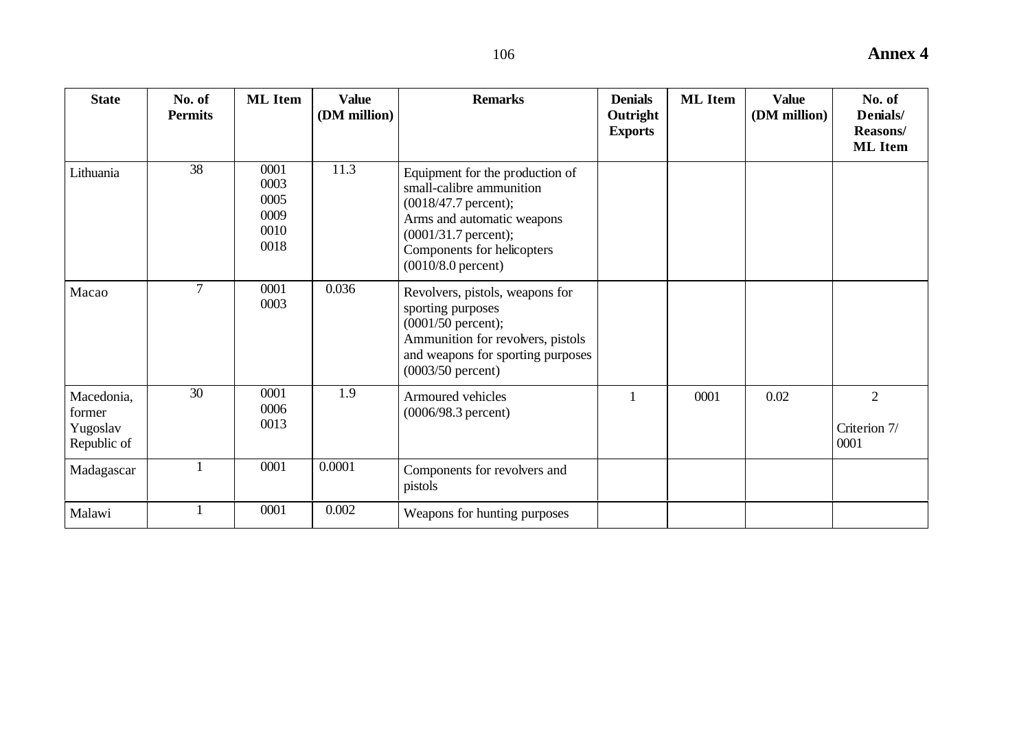| State | No. of Permits | ML Item | Value (DM million) | Remarks | Denials Outright Exports | ML Item | Value (DM million) | No. of Denials/ Reasons/ ML Item |
|---|---|---|---|---|---|---|---|---|
| Lithuania | 38 | 0001 0003 0005 0009 0010 0018 | 11.3 | Equipment for the production of small-calibre ammunition (0018/47.7 percent); Arms and automatic weapons (0001/31.7 percent); Components for helicopters (0010/8.0 percent) | | | | |
| Macao | 7 | 0001 0003 | 0.036 | Revolvers, pistols, weapons for sporting purposes (0001/50 percent); Ammunition for revolvers, pistols and weapons for sporting purposes (0003/50 percent) | | | | |
| Macedonia, former Yugoslav Republic of | 30 | 0001 0006 0013 | 1.9 | Armoured vehicles (0006/98.3 percent) | 1 | 0001 | 0.02 | 2 Criterion 7/ 0001 |
| Madagascar | 1 | 0001 | 0.0001 | Components for revolvers and pistols | | | | |
| Malawi | 1 | 0001 | 0.002 | Weapons for hunting purposes | | | | |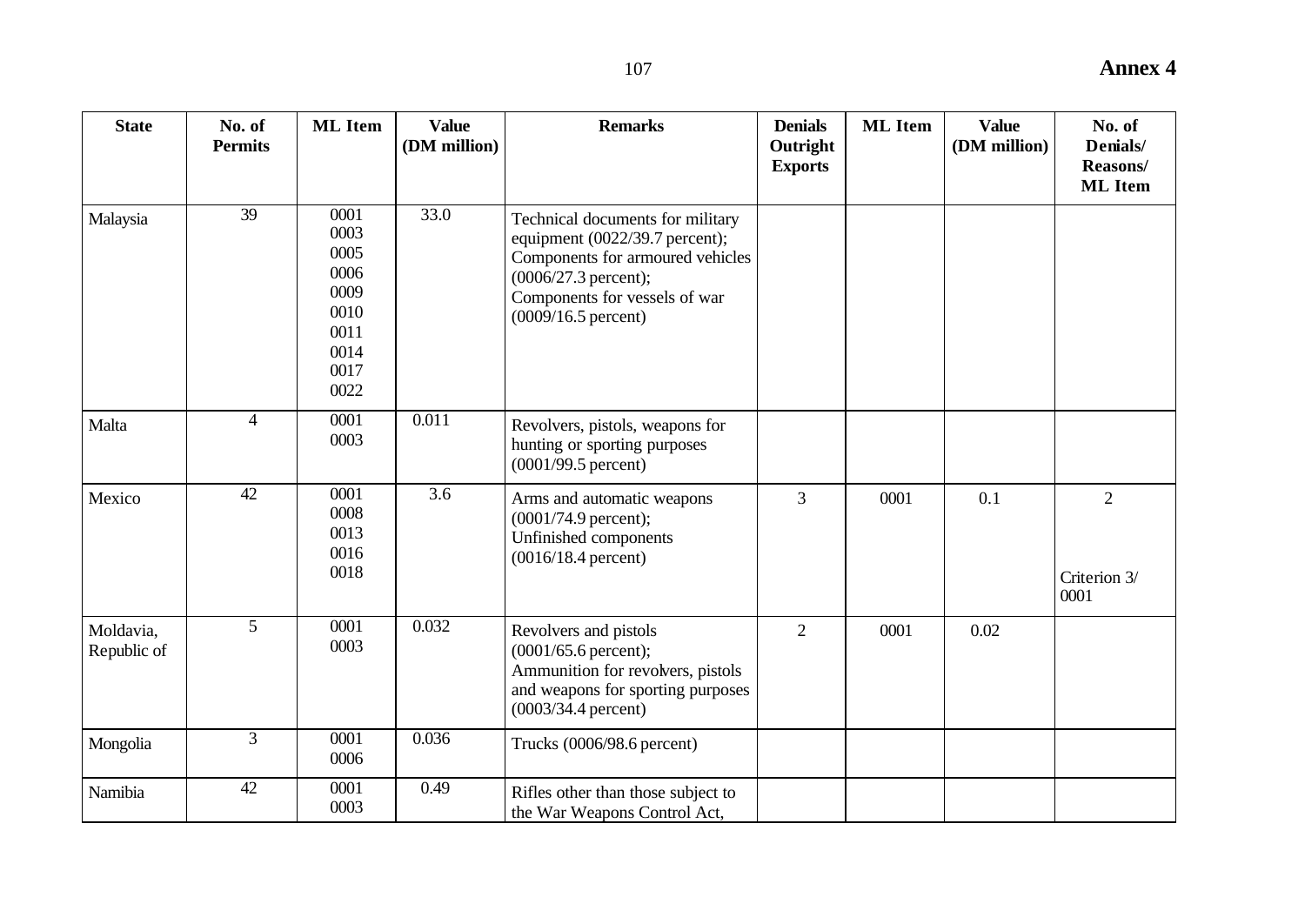# Annex 4

| State | No. of Permits | ML Item | Value (DM million) | Remarks | Denials Outright Exports | ML Item | Value (DM million) | No. of Denials/ Reasons/ ML Item |
|---|---|---|---|---|---|---|---|---|
| Malaysia | 39 | 0001 0003 0005 0006 0009 0010 0011 0014 0017 0022 | 33.0 | Technical documents for military equipment (0022/39.7 percent); Components for armoured vehicles (0006/27.3 percent); Components for vessels of war (0009/16.5 percent) | | | | |
| Malta | 4 | 0001 0003 | 0.011 | Revolvers, pistols, weapons for hunting or sporting purposes (0001/99.5 percent) | | | | |
| Mexico | 42 | 0001 0008 0013 0016 0018 | 3.6 | Arms and automatic weapons (0001/74.9 percent); Unfinished components (0016/18.4 percent) | 3 | 0001 | 0.1 | 2 Criterion 3/ 0001 |
| Moldavia, Republic of | 5 | 0001 0003 | 0.032 | Revolvers and pistols (0001/65.6 percent); Ammunition for revolvers, pistols and weapons for sporting purposes (0003/34.4 percent) | 2 | 0001 | 0.02 | |
| Mongolia | 3 | 0001 0006 | 0.036 | Trucks (0006/98.6 percent) | | | | |
| Namibia | 42 | 0001 0003 | 0.49 | Rifles other than those subject to the War Weapons Control Act, | | | | |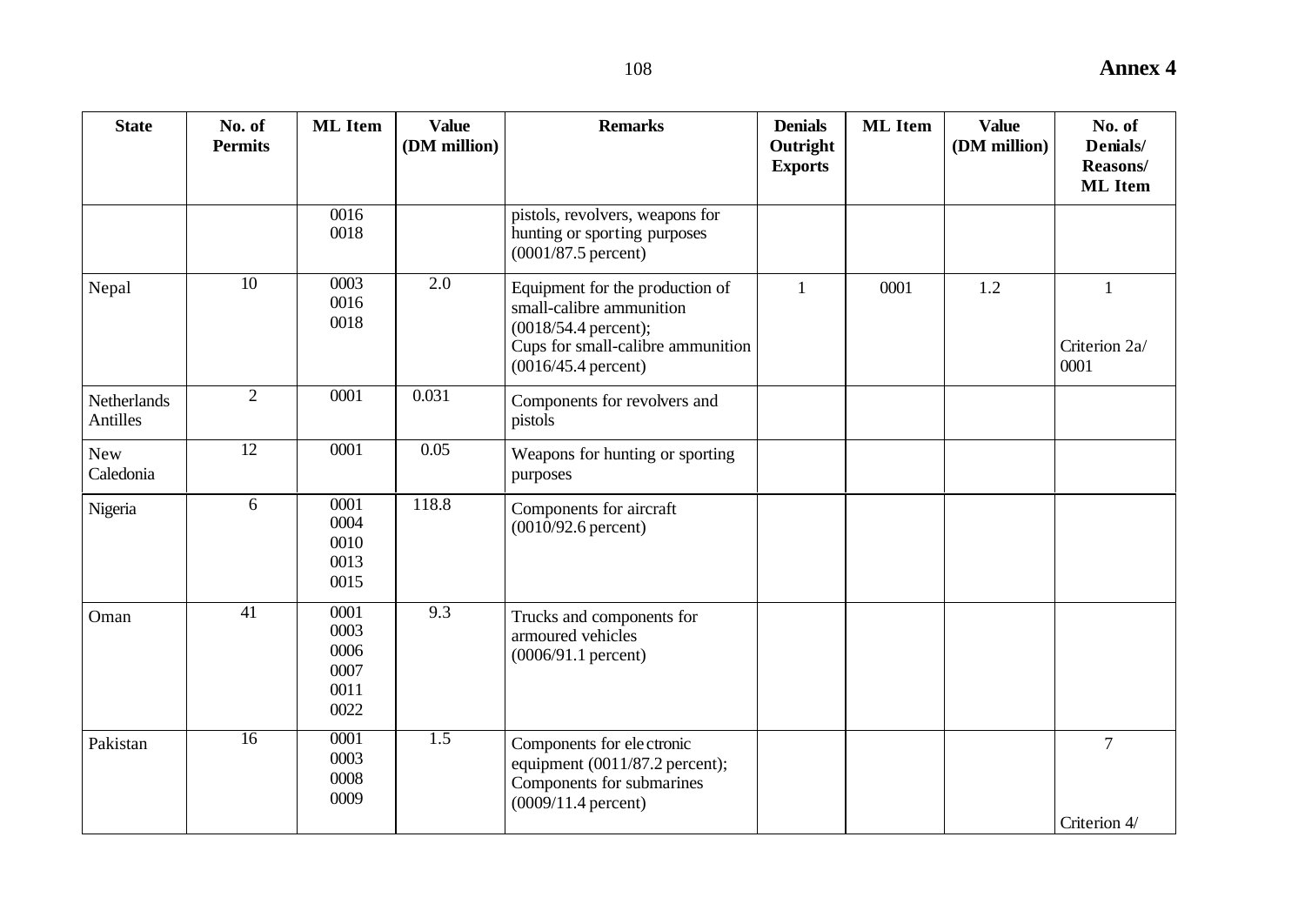| State | No. of Permits | ML Item | Value (DM million) | Remarks | Denials Outright Exports | ML Item | Value (DM million) | No. of Denials/ Reasons/ ML Item |
|---|---|---|---|---|---|---|---|---|
| | | 0016<br>0018 | | pistols, revolvers, weapons for hunting or sporting purposes (0001/87.5 percent) | | | | |
| Nepal | 10 | 0003<br>0016<br>0018 | 2.0 | Equipment for the production of small-calibre ammunition (0018/54.4 percent);<br>Cups for small-calibre ammunition (0016/45.4 percent) | 1 | 0001 | 1.2 | 1<br><br>Criterion 2a/ 0001 |
| Netherlands Antilles | 2 | 0001 | 0.031 | Components for revolvers and pistols | | | | |
| New Caledonia | 12 | 0001 | 0.05 | Weapons for hunting or sporting purposes | | | | |
| Nigeria | 6 | 0001<br>0004<br>0010<br>0013<br>0015 | 118.8 | Components for aircraft (0010/92.6 percent) | | | | |
| Oman | 41 | 0001<br>0003<br>0006<br>0007<br>0011<br>0022 | 9.3 | Trucks and components for armoured vehicles (0006/91.1 percent) | | | | |
| Pakistan | 16 | 0001<br>0003<br>0008<br>0009 | 1.5 | Components for electronic equipment (0011/87.2 percent);<br>Components for submarines (0009/11.4 percent) | | | | 7<br><br>Criterion 4/ |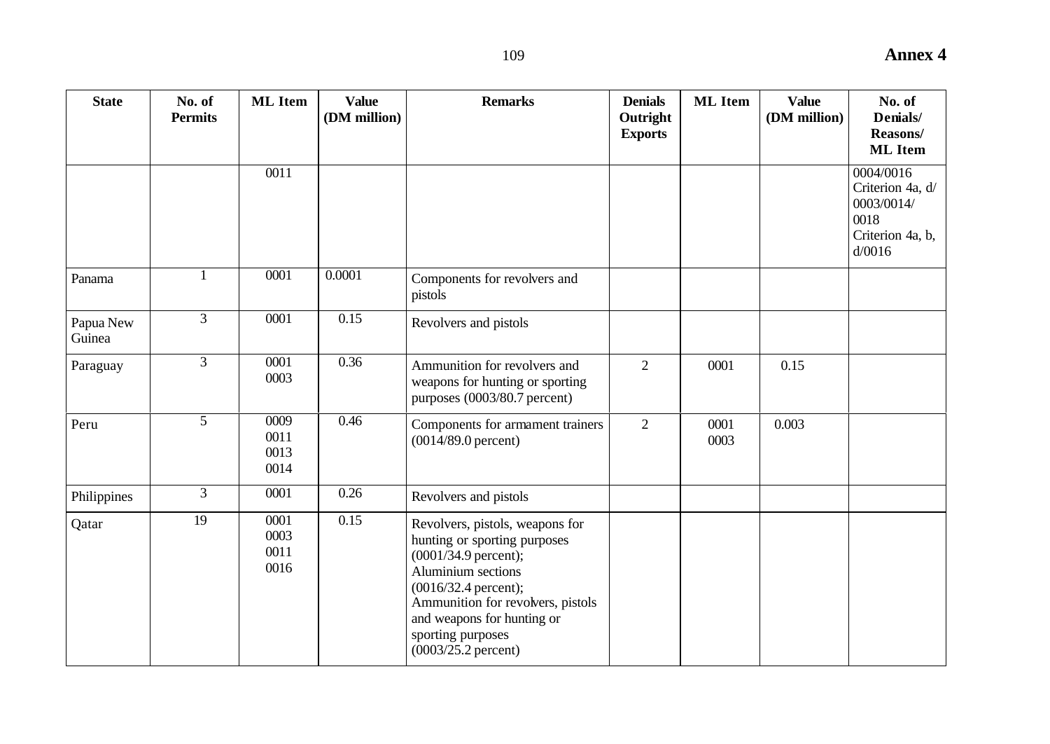| State | No. of Permits | ML Item | Value (DM million) | Remarks | Denials Outright Exports | ML Item | Value (DM million) | No. of Denials/ Reasons/ ML Item |
|---|---|---|---|---|---|---|---|---|
| | | 0011 | | | | | | 0004/0016 Criterion 4a, d/ 0003/0014/ 0018 Criterion 4a, b, d/0016 |
| Panama | 1 | 0001 | 0.0001 | Components for revolvers and pistols | | | | |
| Papua New Guinea | 3 | 0001 | 0.15 | Revolvers and pistols | | | | |
| Paraguay | 3 | 0001 0003 | 0.36 | Ammunition for revolvers and weapons for hunting or sporting purposes (0003/80.7 percent) | 2 | 0001 | 0.15 | |
| Peru | 5 | 0009 0011 0013 0014 | 0.46 | Components for armament trainers (0014/89.0 percent) | 2 | 0001 0003 | 0.003 | |
| Philippines | 3 | 0001 | 0.26 | Revolvers and pistols | | | | |
| Qatar | 19 | 0001 0003 0011 0016 | 0.15 | Revolvers, pistols, weapons for hunting or sporting purposes (0001/34.9 percent); Aluminium sections (0016/32.4 percent); Ammunition for revolvers, pistols and weapons for hunting or sporting purposes (0003/25.2 percent) | | | | |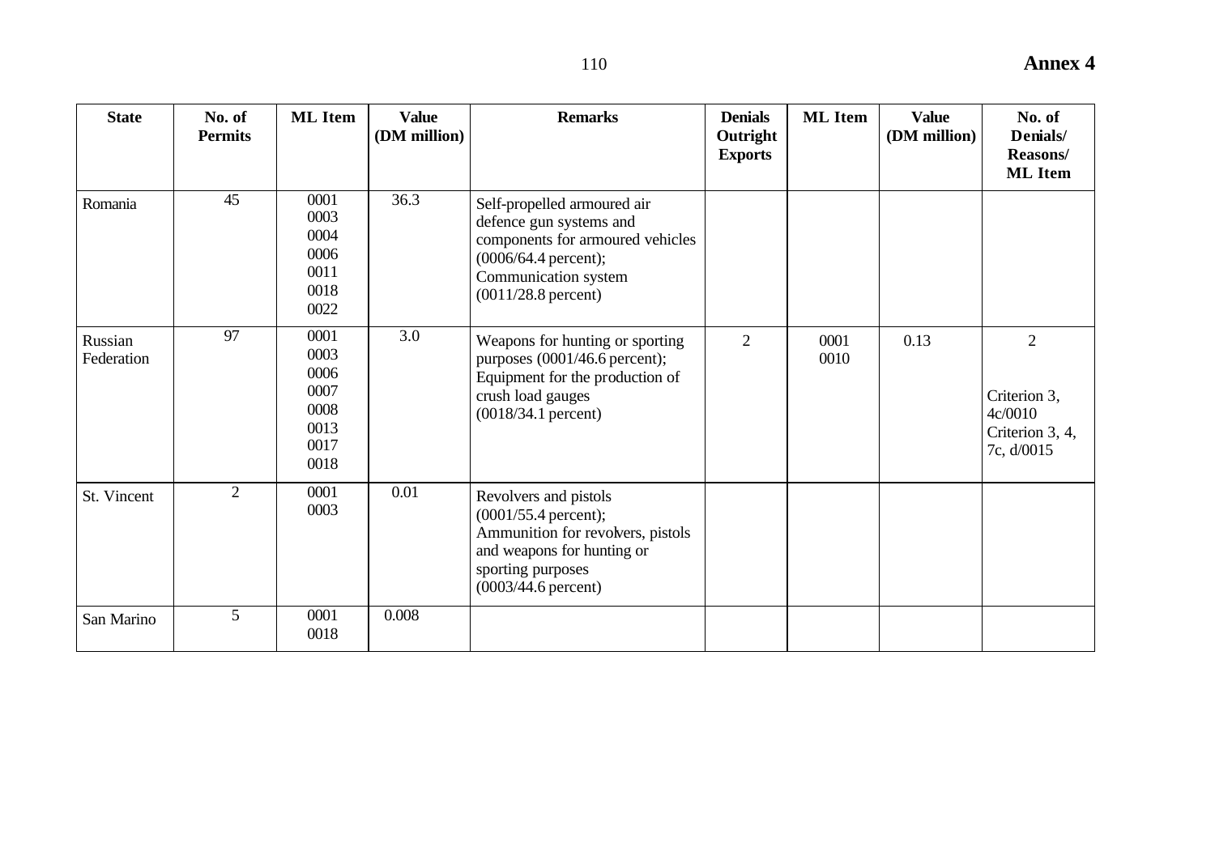# Annex 4

| State | No. of Permits | ML Item | Value (DM million) | Remarks | Denials Outright Exports | ML Item | Value (DM million) | No. of Denials/ Reasons/ ML Item |
|---|---|---|---|---|---|---|---|---|
| Romania | 45 | 0001<br>0003<br>0004<br>0006<br>0011<br>0018<br>0022 | 36.3 | Self-propelled armoured air defence gun systems and components for armoured vehicles (0006/64.4 percent); Communication system (0011/28.8 percent) | | | | |
| Russian Federation | 97 | 0001<br>0003<br>0006<br>0007<br>0008<br>0013<br>0017<br>0018 | 3.0 | Weapons for hunting or sporting purposes (0001/46.6 percent); Equipment for the production of crush load gauges (0018/34.1 percent) | 2 | 0001<br>0010 | 0.13 | 2<br><br>Criterion 3, 4c/0010<br>Criterion 3, 4, 7c, d/0015 |
| St. Vincent | 2 | 0001<br>0003 | 0.01 | Revolvers and pistols (0001/55.4 percent); Ammunition for revolvers, pistols and weapons for hunting or sporting purposes (0003/44.6 percent) | | | | |
| San Marino | 5 | 0001<br>0018 | 0.008 | | | | | |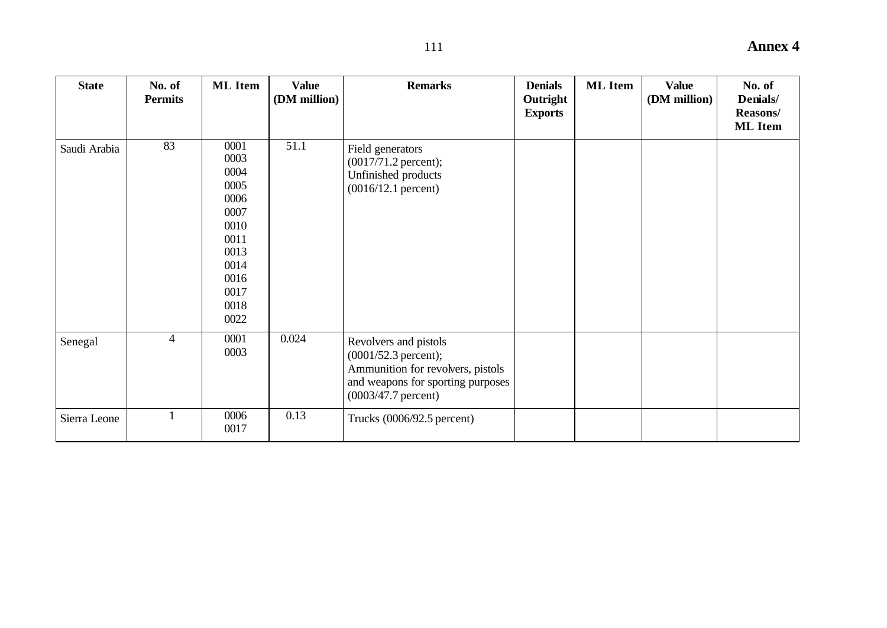| State | No. of Permits | ML Item | Value (DM million) | Remarks | Denials Outright Exports | ML Item | Value (DM million) | No. of Denials/ Reasons/ ML Item |
|---|---|---|---|---|---|---|---|---|
| Saudi Arabia | 83 | 0001<br>0003<br>0004<br>0005<br>0006<br>0007<br>0010<br>0011<br>0013<br>0014<br>0016<br>0017<br>0018<br>0022 | 51.1 | Field generators (0017/71.2 percent); Unfinished products (0016/12.1 percent) | | | | |
| Senegal | 4 | 0001<br>0003 | 0.024 | Revolvers and pistols (0001/52.3 percent); Ammunition for revolvers, pistols and weapons for sporting purposes (0003/47.7 percent) | | | | |
| Sierra Leone | 1 | 0006<br>0017 | 0.13 | Trucks (0006/92.5 percent) | | | | |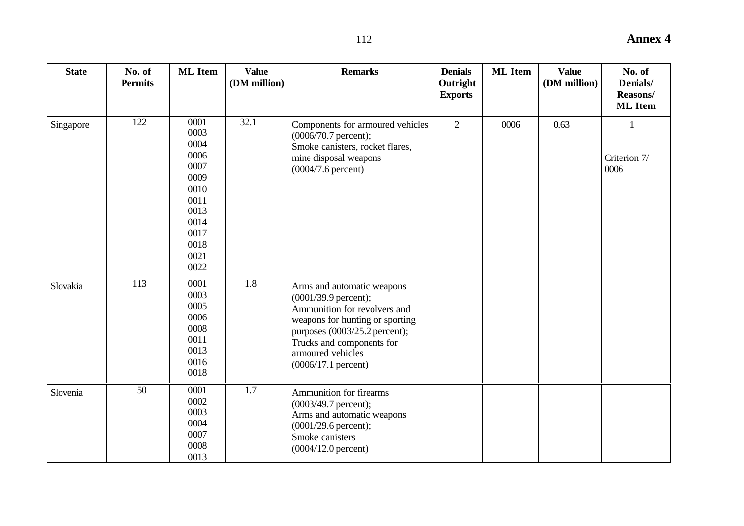| State | No. of Permits | ML Item | Value (DM million) | Remarks | Denials Outright Exports | ML Item | Value (DM million) | No. of Denials/ Reasons/ ML Item |
|---|---|---|---|---|---|---|---|---|
| Singapore | 122 | 0001<br>0003<br>0004<br>0006<br>0007<br>0009<br>0010<br>0011<br>0013<br>0014<br>0017<br>0018<br>0021<br>0022 | 32.1 | Components for armoured vehicles (0006/70.7 percent);<br>Smoke canisters, rocket flares, mine disposal weapons (0004/7.6 percent) | 2 | 0006 | 0.63 | 1<br><br>Criterion 7/ 0006 |
| Slovakia | 113 | 0001<br>0003<br>0005<br>0006<br>0008<br>0011<br>0013<br>0016<br>0018 | 1.8 | Arms and automatic weapons (0001/39.9 percent);<br>Ammunition for revolvers and weapons for hunting or sporting purposes (0003/25.2 percent);<br>Trucks and components for armoured vehicles (0006/17.1 percent) | | | | |
| Slovenia | 50 | 0001<br>0002<br>0003<br>0004<br>0007<br>0008<br>0013 | 1.7 | Ammunition for firearms (0003/49.7 percent);<br>Arms and automatic weapons (0001/29.6 percent);<br>Smoke canisters (0004/12.0 percent) | | | | |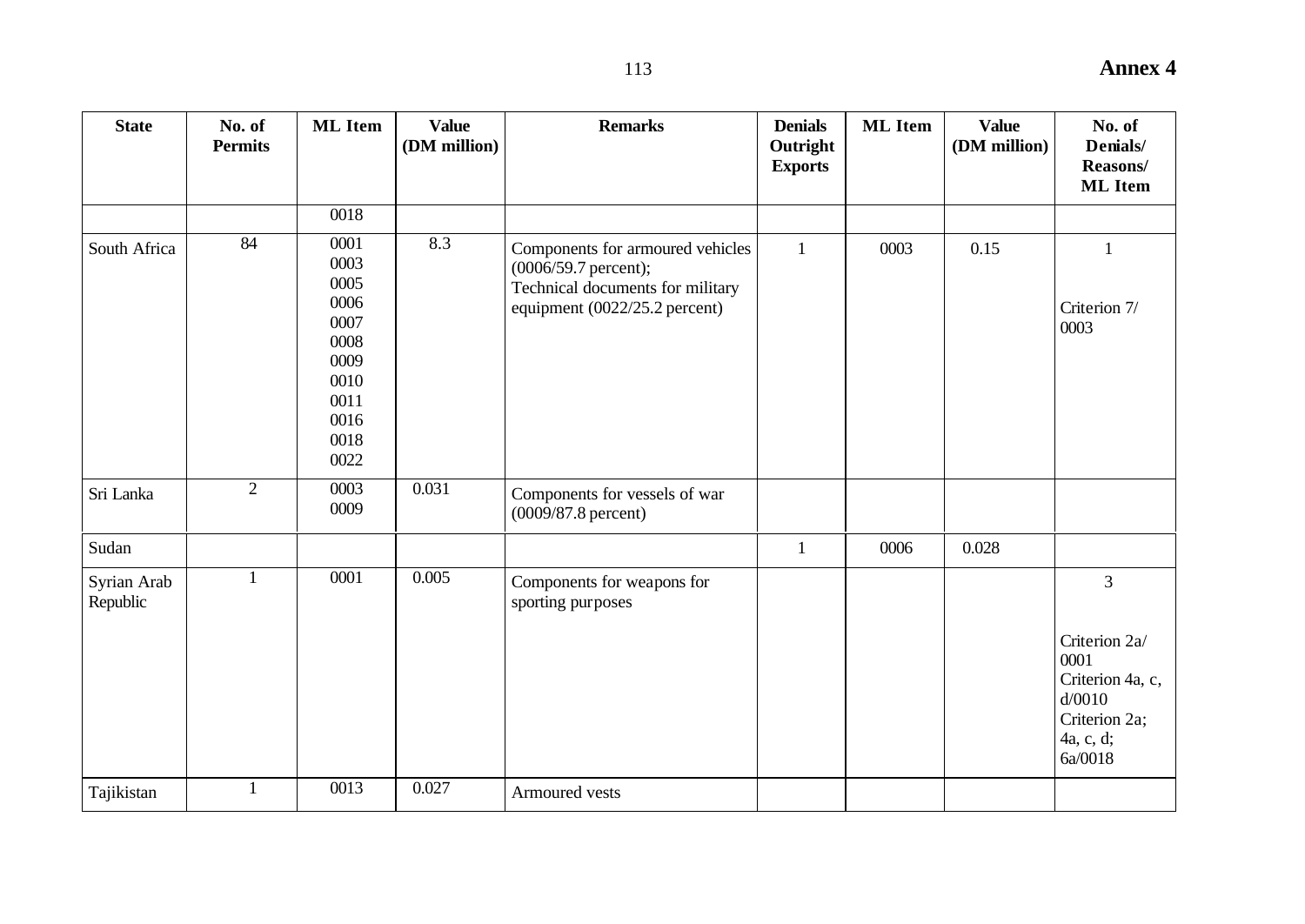| State | No. of Permits | ML Item | Value (DM million) | Remarks | Denials Outright Exports | ML Item | Value (DM million) | No. of Denials/ Reasons/ ML Item |
|---|---|---|---|---|---|---|---|---|
| | | 0018 | | | | | | |
| South Africa | 84 | 0001<br>0003<br>0005<br>0006<br>0007<br>0008<br>0009<br>0010<br>0011<br>0016<br>0018<br>0022 | 8.3 | Components for armoured vehicles (0006/59.7 percent);<br>Technical documents for military equipment (0022/25.2 percent) | 1 | 0003 | 0.15 | 1<br><br>Criterion 7/ 0003 |
| Sri Lanka | 2 | 0003<br>0009 | 0.031 | Components for vessels of war (0009/87.8 percent) | | | | |
| Sudan | | | | | 1 | 0006 | 0.028 | |
| Syrian Arab Republic | 1 | 0001 | 0.005 | Components for weapons for sporting purposes | | | | 3<br><br>Criterion 2a/ 0001<br>Criterion 4a, c, d/0010<br>Criterion 2a; 4a, c, d; 6a/0018 |
| Tajikistan | 1 | 0013 | 0.027 | Armoured vests | | | | |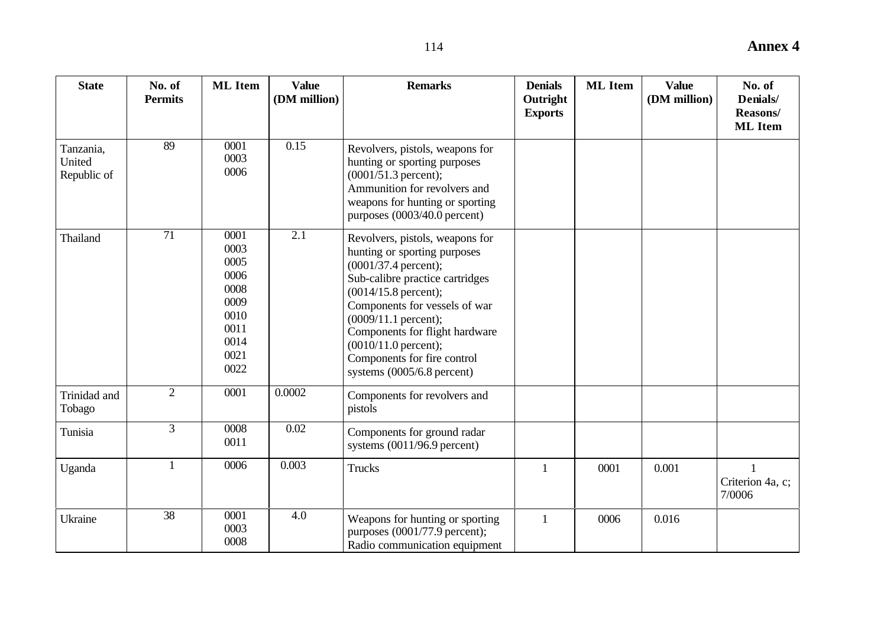| State | No. of Permits | ML Item | Value (DM million) | Remarks | Denials Outright Exports | ML Item | Value (DM million) | No. of Denials/ Reasons/ ML Item |
|---|---|---|---|---|---|---|---|---|
| Tanzania, United Republic of | 89 | 0001 0003 0006 | 0.15 | Revolvers, pistols, weapons for hunting or sporting purposes (0001/51.3 percent); Ammunition for revolvers and weapons for hunting or sporting purposes (0003/40.0 percent) | | | | |
| Thailand | 71 | 0001 0003 0005 0006 0008 0009 0010 0011 0014 0021 0022 | 2.1 | Revolvers, pistols, weapons for hunting or sporting purposes (0001/37.4 percent); Sub-calibre practice cartridges (0014/15.8 percent); Components for vessels of war (0009/11.1 percent); Components for flight hardware (0010/11.0 percent); Components for fire control systems (0005/6.8 percent) | | | | |
| Trinidad and Tobago | 2 | 0001 | 0.0002 | Components for revolvers and pistols | | | | |
| Tunisia | 3 | 0008 0011 | 0.02 | Components for ground radar systems (0011/96.9 percent) | | | | |
| Uganda | 1 | 0006 | 0.003 | Trucks | 1 | 0001 | 0.001 | 1 Criterion 4a, c; 7/0006 |
| Ukraine | 38 | 0001 0003 0008 | 4.0 | Weapons for hunting or sporting purposes (0001/77.9 percent); Radio communication equipment | 1 | 0006 | 0.016 | |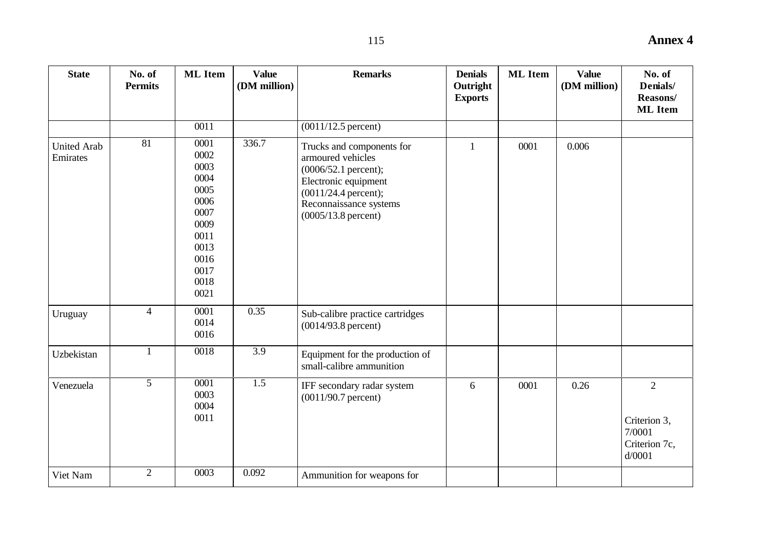| State | No. of Permits | ML Item | Value (DM million) | Remarks | Denials Outright Exports | ML Item | Value (DM million) | No. of Denials/ Reasons/ ML Item |
|---|---|---|---|---|---|---|---|---|
| | | 0011 | | (0011/12.5 percent) | | | | |
| United Arab Emirates | 81 | 0001<br>0002<br>0003<br>0004<br>0005<br>0006<br>0007<br>0009<br>0011<br>0013<br>0016<br>0017<br>0018<br>0021 | 336.7 | Trucks and components for armoured vehicles (0006/52.1 percent); Electronic equipment (0011/24.4 percent); Reconnaissance systems (0005/13.8 percent) | 1 | 0001 | 0.006 | |
| Uruguay | 4 | 0001<br>0014<br>0016 | 0.35 | Sub-calibre practice cartridges (0014/93.8 percent) | | | | |
| Uzbekistan | 1 | 0018 | 3.9 | Equipment for the production of small-calibre ammunition | | | | |
| Venezuela | 5 | 0001<br>0003<br>0004<br>0011 | 1.5 | IFF secondary radar system (0011/90.7 percent) | 6 | 0001 | 0.26 | 2<br><br>Criterion 3, 7/0001<br>Criterion 7c, d/0001 |
| Viet Nam | 2 | 0003 | 0.092 | Ammunition for weapons for | | | | |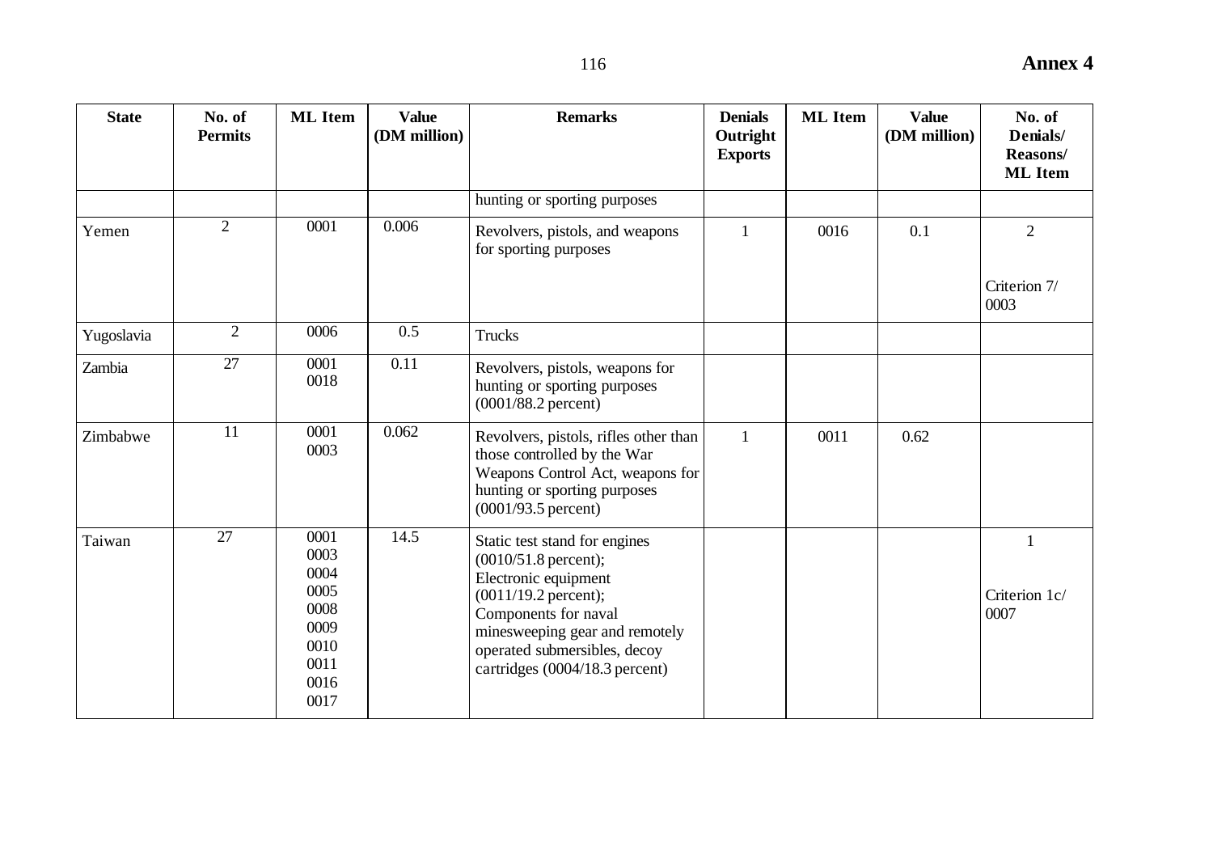| State | No. of Permits | ML Item | Value (DM million) | Remarks | Denials Outright Exports | ML Item | Value (DM million) | No. of Denials/ Reasons/ ML Item |
|---|---|---|---|---|---|---|---|---|
| | | | | hunting or sporting purposes | | | | |
| Yemen | 2 | 0001 | 0.006 | Revolvers, pistols, and weapons for sporting purposes | 1 | 0016 | 0.1 | 2<br><br>Criterion 7/ 0003 |
| Yugoslavia | 2 | 0006 | 0.5 | Trucks | | | | |
| Zambia | 27 | 0001<br>0018 | 0.11 | Revolvers, pistols, weapons for hunting or sporting purposes (0001/88.2 percent) | | | | |
| Zimbabwe | 11 | 0001<br>0003 | 0.062 | Revolvers, pistols, rifles other than those controlled by the War Weapons Control Act, weapons for hunting or sporting purposes (0001/93.5 percent) | 1 | 0011 | 0.62 | |
| Taiwan | 27 | 0001<br>0003<br>0004<br>0005<br>0008<br>0009<br>0010<br>0011<br>0016<br>0017 | 14.5 | Static test stand for engines (0010/51.8 percent);<br>Electronic equipment (0011/19.2 percent);<br>Components for naval minesweeping gear and remotely operated submersibles, decoy cartridges (0004/18.3 percent) | | | | 1<br><br>Criterion 1c/ 0007 |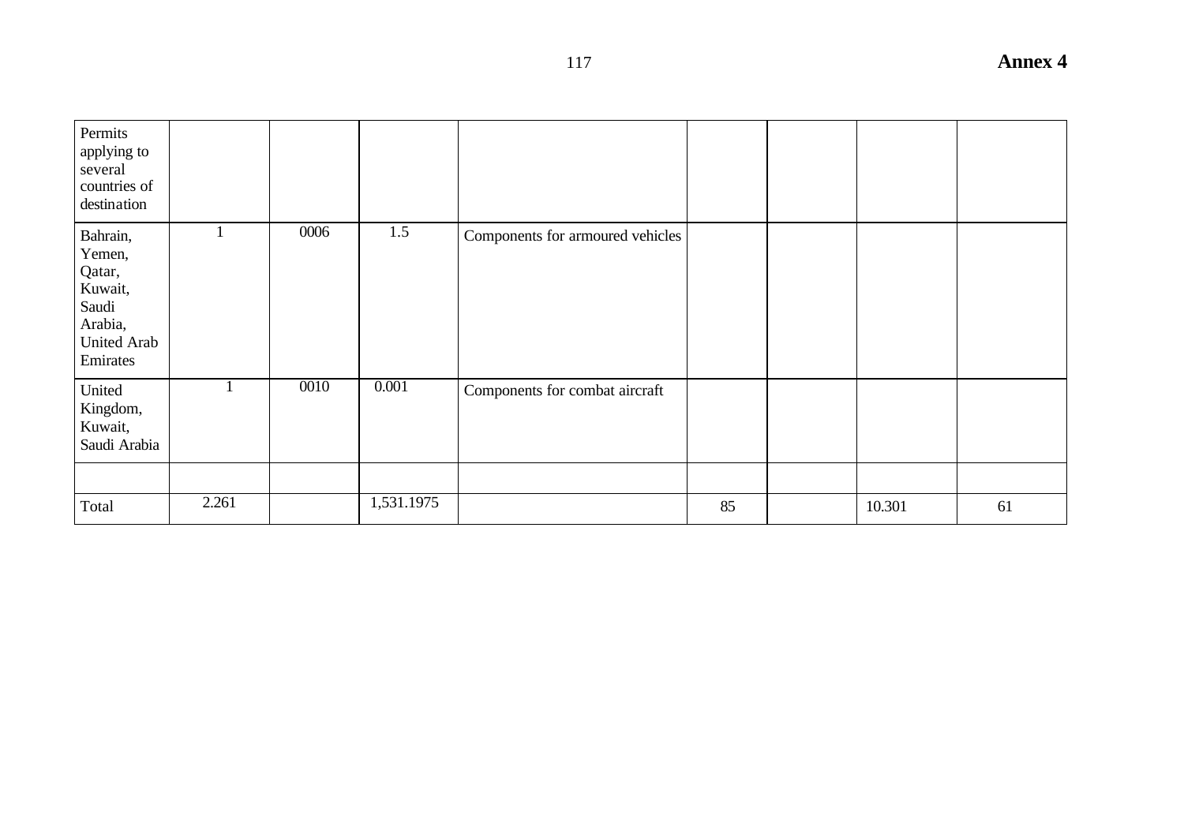| | | | | | | | | |
|---|---|---|---|---|---|---|---|---|
| Permits applying to several countries of destination | | | | | | | | |
| Bahrain, Yemen, Qatar, Kuwait, Saudi Arabia, United Arab Emirates | 1 | 0006 | 1.5 | Components for armoured vehicles | | | | |
| United Kingdom, Kuwait, Saudi Arabia | 1 | 0010 | 0.001 | Components for combat aircraft | | | | |
| | | | | | | | | |
| Total | 2.261 | | 1,531.1975 | | 85 | | 10.301 | 61 |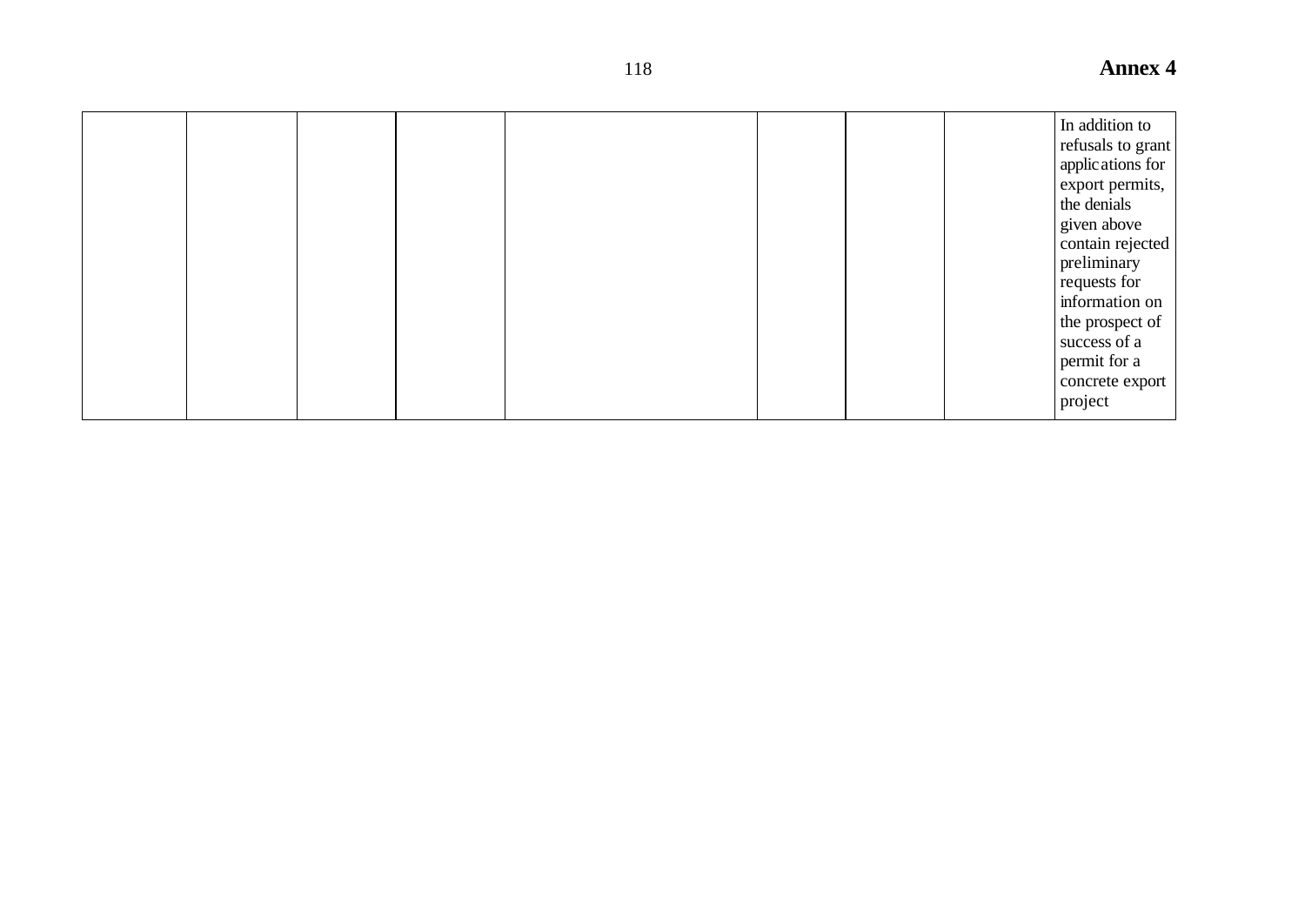|  |  |  |  |  |  |  |  |  |
|---|---|---|---|---|---|---|---|---|
|  |  |  |  |  |  |  |  | In addition to refusals to grant applications for export permits, the denials given above contain rejected preliminary requests for information on the prospect of success of a permit for a concrete export project |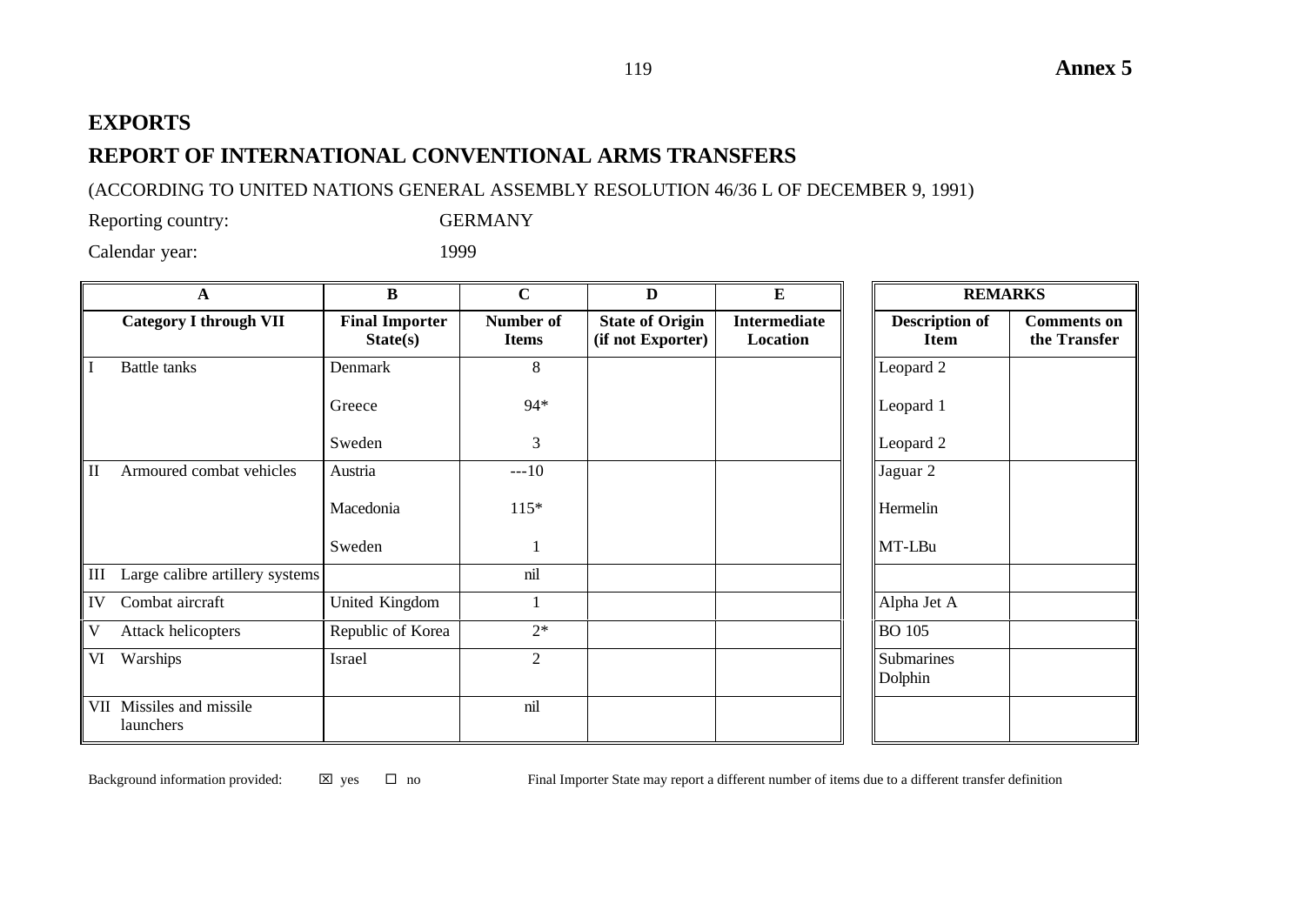**Annex 5**

## EXPORTS

## REPORT OF INTERNATIONAL CONVENTIONAL ARMS TRANSFERS

(ACCORDING TO UNITED NATIONS GENERAL ASSEMBLY RESOLUTION 46/36 L OF DECEMBER 9, 1991)

Reporting country: GERMANY

Calendar year: 1999

| A | B | C | D | E | REMARKS | |
|---|---|---|---|---|---|---|
| **Category I through VII** | **Final Importer State(s)** | **Number of Items** | **State of Origin (if not Exporter)** | **Intermediate Location** | **Description of Item** | **Comments on the Transfer** |
| I Battle tanks | Denmark | 8 | | | Leopard 2 | |
| | Greece | 94* | | | Leopard 1 | |
| | Sweden | 3 | | | Leopard 2 | |
| II Armoured combat vehicles | Austria | ---10 | | | Jaguar 2 | |
| | Macedonia | 115* | | | Hermelin | |
| | Sweden | 1 | | | MT-LBu | |
| III Large calibre artillery systems | | nil | | | | |
| IV Combat aircraft | United Kingdom | 1 | | | Alpha Jet A | |
| V Attack helicopters | Republic of Korea | 2* | | | BO 105 | |
| VI Warships | Israel | 2 | | | Submarines Dolphin | |
| VII Missiles and missile launchers | | nil | | | | |

Background information provided: ☒ yes ☐ no

Final Importer State may report a different number of items due to a different transfer definition